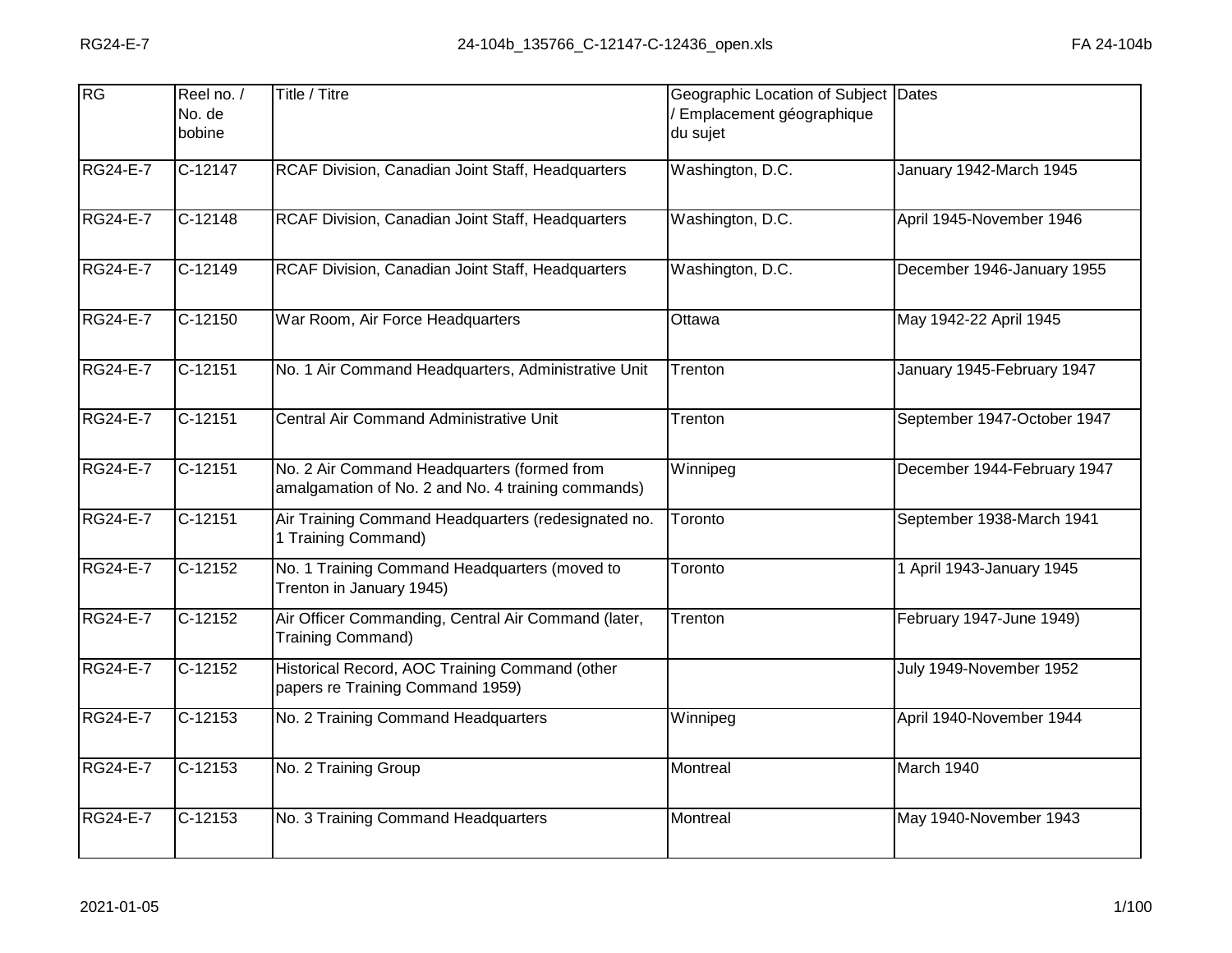| RG | Reel no. / No. de bobine | Title / Titre | Geographic Location of Subject / Emplacement géographique du sujet | Dates |
|---|---|---|---|---|
| RG24-E-7 | C-12147 | RCAF Division, Canadian Joint Staff, Headquarters | Washington, D.C. | January 1942-March 1945 |
| RG24-E-7 | C-12148 | RCAF Division, Canadian Joint Staff, Headquarters | Washington, D.C. | April 1945-November 1946 |
| RG24-E-7 | C-12149 | RCAF Division, Canadian Joint Staff, Headquarters | Washington, D.C. | December 1946-January 1955 |
| RG24-E-7 | C-12150 | War Room, Air Force Headquarters | Ottawa | May 1942-22 April 1945 |
| RG24-E-7 | C-12151 | No. 1 Air Command Headquarters, Administrative Unit | Trenton | January 1945-February 1947 |
| RG24-E-7 | C-12151 | Central Air Command Administrative Unit | Trenton | September 1947-October 1947 |
| RG24-E-7 | C-12151 | No. 2 Air Command Headquarters (formed from amalgamation of No. 2 and No. 4 training commands) | Winnipeg | December 1944-February 1947 |
| RG24-E-7 | C-12151 | Air Training Command Headquarters (redesignated no. 1 Training Command) | Toronto | September 1938-March 1941 |
| RG24-E-7 | C-12152 | No. 1 Training Command Headquarters (moved to Trenton in January 1945) | Toronto | 1 April 1943-January 1945 |
| RG24-E-7 | C-12152 | Air Officer Commanding, Central Air Command (later, Training Command) | Trenton | February 1947-June 1949) |
| RG24-E-7 | C-12152 | Historical Record, AOC Training Command (other papers re Training Command 1959) | | July 1949-November 1952 |
| RG24-E-7 | C-12153 | No. 2 Training Command Headquarters | Winnipeg | April 1940-November 1944 |
| RG24-E-7 | C-12153 | No. 2 Training Group | Montreal | March 1940 |
| RG24-E-7 | C-12153 | No. 3 Training Command Headquarters | Montreal | May 1940-November 1943 |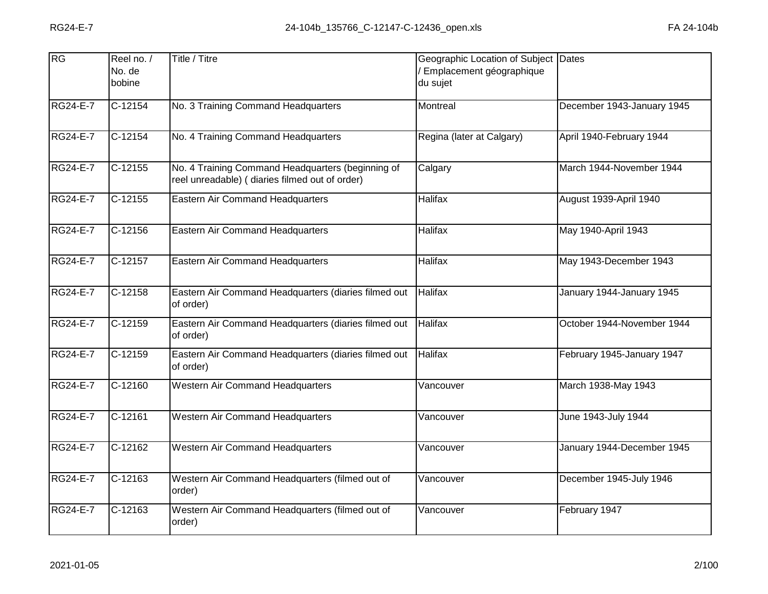| RG | Reel no. / No. de bobine | Title / Titre | Geographic Location of Subject / Emplacement géographique du sujet | Dates |
|---|---|---|---|---|
| RG24-E-7 | C-12154 | No. 3 Training Command Headquarters | Montreal | December 1943-January 1945 |
| RG24-E-7 | C-12154 | No. 4 Training Command Headquarters | Regina (later at Calgary) | April 1940-February 1944 |
| RG24-E-7 | C-12155 | No. 4 Training Command Headquarters (beginning of reel unreadable) ( diaries filmed out of order) | Calgary | March 1944-November 1944 |
| RG24-E-7 | C-12155 | Eastern Air Command Headquarters | Halifax | August 1939-April 1940 |
| RG24-E-7 | C-12156 | Eastern Air Command Headquarters | Halifax | May 1940-April 1943 |
| RG24-E-7 | C-12157 | Eastern Air Command Headquarters | Halifax | May 1943-December 1943 |
| RG24-E-7 | C-12158 | Eastern Air Command Headquarters (diaries filmed out of order) | Halifax | January 1944-January 1945 |
| RG24-E-7 | C-12159 | Eastern Air Command Headquarters (diaries filmed out of order) | Halifax | October 1944-November 1944 |
| RG24-E-7 | C-12159 | Eastern Air Command Headquarters (diaries filmed out of order) | Halifax | February 1945-January 1947 |
| RG24-E-7 | C-12160 | Western Air Command Headquarters | Vancouver | March 1938-May 1943 |
| RG24-E-7 | C-12161 | Western Air Command Headquarters | Vancouver | June 1943-July 1944 |
| RG24-E-7 | C-12162 | Western Air Command Headquarters | Vancouver | January 1944-December 1945 |
| RG24-E-7 | C-12163 | Western Air Command Headquarters (filmed out of order) | Vancouver | December 1945-July 1946 |
| RG24-E-7 | C-12163 | Western Air Command Headquarters (filmed out of order) | Vancouver | February 1947 |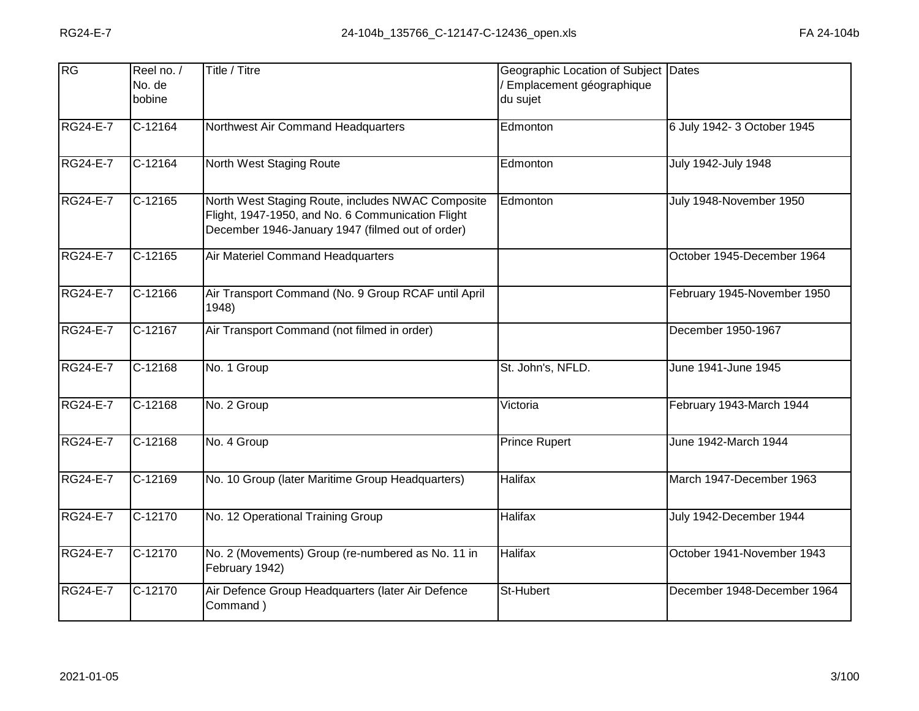| RG | Reel no. / No. de bobine | Title / Titre | Geographic Location of Subject / Emplacement géographique du sujet | Dates |
|---|---|---|---|---|
| RG24-E-7 | C-12164 | Northwest Air Command Headquarters | Edmonton | 6 July 1942- 3 October 1945 |
| RG24-E-7 | C-12164 | North West Staging Route | Edmonton | July 1942-July 1948 |
| RG24-E-7 | C-12165 | North West Staging Route, includes NWAC Composite Flight, 1947-1950, and No. 6 Communication Flight December 1946-January 1947 (filmed out of order) | Edmonton | July 1948-November 1950 |
| RG24-E-7 | C-12165 | Air Materiel Command Headquarters | | October 1945-December 1964 |
| RG24-E-7 | C-12166 | Air Transport Command (No. 9 Group RCAF until April 1948) | | February 1945-November 1950 |
| RG24-E-7 | C-12167 | Air Transport Command (not filmed in order) | | December 1950-1967 |
| RG24-E-7 | C-12168 | No. 1 Group | St. John's, NFLD. | June 1941-June 1945 |
| RG24-E-7 | C-12168 | No. 2 Group | Victoria | February 1943-March 1944 |
| RG24-E-7 | C-12168 | No. 4 Group | Prince Rupert | June 1942-March 1944 |
| RG24-E-7 | C-12169 | No. 10 Group (later Maritime Group Headquarters) | Halifax | March 1947-December 1963 |
| RG24-E-7 | C-12170 | No. 12 Operational Training Group | Halifax | July 1942-December 1944 |
| RG24-E-7 | C-12170 | No. 2 (Movements) Group (re-numbered as No. 11 in February 1942) | Halifax | October 1941-November 1943 |
| RG24-E-7 | C-12170 | Air Defence Group Headquarters (later Air Defence Command ) | St-Hubert | December 1948-December 1964 |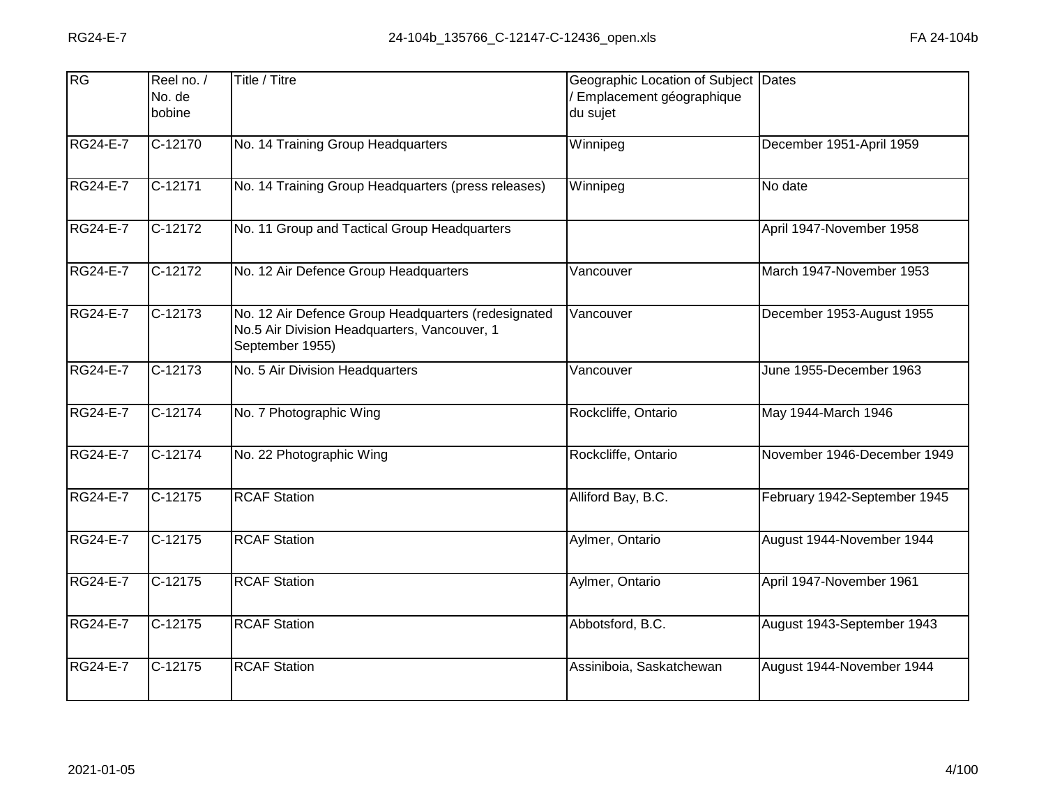| RG | Reel no. / No. de bobine | Title / Titre | Geographic Location of Subject / Emplacement géographique du sujet | Dates |
| --- | --- | --- | --- | --- |
| RG24-E-7 | C-12170 | No. 14 Training Group Headquarters | Winnipeg | December 1951-April 1959 |
| RG24-E-7 | C-12171 | No. 14 Training Group Headquarters (press releases) | Winnipeg | No date |
| RG24-E-7 | C-12172 | No. 11 Group and Tactical Group Headquarters | | April 1947-November 1958 |
| RG24-E-7 | C-12172 | No. 12 Air Defence Group Headquarters | Vancouver | March 1947-November 1953 |
| RG24-E-7 | C-12173 | No. 12 Air Defence Group Headquarters (redesignated No.5 Air Division Headquarters, Vancouver, 1 September 1955) | Vancouver | December 1953-August 1955 |
| RG24-E-7 | C-12173 | No. 5 Air Division Headquarters | Vancouver | June 1955-December 1963 |
| RG24-E-7 | C-12174 | No. 7 Photographic Wing | Rockcliffe, Ontario | May 1944-March 1946 |
| RG24-E-7 | C-12174 | No. 22 Photographic Wing | Rockcliffe, Ontario | November 1946-December 1949 |
| RG24-E-7 | C-12175 | RCAF Station | Alliford Bay, B.C. | February 1942-September 1945 |
| RG24-E-7 | C-12175 | RCAF Station | Aylmer, Ontario | August 1944-November 1944 |
| RG24-E-7 | C-12175 | RCAF Station | Aylmer, Ontario | April 1947-November 1961 |
| RG24-E-7 | C-12175 | RCAF Station | Abbotsford, B.C. | August 1943-September 1943 |
| RG24-E-7 | C-12175 | RCAF Station | Assiniboia, Saskatchewan | August 1944-November 1944 |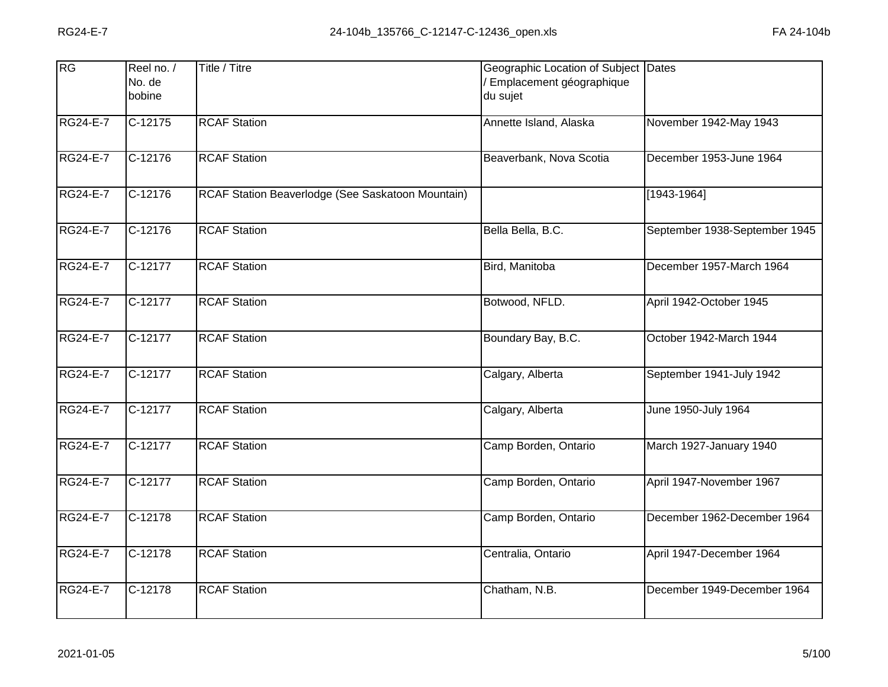| RG | Reel no. / No. de bobine | Title / Titre | Geographic Location of Subject / Emplacement géographique du sujet | Dates |
|---|---|---|---|---|
| RG24-E-7 | C-12175 | RCAF Station | Annette Island, Alaska | November 1942-May 1943 |
| RG24-E-7 | C-12176 | RCAF Station | Beaverbank, Nova Scotia | December 1953-June 1964 |
| RG24-E-7 | C-12176 | RCAF Station Beaverlodge (See Saskatoon Mountain) | | [1943-1964] |
| RG24-E-7 | C-12176 | RCAF Station | Bella Bella, B.C. | September 1938-September 1945 |
| RG24-E-7 | C-12177 | RCAF Station | Bird, Manitoba | December 1957-March 1964 |
| RG24-E-7 | C-12177 | RCAF Station | Botwood, NFLD. | April 1942-October 1945 |
| RG24-E-7 | C-12177 | RCAF Station | Boundary Bay, B.C. | October 1942-March 1944 |
| RG24-E-7 | C-12177 | RCAF Station | Calgary, Alberta | September 1941-July 1942 |
| RG24-E-7 | C-12177 | RCAF Station | Calgary, Alberta | June 1950-July 1964 |
| RG24-E-7 | C-12177 | RCAF Station | Camp Borden, Ontario | March 1927-January 1940 |
| RG24-E-7 | C-12177 | RCAF Station | Camp Borden, Ontario | April 1947-November 1967 |
| RG24-E-7 | C-12178 | RCAF Station | Camp Borden, Ontario | December 1962-December 1964 |
| RG24-E-7 | C-12178 | RCAF Station | Centralia, Ontario | April 1947-December 1964 |
| RG24-E-7 | C-12178 | RCAF Station | Chatham, N.B. | December 1949-December 1964 |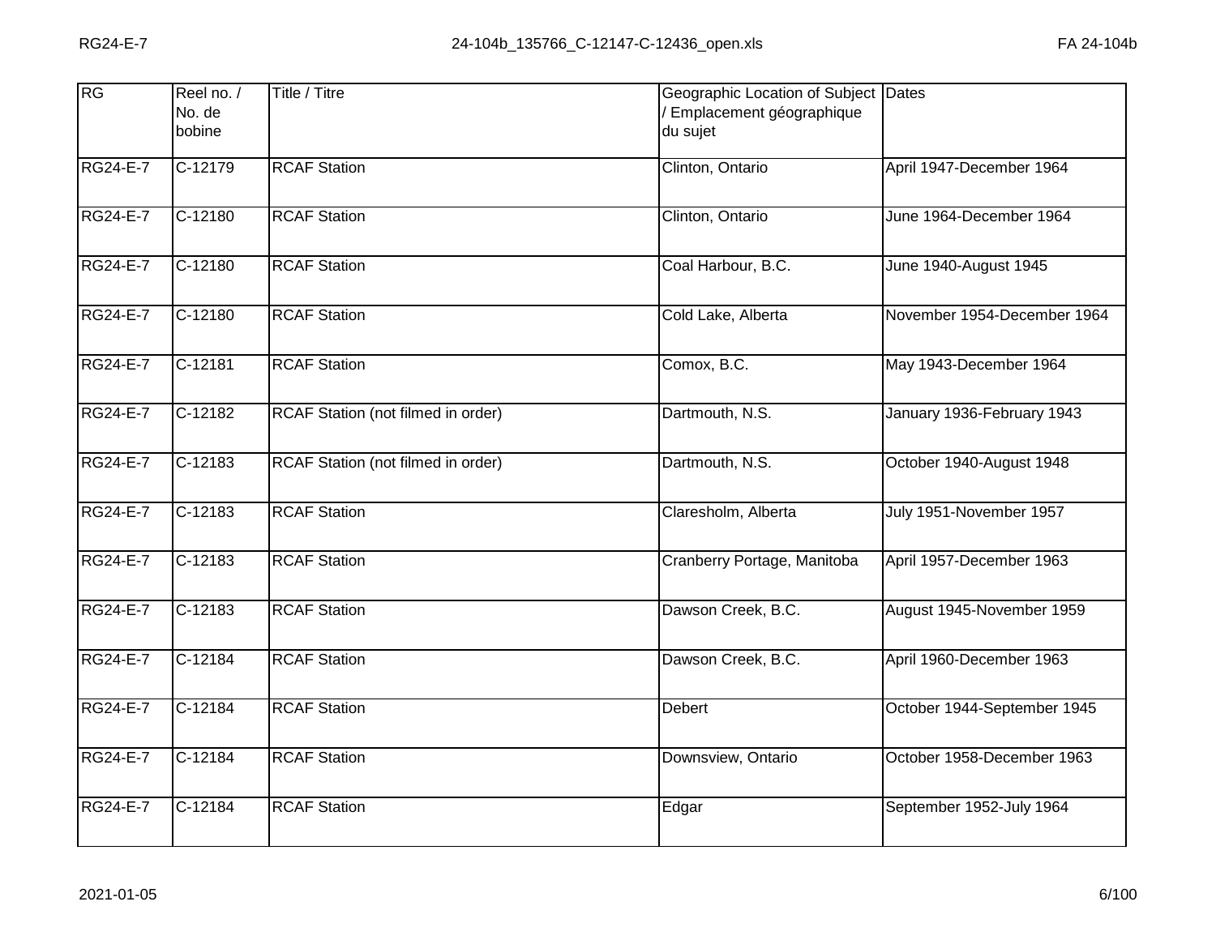| RG | Reel no. / No. de bobine | Title / Titre | Geographic Location of Subject / Emplacement géographique du sujet | Dates |
|---|---|---|---|---|
| RG24-E-7 | C-12179 | RCAF Station | Clinton, Ontario | April 1947-December 1964 |
| RG24-E-7 | C-12180 | RCAF Station | Clinton, Ontario | June 1964-December 1964 |
| RG24-E-7 | C-12180 | RCAF Station | Coal Harbour, B.C. | June 1940-August 1945 |
| RG24-E-7 | C-12180 | RCAF Station | Cold Lake, Alberta | November 1954-December 1964 |
| RG24-E-7 | C-12181 | RCAF Station | Comox, B.C. | May 1943-December 1964 |
| RG24-E-7 | C-12182 | RCAF Station (not filmed in order) | Dartmouth, N.S. | January 1936-February 1943 |
| RG24-E-7 | C-12183 | RCAF Station (not filmed in order) | Dartmouth, N.S. | October 1940-August 1948 |
| RG24-E-7 | C-12183 | RCAF Station | Claresholm, Alberta | July 1951-November 1957 |
| RG24-E-7 | C-12183 | RCAF Station | Cranberry Portage, Manitoba | April 1957-December 1963 |
| RG24-E-7 | C-12183 | RCAF Station | Dawson Creek, B.C. | August 1945-November 1959 |
| RG24-E-7 | C-12184 | RCAF Station | Dawson Creek, B.C. | April 1960-December 1963 |
| RG24-E-7 | C-12184 | RCAF Station | Debert | October 1944-September 1945 |
| RG24-E-7 | C-12184 | RCAF Station | Downsview, Ontario | October 1958-December 1963 |
| RG24-E-7 | C-12184 | RCAF Station | Edgar | September 1952-July 1964 |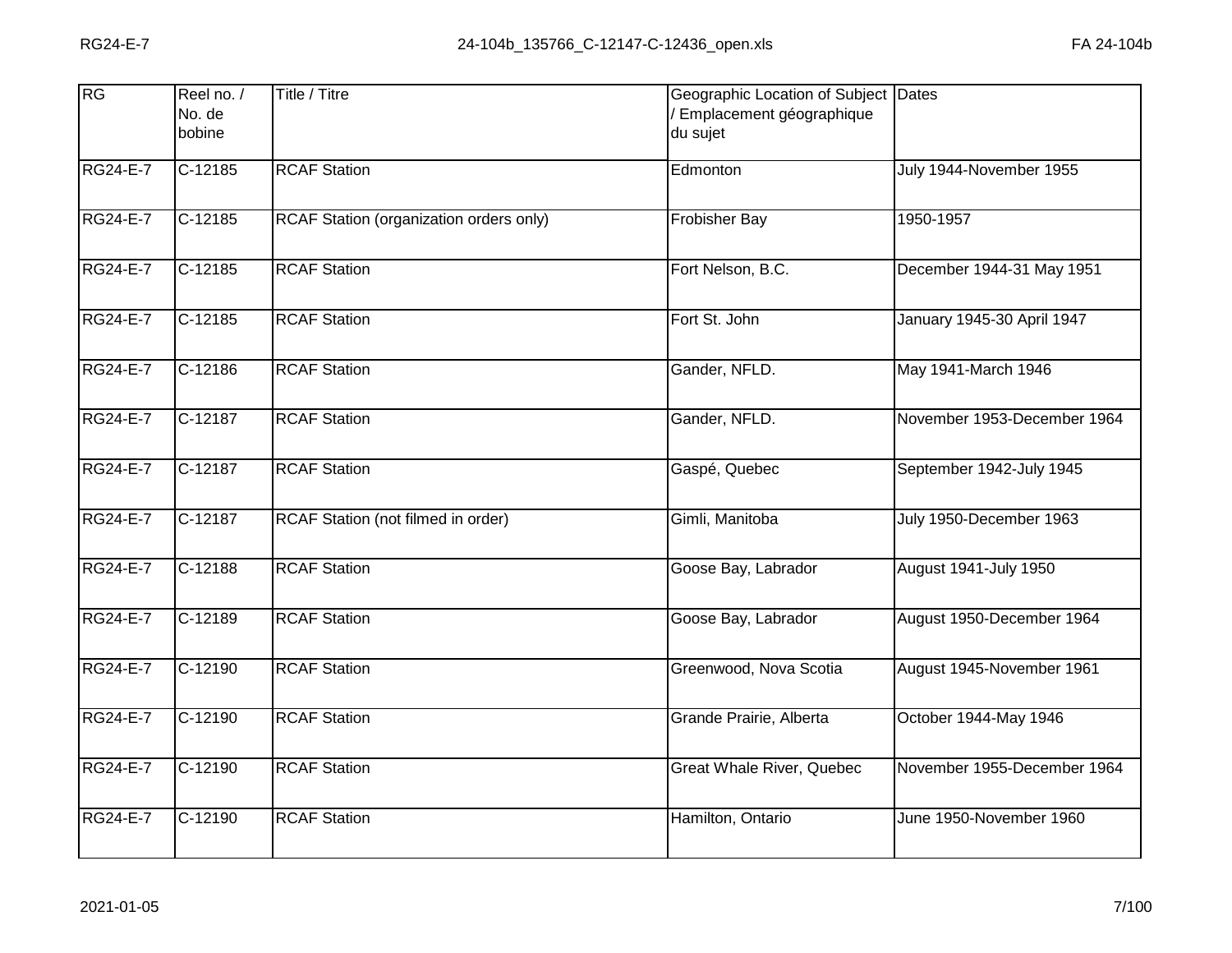| RG | Reel no. / No. de bobine | Title / Titre | Geographic Location of Subject / Emplacement géographique du sujet | Dates |
|---|---|---|---|---|
| RG24-E-7 | C-12185 | RCAF Station | Edmonton | July 1944-November 1955 |
| RG24-E-7 | C-12185 | RCAF Station (organization orders only) | Frobisher Bay | 1950-1957 |
| RG24-E-7 | C-12185 | RCAF Station | Fort Nelson, B.C. | December 1944-31 May 1951 |
| RG24-E-7 | C-12185 | RCAF Station | Fort St. John | January 1945-30 April 1947 |
| RG24-E-7 | C-12186 | RCAF Station | Gander, NFLD. | May 1941-March 1946 |
| RG24-E-7 | C-12187 | RCAF Station | Gander, NFLD. | November 1953-December 1964 |
| RG24-E-7 | C-12187 | RCAF Station | Gaspé, Quebec | September 1942-July 1945 |
| RG24-E-7 | C-12187 | RCAF Station (not filmed in order) | Gimli, Manitoba | July 1950-December 1963 |
| RG24-E-7 | C-12188 | RCAF Station | Goose Bay, Labrador | August 1941-July 1950 |
| RG24-E-7 | C-12189 | RCAF Station | Goose Bay, Labrador | August 1950-December 1964 |
| RG24-E-7 | C-12190 | RCAF Station | Greenwood, Nova Scotia | August 1945-November 1961 |
| RG24-E-7 | C-12190 | RCAF Station | Grande Prairie, Alberta | October 1944-May 1946 |
| RG24-E-7 | C-12190 | RCAF Station | Great Whale River, Quebec | November 1955-December 1964 |
| RG24-E-7 | C-12190 | RCAF Station | Hamilton, Ontario | June 1950-November 1960 |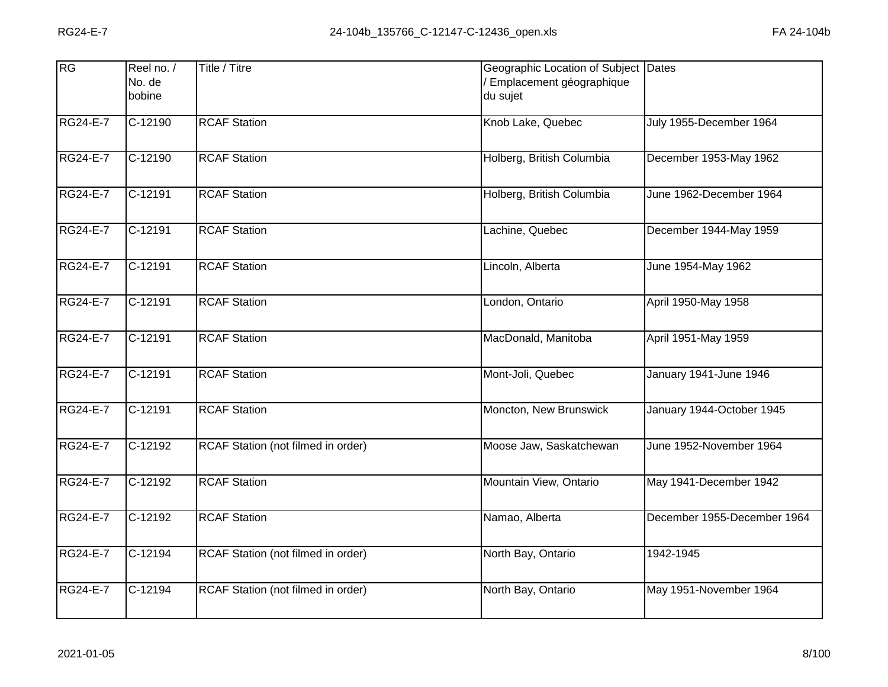| RG | Reel no. / No. de bobine | Title / Titre | Geographic Location of Subject / Emplacement géographique du sujet | Dates |
|---|---|---|---|---|
| RG24-E-7 | C-12190 | RCAF Station | Knob Lake, Quebec | July 1955-December 1964 |
| RG24-E-7 | C-12190 | RCAF Station | Holberg, British Columbia | December 1953-May 1962 |
| RG24-E-7 | C-12191 | RCAF Station | Holberg, British Columbia | June 1962-December 1964 |
| RG24-E-7 | C-12191 | RCAF Station | Lachine, Quebec | December 1944-May 1959 |
| RG24-E-7 | C-12191 | RCAF Station | Lincoln, Alberta | June 1954-May 1962 |
| RG24-E-7 | C-12191 | RCAF Station | London, Ontario | April 1950-May 1958 |
| RG24-E-7 | C-12191 | RCAF Station | MacDonald, Manitoba | April 1951-May 1959 |
| RG24-E-7 | C-12191 | RCAF Station | Mont-Joli, Quebec | January 1941-June 1946 |
| RG24-E-7 | C-12191 | RCAF Station | Moncton, New Brunswick | January 1944-October 1945 |
| RG24-E-7 | C-12192 | RCAF Station (not filmed in order) | Moose Jaw, Saskatchewan | June 1952-November 1964 |
| RG24-E-7 | C-12192 | RCAF Station | Mountain View, Ontario | May 1941-December 1942 |
| RG24-E-7 | C-12192 | RCAF Station | Namao, Alberta | December 1955-December 1964 |
| RG24-E-7 | C-12194 | RCAF Station (not filmed in order) | North Bay, Ontario | 1942-1945 |
| RG24-E-7 | C-12194 | RCAF Station (not filmed in order) | North Bay, Ontario | May 1951-November 1964 |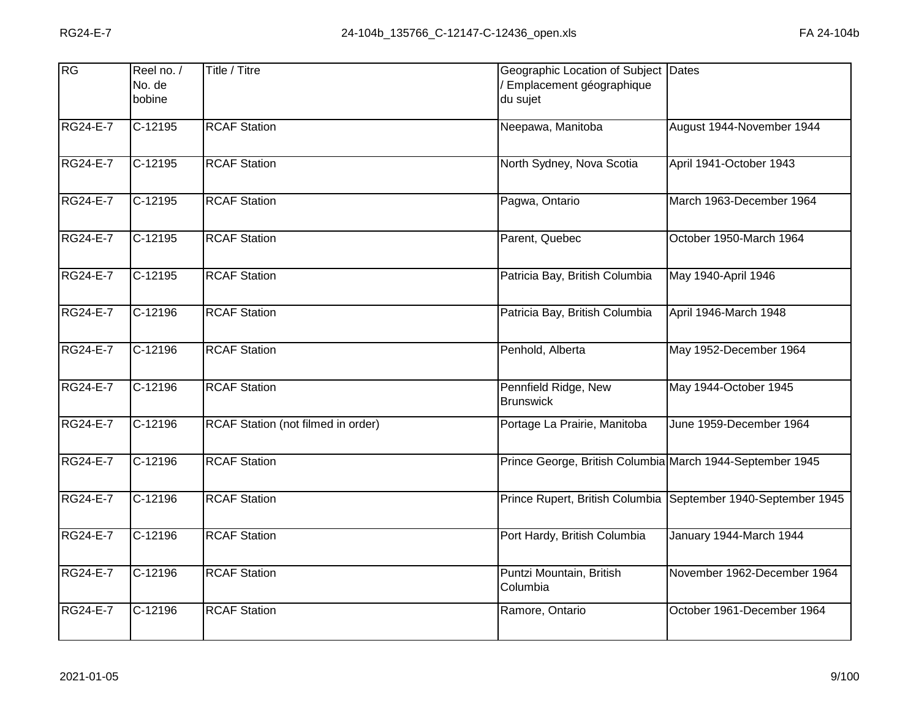| RG | Reel no. / No. de bobine | Title / Titre | Geographic Location of Subject / Emplacement géographique du sujet | Dates |
|---|---|---|---|---|
| RG24-E-7 | C-12195 | RCAF Station | Neepawa, Manitoba | August 1944-November 1944 |
| RG24-E-7 | C-12195 | RCAF Station | North Sydney, Nova Scotia | April 1941-October 1943 |
| RG24-E-7 | C-12195 | RCAF Station | Pagwa, Ontario | March 1963-December 1964 |
| RG24-E-7 | C-12195 | RCAF Station | Parent, Quebec | October 1950-March 1964 |
| RG24-E-7 | C-12195 | RCAF Station | Patricia Bay, British Columbia | May 1940-April 1946 |
| RG24-E-7 | C-12196 | RCAF Station | Patricia Bay, British Columbia | April 1946-March 1948 |
| RG24-E-7 | C-12196 | RCAF Station | Penhold, Alberta | May 1952-December 1964 |
| RG24-E-7 | C-12196 | RCAF Station | Pennfield Ridge, New Brunswick | May 1944-October 1945 |
| RG24-E-7 | C-12196 | RCAF Station (not filmed in order) | Portage La Prairie, Manitoba | June 1959-December 1964 |
| RG24-E-7 | C-12196 | RCAF Station | Prince George, British Columbia | March 1944-September 1945 |
| RG24-E-7 | C-12196 | RCAF Station | Prince Rupert, British Columbia | September 1940-September 1945 |
| RG24-E-7 | C-12196 | RCAF Station | Port Hardy, British Columbia | January 1944-March 1944 |
| RG24-E-7 | C-12196 | RCAF Station | Puntzi Mountain, British Columbia | November 1962-December 1964 |
| RG24-E-7 | C-12196 | RCAF Station | Ramore, Ontario | October 1961-December 1964 |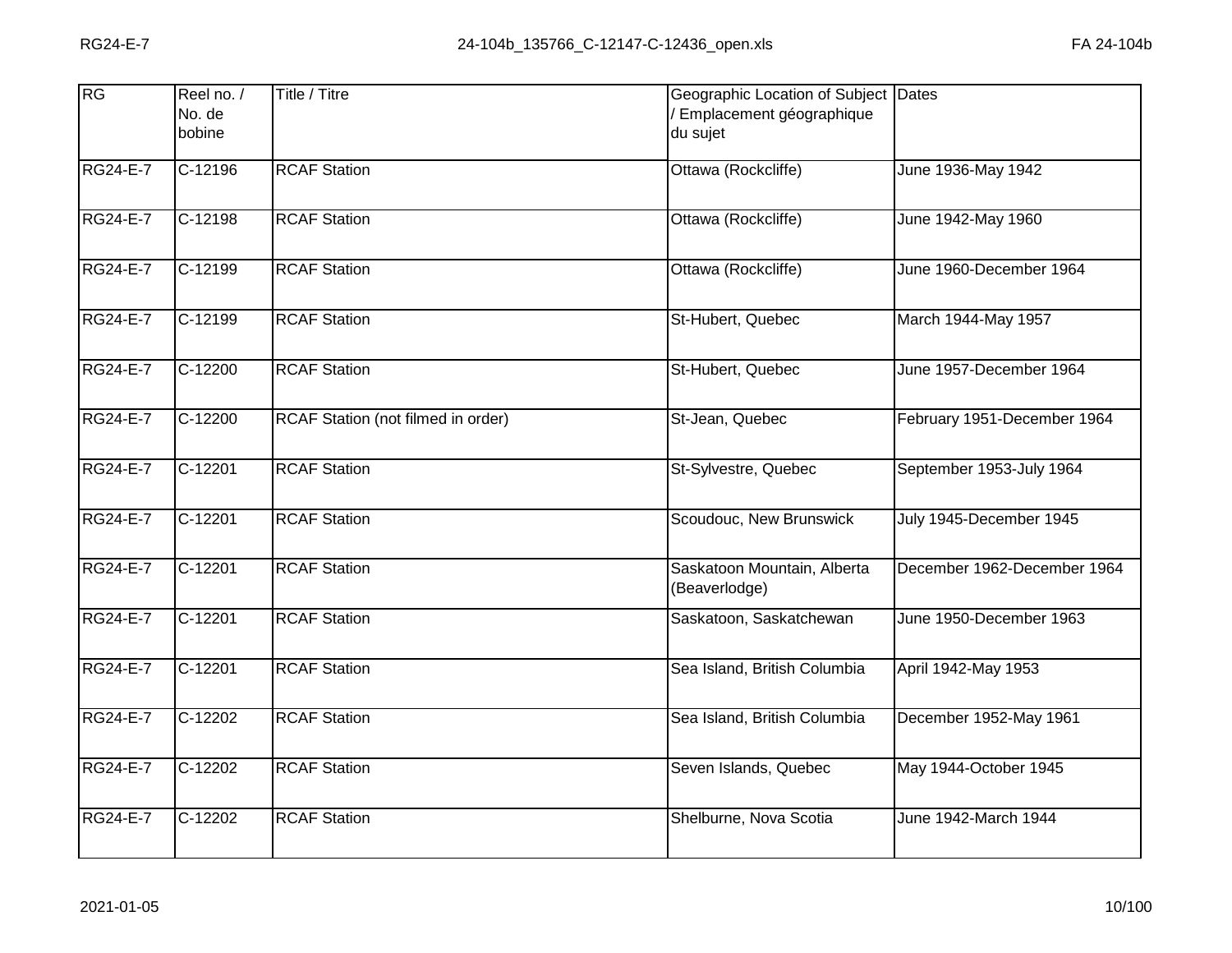| RG | Reel no. / No. de bobine | Title / Titre | Geographic Location of Subject / Emplacement géographique du sujet | Dates |
|---|---|---|---|---|
| RG24-E-7 | C-12196 | RCAF Station | Ottawa (Rockcliffe) | June 1936-May 1942 |
| RG24-E-7 | C-12198 | RCAF Station | Ottawa (Rockcliffe) | June 1942-May 1960 |
| RG24-E-7 | C-12199 | RCAF Station | Ottawa (Rockcliffe) | June 1960-December 1964 |
| RG24-E-7 | C-12199 | RCAF Station | St-Hubert, Quebec | March 1944-May 1957 |
| RG24-E-7 | C-12200 | RCAF Station | St-Hubert, Quebec | June 1957-December 1964 |
| RG24-E-7 | C-12200 | RCAF Station (not filmed in order) | St-Jean, Quebec | February 1951-December 1964 |
| RG24-E-7 | C-12201 | RCAF Station | St-Sylvestre, Quebec | September 1953-July 1964 |
| RG24-E-7 | C-12201 | RCAF Station | Scoudouc, New Brunswick | July 1945-December 1945 |
| RG24-E-7 | C-12201 | RCAF Station | Saskatoon Mountain, Alberta (Beaverlodge) | December 1962-December 1964 |
| RG24-E-7 | C-12201 | RCAF Station | Saskatoon, Saskatchewan | June 1950-December 1963 |
| RG24-E-7 | C-12201 | RCAF Station | Sea Island, British Columbia | April 1942-May 1953 |
| RG24-E-7 | C-12202 | RCAF Station | Sea Island, British Columbia | December 1952-May 1961 |
| RG24-E-7 | C-12202 | RCAF Station | Seven Islands, Quebec | May 1944-October 1945 |
| RG24-E-7 | C-12202 | RCAF Station | Shelburne, Nova Scotia | June 1942-March 1944 |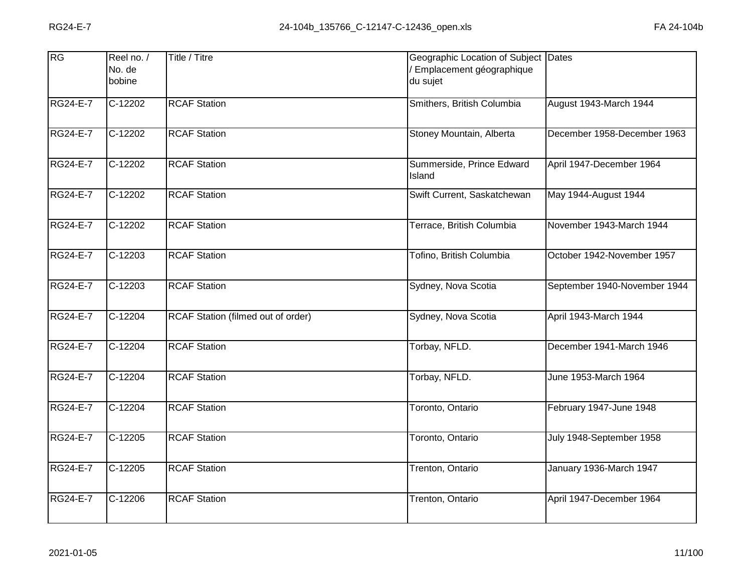| RG | Reel no. / No. de bobine | Title / Titre | Geographic Location of Subject / Emplacement géographique du sujet | Dates |
|---|---|---|---|---|
| RG24-E-7 | C-12202 | RCAF Station | Smithers, British Columbia | August 1943-March 1944 |
| RG24-E-7 | C-12202 | RCAF Station | Stoney Mountain, Alberta | December 1958-December 1963 |
| RG24-E-7 | C-12202 | RCAF Station | Summerside, Prince Edward Island | April 1947-December 1964 |
| RG24-E-7 | C-12202 | RCAF Station | Swift Current, Saskatchewan | May 1944-August 1944 |
| RG24-E-7 | C-12202 | RCAF Station | Terrace, British Columbia | November 1943-March 1944 |
| RG24-E-7 | C-12203 | RCAF Station | Tofino, British Columbia | October 1942-November 1957 |
| RG24-E-7 | C-12203 | RCAF Station | Sydney, Nova Scotia | September 1940-November 1944 |
| RG24-E-7 | C-12204 | RCAF Station (filmed out of order) | Sydney, Nova Scotia | April 1943-March 1944 |
| RG24-E-7 | C-12204 | RCAF Station | Torbay, NFLD. | December 1941-March 1946 |
| RG24-E-7 | C-12204 | RCAF Station | Torbay, NFLD. | June 1953-March 1964 |
| RG24-E-7 | C-12204 | RCAF Station | Toronto, Ontario | February 1947-June 1948 |
| RG24-E-7 | C-12205 | RCAF Station | Toronto, Ontario | July 1948-September 1958 |
| RG24-E-7 | C-12205 | RCAF Station | Trenton, Ontario | January 1936-March 1947 |
| RG24-E-7 | C-12206 | RCAF Station | Trenton, Ontario | April 1947-December 1964 |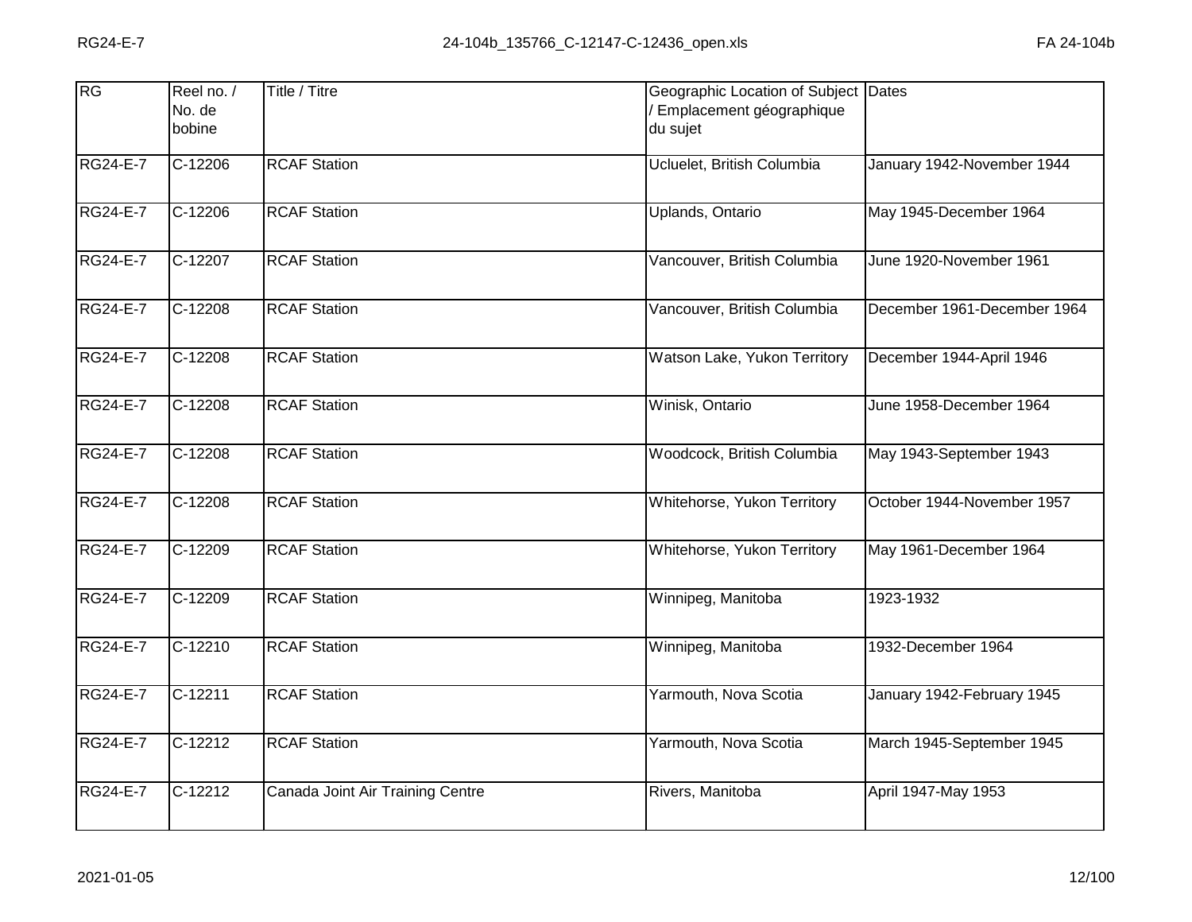| RG | Reel no. / No. de bobine | Title / Titre | Geographic Location of Subject / Emplacement géographique du sujet | Dates |
|---|---|---|---|---|
| RG24-E-7 | C-12206 | RCAF Station | Ucluelet, British Columbia | January 1942-November 1944 |
| RG24-E-7 | C-12206 | RCAF Station | Uplands, Ontario | May 1945-December 1964 |
| RG24-E-7 | C-12207 | RCAF Station | Vancouver, British Columbia | June 1920-November 1961 |
| RG24-E-7 | C-12208 | RCAF Station | Vancouver, British Columbia | December 1961-December 1964 |
| RG24-E-7 | C-12208 | RCAF Station | Watson Lake, Yukon Territory | December 1944-April 1946 |
| RG24-E-7 | C-12208 | RCAF Station | Winisk, Ontario | June 1958-December 1964 |
| RG24-E-7 | C-12208 | RCAF Station | Woodcock, British Columbia | May 1943-September 1943 |
| RG24-E-7 | C-12208 | RCAF Station | Whitehorse, Yukon Territory | October 1944-November 1957 |
| RG24-E-7 | C-12209 | RCAF Station | Whitehorse, Yukon Territory | May 1961-December 1964 |
| RG24-E-7 | C-12209 | RCAF Station | Winnipeg, Manitoba | 1923-1932 |
| RG24-E-7 | C-12210 | RCAF Station | Winnipeg, Manitoba | 1932-December 1964 |
| RG24-E-7 | C-12211 | RCAF Station | Yarmouth, Nova Scotia | January 1942-February 1945 |
| RG24-E-7 | C-12212 | RCAF Station | Yarmouth, Nova Scotia | March 1945-September 1945 |
| RG24-E-7 | C-12212 | Canada Joint Air Training Centre | Rivers, Manitoba | April 1947-May 1953 |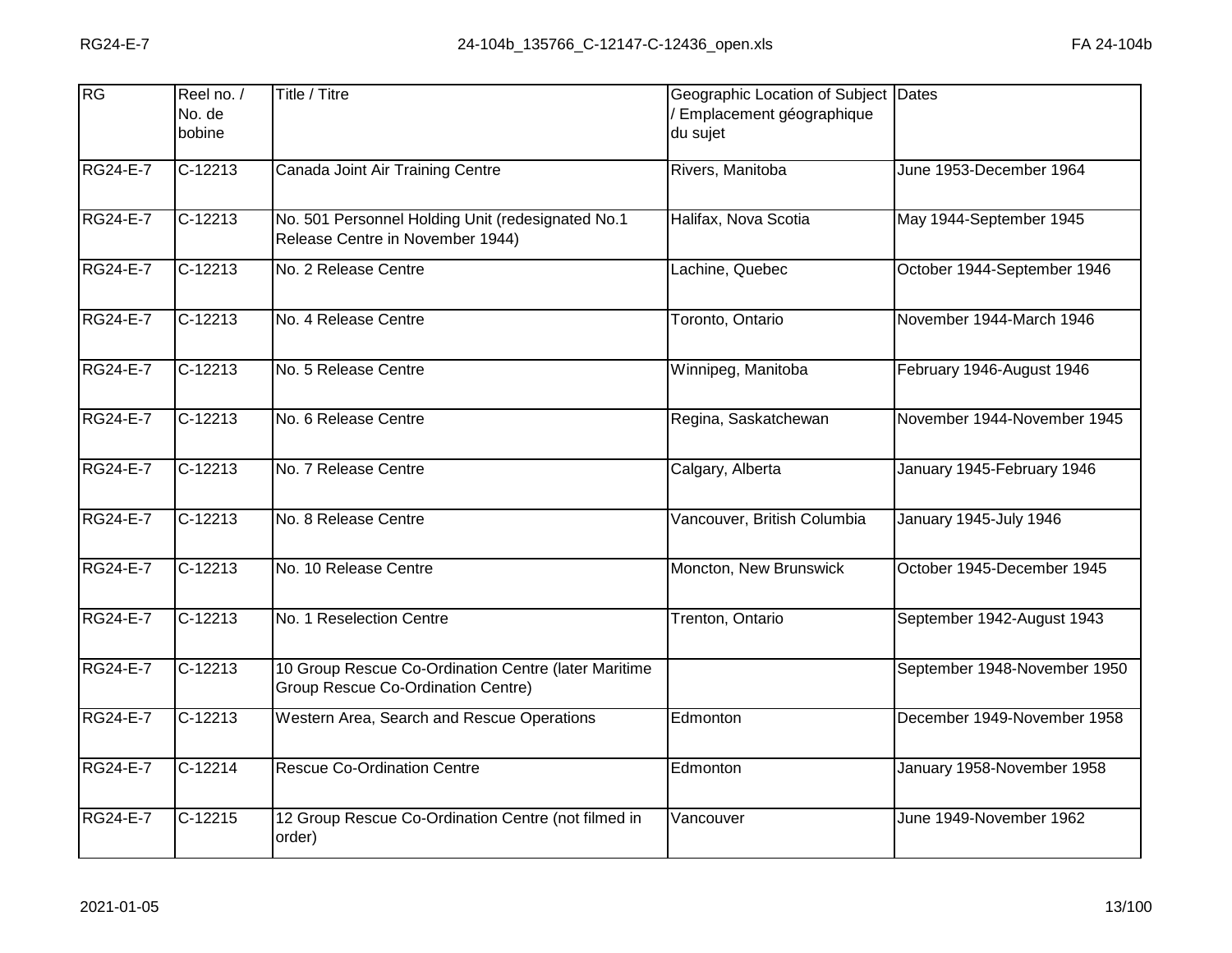| RG | Reel no. / No. de bobine | Title / Titre | Geographic Location of Subject / Emplacement géographique du sujet | Dates |
|---|---|---|---|---|
| RG24-E-7 | C-12213 | Canada Joint Air Training Centre | Rivers, Manitoba | June 1953-December 1964 |
| RG24-E-7 | C-12213 | No. 501 Personnel Holding Unit (redesignated No.1 Release Centre in November 1944) | Halifax, Nova Scotia | May 1944-September 1945 |
| RG24-E-7 | C-12213 | No. 2 Release Centre | Lachine, Quebec | October 1944-September 1946 |
| RG24-E-7 | C-12213 | No. 4 Release Centre | Toronto, Ontario | November 1944-March 1946 |
| RG24-E-7 | C-12213 | No. 5 Release Centre | Winnipeg, Manitoba | February 1946-August 1946 |
| RG24-E-7 | C-12213 | No. 6 Release Centre | Regina, Saskatchewan | November 1944-November 1945 |
| RG24-E-7 | C-12213 | No. 7 Release Centre | Calgary, Alberta | January 1945-February 1946 |
| RG24-E-7 | C-12213 | No. 8 Release Centre | Vancouver, British Columbia | January 1945-July 1946 |
| RG24-E-7 | C-12213 | No. 10 Release Centre | Moncton, New Brunswick | October 1945-December 1945 |
| RG24-E-7 | C-12213 | No. 1 Reselection Centre | Trenton, Ontario | September 1942-August 1943 |
| RG24-E-7 | C-12213 | 10 Group Rescue Co-Ordination Centre (later Maritime Group Rescue Co-Ordination Centre) | | September 1948-November 1950 |
| RG24-E-7 | C-12213 | Western Area, Search and Rescue Operations | Edmonton | December 1949-November 1958 |
| RG24-E-7 | C-12214 | Rescue Co-Ordination Centre | Edmonton | January 1958-November 1958 |
| RG24-E-7 | C-12215 | 12 Group Rescue Co-Ordination Centre (not filmed in order) | Vancouver | June 1949-November 1962 |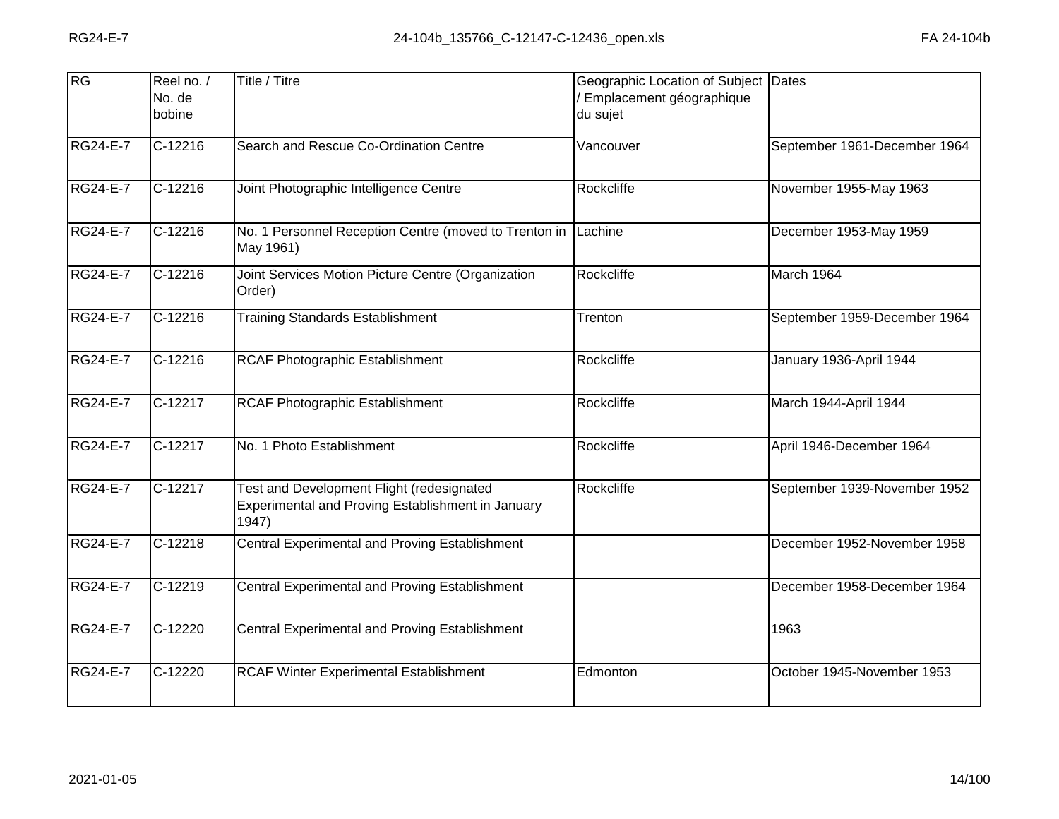| RG | Reel no. / No. de bobine | Title / Titre | Geographic Location of Subject / Emplacement géographique du sujet | Dates |
|---|---|---|---|---|
| RG24-E-7 | C-12216 | Search and Rescue Co-Ordination Centre | Vancouver | September 1961-December 1964 |
| RG24-E-7 | C-12216 | Joint Photographic Intelligence Centre | Rockcliffe | November 1955-May 1963 |
| RG24-E-7 | C-12216 | No. 1 Personnel Reception Centre (moved to Trenton in May 1961) | Lachine | December 1953-May 1959 |
| RG24-E-7 | C-12216 | Joint Services Motion Picture Centre (Organization Order) | Rockcliffe | March 1964 |
| RG24-E-7 | C-12216 | Training Standards Establishment | Trenton | September 1959-December 1964 |
| RG24-E-7 | C-12216 | RCAF Photographic Establishment | Rockcliffe | January 1936-April 1944 |
| RG24-E-7 | C-12217 | RCAF Photographic Establishment | Rockcliffe | March 1944-April 1944 |
| RG24-E-7 | C-12217 | No. 1 Photo Establishment | Rockcliffe | April 1946-December 1964 |
| RG24-E-7 | C-12217 | Test and Development Flight (redesignated Experimental and Proving Establishment in January 1947) | Rockcliffe | September 1939-November 1952 |
| RG24-E-7 | C-12218 | Central Experimental and Proving Establishment | | December 1952-November 1958 |
| RG24-E-7 | C-12219 | Central Experimental and Proving Establishment | | December 1958-December 1964 |
| RG24-E-7 | C-12220 | Central Experimental and Proving Establishment | | 1963 |
| RG24-E-7 | C-12220 | RCAF Winter Experimental Establishment | Edmonton | October 1945-November 1953 |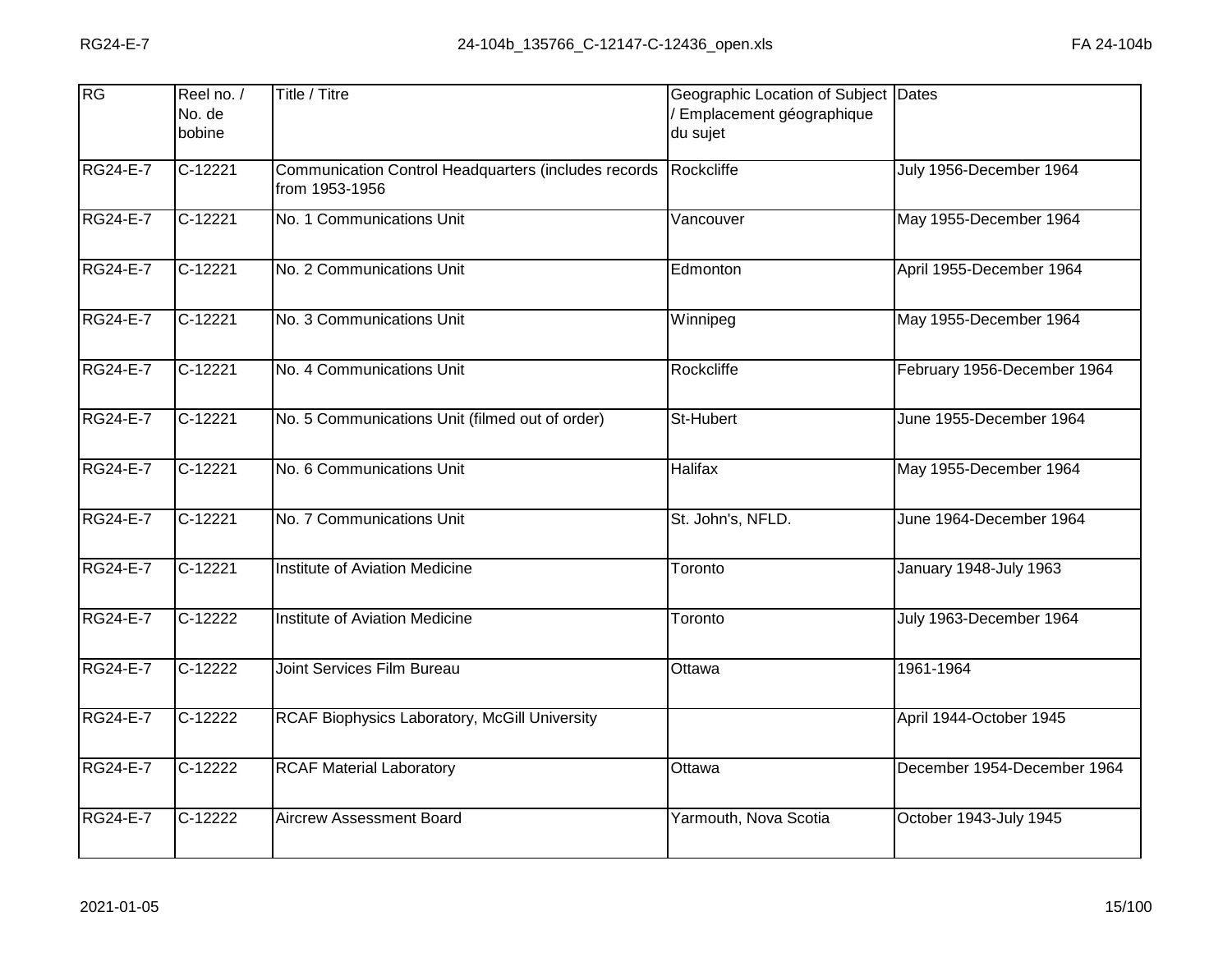| RG | Reel no. / No. de bobine | Title / Titre | Geographic Location of Subject / Emplacement géographique du sujet | Dates |
|---|---|---|---|---|
| RG24-E-7 | C-12221 | Communication Control Headquarters (includes records from 1953-1956 | Rockcliffe | July 1956-December 1964 |
| RG24-E-7 | C-12221 | No. 1 Communications Unit | Vancouver | May 1955-December 1964 |
| RG24-E-7 | C-12221 | No. 2 Communications Unit | Edmonton | April 1955-December 1964 |
| RG24-E-7 | C-12221 | No. 3 Communications Unit | Winnipeg | May 1955-December 1964 |
| RG24-E-7 | C-12221 | No. 4 Communications Unit | Rockcliffe | February 1956-December 1964 |
| RG24-E-7 | C-12221 | No. 5 Communications Unit (filmed out of order) | St-Hubert | June 1955-December 1964 |
| RG24-E-7 | C-12221 | No. 6 Communications Unit | Halifax | May 1955-December 1964 |
| RG24-E-7 | C-12221 | No. 7 Communications Unit | St. John's, NFLD. | June 1964-December 1964 |
| RG24-E-7 | C-12221 | Institute of Aviation Medicine | Toronto | January 1948-July 1963 |
| RG24-E-7 | C-12222 | Institute of Aviation Medicine | Toronto | July 1963-December 1964 |
| RG24-E-7 | C-12222 | Joint Services Film Bureau | Ottawa | 1961-1964 |
| RG24-E-7 | C-12222 | RCAF Biophysics Laboratory, McGill University | | April 1944-October 1945 |
| RG24-E-7 | C-12222 | RCAF Material Laboratory | Ottawa | December 1954-December 1964 |
| RG24-E-7 | C-12222 | Aircrew Assessment Board | Yarmouth, Nova Scotia | October 1943-July 1945 |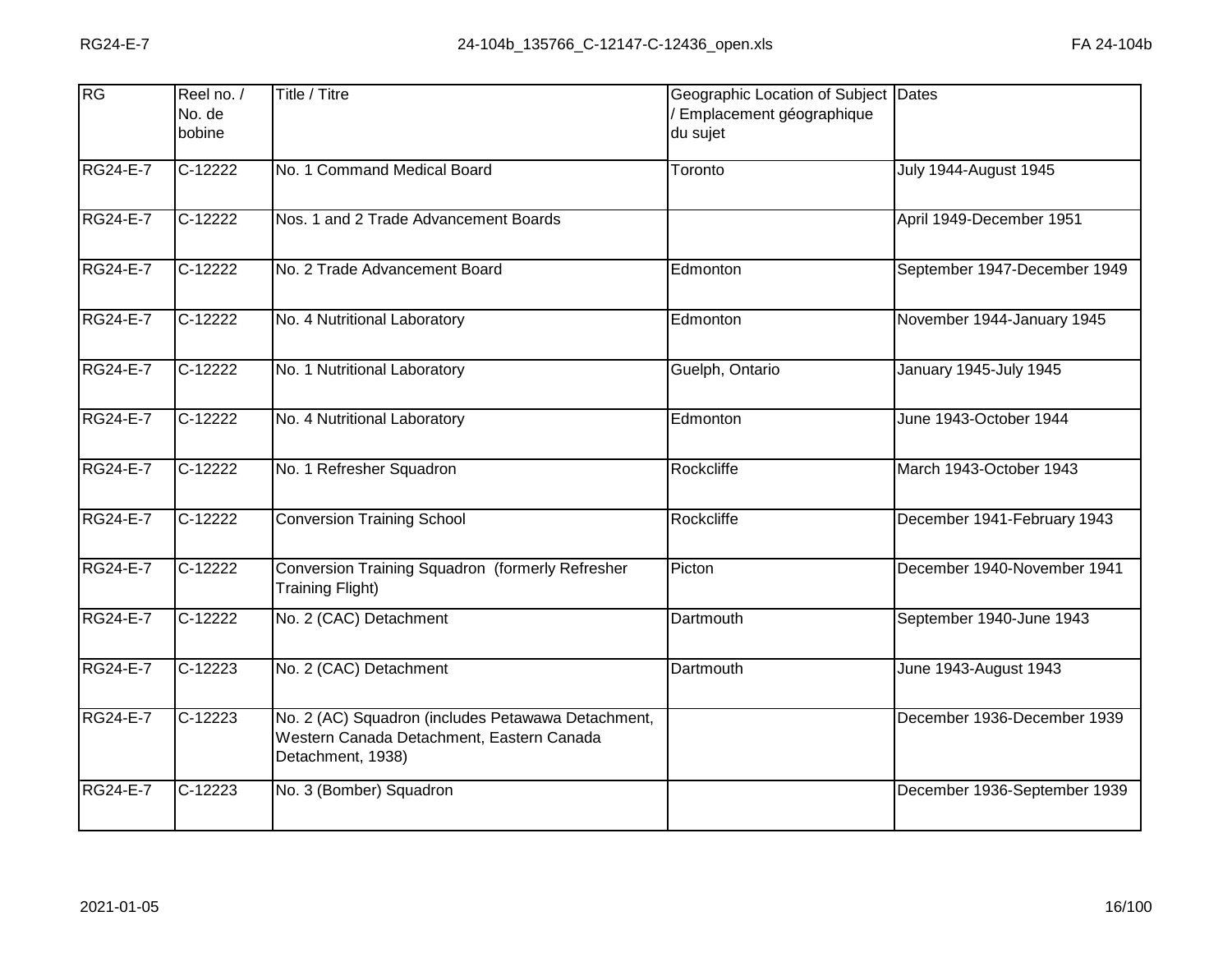| RG | Reel no. / No. de bobine | Title / Titre | Geographic Location of Subject / Emplacement géographique du sujet | Dates |
|---|---|---|---|---|
| RG24-E-7 | C-12222 | No. 1 Command Medical Board | Toronto | July 1944-August 1945 |
| RG24-E-7 | C-12222 | Nos. 1 and 2 Trade Advancement Boards | | April 1949-December 1951 |
| RG24-E-7 | C-12222 | No. 2 Trade Advancement Board | Edmonton | September 1947-December 1949 |
| RG24-E-7 | C-12222 | No. 4 Nutritional Laboratory | Edmonton | November 1944-January 1945 |
| RG24-E-7 | C-12222 | No. 1 Nutritional Laboratory | Guelph, Ontario | January 1945-July 1945 |
| RG24-E-7 | C-12222 | No. 4 Nutritional Laboratory | Edmonton | June 1943-October 1944 |
| RG24-E-7 | C-12222 | No. 1 Refresher Squadron | Rockcliffe | March 1943-October 1943 |
| RG24-E-7 | C-12222 | Conversion Training School | Rockcliffe | December 1941-February 1943 |
| RG24-E-7 | C-12222 | Conversion Training Squadron (formerly Refresher Training Flight) | Picton | December 1940-November 1941 |
| RG24-E-7 | C-12222 | No. 2 (CAC) Detachment | Dartmouth | September 1940-June 1943 |
| RG24-E-7 | C-12223 | No. 2 (CAC) Detachment | Dartmouth | June 1943-August 1943 |
| RG24-E-7 | C-12223 | No. 2 (AC) Squadron (includes Petawawa Detachment, Western Canada Detachment, Eastern Canada Detachment, 1938) | | December 1936-December 1939 |
| RG24-E-7 | C-12223 | No. 3 (Bomber) Squadron | | December 1936-September 1939 |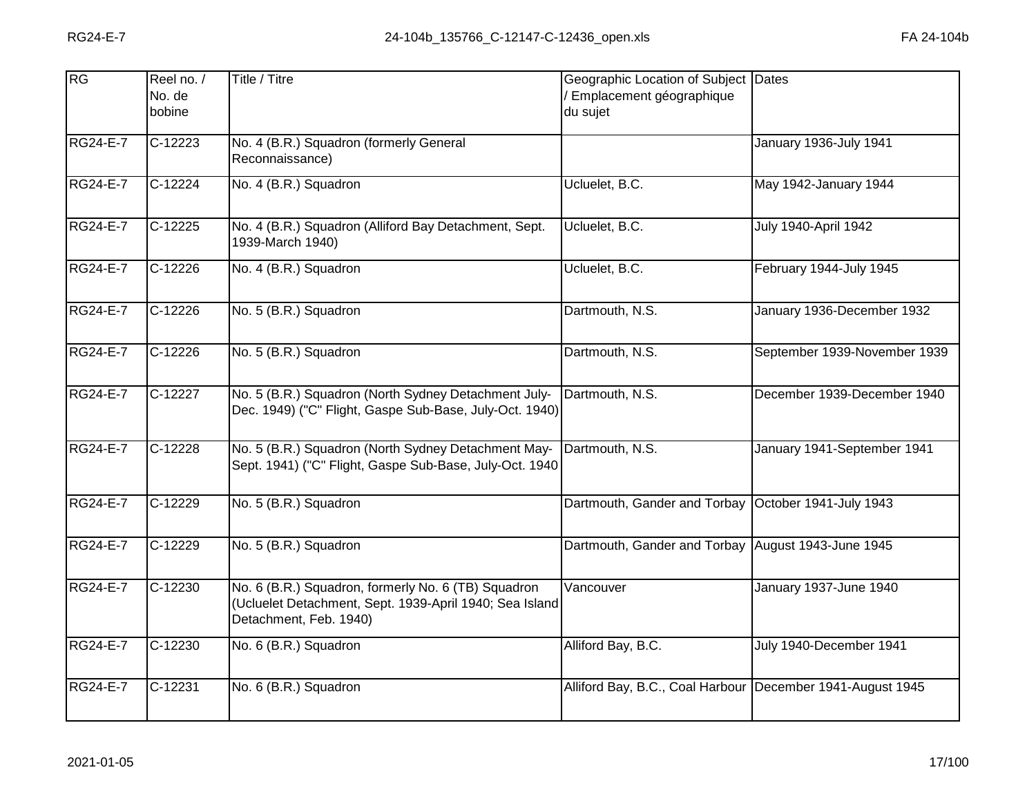| RG | Reel no. / No. de bobine | Title / Titre | Geographic Location of Subject / Emplacement géographique du sujet | Dates |
|---|---|---|---|---|
| RG24-E-7 | C-12223 | No. 4 (B.R.) Squadron (formerly General Reconnaissance) | | January 1936-July 1941 |
| RG24-E-7 | C-12224 | No. 4 (B.R.) Squadron | Ucluelet, B.C. | May 1942-January 1944 |
| RG24-E-7 | C-12225 | No. 4 (B.R.) Squadron (Alliford Bay Detachment, Sept. 1939-March 1940) | Ucluelet, B.C. | July 1940-April 1942 |
| RG24-E-7 | C-12226 | No. 4 (B.R.) Squadron | Ucluelet, B.C. | February 1944-July 1945 |
| RG24-E-7 | C-12226 | No. 5 (B.R.) Squadron | Dartmouth, N.S. | January 1936-December 1932 |
| RG24-E-7 | C-12226 | No. 5 (B.R.) Squadron | Dartmouth, N.S. | September 1939-November 1939 |
| RG24-E-7 | C-12227 | No. 5 (B.R.) Squadron (North Sydney Detachment July-Dec. 1949) ("C" Flight, Gaspe Sub-Base, July-Oct. 1940) | Dartmouth, N.S. | December 1939-December 1940 |
| RG24-E-7 | C-12228 | No. 5 (B.R.) Squadron (North Sydney Detachment May-Sept. 1941) ("C" Flight, Gaspe Sub-Base, July-Oct. 1940 | Dartmouth, N.S. | January 1941-September 1941 |
| RG24-E-7 | C-12229 | No. 5 (B.R.) Squadron | Dartmouth, Gander and Torbay | October 1941-July 1943 |
| RG24-E-7 | C-12229 | No. 5 (B.R.) Squadron | Dartmouth, Gander and Torbay | August 1943-June 1945 |
| RG24-E-7 | C-12230 | No. 6 (B.R.) Squadron, formerly No. 6 (TB) Squadron (Ucluelet Detachment, Sept. 1939-April 1940; Sea Island Detachment, Feb. 1940) | Vancouver | January 1937-June 1940 |
| RG24-E-7 | C-12230 | No. 6 (B.R.) Squadron | Alliford Bay, B.C. | July 1940-December 1941 |
| RG24-E-7 | C-12231 | No. 6 (B.R.) Squadron | Alliford Bay, B.C., Coal Harbour | December 1941-August 1945 |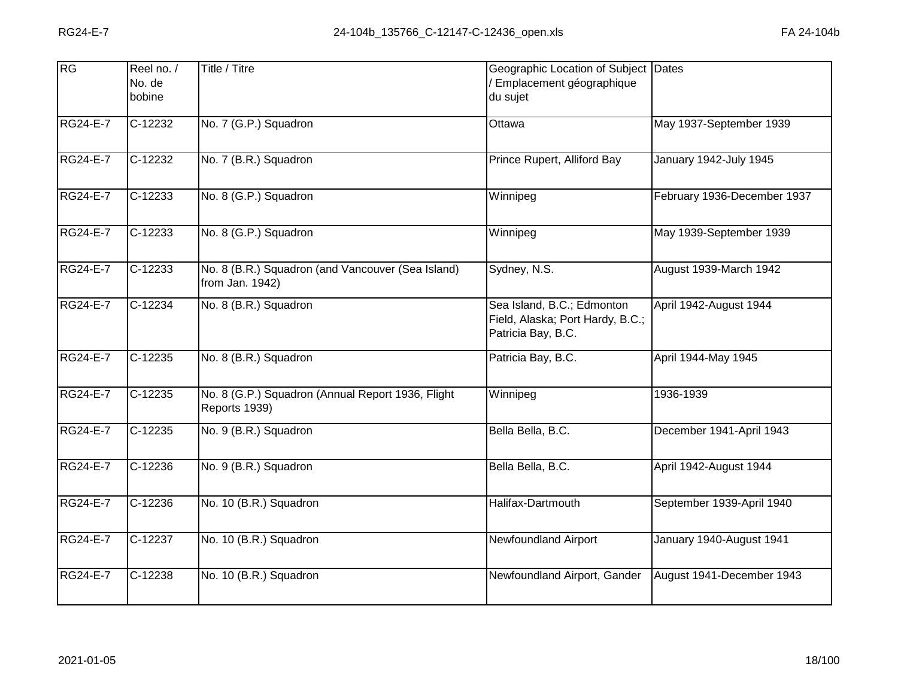| RG | Reel no. / No. de bobine | Title / Titre | Geographic Location of Subject / Emplacement géographique du sujet | Dates |
|---|---|---|---|---|
| RG24-E-7 | C-12232 | No. 7 (G.P.) Squadron | Ottawa | May 1937-September 1939 |
| RG24-E-7 | C-12232 | No. 7 (B.R.) Squadron | Prince Rupert, Alliford Bay | January 1942-July 1945 |
| RG24-E-7 | C-12233 | No. 8 (G.P.) Squadron | Winnipeg | February 1936-December 1937 |
| RG24-E-7 | C-12233 | No. 8 (G.P.) Squadron | Winnipeg | May 1939-September 1939 |
| RG24-E-7 | C-12233 | No. 8 (B.R.) Squadron (and Vancouver (Sea Island) from Jan. 1942) | Sydney, N.S. | August 1939-March 1942 |
| RG24-E-7 | C-12234 | No. 8 (B.R.) Squadron | Sea Island, B.C.; Edmonton Field, Alaska; Port Hardy, B.C.; Patricia Bay, B.C. | April 1942-August 1944 |
| RG24-E-7 | C-12235 | No. 8 (B.R.) Squadron | Patricia Bay, B.C. | April 1944-May 1945 |
| RG24-E-7 | C-12235 | No. 8 (G.P.) Squadron (Annual Report 1936, Flight Reports 1939) | Winnipeg | 1936-1939 |
| RG24-E-7 | C-12235 | No. 9 (B.R.) Squadron | Bella Bella, B.C. | December 1941-April 1943 |
| RG24-E-7 | C-12236 | No. 9 (B.R.) Squadron | Bella Bella, B.C. | April 1942-August 1944 |
| RG24-E-7 | C-12236 | No. 10 (B.R.) Squadron | Halifax-Dartmouth | September 1939-April 1940 |
| RG24-E-7 | C-12237 | No. 10 (B.R.) Squadron | Newfoundland Airport | January 1940-August 1941 |
| RG24-E-7 | C-12238 | No. 10 (B.R.) Squadron | Newfoundland Airport, Gander | August 1941-December 1943 |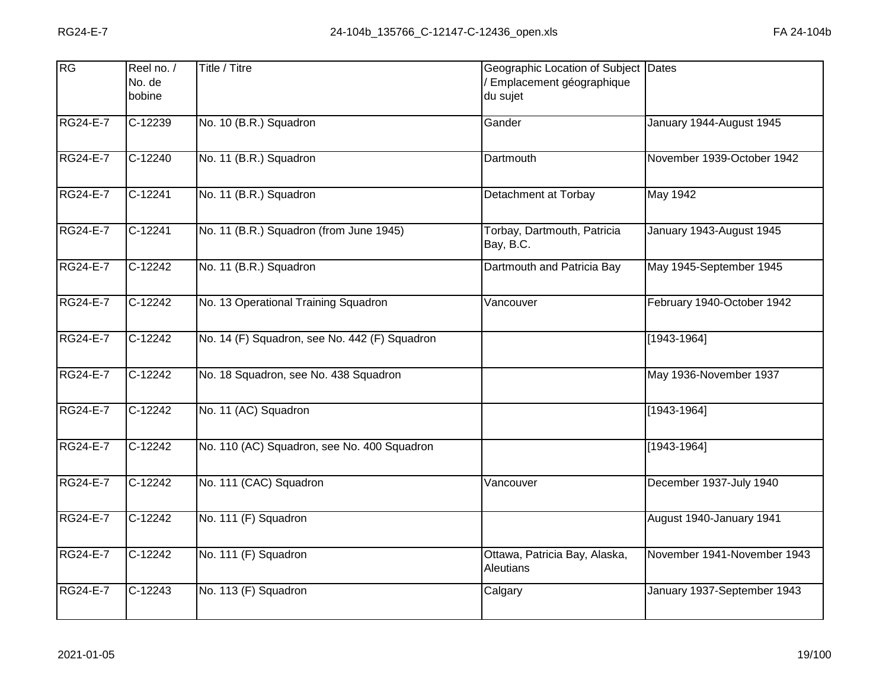| RG | Reel no. / No. de bobine | Title / Titre | Geographic Location of Subject / Emplacement géographique du sujet | Dates |
|---|---|---|---|---|
| RG24-E-7 | C-12239 | No. 10 (B.R.) Squadron | Gander | January 1944-August 1945 |
| RG24-E-7 | C-12240 | No. 11 (B.R.) Squadron | Dartmouth | November 1939-October 1942 |
| RG24-E-7 | C-12241 | No. 11 (B.R.) Squadron | Detachment at Torbay | May 1942 |
| RG24-E-7 | C-12241 | No. 11 (B.R.) Squadron (from June 1945) | Torbay, Dartmouth, Patricia Bay, B.C. | January 1943-August 1945 |
| RG24-E-7 | C-12242 | No. 11 (B.R.) Squadron | Dartmouth and Patricia Bay | May 1945-September 1945 |
| RG24-E-7 | C-12242 | No. 13 Operational Training Squadron | Vancouver | February 1940-October 1942 |
| RG24-E-7 | C-12242 | No. 14 (F) Squadron, see No. 442 (F) Squadron | | [1943-1964] |
| RG24-E-7 | C-12242 | No. 18 Squadron, see No. 438 Squadron | | May 1936-November 1937 |
| RG24-E-7 | C-12242 | No. 11 (AC) Squadron | | [1943-1964] |
| RG24-E-7 | C-12242 | No. 110 (AC) Squadron, see No. 400 Squadron | | [1943-1964] |
| RG24-E-7 | C-12242 | No. 111 (CAC) Squadron | Vancouver | December 1937-July 1940 |
| RG24-E-7 | C-12242 | No. 111 (F) Squadron | | August 1940-January 1941 |
| RG24-E-7 | C-12242 | No. 111 (F) Squadron | Ottawa, Patricia Bay, Alaska, Aleutians | November 1941-November 1943 |
| RG24-E-7 | C-12243 | No. 113 (F) Squadron | Calgary | January 1937-September 1943 |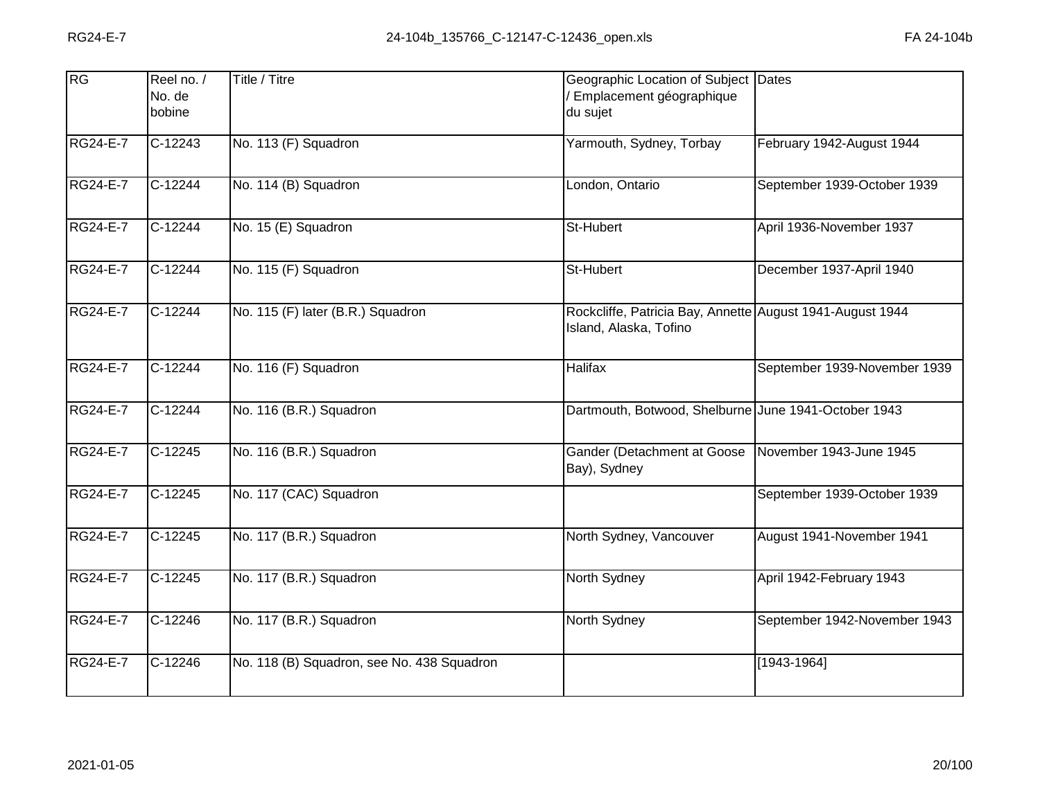| RG | Reel no. / No. de bobine | Title / Titre | Geographic Location of Subject / Emplacement géographique du sujet | Dates |
|---|---|---|---|---|
| RG24-E-7 | C-12243 | No. 113 (F) Squadron | Yarmouth, Sydney, Torbay | February 1942-August 1944 |
| RG24-E-7 | C-12244 | No. 114 (B) Squadron | London, Ontario | September 1939-October 1939 |
| RG24-E-7 | C-12244 | No. 15 (E) Squadron | St-Hubert | April 1936-November 1937 |
| RG24-E-7 | C-12244 | No. 115 (F) Squadron | St-Hubert | December 1937-April 1940 |
| RG24-E-7 | C-12244 | No. 115 (F) later (B.R.) Squadron | Rockcliffe, Patricia Bay, Annette Island, Alaska, Tofino | August 1941-August 1944 |
| RG24-E-7 | C-12244 | No. 116 (F) Squadron | Halifax | September 1939-November 1939 |
| RG24-E-7 | C-12244 | No. 116 (B.R.) Squadron | Dartmouth, Botwood, Shelburne | June 1941-October 1943 |
| RG24-E-7 | C-12245 | No. 116 (B.R.) Squadron | Gander (Detachment at Goose Bay), Sydney | November 1943-June 1945 |
| RG24-E-7 | C-12245 | No. 117 (CAC) Squadron | | September 1939-October 1939 |
| RG24-E-7 | C-12245 | No. 117 (B.R.) Squadron | North Sydney, Vancouver | August 1941-November 1941 |
| RG24-E-7 | C-12245 | No. 117 (B.R.) Squadron | North Sydney | April 1942-February 1943 |
| RG24-E-7 | C-12246 | No. 117 (B.R.) Squadron | North Sydney | September 1942-November 1943 |
| RG24-E-7 | C-12246 | No. 118 (B) Squadron, see No. 438 Squadron | | [1943-1964] |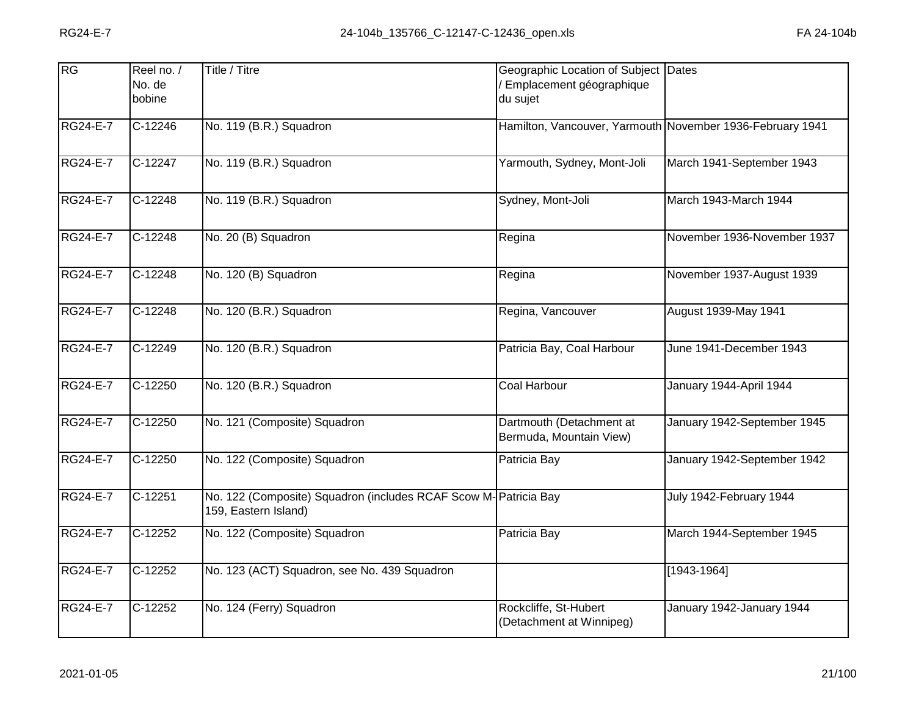| RG | Reel no. / No. de bobine | Title / Titre | Geographic Location of Subject / Emplacement géographique du sujet | Dates |
|---|---|---|---|---|
| RG24-E-7 | C-12246 | No. 119 (B.R.) Squadron | Hamilton, Vancouver, Yarmouth | November 1936-February 1941 |
| RG24-E-7 | C-12247 | No. 119 (B.R.) Squadron | Yarmouth, Sydney, Mont-Joli | March 1941-September 1943 |
| RG24-E-7 | C-12248 | No. 119 (B.R.) Squadron | Sydney, Mont-Joli | March 1943-March 1944 |
| RG24-E-7 | C-12248 | No. 20 (B) Squadron | Regina | November 1936-November 1937 |
| RG24-E-7 | C-12248 | No. 120 (B) Squadron | Regina | November 1937-August 1939 |
| RG24-E-7 | C-12248 | No. 120 (B.R.) Squadron | Regina, Vancouver | August 1939-May 1941 |
| RG24-E-7 | C-12249 | No. 120 (B.R.) Squadron | Patricia Bay, Coal Harbour | June 1941-December 1943 |
| RG24-E-7 | C-12250 | No. 120 (B.R.) Squadron | Coal Harbour | January 1944-April 1944 |
| RG24-E-7 | C-12250 | No. 121 (Composite) Squadron | Dartmouth (Detachment at Bermuda, Mountain View) | January 1942-September 1945 |
| RG24-E-7 | C-12250 | No. 122 (Composite) Squadron | Patricia Bay | January 1942-September 1942 |
| RG24-E-7 | C-12251 | No. 122 (Composite) Squadron (includes RCAF Scow M-159, Eastern Island) | Patricia Bay | July 1942-February 1944 |
| RG24-E-7 | C-12252 | No. 122 (Composite) Squadron | Patricia Bay | March 1944-September 1945 |
| RG24-E-7 | C-12252 | No. 123 (ACT) Squadron, see No. 439 Squadron | | [1943-1964] |
| RG24-E-7 | C-12252 | No. 124 (Ferry) Squadron | Rockcliffe, St-Hubert (Detachment at Winnipeg) | January 1942-January 1944 |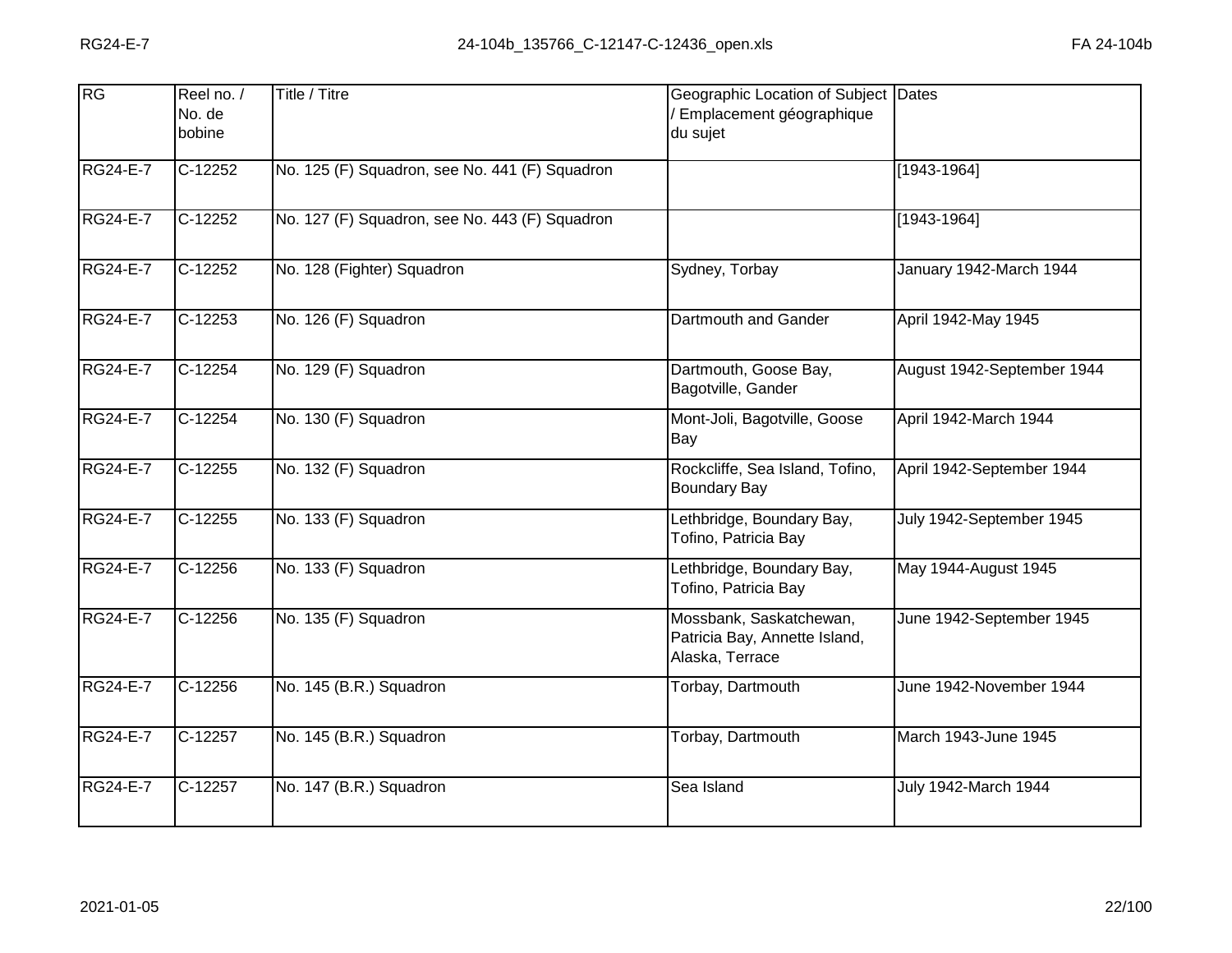| RG | Reel no. / No. de bobine | Title / Titre | Geographic Location of Subject / Emplacement géographique du sujet | Dates |
|---|---|---|---|---|
| RG24-E-7 | C-12252 | No. 125 (F) Squadron, see No. 441 (F) Squadron | | [1943-1964] |
| RG24-E-7 | C-12252 | No. 127 (F) Squadron, see No. 443 (F) Squadron | | [1943-1964] |
| RG24-E-7 | C-12252 | No. 128 (Fighter) Squadron | Sydney, Torbay | January 1942-March 1944 |
| RG24-E-7 | C-12253 | No. 126 (F) Squadron | Dartmouth and Gander | April 1942-May 1945 |
| RG24-E-7 | C-12254 | No. 129 (F) Squadron | Dartmouth, Goose Bay, Bagotville, Gander | August 1942-September 1944 |
| RG24-E-7 | C-12254 | No. 130 (F) Squadron | Mont-Joli, Bagotville, Goose Bay | April 1942-March 1944 |
| RG24-E-7 | C-12255 | No. 132 (F) Squadron | Rockcliffe, Sea Island, Tofino, Boundary Bay | April 1942-September 1944 |
| RG24-E-7 | C-12255 | No. 133 (F) Squadron | Lethbridge, Boundary Bay, Tofino, Patricia Bay | July 1942-September 1945 |
| RG24-E-7 | C-12256 | No. 133 (F) Squadron | Lethbridge, Boundary Bay, Tofino, Patricia Bay | May 1944-August 1945 |
| RG24-E-7 | C-12256 | No. 135 (F) Squadron | Mossbank, Saskatchewan, Patricia Bay, Annette Island, Alaska, Terrace | June 1942-September 1945 |
| RG24-E-7 | C-12256 | No. 145 (B.R.) Squadron | Torbay, Dartmouth | June 1942-November 1944 |
| RG24-E-7 | C-12257 | No. 145 (B.R.) Squadron | Torbay, Dartmouth | March 1943-June 1945 |
| RG24-E-7 | C-12257 | No. 147 (B.R.) Squadron | Sea Island | July 1942-March 1944 |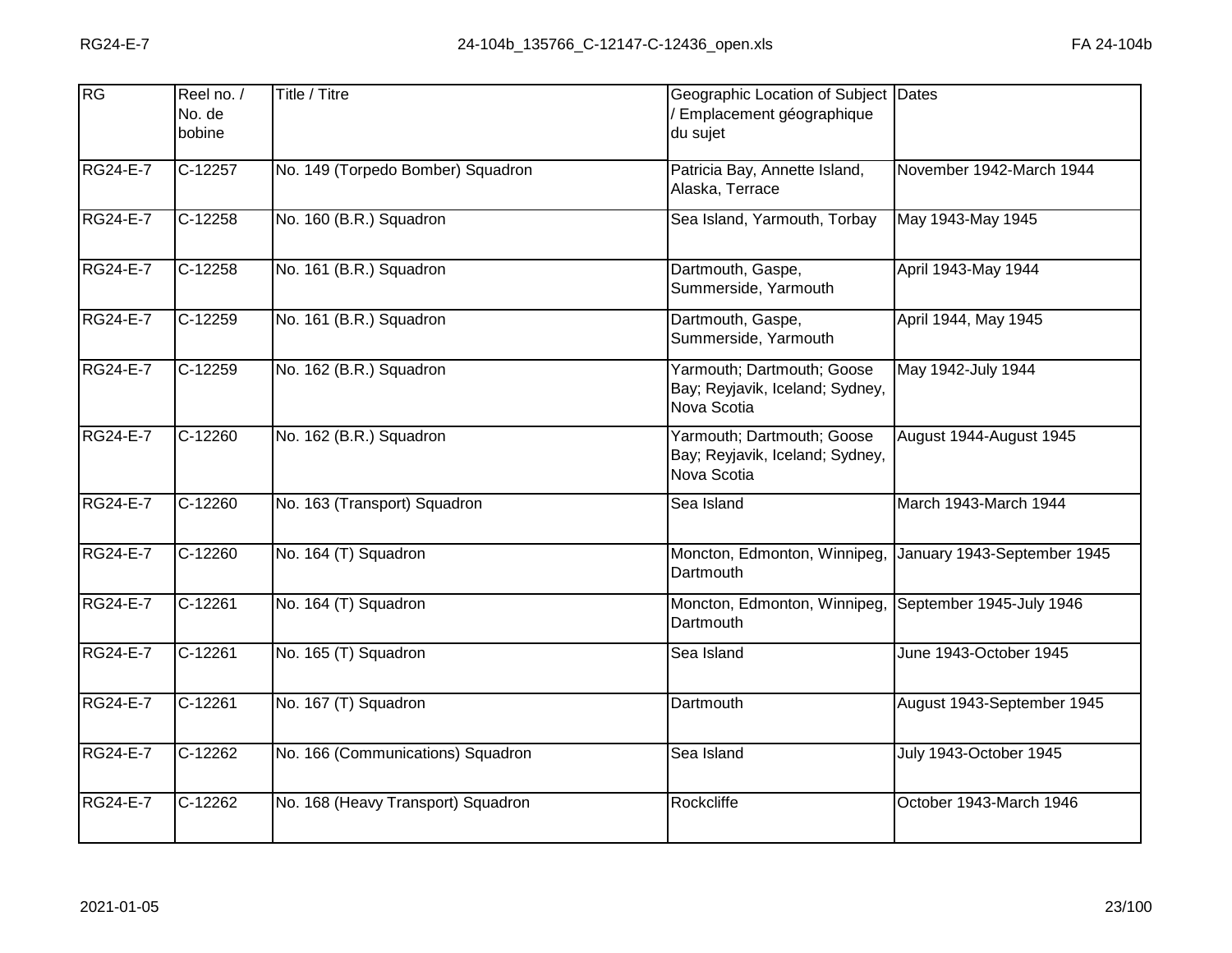| RG | Reel no. / No. de bobine | Title / Titre | Geographic Location of Subject / Emplacement géographique du sujet | Dates |
|---|---|---|---|---|
| RG24-E-7 | C-12257 | No. 149 (Torpedo Bomber) Squadron | Patricia Bay, Annette Island, Alaska, Terrace | November 1942-March 1944 |
| RG24-E-7 | C-12258 | No. 160 (B.R.) Squadron | Sea Island, Yarmouth, Torbay | May 1943-May 1945 |
| RG24-E-7 | C-12258 | No. 161 (B.R.) Squadron | Dartmouth, Gaspe, Summerside, Yarmouth | April 1943-May 1944 |
| RG24-E-7 | C-12259 | No. 161 (B.R.) Squadron | Dartmouth, Gaspe, Summerside, Yarmouth | April 1944, May 1945 |
| RG24-E-7 | C-12259 | No. 162 (B.R.) Squadron | Yarmouth; Dartmouth; Goose Bay; Reyjavik, Iceland; Sydney, Nova Scotia | May 1942-July 1944 |
| RG24-E-7 | C-12260 | No. 162 (B.R.) Squadron | Yarmouth; Dartmouth; Goose Bay; Reyjavik, Iceland; Sydney, Nova Scotia | August 1944-August 1945 |
| RG24-E-7 | C-12260 | No. 163 (Transport) Squadron | Sea Island | March 1943-March 1944 |
| RG24-E-7 | C-12260 | No. 164 (T) Squadron | Moncton, Edmonton, Winnipeg, Dartmouth | January 1943-September 1945 |
| RG24-E-7 | C-12261 | No. 164 (T) Squadron | Moncton, Edmonton, Winnipeg, Dartmouth | September 1945-July 1946 |
| RG24-E-7 | C-12261 | No. 165 (T) Squadron | Sea Island | June 1943-October 1945 |
| RG24-E-7 | C-12261 | No. 167 (T) Squadron | Dartmouth | August 1943-September 1945 |
| RG24-E-7 | C-12262 | No. 166 (Communications) Squadron | Sea Island | July 1943-October 1945 |
| RG24-E-7 | C-12262 | No. 168 (Heavy Transport) Squadron | Rockcliffe | October 1943-March 1946 |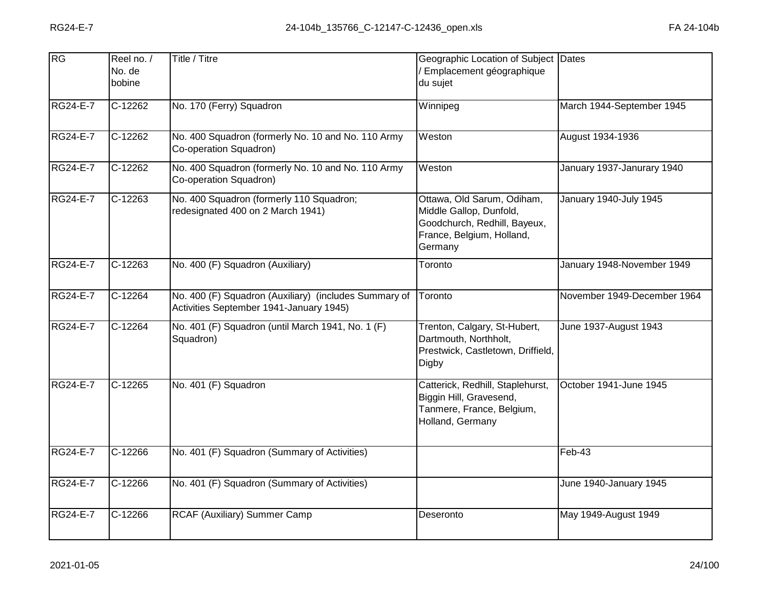| RG | Reel no. / No. de bobine | Title / Titre | Geographic Location of Subject / Emplacement géographique du sujet | Dates |
|---|---|---|---|---|
| RG24-E-7 | C-12262 | No. 170 (Ferry) Squadron | Winnipeg | March 1944-September 1945 |
| RG24-E-7 | C-12262 | No. 400 Squadron (formerly No. 10 and No. 110 Army Co-operation Squadron) | Weston | August 1934-1936 |
| RG24-E-7 | C-12262 | No. 400 Squadron (formerly No. 10 and No. 110 Army Co-operation Squadron) | Weston | January 1937-Janurary 1940 |
| RG24-E-7 | C-12263 | No. 400 Squadron (formerly 110 Squadron; redesignated 400 on 2 March 1941) | Ottawa, Old Sarum, Odiham, Middle Gallop, Dunfold, Goodchurch, Redhill, Bayeux, France, Belgium, Holland, Germany | January 1940-July 1945 |
| RG24-E-7 | C-12263 | No. 400 (F) Squadron (Auxiliary) | Toronto | January 1948-November 1949 |
| RG24-E-7 | C-12264 | No. 400 (F) Squadron (Auxiliary) (includes Summary of Activities September 1941-January 1945) | Toronto | November 1949-December 1964 |
| RG24-E-7 | C-12264 | No. 401 (F) Squadron (until March 1941, No. 1 (F) Squadron) | Trenton, Calgary, St-Hubert, Dartmouth, Northholt, Prestwick, Castletown, Driffield, Digby | June 1937-August 1943 |
| RG24-E-7 | C-12265 | No. 401 (F) Squadron | Catterick, Redhill, Staplehurst, Biggin Hill, Gravesend, Tanmere, France, Belgium, Holland, Germany | October 1941-June 1945 |
| RG24-E-7 | C-12266 | No. 401 (F) Squadron (Summary of Activities) | | Feb-43 |
| RG24-E-7 | C-12266 | No. 401 (F) Squadron (Summary of Activities) | | June 1940-January 1945 |
| RG24-E-7 | C-12266 | RCAF (Auxiliary) Summer Camp | Deseronto | May 1949-August 1949 |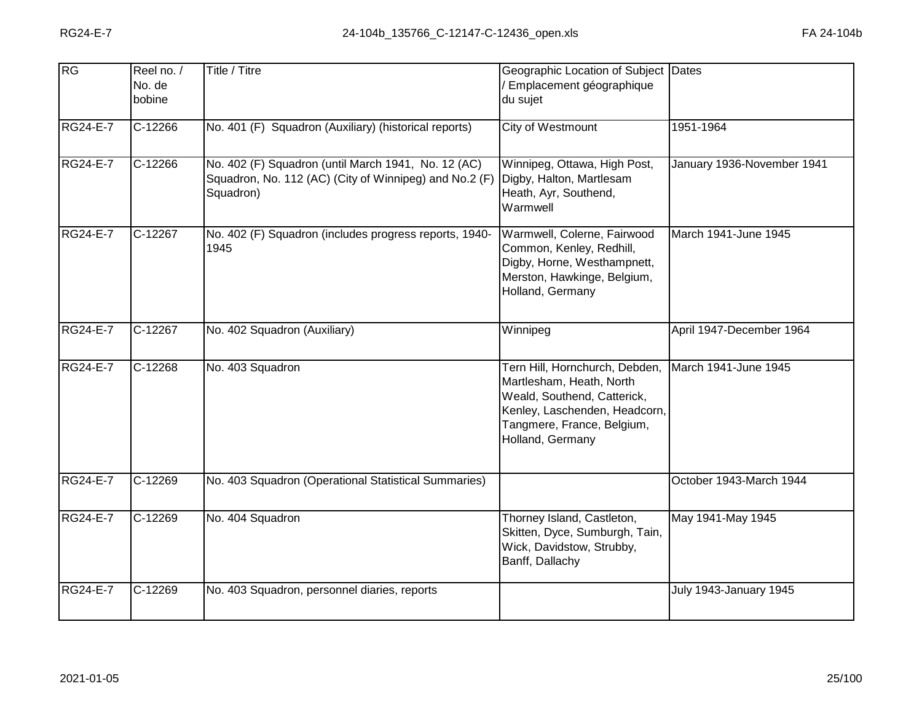| RG | Reel no. / No. de bobine | Title / Titre | Geographic Location of Subject / Emplacement géographique du sujet | Dates |
|---|---|---|---|---|
| RG24-E-7 | C-12266 | No. 401 (F) Squadron (Auxiliary) (historical reports) | City of Westmount | 1951-1964 |
| RG24-E-7 | C-12266 | No. 402 (F) Squadron (until March 1941, No. 12 (AC) Squadron, No. 112 (AC) (City of Winnipeg) and No.2 (F) Squadron) | Winnipeg, Ottawa, High Post, Digby, Halton, Martlesam Heath, Ayr, Southend, Warmwell | January 1936-November 1941 |
| RG24-E-7 | C-12267 | No. 402 (F) Squadron (includes progress reports, 1940-1945 | Warmwell, Colerne, Fairwood Common, Kenley, Redhill, Digby, Horne, Westhampnett, Merston, Hawkinge, Belgium, Holland, Germany | March 1941-June 1945 |
| RG24-E-7 | C-12267 | No. 402 Squadron (Auxiliary) | Winnipeg | April 1947-December 1964 |
| RG24-E-7 | C-12268 | No. 403 Squadron | Tern Hill, Hornchurch, Debden, Martlesham, Heath, North Weald, Southend, Catterick, Kenley, Laschenden, Headcorn, Tangmere, France, Belgium, Holland, Germany | March 1941-June 1945 |
| RG24-E-7 | C-12269 | No. 403 Squadron (Operational Statistical Summaries) | | October 1943-March 1944 |
| RG24-E-7 | C-12269 | No. 404 Squadron | Thorney Island, Castleton, Skitten, Dyce, Sumburgh, Tain, Wick, Davidstow, Strubby, Banff, Dallachy | May 1941-May 1945 |
| RG24-E-7 | C-12269 | No. 403 Squadron, personnel diaries, reports | | July 1943-January 1945 |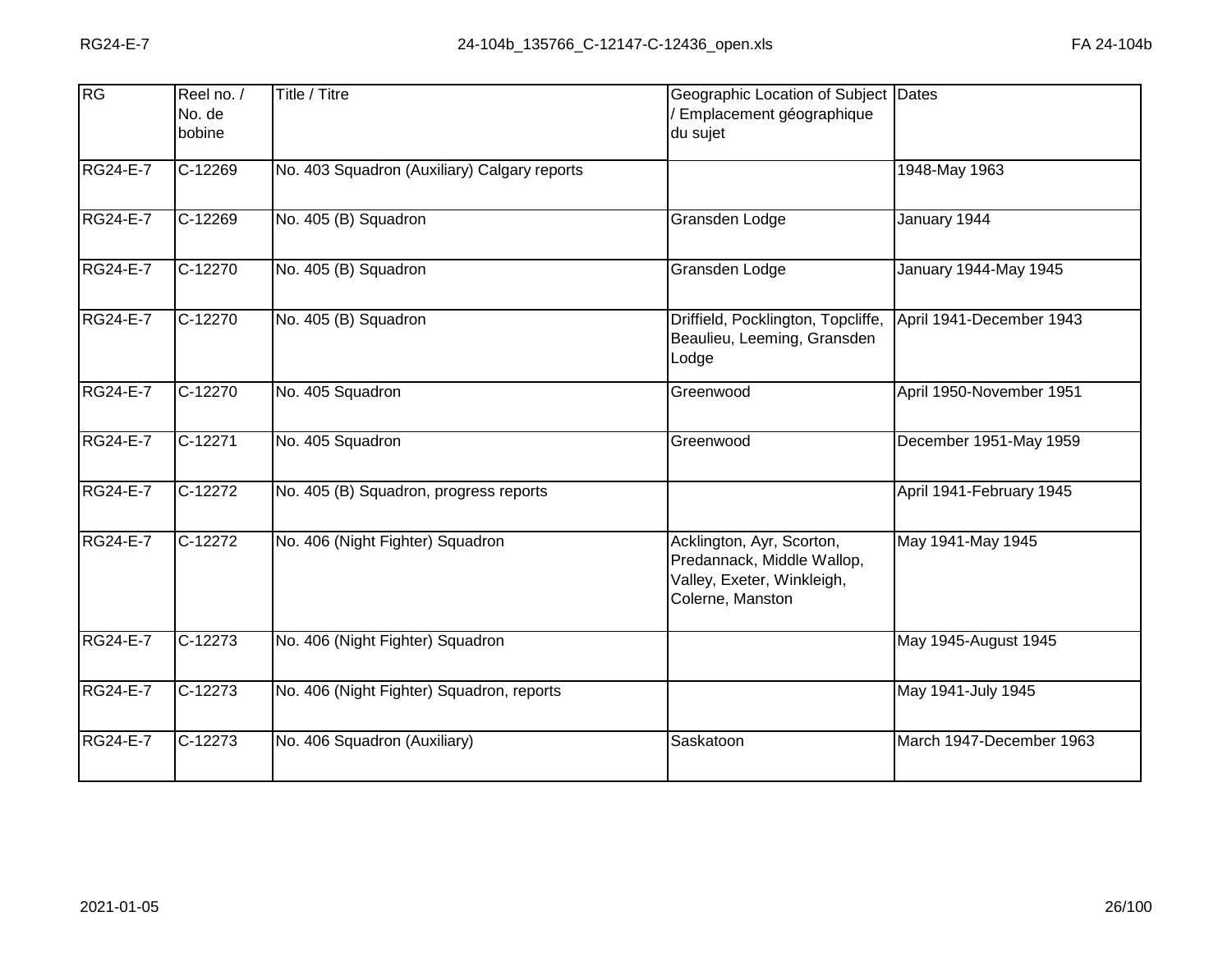| RG | Reel no. / No. de bobine | Title / Titre | Geographic Location of Subject / Emplacement géographique du sujet | Dates |
|---|---|---|---|---|
| RG24-E-7 | C-12269 | No. 403 Squadron (Auxiliary) Calgary reports | | 1948-May 1963 |
| RG24-E-7 | C-12269 | No. 405 (B) Squadron | Gransden Lodge | January 1944 |
| RG24-E-7 | C-12270 | No. 405 (B) Squadron | Gransden Lodge | January 1944-May 1945 |
| RG24-E-7 | C-12270 | No. 405 (B) Squadron | Driffield, Pocklington, Topcliffe, Beaulieu, Leeming, Gransden Lodge | April 1941-December 1943 |
| RG24-E-7 | C-12270 | No. 405 Squadron | Greenwood | April 1950-November 1951 |
| RG24-E-7 | C-12271 | No. 405 Squadron | Greenwood | December 1951-May 1959 |
| RG24-E-7 | C-12272 | No. 405 (B) Squadron, progress reports | | April 1941-February 1945 |
| RG24-E-7 | C-12272 | No. 406 (Night Fighter) Squadron | Acklington, Ayr, Scorton, Predannack, Middle Wallop, Valley, Exeter, Winkleigh, Colerne, Manston | May 1941-May 1945 |
| RG24-E-7 | C-12273 | No. 406 (Night Fighter) Squadron | | May 1945-August 1945 |
| RG24-E-7 | C-12273 | No. 406 (Night Fighter) Squadron, reports | | May 1941-July 1945 |
| RG24-E-7 | C-12273 | No. 406 Squadron (Auxiliary) | Saskatoon | March 1947-December 1963 |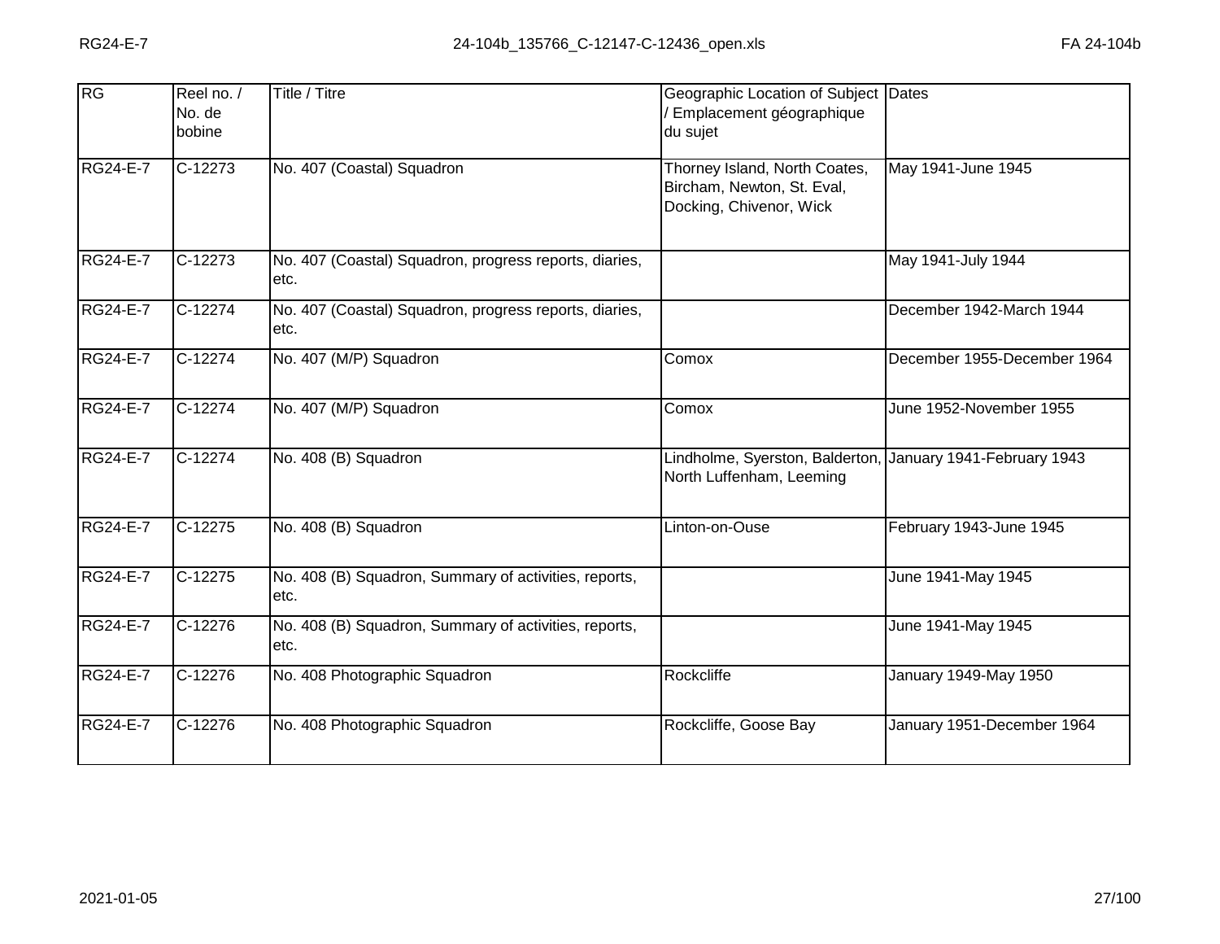| RG | Reel no. / No. de bobine | Title / Titre | Geographic Location of Subject / Emplacement géographique du sujet | Dates |
|---|---|---|---|---|
| RG24-E-7 | C-12273 | No. 407 (Coastal) Squadron | Thorney Island, North Coates, Bircham, Newton, St. Eval, Docking, Chivenor, Wick | May 1941-June 1945 |
| RG24-E-7 | C-12273 | No. 407 (Coastal) Squadron, progress reports, diaries, etc. | | May 1941-July 1944 |
| RG24-E-7 | C-12274 | No. 407 (Coastal) Squadron, progress reports, diaries, etc. | | December 1942-March 1944 |
| RG24-E-7 | C-12274 | No. 407 (M/P) Squadron | Comox | December 1955-December 1964 |
| RG24-E-7 | C-12274 | No. 407 (M/P) Squadron | Comox | June 1952-November 1955 |
| RG24-E-7 | C-12274 | No. 408 (B) Squadron | Lindholme, Syerston, Balderton, North Luffenham, Leeming | January 1941-February 1943 |
| RG24-E-7 | C-12275 | No. 408 (B) Squadron | Linton-on-Ouse | February 1943-June 1945 |
| RG24-E-7 | C-12275 | No. 408 (B) Squadron, Summary of activities, reports, etc. | | June 1941-May 1945 |
| RG24-E-7 | C-12276 | No. 408 (B) Squadron, Summary of activities, reports, etc. | | June 1941-May 1945 |
| RG24-E-7 | C-12276 | No. 408 Photographic Squadron | Rockcliffe | January 1949-May 1950 |
| RG24-E-7 | C-12276 | No. 408 Photographic Squadron | Rockcliffe, Goose Bay | January 1951-December 1964 |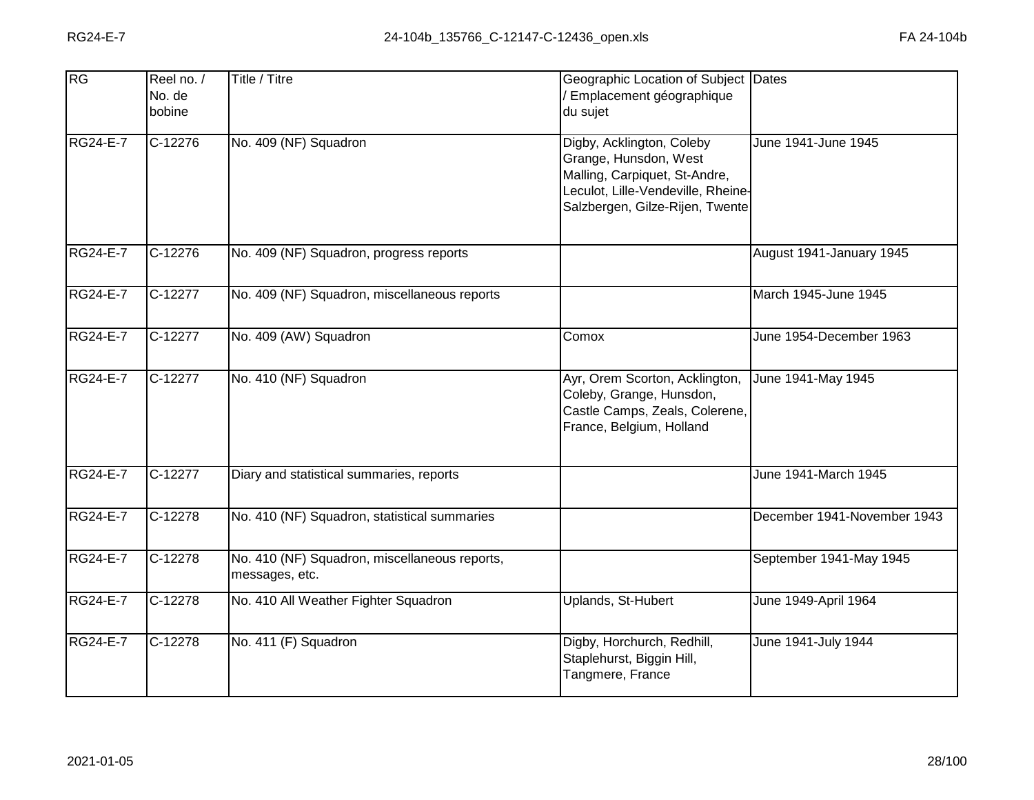| RG | Reel no. / No. de bobine | Title / Titre | Geographic Location of Subject / Emplacement géographique du sujet | Dates |
|---|---|---|---|---|
| RG24-E-7 | C-12276 | No. 409 (NF) Squadron | Digby, Acklington, Coleby Grange, Hunsdon, West Malling, Carpiquet, St-Andre, Leculot, Lille-Vendeville, Rheine-Salzbergen, Gilze-Rijen, Twente | June 1941-June 1945 |
| RG24-E-7 | C-12276 | No. 409 (NF) Squadron, progress reports | | August 1941-January 1945 |
| RG24-E-7 | C-12277 | No. 409 (NF) Squadron, miscellaneous reports | | March 1945-June 1945 |
| RG24-E-7 | C-12277 | No. 409 (AW) Squadron | Comox | June 1954-December 1963 |
| RG24-E-7 | C-12277 | No. 410 (NF) Squadron | Ayr, Orem Scorton, Acklington, Coleby, Grange, Hunsdon, Castle Camps, Zeals, Colerene, France, Belgium, Holland | June 1941-May 1945 |
| RG24-E-7 | C-12277 | Diary and statistical summaries, reports | | June 1941-March 1945 |
| RG24-E-7 | C-12278 | No. 410 (NF) Squadron, statistical summaries | | December 1941-November 1943 |
| RG24-E-7 | C-12278 | No. 410 (NF) Squadron, miscellaneous reports, messages, etc. | | September 1941-May 1945 |
| RG24-E-7 | C-12278 | No. 410 All Weather Fighter Squadron | Uplands, St-Hubert | June 1949-April 1964 |
| RG24-E-7 | C-12278 | No. 411 (F) Squadron | Digby, Horchurch, Redhill, Staplehurst, Biggin Hill, Tangmere, France | June 1941-July 1944 |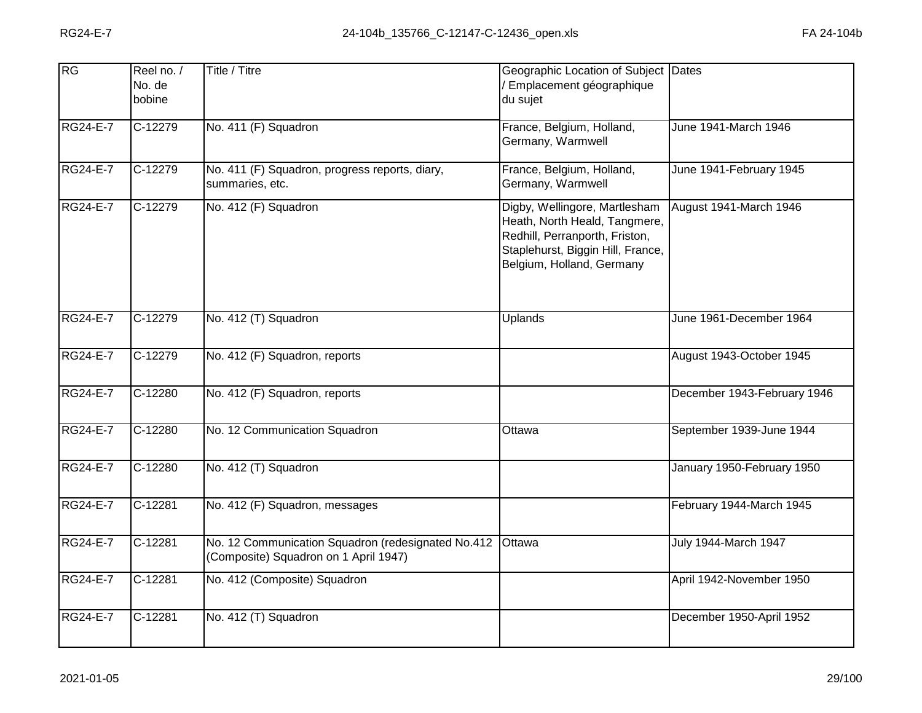| RG | Reel no. / No. de bobine | Title / Titre | Geographic Location of Subject / Emplacement géographique du sujet | Dates |
|---|---|---|---|---|
| RG24-E-7 | C-12279 | No. 411 (F) Squadron | France, Belgium, Holland, Germany, Warmwell | June 1941-March 1946 |
| RG24-E-7 | C-12279 | No. 411 (F) Squadron, progress reports, diary, summaries, etc. | France, Belgium, Holland, Germany, Warmwell | June 1941-February 1945 |
| RG24-E-7 | C-12279 | No. 412 (F) Squadron | Digby, Wellingore, Martlesham Heath, North Heald, Tangmere, Redhill, Perranporth, Friston, Staplehurst, Biggin Hill, France, Belgium, Holland, Germany | August 1941-March 1946 |
| RG24-E-7 | C-12279 | No. 412 (T) Squadron | Uplands | June 1961-December 1964 |
| RG24-E-7 | C-12279 | No. 412 (F) Squadron, reports | | August 1943-October 1945 |
| RG24-E-7 | C-12280 | No. 412 (F) Squadron, reports | | December 1943-February 1946 |
| RG24-E-7 | C-12280 | No. 12 Communication Squadron | Ottawa | September 1939-June 1944 |
| RG24-E-7 | C-12280 | No. 412 (T) Squadron | | January 1950-February 1950 |
| RG24-E-7 | C-12281 | No. 412 (F) Squadron, messages | | February 1944-March 1945 |
| RG24-E-7 | C-12281 | No. 12 Communication Squadron (redesignated No.412 (Composite) Squadron on 1 April 1947) | Ottawa | July 1944-March 1947 |
| RG24-E-7 | C-12281 | No. 412 (Composite) Squadron | | April 1942-November 1950 |
| RG24-E-7 | C-12281 | No. 412 (T) Squadron | | December 1950-April 1952 |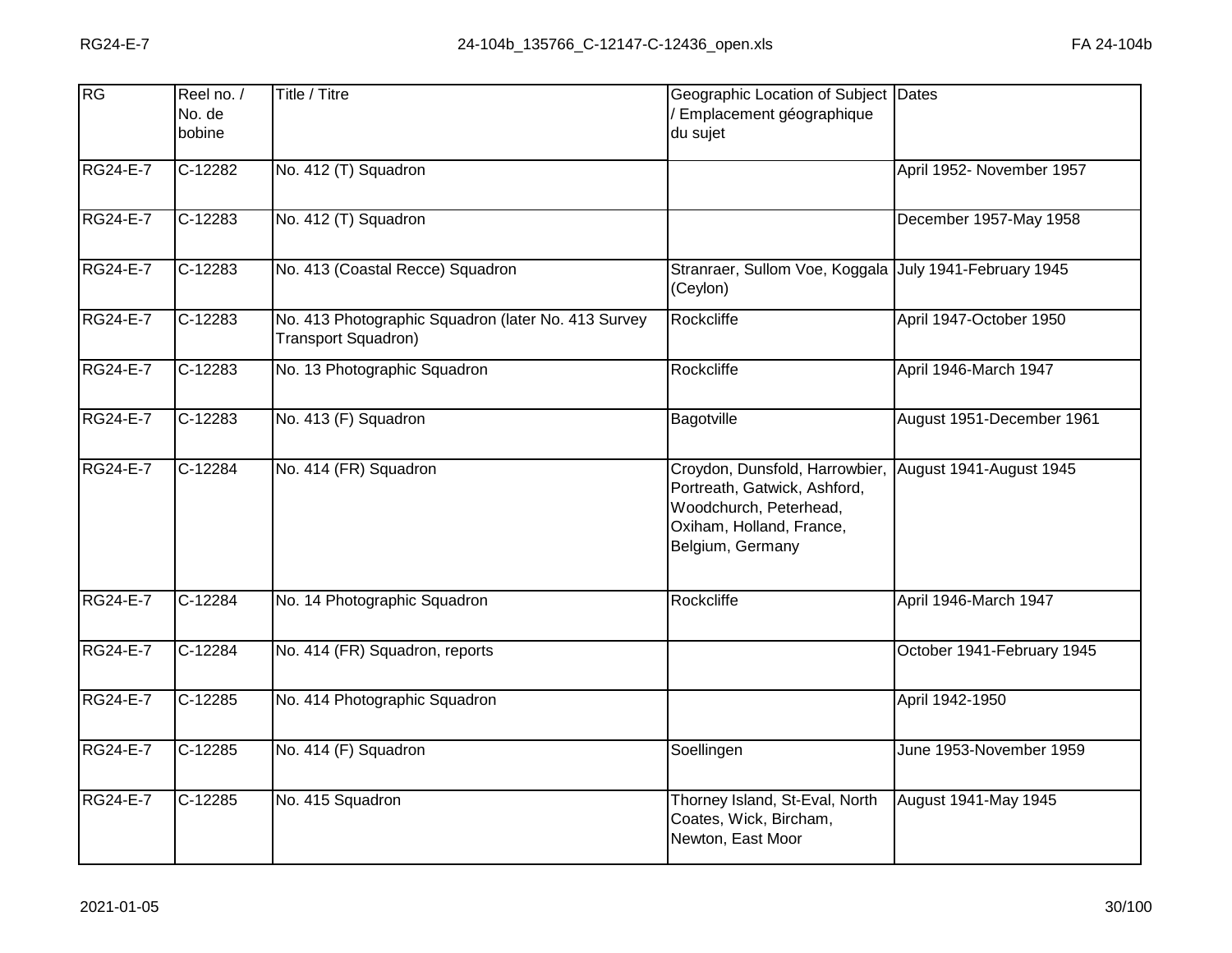| RG | Reel no. / No. de bobine | Title / Titre | Geographic Location of Subject / Emplacement géographique du sujet | Dates |
|---|---|---|---|---|
| RG24-E-7 | C-12282 | No. 412 (T) Squadron | | April 1952- November 1957 |
| RG24-E-7 | C-12283 | No. 412 (T) Squadron | | December 1957-May 1958 |
| RG24-E-7 | C-12283 | No. 413 (Coastal Recce) Squadron | Stranraer, Sullom Voe, Koggala (Ceylon) | July 1941-February 1945 |
| RG24-E-7 | C-12283 | No. 413 Photographic Squadron (later No. 413 Survey Transport Squadron) | Rockcliffe | April 1947-October 1950 |
| RG24-E-7 | C-12283 | No. 13 Photographic Squadron | Rockcliffe | April 1946-March 1947 |
| RG24-E-7 | C-12283 | No. 413 (F) Squadron | Bagotville | August 1951-December 1961 |
| RG24-E-7 | C-12284 | No. 414 (FR) Squadron | Croydon, Dunsfold, Harrowbier, Portreath, Gatwick, Ashford, Woodchurch, Peterhead, Oxiham, Holland, France, Belgium, Germany | August 1941-August 1945 |
| RG24-E-7 | C-12284 | No. 14 Photographic Squadron | Rockcliffe | April 1946-March 1947 |
| RG24-E-7 | C-12284 | No. 414 (FR) Squadron, reports | | October 1941-February 1945 |
| RG24-E-7 | C-12285 | No. 414 Photographic Squadron | | April 1942-1950 |
| RG24-E-7 | C-12285 | No. 414 (F) Squadron | Soellingen | June 1953-November 1959 |
| RG24-E-7 | C-12285 | No. 415 Squadron | Thorney Island, St-Eval, North Coates, Wick, Bircham, Newton, East Moor | August 1941-May 1945 |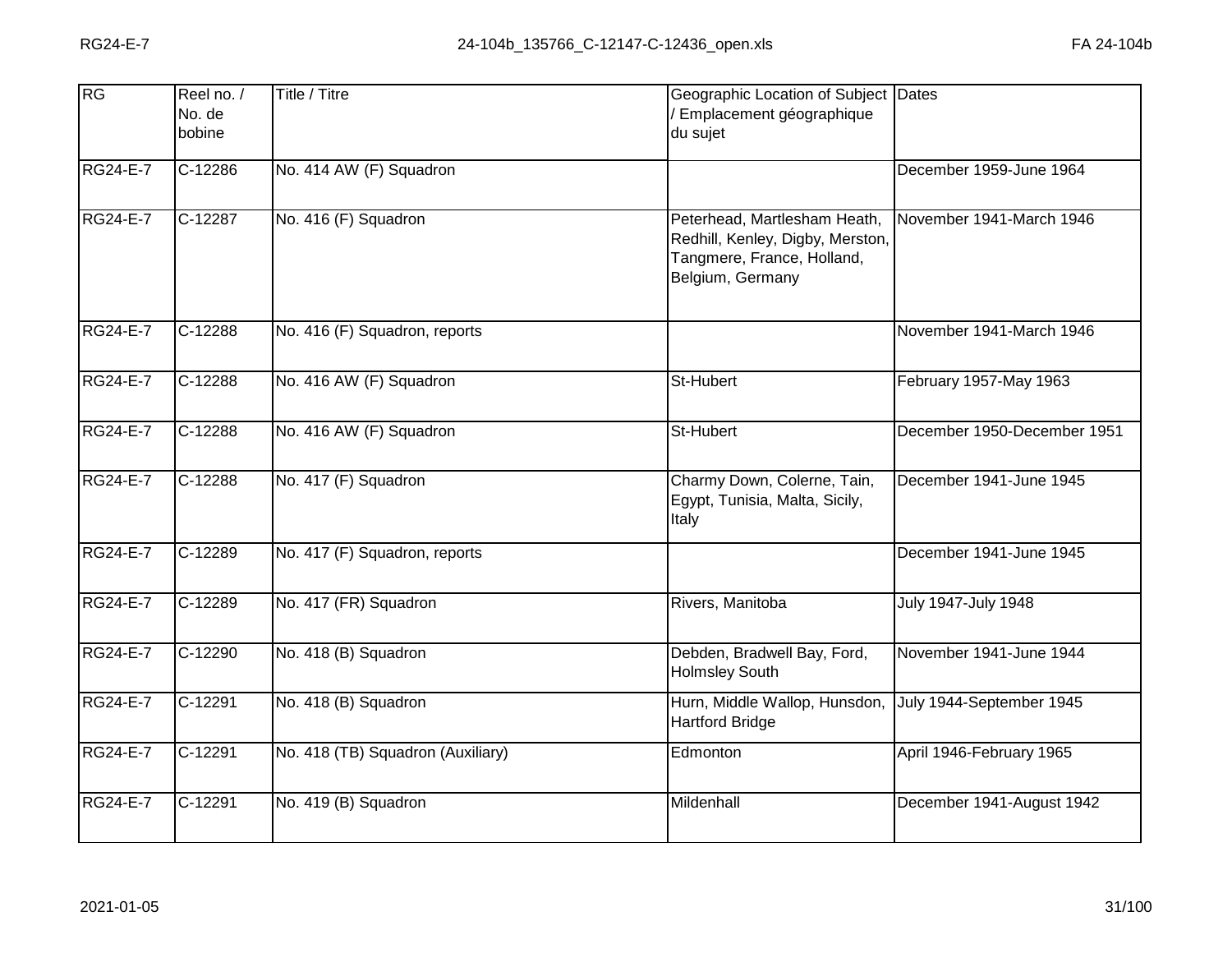| RG | Reel no. / No. de bobine | Title / Titre | Geographic Location of Subject / Emplacement géographique du sujet | Dates |
|---|---|---|---|---|
| RG24-E-7 | C-12286 | No. 414 AW (F) Squadron | | December 1959-June 1964 |
| RG24-E-7 | C-12287 | No. 416 (F) Squadron | Peterhead, Martlesham Heath, Redhill, Kenley, Digby, Merston, Tangmere, France, Holland, Belgium, Germany | November 1941-March 1946 |
| RG24-E-7 | C-12288 | No. 416 (F) Squadron, reports | | November 1941-March 1946 |
| RG24-E-7 | C-12288 | No. 416 AW (F) Squadron | St-Hubert | February 1957-May 1963 |
| RG24-E-7 | C-12288 | No. 416 AW (F) Squadron | St-Hubert | December 1950-December 1951 |
| RG24-E-7 | C-12288 | No. 417 (F) Squadron | Charmy Down, Colerne, Tain, Egypt, Tunisia, Malta, Sicily, Italy | December 1941-June 1945 |
| RG24-E-7 | C-12289 | No. 417 (F) Squadron, reports | | December 1941-June 1945 |
| RG24-E-7 | C-12289 | No. 417 (FR) Squadron | Rivers, Manitoba | July 1947-July 1948 |
| RG24-E-7 | C-12290 | No. 418 (B) Squadron | Debden, Bradwell Bay, Ford, Holmsley South | November 1941-June 1944 |
| RG24-E-7 | C-12291 | No. 418 (B) Squadron | Hurn, Middle Wallop, Hunsdon, Hartford Bridge | July 1944-September 1945 |
| RG24-E-7 | C-12291 | No. 418 (TB) Squadron (Auxiliary) | Edmonton | April 1946-February 1965 |
| RG24-E-7 | C-12291 | No. 419 (B) Squadron | Mildenhall | December 1941-August 1942 |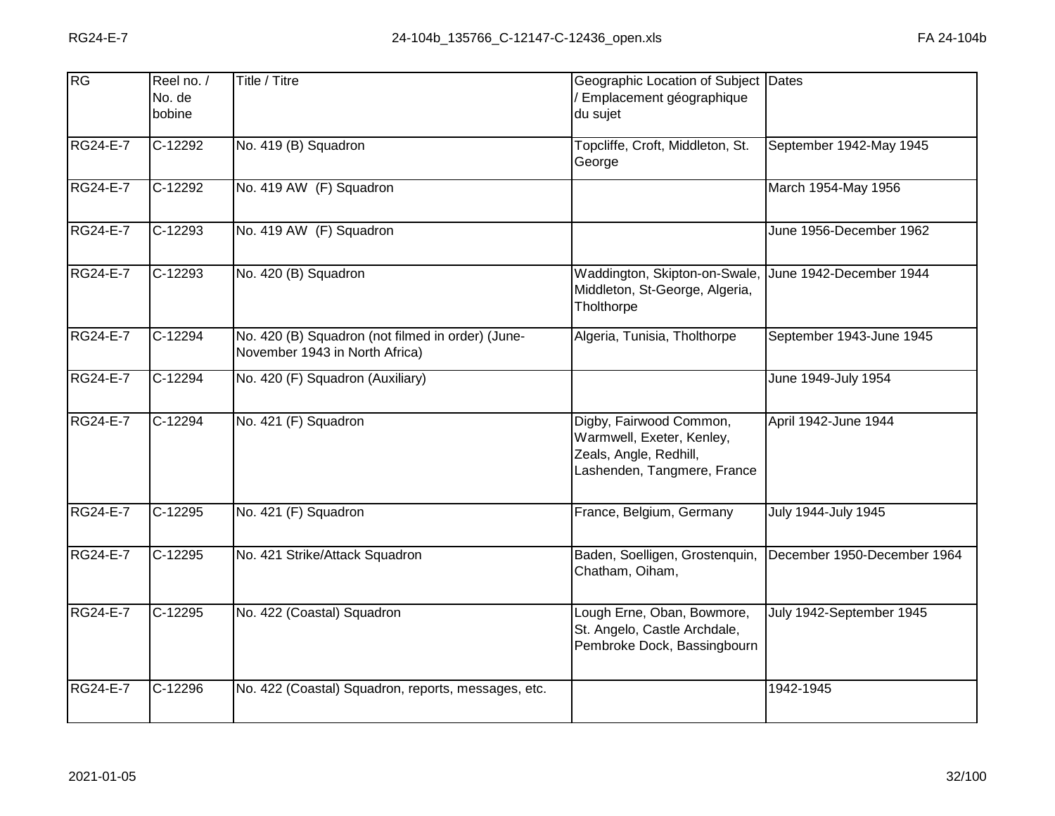| RG | Reel no. / No. de bobine | Title / Titre | Geographic Location of Subject / Emplacement géographique du sujet | Dates |
|---|---|---|---|---|
| RG24-E-7 | C-12292 | No. 419 (B) Squadron | Topcliffe, Croft, Middleton, St. George | September 1942-May 1945 |
| RG24-E-7 | C-12292 | No. 419 AW (F) Squadron | | March 1954-May 1956 |
| RG24-E-7 | C-12293 | No. 419 AW (F) Squadron | | June 1956-December 1962 |
| RG24-E-7 | C-12293 | No. 420 (B) Squadron | Waddington, Skipton-on-Swale, Middleton, St-George, Algeria, Tholthorpe | June 1942-December 1944 |
| RG24-E-7 | C-12294 | No. 420 (B) Squadron (not filmed in order) (June-November 1943 in North Africa) | Algeria, Tunisia, Tholthorpe | September 1943-June 1945 |
| RG24-E-7 | C-12294 | No. 420 (F) Squadron (Auxiliary) | | June 1949-July 1954 |
| RG24-E-7 | C-12294 | No. 421 (F) Squadron | Digby, Fairwood Common, Warmwell, Exeter, Kenley, Zeals, Angle, Redhill, Lashenden, Tangmere, France | April 1942-June 1944 |
| RG24-E-7 | C-12295 | No. 421 (F) Squadron | France, Belgium, Germany | July 1944-July 1945 |
| RG24-E-7 | C-12295 | No. 421 Strike/Attack Squadron | Baden, Soelligen, Grostenquin, Chatham, Oiham, | December 1950-December 1964 |
| RG24-E-7 | C-12295 | No. 422 (Coastal) Squadron | Lough Erne, Oban, Bowmore, St. Angelo, Castle Archdale, Pembroke Dock, Bassingbourn | July 1942-September 1945 |
| RG24-E-7 | C-12296 | No. 422 (Coastal) Squadron, reports, messages, etc. | | 1942-1945 |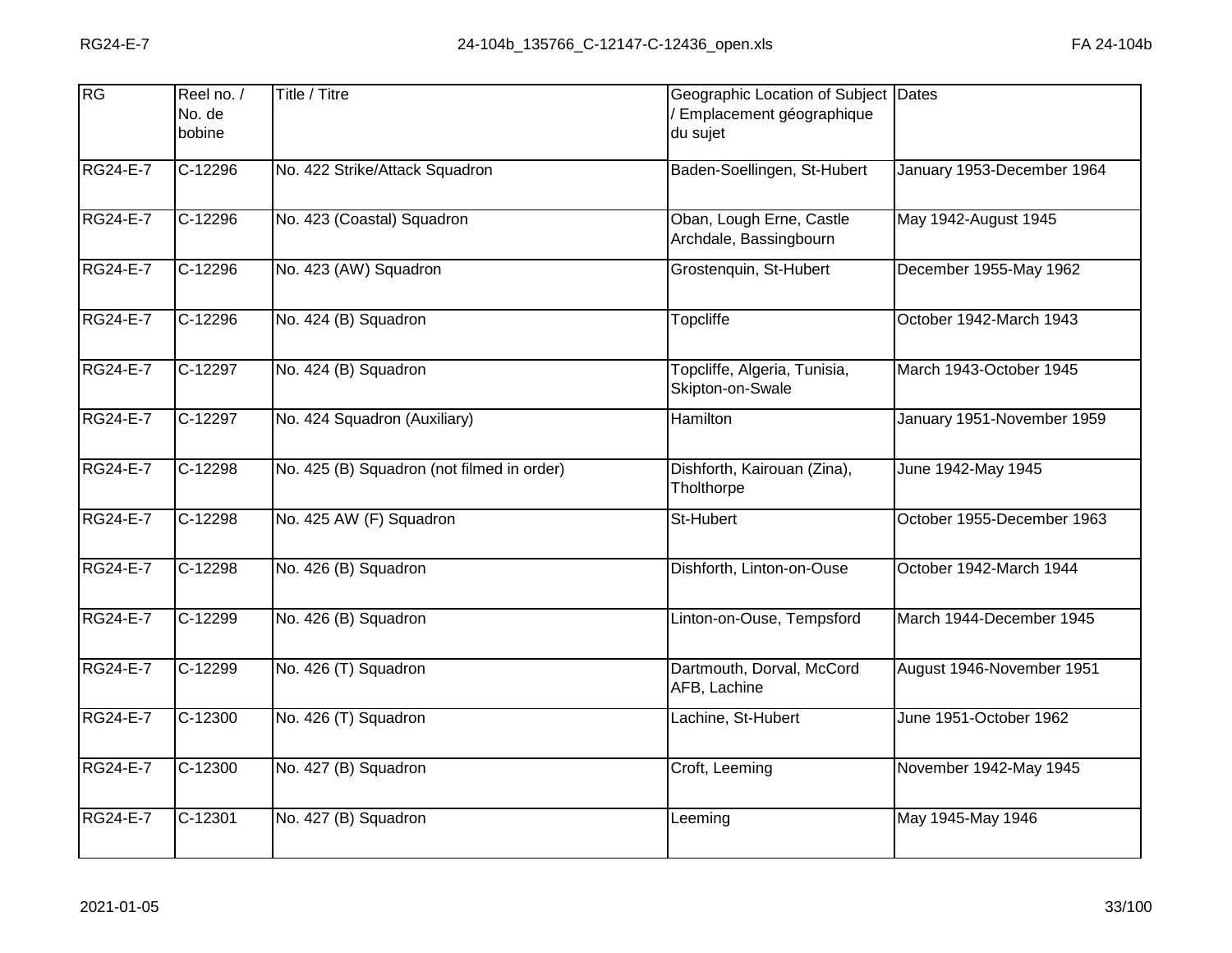| RG | Reel no. / No. de bobine | Title / Titre | Geographic Location of Subject / Emplacement géographique du sujet | Dates |
|---|---|---|---|---|
| RG24-E-7 | C-12296 | No. 422 Strike/Attack Squadron | Baden-Soellingen, St-Hubert | January 1953-December 1964 |
| RG24-E-7 | C-12296 | No. 423 (Coastal) Squadron | Oban, Lough Erne, Castle Archdale, Bassingbourn | May 1942-August 1945 |
| RG24-E-7 | C-12296 | No. 423 (AW) Squadron | Grostenquin, St-Hubert | December 1955-May 1962 |
| RG24-E-7 | C-12296 | No. 424 (B) Squadron | Topcliffe | October 1942-March 1943 |
| RG24-E-7 | C-12297 | No. 424 (B) Squadron | Topcliffe, Algeria, Tunisia, Skipton-on-Swale | March 1943-October 1945 |
| RG24-E-7 | C-12297 | No. 424 Squadron (Auxiliary) | Hamilton | January 1951-November 1959 |
| RG24-E-7 | C-12298 | No. 425 (B) Squadron (not filmed in order) | Dishforth, Kairouan (Zina), Tholthorpe | June 1942-May 1945 |
| RG24-E-7 | C-12298 | No. 425 AW (F) Squadron | St-Hubert | October 1955-December 1963 |
| RG24-E-7 | C-12298 | No. 426 (B) Squadron | Dishforth, Linton-on-Ouse | October 1942-March 1944 |
| RG24-E-7 | C-12299 | No. 426 (B) Squadron | Linton-on-Ouse, Tempsford | March 1944-December 1945 |
| RG24-E-7 | C-12299 | No. 426 (T) Squadron | Dartmouth, Dorval, McCord AFB, Lachine | August 1946-November 1951 |
| RG24-E-7 | C-12300 | No. 426 (T) Squadron | Lachine, St-Hubert | June 1951-October 1962 |
| RG24-E-7 | C-12300 | No. 427 (B) Squadron | Croft, Leeming | November 1942-May 1945 |
| RG24-E-7 | C-12301 | No. 427 (B) Squadron | Leeming | May 1945-May 1946 |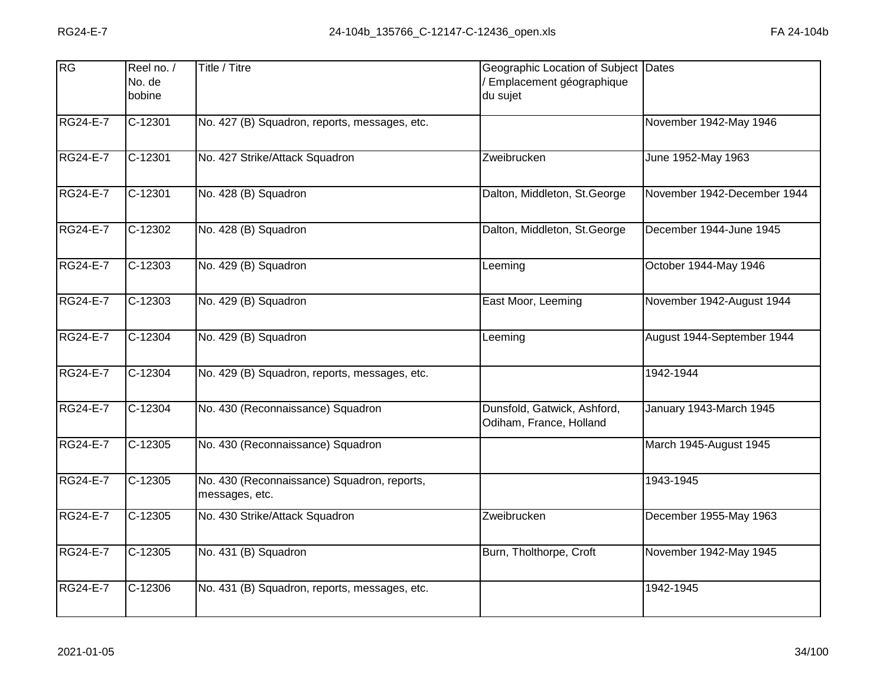| RG | Reel no. / No. de bobine | Title / Titre | Geographic Location of Subject / Emplacement géographique du sujet | Dates |
|---|---|---|---|---|
| RG24-E-7 | C-12301 | No. 427 (B) Squadron, reports, messages, etc. | | November 1942-May 1946 |
| RG24-E-7 | C-12301 | No. 427 Strike/Attack Squadron | Zweibrucken | June 1952-May 1963 |
| RG24-E-7 | C-12301 | No. 428 (B) Squadron | Dalton, Middleton, St.George | November 1942-December 1944 |
| RG24-E-7 | C-12302 | No. 428 (B) Squadron | Dalton, Middleton, St.George | December 1944-June 1945 |
| RG24-E-7 | C-12303 | No. 429 (B) Squadron | Leeming | October 1944-May 1946 |
| RG24-E-7 | C-12303 | No. 429 (B) Squadron | East Moor, Leeming | November 1942-August 1944 |
| RG24-E-7 | C-12304 | No. 429 (B) Squadron | Leeming | August 1944-September 1944 |
| RG24-E-7 | C-12304 | No. 429 (B) Squadron, reports, messages, etc. | | 1942-1944 |
| RG24-E-7 | C-12304 | No. 430 (Reconnaissance) Squadron | Dunsfold, Gatwick, Ashford, Odiham, France, Holland | January 1943-March 1945 |
| RG24-E-7 | C-12305 | No. 430 (Reconnaissance) Squadron | | March 1945-August 1945 |
| RG24-E-7 | C-12305 | No. 430 (Reconnaissance) Squadron, reports, messages, etc. | | 1943-1945 |
| RG24-E-7 | C-12305 | No. 430 Strike/Attack Squadron | Zweibrucken | December 1955-May 1963 |
| RG24-E-7 | C-12305 | No. 431 (B) Squadron | Burn, Tholthorpe, Croft | November 1942-May 1945 |
| RG24-E-7 | C-12306 | No. 431 (B) Squadron, reports, messages, etc. | | 1942-1945 |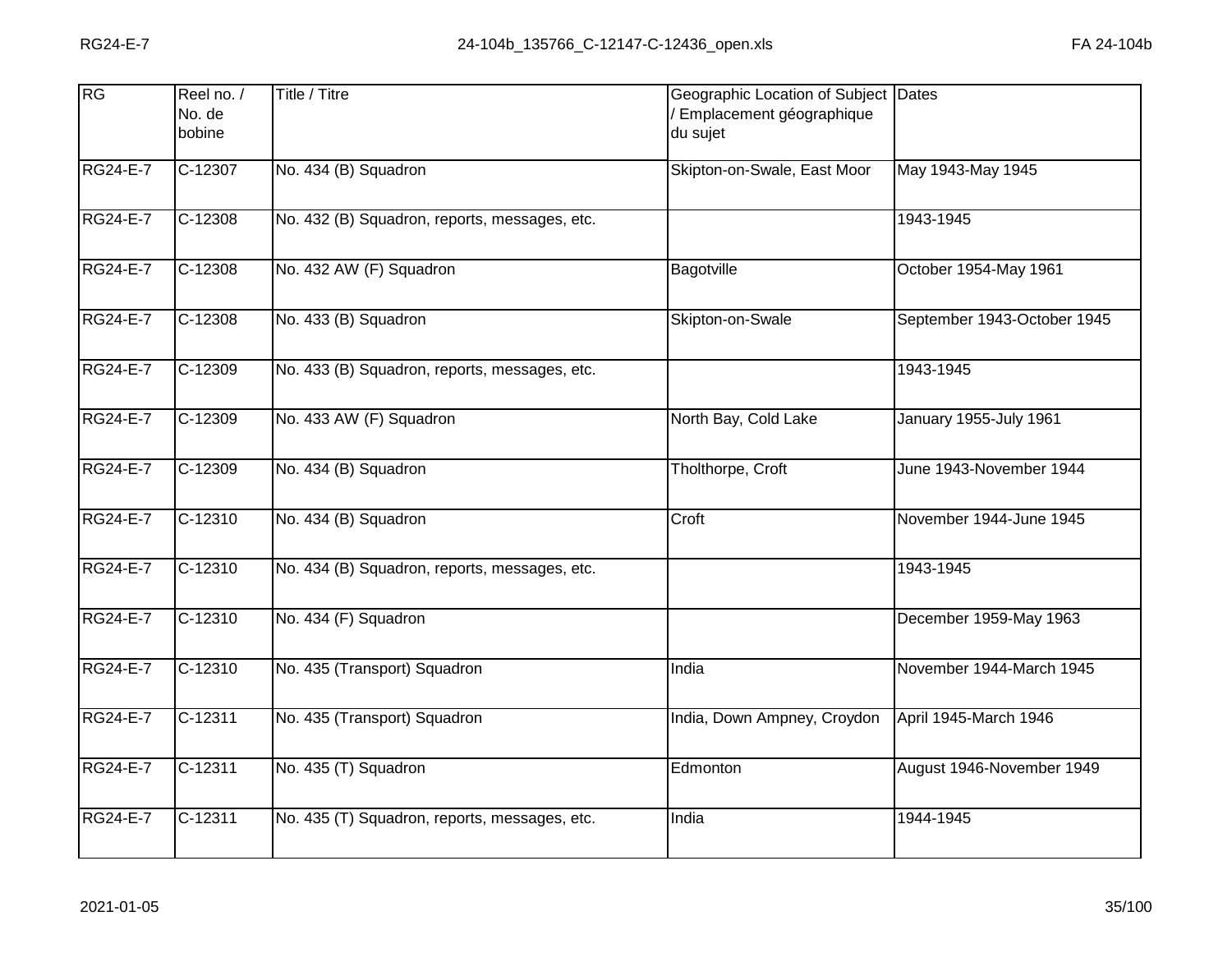| RG | Reel no. / No. de bobine | Title / Titre | Geographic Location of Subject / Emplacement géographique du sujet | Dates |
|---|---|---|---|---|
| RG24-E-7 | C-12307 | No. 434 (B) Squadron | Skipton-on-Swale, East Moor | May 1943-May 1945 |
| RG24-E-7 | C-12308 | No. 432 (B) Squadron, reports, messages, etc. | | 1943-1945 |
| RG24-E-7 | C-12308 | No. 432 AW (F) Squadron | Bagotville | October 1954-May 1961 |
| RG24-E-7 | C-12308 | No. 433 (B) Squadron | Skipton-on-Swale | September 1943-October 1945 |
| RG24-E-7 | C-12309 | No. 433 (B) Squadron, reports, messages, etc. | | 1943-1945 |
| RG24-E-7 | C-12309 | No. 433 AW (F) Squadron | North Bay, Cold Lake | January 1955-July 1961 |
| RG24-E-7 | C-12309 | No. 434 (B) Squadron | Tholthorpe, Croft | June 1943-November 1944 |
| RG24-E-7 | C-12310 | No. 434 (B) Squadron | Croft | November 1944-June 1945 |
| RG24-E-7 | C-12310 | No. 434 (B) Squadron, reports, messages, etc. | | 1943-1945 |
| RG24-E-7 | C-12310 | No. 434 (F) Squadron | | December 1959-May 1963 |
| RG24-E-7 | C-12310 | No. 435 (Transport) Squadron | India | November 1944-March 1945 |
| RG24-E-7 | C-12311 | No. 435 (Transport) Squadron | India, Down Ampney, Croydon | April 1945-March 1946 |
| RG24-E-7 | C-12311 | No. 435 (T) Squadron | Edmonton | August 1946-November 1949 |
| RG24-E-7 | C-12311 | No. 435 (T) Squadron, reports, messages, etc. | India | 1944-1945 |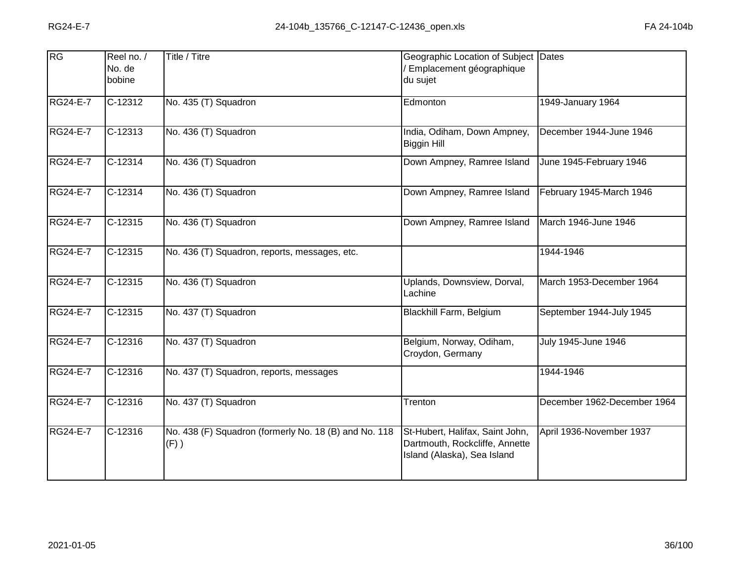| RG | Reel no. / No. de bobine | Title / Titre | Geographic Location of Subject / Emplacement géographique du sujet | Dates |
|---|---|---|---|---|
| RG24-E-7 | C-12312 | No. 435 (T) Squadron | Edmonton | 1949-January 1964 |
| RG24-E-7 | C-12313 | No. 436 (T) Squadron | India, Odiham, Down Ampney, Biggin Hill | December 1944-June 1946 |
| RG24-E-7 | C-12314 | No. 436 (T) Squadron | Down Ampney, Ramree Island | June 1945-February 1946 |
| RG24-E-7 | C-12314 | No. 436 (T) Squadron | Down Ampney, Ramree Island | February 1945-March 1946 |
| RG24-E-7 | C-12315 | No. 436 (T) Squadron | Down Ampney, Ramree Island | March 1946-June 1946 |
| RG24-E-7 | C-12315 | No. 436 (T) Squadron, reports, messages, etc. | | 1944-1946 |
| RG24-E-7 | C-12315 | No. 436 (T) Squadron | Uplands, Downsview, Dorval, Lachine | March 1953-December 1964 |
| RG24-E-7 | C-12315 | No. 437 (T) Squadron | Blackhill Farm, Belgium | September 1944-July 1945 |
| RG24-E-7 | C-12316 | No. 437 (T) Squadron | Belgium, Norway, Odiham, Croydon, Germany | July 1945-June 1946 |
| RG24-E-7 | C-12316 | No. 437 (T) Squadron, reports, messages | | 1944-1946 |
| RG24-E-7 | C-12316 | No. 437 (T) Squadron | Trenton | December 1962-December 1964 |
| RG24-E-7 | C-12316 | No. 438 (F) Squadron (formerly No. 18 (B) and No. 118 (F) ) | St-Hubert, Halifax, Saint John, Dartmouth, Rockcliffe, Annette Island (Alaska), Sea Island | April 1936-November 1937 |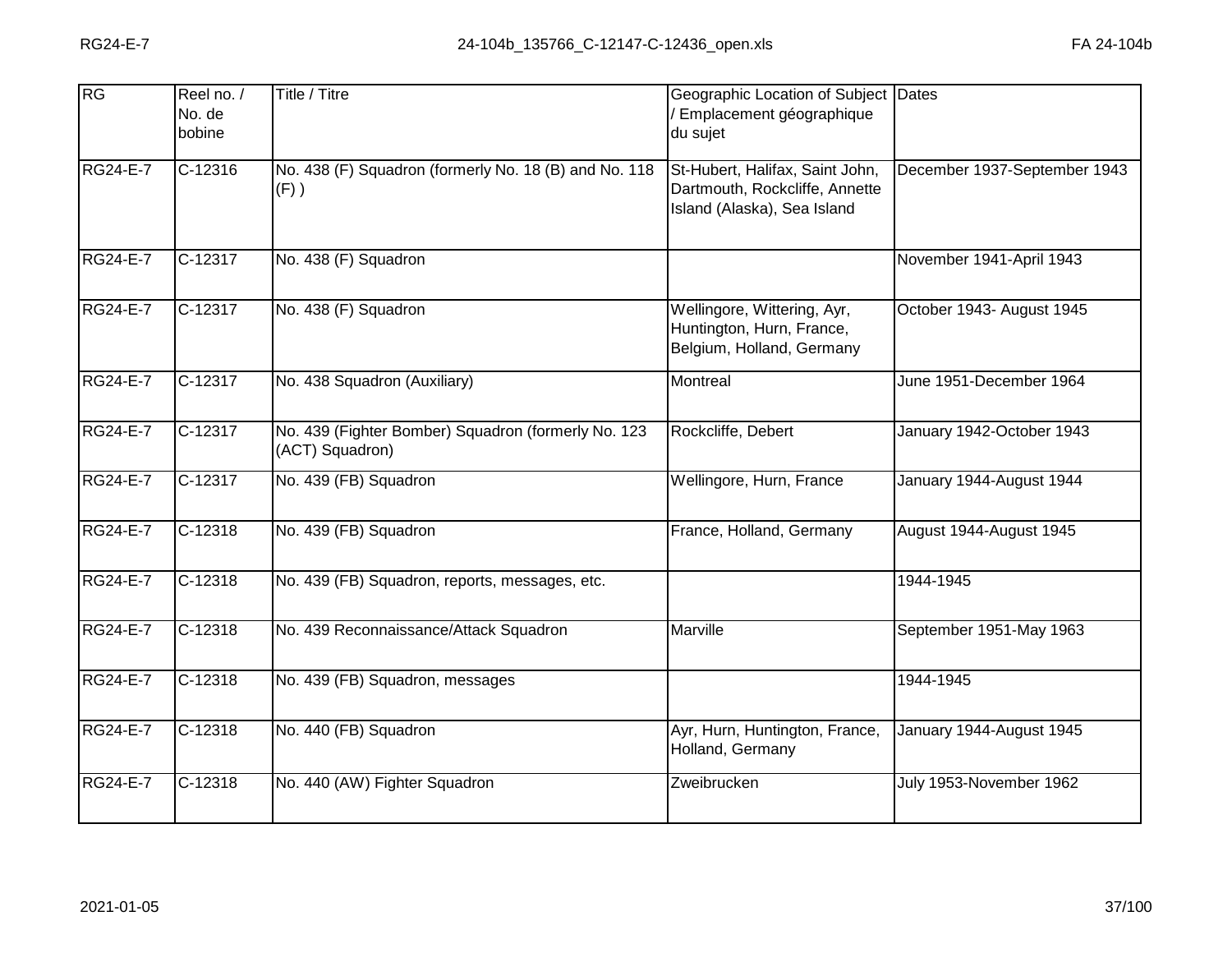| RG | Reel no. / No. de bobine | Title / Titre | Geographic Location of Subject / Emplacement géographique du sujet | Dates |
|---|---|---|---|---|
| RG24-E-7 | C-12316 | No. 438 (F) Squadron (formerly No. 18 (B) and No. 118 (F) ) | St-Hubert, Halifax, Saint John, Dartmouth, Rockcliffe, Annette Island (Alaska), Sea Island | December 1937-September 1943 |
| RG24-E-7 | C-12317 | No. 438 (F) Squadron | | November 1941-April 1943 |
| RG24-E-7 | C-12317 | No. 438 (F) Squadron | Wellingore, Wittering, Ayr, Huntington, Hurn, France, Belgium, Holland, Germany | October 1943- August 1945 |
| RG24-E-7 | C-12317 | No. 438 Squadron (Auxiliary) | Montreal | June 1951-December 1964 |
| RG24-E-7 | C-12317 | No. 439 (Fighter Bomber) Squadron (formerly No. 123 (ACT) Squadron) | Rockcliffe, Debert | January 1942-October 1943 |
| RG24-E-7 | C-12317 | No. 439 (FB) Squadron | Wellingore, Hurn, France | January 1944-August 1944 |
| RG24-E-7 | C-12318 | No. 439 (FB) Squadron | France, Holland, Germany | August 1944-August 1945 |
| RG24-E-7 | C-12318 | No. 439 (FB) Squadron, reports, messages, etc. | | 1944-1945 |
| RG24-E-7 | C-12318 | No. 439 Reconnaissance/Attack Squadron | Marville | September 1951-May 1963 |
| RG24-E-7 | C-12318 | No. 439 (FB) Squadron, messages | | 1944-1945 |
| RG24-E-7 | C-12318 | No. 440 (FB) Squadron | Ayr, Hurn, Huntington, France, Holland, Germany | January 1944-August 1945 |
| RG24-E-7 | C-12318 | No. 440 (AW) Fighter Squadron | Zweibrucken | July 1953-November 1962 |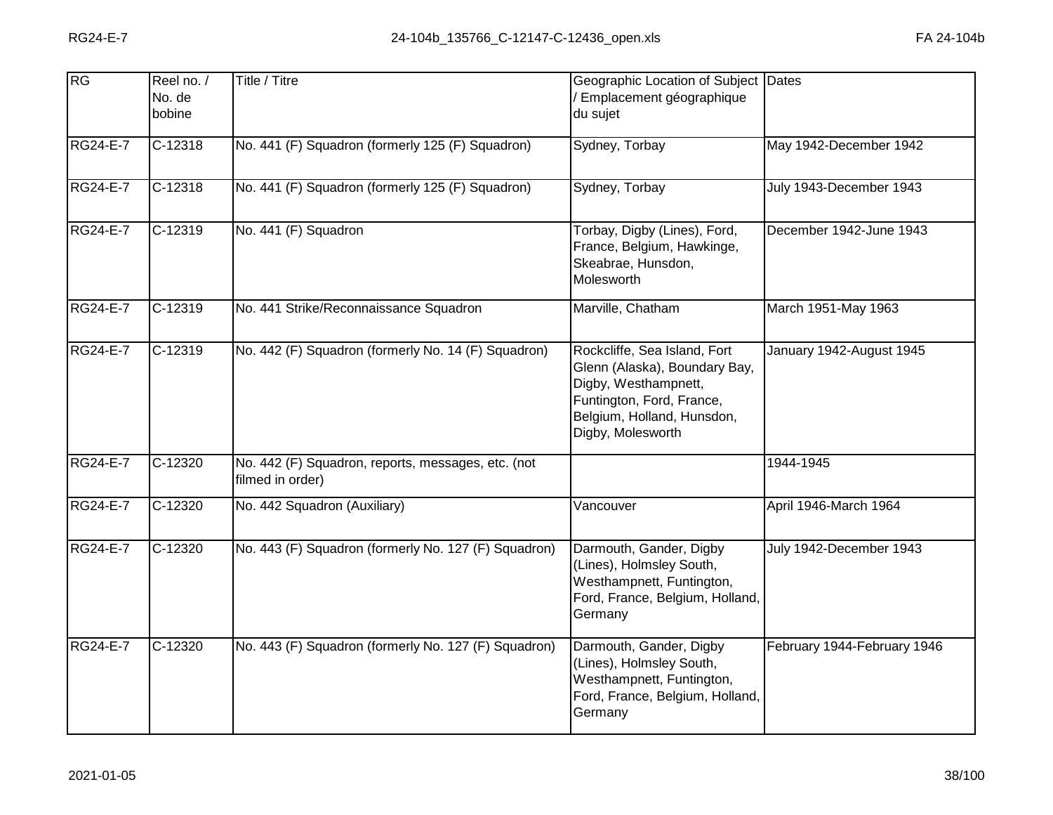| RG | Reel no. / No. de bobine | Title / Titre | Geographic Location of Subject / Emplacement géographique du sujet | Dates |
|---|---|---|---|---|
| RG24-E-7 | C-12318 | No. 441 (F) Squadron (formerly 125 (F) Squadron) | Sydney, Torbay | May 1942-December 1942 |
| RG24-E-7 | C-12318 | No. 441 (F) Squadron (formerly 125 (F) Squadron) | Sydney, Torbay | July 1943-December 1943 |
| RG24-E-7 | C-12319 | No. 441 (F) Squadron | Torbay, Digby (Lines), Ford, France, Belgium, Hawkinge, Skeabrae, Hunsdon, Molesworth | December 1942-June 1943 |
| RG24-E-7 | C-12319 | No. 441 Strike/Reconnaissance Squadron | Marville, Chatham | March 1951-May 1963 |
| RG24-E-7 | C-12319 | No. 442 (F) Squadron (formerly No. 14 (F) Squadron) | Rockcliffe, Sea Island, Fort Glenn (Alaska), Boundary Bay, Digby, Westhampnett, Funtington, Ford, France, Belgium, Holland, Hunsdon, Digby, Molesworth | January 1942-August 1945 |
| RG24-E-7 | C-12320 | No. 442 (F) Squadron, reports, messages, etc. (not filmed in order) | | 1944-1945 |
| RG24-E-7 | C-12320 | No. 442 Squadron (Auxiliary) | Vancouver | April 1946-March 1964 |
| RG24-E-7 | C-12320 | No. 443 (F) Squadron (formerly No. 127 (F) Squadron) | Darmouth, Gander, Digby (Lines), Holmsley South, Westhampnett, Funtington, Ford, France, Belgium, Holland, Germany | July 1942-December 1943 |
| RG24-E-7 | C-12320 | No. 443 (F) Squadron (formerly No. 127 (F) Squadron) | Darmouth, Gander, Digby (Lines), Holmsley South, Westhampnett, Funtington, Ford, France, Belgium, Holland, Germany | February 1944-February 1946 |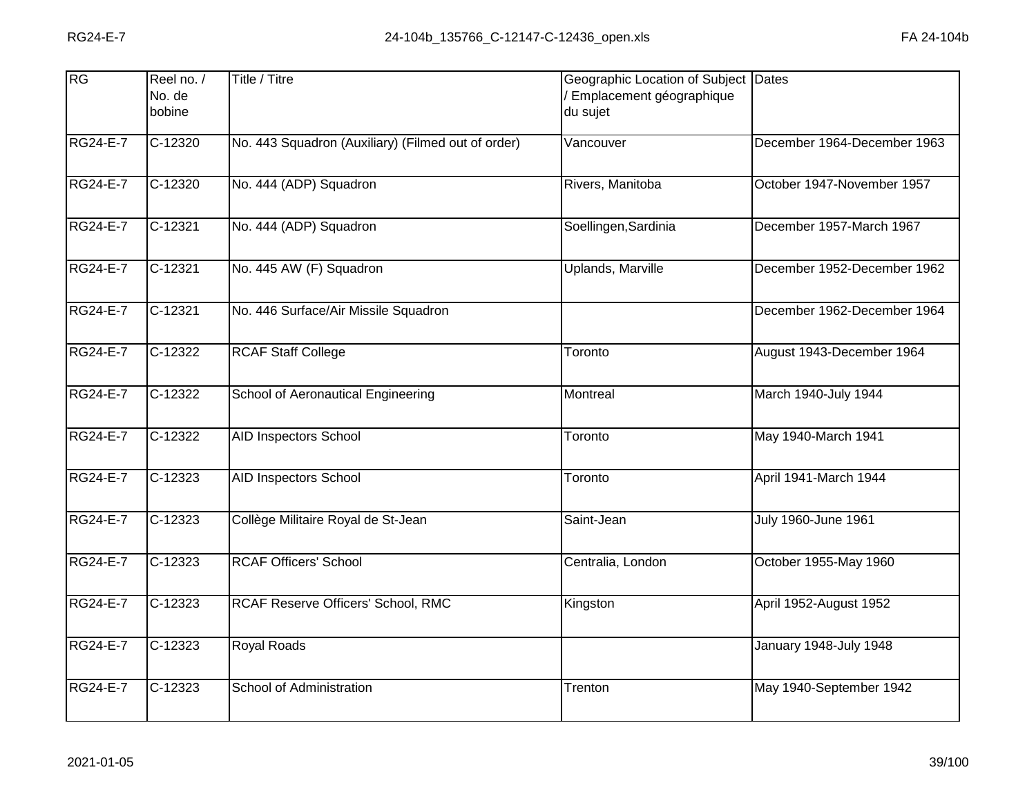| RG | Reel no. / No. de bobine | Title / Titre | Geographic Location of Subject / Emplacement géographique du sujet | Dates |
|---|---|---|---|---|
| RG24-E-7 | C-12320 | No. 443 Squadron (Auxiliary) (Filmed out of order) | Vancouver | December 1964-December 1963 |
| RG24-E-7 | C-12320 | No. 444 (ADP) Squadron | Rivers, Manitoba | October 1947-November 1957 |
| RG24-E-7 | C-12321 | No. 444 (ADP) Squadron | Soellingen,Sardinia | December 1957-March 1967 |
| RG24-E-7 | C-12321 | No. 445 AW (F) Squadron | Uplands, Marville | December 1952-December 1962 |
| RG24-E-7 | C-12321 | No. 446 Surface/Air Missile Squadron | | December 1962-December 1964 |
| RG24-E-7 | C-12322 | RCAF Staff College | Toronto | August 1943-December 1964 |
| RG24-E-7 | C-12322 | School of Aeronautical Engineering | Montreal | March 1940-July 1944 |
| RG24-E-7 | C-12322 | AID Inspectors School | Toronto | May 1940-March 1941 |
| RG24-E-7 | C-12323 | AID Inspectors School | Toronto | April 1941-March 1944 |
| RG24-E-7 | C-12323 | Collège Militaire Royal de St-Jean | Saint-Jean | July 1960-June 1961 |
| RG24-E-7 | C-12323 | RCAF Officers' School | Centralia, London | October 1955-May 1960 |
| RG24-E-7 | C-12323 | RCAF Reserve Officers' School, RMC | Kingston | April 1952-August 1952 |
| RG24-E-7 | C-12323 | Royal Roads | | January 1948-July 1948 |
| RG24-E-7 | C-12323 | School of Administration | Trenton | May 1940-September 1942 |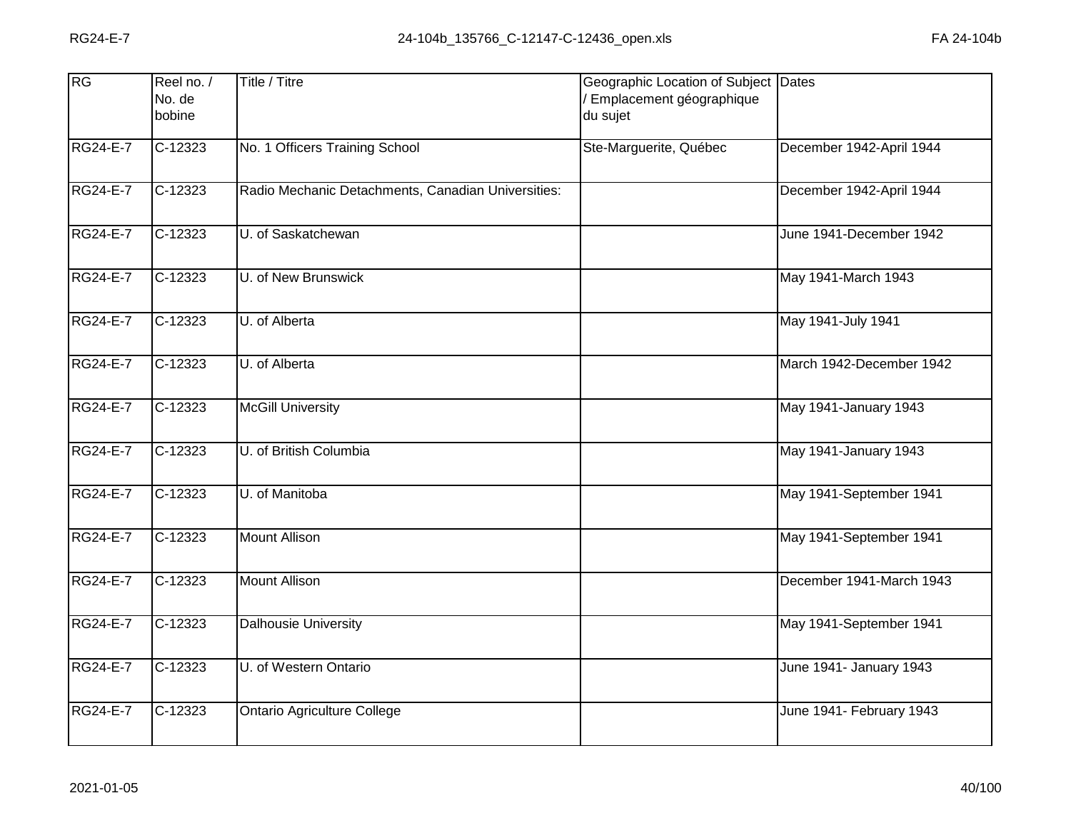| RG | Reel no. / No. de bobine | Title / Titre | Geographic Location of Subject / Emplacement géographique du sujet | Dates |
|---|---|---|---|---|
| RG24-E-7 | C-12323 | No. 1 Officers Training School | Ste-Marguerite, Québec | December 1942-April 1944 |
| RG24-E-7 | C-12323 | Radio Mechanic Detachments, Canadian Universities: | | December 1942-April 1944 |
| RG24-E-7 | C-12323 | U. of Saskatchewan | | June 1941-December 1942 |
| RG24-E-7 | C-12323 | U. of New Brunswick | | May 1941-March 1943 |
| RG24-E-7 | C-12323 | U. of Alberta | | May 1941-July 1941 |
| RG24-E-7 | C-12323 | U. of Alberta | | March 1942-December 1942 |
| RG24-E-7 | C-12323 | McGill University | | May 1941-January 1943 |
| RG24-E-7 | C-12323 | U. of British Columbia | | May 1941-January 1943 |
| RG24-E-7 | C-12323 | U. of Manitoba | | May 1941-September 1941 |
| RG24-E-7 | C-12323 | Mount Allison | | May 1941-September 1941 |
| RG24-E-7 | C-12323 | Mount Allison | | December 1941-March 1943 |
| RG24-E-7 | C-12323 | Dalhousie University | | May 1941-September 1941 |
| RG24-E-7 | C-12323 | U. of Western Ontario | | June 1941- January 1943 |
| RG24-E-7 | C-12323 | Ontario Agriculture College | | June 1941- February 1943 |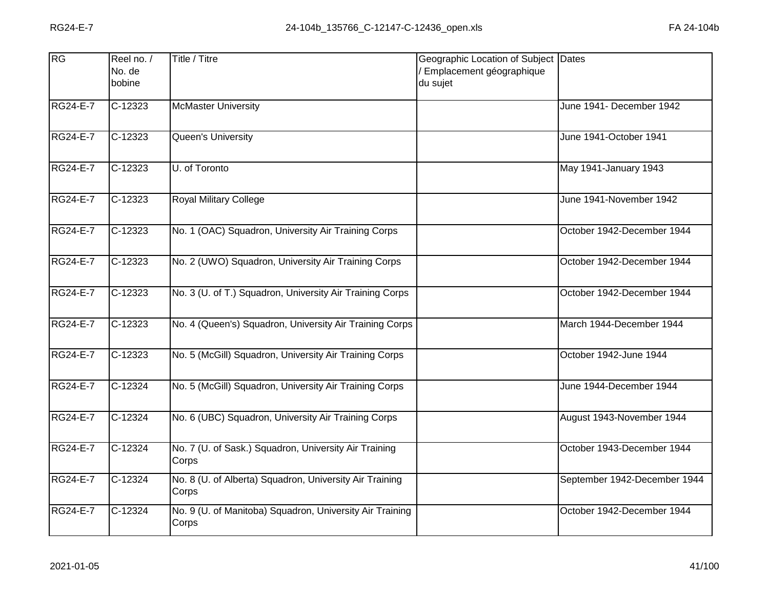| RG | Reel no. / No. de bobine | Title / Titre | Geographic Location of Subject / Emplacement géographique du sujet | Dates |
|---|---|---|---|---|
| RG24-E-7 | C-12323 | McMaster University | | June 1941- December 1942 |
| RG24-E-7 | C-12323 | Queen's University | | June 1941-October 1941 |
| RG24-E-7 | C-12323 | U. of Toronto | | May 1941-January 1943 |
| RG24-E-7 | C-12323 | Royal Military College | | June 1941-November 1942 |
| RG24-E-7 | C-12323 | No. 1 (OAC) Squadron, University Air Training Corps | | October 1942-December 1944 |
| RG24-E-7 | C-12323 | No. 2 (UWO) Squadron, University Air Training Corps | | October 1942-December 1944 |
| RG24-E-7 | C-12323 | No. 3 (U. of T.) Squadron, University Air Training Corps | | October 1942-December 1944 |
| RG24-E-7 | C-12323 | No. 4 (Queen's) Squadron, University Air Training Corps | | March 1944-December 1944 |
| RG24-E-7 | C-12323 | No. 5 (McGill) Squadron, University Air Training Corps | | October 1942-June 1944 |
| RG24-E-7 | C-12324 | No. 5 (McGill) Squadron, University Air Training Corps | | June 1944-December 1944 |
| RG24-E-7 | C-12324 | No. 6 (UBC) Squadron, University Air Training Corps | | August 1943-November 1944 |
| RG24-E-7 | C-12324 | No. 7 (U. of Sask.) Squadron, University Air Training Corps | | October 1943-December 1944 |
| RG24-E-7 | C-12324 | No. 8 (U. of Alberta) Squadron, University Air Training Corps | | September 1942-December 1944 |
| RG24-E-7 | C-12324 | No. 9 (U. of Manitoba) Squadron, University Air Training Corps | | October 1942-December 1944 |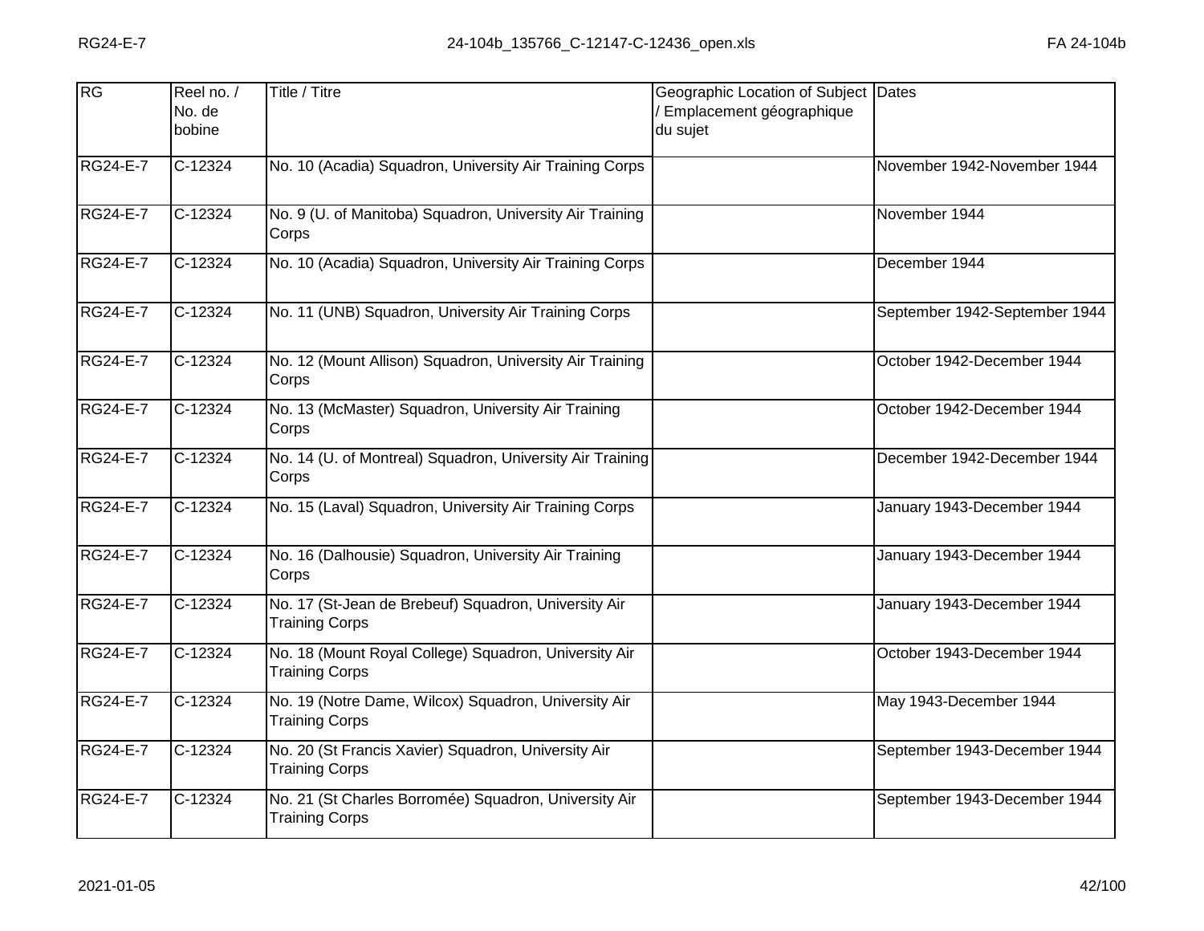| RG | Reel no. / No. de bobine | Title / Titre | Geographic Location of Subject / Emplacement géographique du sujet | Dates |
|---|---|---|---|---|
| RG24-E-7 | C-12324 | No. 10 (Acadia) Squadron, University Air Training Corps | | November 1942-November 1944 |
| RG24-E-7 | C-12324 | No. 9 (U. of Manitoba) Squadron, University Air Training Corps | | November 1944 |
| RG24-E-7 | C-12324 | No. 10 (Acadia) Squadron, University Air Training Corps | | December 1944 |
| RG24-E-7 | C-12324 | No. 11 (UNB) Squadron, University Air Training Corps | | September 1942-September 1944 |
| RG24-E-7 | C-12324 | No. 12 (Mount Allison) Squadron, University Air Training Corps | | October 1942-December 1944 |
| RG24-E-7 | C-12324 | No. 13 (McMaster) Squadron, University Air Training Corps | | October 1942-December 1944 |
| RG24-E-7 | C-12324 | No. 14 (U. of Montreal) Squadron, University Air Training Corps | | December 1942-December 1944 |
| RG24-E-7 | C-12324 | No. 15 (Laval) Squadron, University Air Training Corps | | January 1943-December 1944 |
| RG24-E-7 | C-12324 | No. 16 (Dalhousie) Squadron, University Air Training Corps | | January 1943-December 1944 |
| RG24-E-7 | C-12324 | No. 17 (St-Jean de Brebeuf) Squadron, University Air Training Corps | | January 1943-December 1944 |
| RG24-E-7 | C-12324 | No. 18 (Mount Royal College) Squadron, University Air Training Corps | | October 1943-December 1944 |
| RG24-E-7 | C-12324 | No. 19 (Notre Dame, Wilcox) Squadron, University Air Training Corps | | May 1943-December 1944 |
| RG24-E-7 | C-12324 | No. 20 (St Francis Xavier) Squadron, University Air Training Corps | | September 1943-December 1944 |
| RG24-E-7 | C-12324 | No. 21 (St Charles Borromée) Squadron, University Air Training Corps | | September 1943-December 1944 |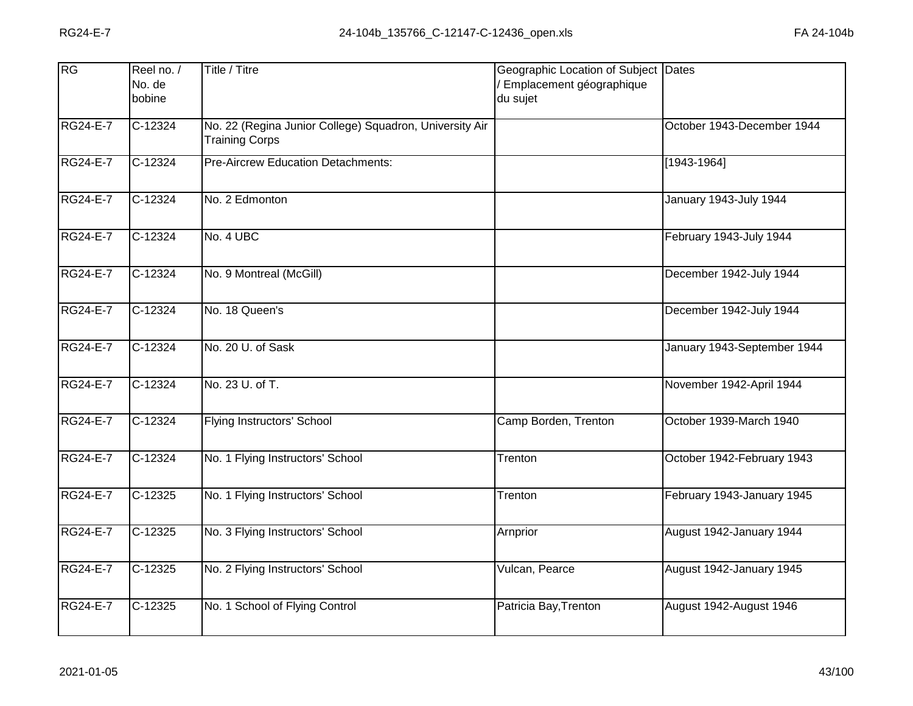| RG | Reel no. / No. de bobine | Title / Titre | Geographic Location of Subject / Emplacement géographique du sujet | Dates |
|---|---|---|---|---|
| RG24-E-7 | C-12324 | No. 22 (Regina Junior College) Squadron, University Air Training Corps | | October 1943-December 1944 |
| RG24-E-7 | C-12324 | Pre-Aircrew Education Detachments: | | [1943-1964] |
| RG24-E-7 | C-12324 | No. 2 Edmonton | | January 1943-July 1944 |
| RG24-E-7 | C-12324 | No. 4 UBC | | February 1943-July 1944 |
| RG24-E-7 | C-12324 | No. 9 Montreal (McGill) | | December 1942-July 1944 |
| RG24-E-7 | C-12324 | No. 18 Queen's | | December 1942-July 1944 |
| RG24-E-7 | C-12324 | No. 20 U. of Sask | | January 1943-September 1944 |
| RG24-E-7 | C-12324 | No. 23 U. of T. | | November 1942-April 1944 |
| RG24-E-7 | C-12324 | Flying Instructors' School | Camp Borden, Trenton | October 1939-March 1940 |
| RG24-E-7 | C-12324 | No. 1 Flying Instructors' School | Trenton | October 1942-February 1943 |
| RG24-E-7 | C-12325 | No. 1 Flying Instructors' School | Trenton | February 1943-January 1945 |
| RG24-E-7 | C-12325 | No. 3 Flying Instructors' School | Arnprior | August 1942-January 1944 |
| RG24-E-7 | C-12325 | No. 2 Flying Instructors' School | Vulcan, Pearce | August 1942-January 1945 |
| RG24-E-7 | C-12325 | No. 1 School of Flying Control | Patricia Bay,Trenton | August 1942-August 1946 |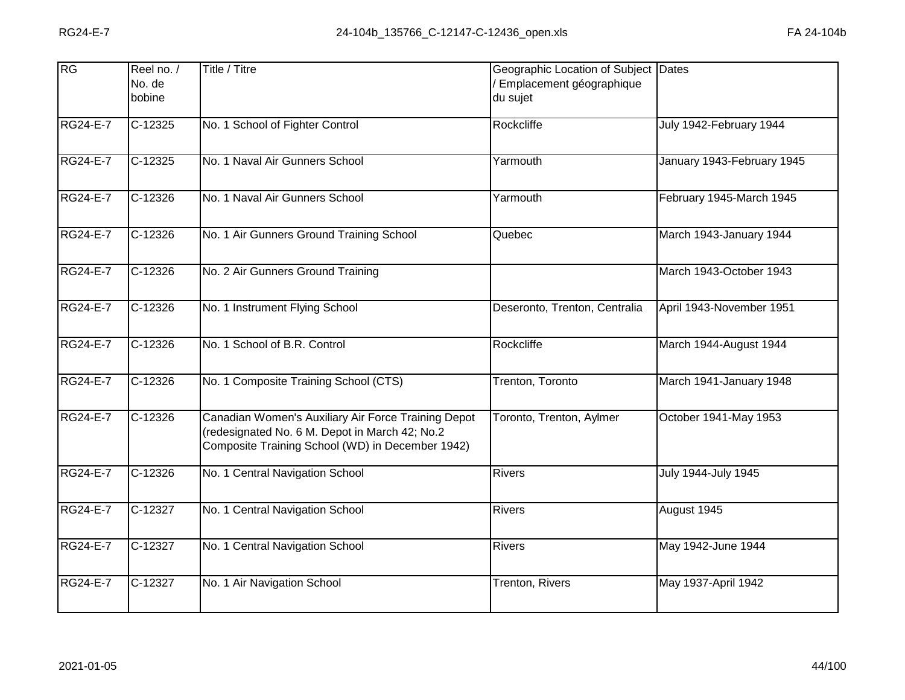| RG | Reel no. / No. de bobine | Title / Titre | Geographic Location of Subject / Emplacement géographique du sujet | Dates |
|---|---|---|---|---|
| RG24-E-7 | C-12325 | No. 1 School of Fighter Control | Rockcliffe | July 1942-February 1944 |
| RG24-E-7 | C-12325 | No. 1 Naval Air Gunners School | Yarmouth | January 1943-February 1945 |
| RG24-E-7 | C-12326 | No. 1 Naval Air Gunners School | Yarmouth | February 1945-March 1945 |
| RG24-E-7 | C-12326 | No. 1 Air Gunners Ground Training School | Quebec | March 1943-January 1944 |
| RG24-E-7 | C-12326 | No. 2 Air Gunners Ground Training | | March 1943-October 1943 |
| RG24-E-7 | C-12326 | No. 1 Instrument Flying School | Deseronto, Trenton, Centralia | April 1943-November 1951 |
| RG24-E-7 | C-12326 | No. 1 School of B.R. Control | Rockcliffe | March 1944-August 1944 |
| RG24-E-7 | C-12326 | No. 1 Composite Training School (CTS) | Trenton, Toronto | March 1941-January 1948 |
| RG24-E-7 | C-12326 | Canadian Women's Auxiliary Air Force Training Depot (redesignated No. 6 M. Depot in March 42; No.2 Composite Training School (WD) in December 1942) | Toronto, Trenton, Aylmer | October 1941-May 1953 |
| RG24-E-7 | C-12326 | No. 1 Central Navigation School | Rivers | July 1944-July 1945 |
| RG24-E-7 | C-12327 | No. 1 Central Navigation School | Rivers | August 1945 |
| RG24-E-7 | C-12327 | No. 1 Central Navigation School | Rivers | May 1942-June 1944 |
| RG24-E-7 | C-12327 | No. 1 Air Navigation School | Trenton, Rivers | May 1937-April 1942 |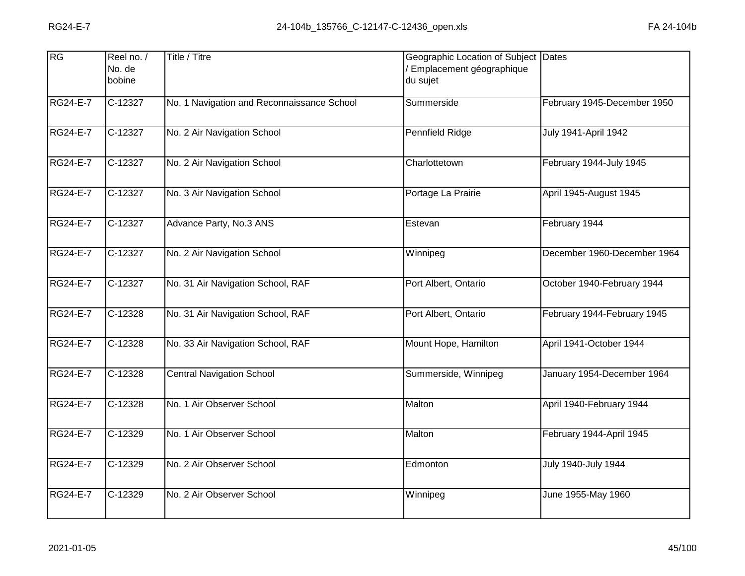| RG | Reel no. / No. de bobine | Title / Titre | Geographic Location of Subject / Emplacement géographique du sujet | Dates |
|---|---|---|---|---|
| RG24-E-7 | C-12327 | No. 1 Navigation and Reconnaissance School | Summerside | February 1945-December 1950 |
| RG24-E-7 | C-12327 | No. 2 Air Navigation School | Pennfield Ridge | July 1941-April 1942 |
| RG24-E-7 | C-12327 | No. 2 Air Navigation School | Charlottetown | February 1944-July 1945 |
| RG24-E-7 | C-12327 | No. 3 Air Navigation School | Portage La Prairie | April 1945-August 1945 |
| RG24-E-7 | C-12327 | Advance Party, No.3 ANS | Estevan | February 1944 |
| RG24-E-7 | C-12327 | No. 2 Air Navigation School | Winnipeg | December 1960-December 1964 |
| RG24-E-7 | C-12327 | No. 31 Air Navigation School, RAF | Port Albert, Ontario | October 1940-February 1944 |
| RG24-E-7 | C-12328 | No. 31 Air Navigation School, RAF | Port Albert, Ontario | February 1944-February 1945 |
| RG24-E-7 | C-12328 | No. 33 Air Navigation School, RAF | Mount Hope, Hamilton | April 1941-October 1944 |
| RG24-E-7 | C-12328 | Central Navigation School | Summerside, Winnipeg | January 1954-December 1964 |
| RG24-E-7 | C-12328 | No. 1 Air Observer School | Malton | April 1940-February 1944 |
| RG24-E-7 | C-12329 | No. 1 Air Observer School | Malton | February 1944-April 1945 |
| RG24-E-7 | C-12329 | No. 2 Air Observer School | Edmonton | July 1940-July 1944 |
| RG24-E-7 | C-12329 | No. 2 Air Observer School | Winnipeg | June 1955-May 1960 |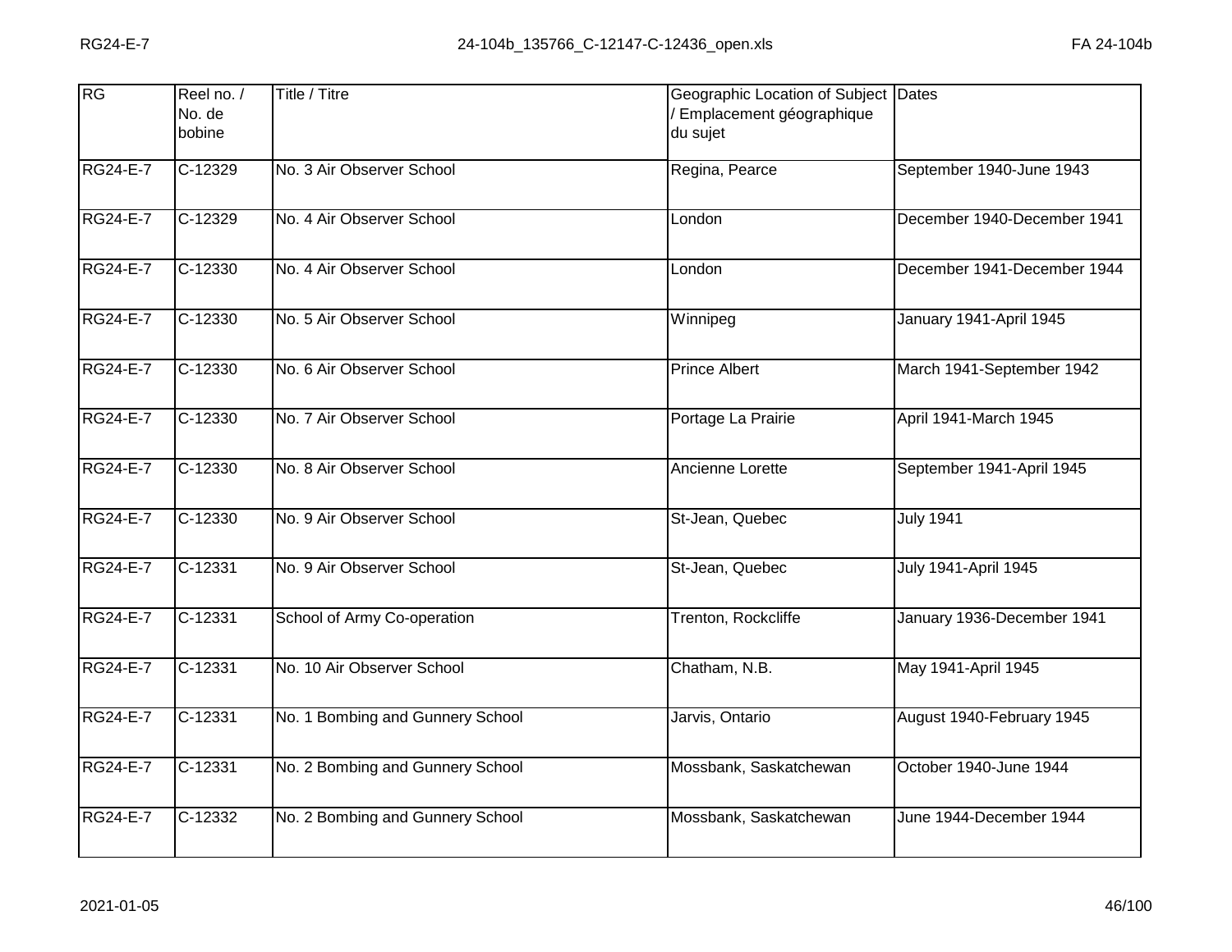| RG | Reel no. / No. de bobine | Title / Titre | Geographic Location of Subject / Emplacement géographique du sujet | Dates |
|---|---|---|---|---|
| RG24-E-7 | C-12329 | No. 3 Air Observer School | Regina, Pearce | September 1940-June 1943 |
| RG24-E-7 | C-12329 | No. 4 Air Observer School | London | December 1940-December 1941 |
| RG24-E-7 | C-12330 | No. 4 Air Observer School | London | December 1941-December 1944 |
| RG24-E-7 | C-12330 | No. 5 Air Observer School | Winnipeg | January 1941-April 1945 |
| RG24-E-7 | C-12330 | No. 6 Air Observer School | Prince Albert | March 1941-September 1942 |
| RG24-E-7 | C-12330 | No. 7 Air Observer School | Portage La Prairie | April 1941-March 1945 |
| RG24-E-7 | C-12330 | No. 8 Air Observer School | Ancienne Lorette | September 1941-April 1945 |
| RG24-E-7 | C-12330 | No. 9 Air Observer School | St-Jean, Quebec | July 1941 |
| RG24-E-7 | C-12331 | No. 9 Air Observer School | St-Jean, Quebec | July 1941-April 1945 |
| RG24-E-7 | C-12331 | School of Army Co-operation | Trenton, Rockcliffe | January 1936-December 1941 |
| RG24-E-7 | C-12331 | No. 10 Air Observer School | Chatham, N.B. | May 1941-April 1945 |
| RG24-E-7 | C-12331 | No. 1 Bombing and Gunnery School | Jarvis, Ontario | August 1940-February 1945 |
| RG24-E-7 | C-12331 | No. 2 Bombing and Gunnery School | Mossbank, Saskatchewan | October 1940-June 1944 |
| RG24-E-7 | C-12332 | No. 2 Bombing and Gunnery School | Mossbank, Saskatchewan | June 1944-December 1944 |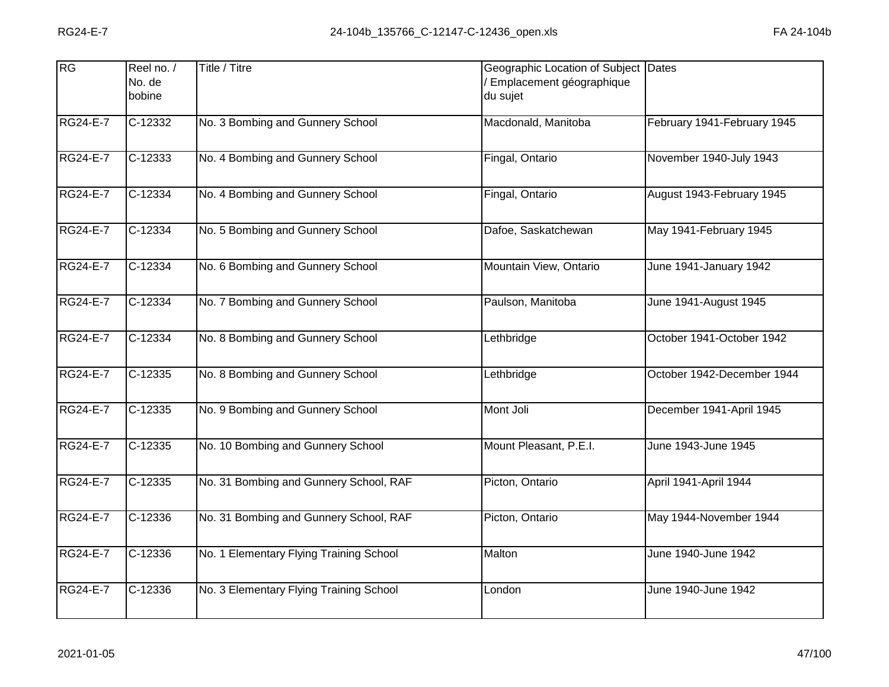| RG | Reel no. / No. de bobine | Title / Titre | Geographic Location of Subject / Emplacement géographique du sujet | Dates |
|---|---|---|---|---|
| RG24-E-7 | C-12332 | No. 3 Bombing and Gunnery School | Macdonald, Manitoba | February 1941-February 1945 |
| RG24-E-7 | C-12333 | No. 4 Bombing and Gunnery School | Fingal, Ontario | November 1940-July 1943 |
| RG24-E-7 | C-12334 | No. 4 Bombing and Gunnery School | Fingal, Ontario | August 1943-February 1945 |
| RG24-E-7 | C-12334 | No. 5 Bombing and Gunnery School | Dafoe, Saskatchewan | May 1941-February 1945 |
| RG24-E-7 | C-12334 | No. 6 Bombing and Gunnery School | Mountain View, Ontario | June 1941-January 1942 |
| RG24-E-7 | C-12334 | No. 7 Bombing and Gunnery School | Paulson, Manitoba | June 1941-August 1945 |
| RG24-E-7 | C-12334 | No. 8 Bombing and Gunnery School | Lethbridge | October 1941-October 1942 |
| RG24-E-7 | C-12335 | No. 8 Bombing and Gunnery School | Lethbridge | October 1942-December 1944 |
| RG24-E-7 | C-12335 | No. 9 Bombing and Gunnery School | Mont Joli | December 1941-April 1945 |
| RG24-E-7 | C-12335 | No. 10 Bombing and Gunnery School | Mount Pleasant, P.E.I. | June 1943-June 1945 |
| RG24-E-7 | C-12335 | No. 31 Bombing and Gunnery School, RAF | Picton, Ontario | April 1941-April 1944 |
| RG24-E-7 | C-12336 | No. 31 Bombing and Gunnery School, RAF | Picton, Ontario | May 1944-November 1944 |
| RG24-E-7 | C-12336 | No. 1 Elementary Flying Training School | Malton | June 1940-June 1942 |
| RG24-E-7 | C-12336 | No. 3 Elementary Flying Training School | London | June 1940-June 1942 |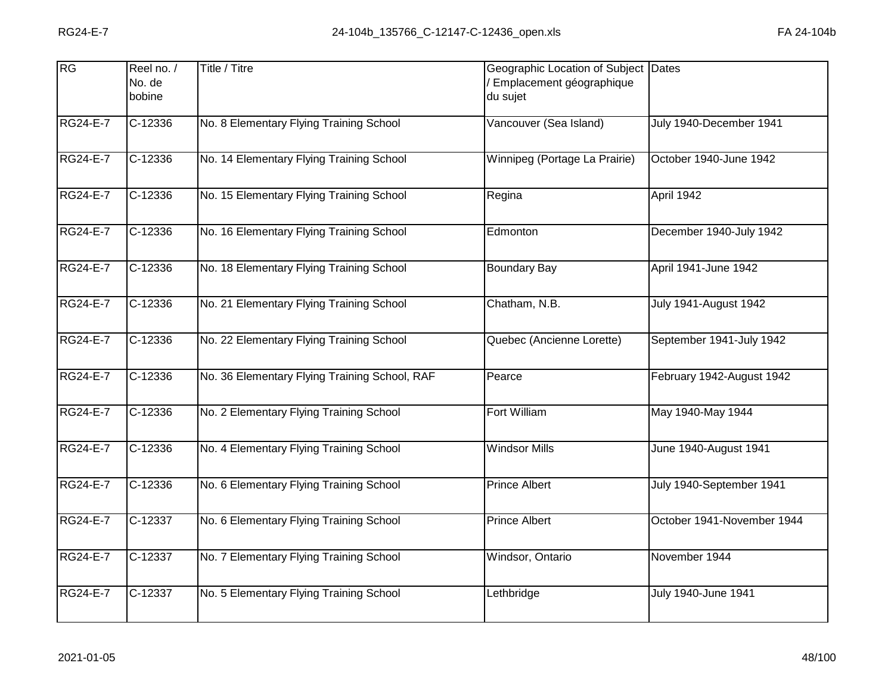| RG | Reel no. / No. de bobine | Title / Titre | Geographic Location of Subject / Emplacement géographique du sujet | Dates |
|---|---|---|---|---|
| RG24-E-7 | C-12336 | No. 8 Elementary Flying Training School | Vancouver (Sea Island) | July 1940-December 1941 |
| RG24-E-7 | C-12336 | No. 14 Elementary Flying Training School | Winnipeg (Portage La Prairie) | October 1940-June 1942 |
| RG24-E-7 | C-12336 | No. 15 Elementary Flying Training School | Regina | April 1942 |
| RG24-E-7 | C-12336 | No. 16 Elementary Flying Training School | Edmonton | December 1940-July 1942 |
| RG24-E-7 | C-12336 | No. 18 Elementary Flying Training School | Boundary Bay | April 1941-June 1942 |
| RG24-E-7 | C-12336 | No. 21 Elementary Flying Training School | Chatham, N.B. | July 1941-August 1942 |
| RG24-E-7 | C-12336 | No. 22 Elementary Flying Training School | Quebec (Ancienne Lorette) | September 1941-July 1942 |
| RG24-E-7 | C-12336 | No. 36 Elementary Flying Training School, RAF | Pearce | February 1942-August 1942 |
| RG24-E-7 | C-12336 | No. 2 Elementary Flying Training School | Fort William | May 1940-May 1944 |
| RG24-E-7 | C-12336 | No. 4 Elementary Flying Training School | Windsor Mills | June 1940-August 1941 |
| RG24-E-7 | C-12336 | No. 6 Elementary Flying Training School | Prince Albert | July 1940-September 1941 |
| RG24-E-7 | C-12337 | No. 6 Elementary Flying Training School | Prince Albert | October 1941-November 1944 |
| RG24-E-7 | C-12337 | No. 7 Elementary Flying Training School | Windsor, Ontario | November 1944 |
| RG24-E-7 | C-12337 | No. 5 Elementary Flying Training School | Lethbridge | July 1940-June 1941 |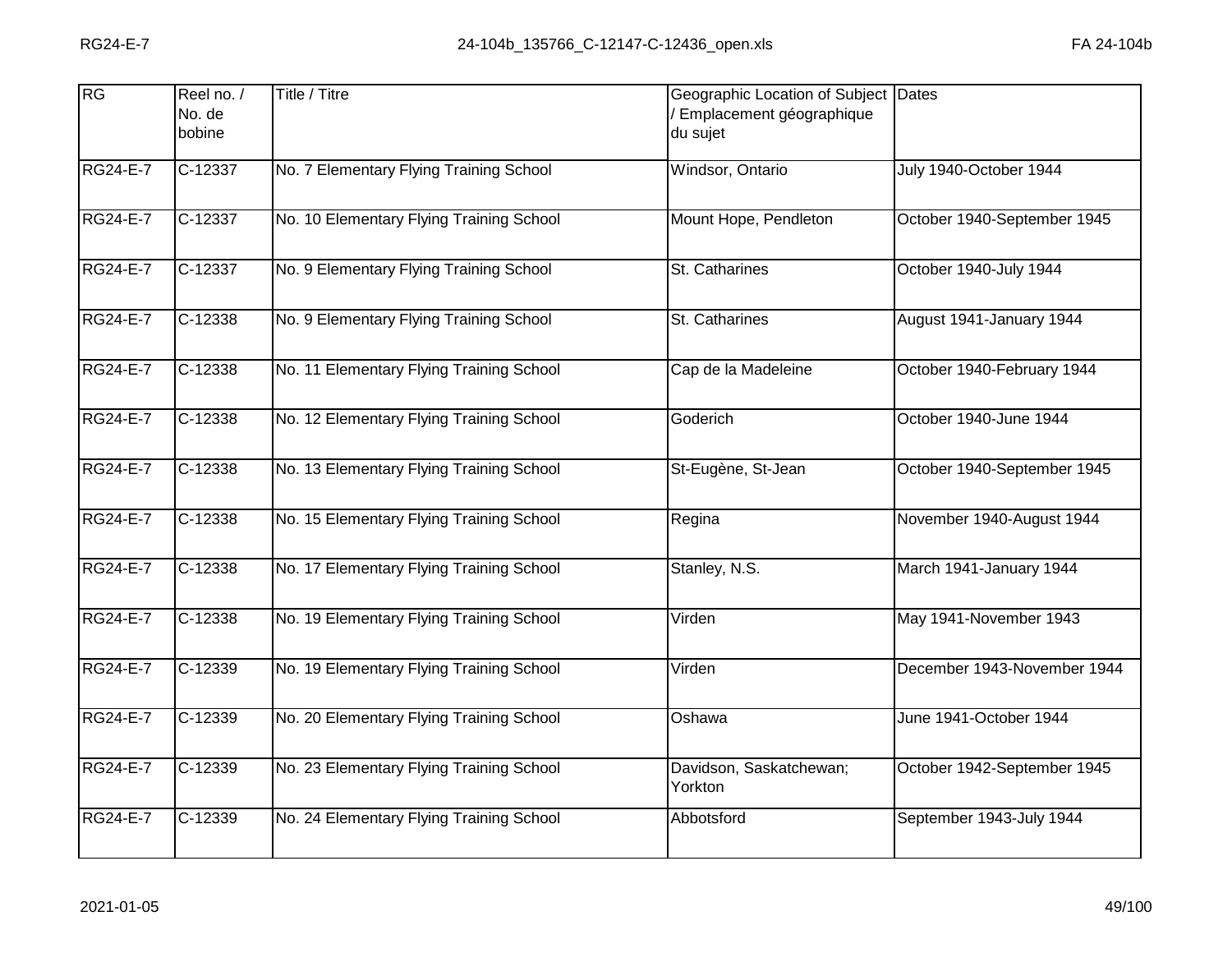| RG | Reel no. / No. de bobine | Title / Titre | Geographic Location of Subject / Emplacement géographique du sujet | Dates |
|---|---|---|---|---|
| RG24-E-7 | C-12337 | No. 7 Elementary Flying Training School | Windsor, Ontario | July 1940-October 1944 |
| RG24-E-7 | C-12337 | No. 10 Elementary Flying Training School | Mount Hope, Pendleton | October 1940-September 1945 |
| RG24-E-7 | C-12337 | No. 9 Elementary Flying Training School | St. Catharines | October 1940-July 1944 |
| RG24-E-7 | C-12338 | No. 9 Elementary Flying Training School | St. Catharines | August 1941-January 1944 |
| RG24-E-7 | C-12338 | No. 11 Elementary Flying Training School | Cap de la Madeleine | October 1940-February 1944 |
| RG24-E-7 | C-12338 | No. 12 Elementary Flying Training School | Goderich | October 1940-June 1944 |
| RG24-E-7 | C-12338 | No. 13 Elementary Flying Training School | St-Eugène, St-Jean | October 1940-September 1945 |
| RG24-E-7 | C-12338 | No. 15 Elementary Flying Training School | Regina | November 1940-August 1944 |
| RG24-E-7 | C-12338 | No. 17 Elementary Flying Training School | Stanley, N.S. | March 1941-January 1944 |
| RG24-E-7 | C-12338 | No. 19 Elementary Flying Training School | Virden | May 1941-November 1943 |
| RG24-E-7 | C-12339 | No. 19 Elementary Flying Training School | Virden | December 1943-November 1944 |
| RG24-E-7 | C-12339 | No. 20 Elementary Flying Training School | Oshawa | June 1941-October 1944 |
| RG24-E-7 | C-12339 | No. 23 Elementary Flying Training School | Davidson, Saskatchewan; Yorkton | October 1942-September 1945 |
| RG24-E-7 | C-12339 | No. 24 Elementary Flying Training School | Abbotsford | September 1943-July 1944 |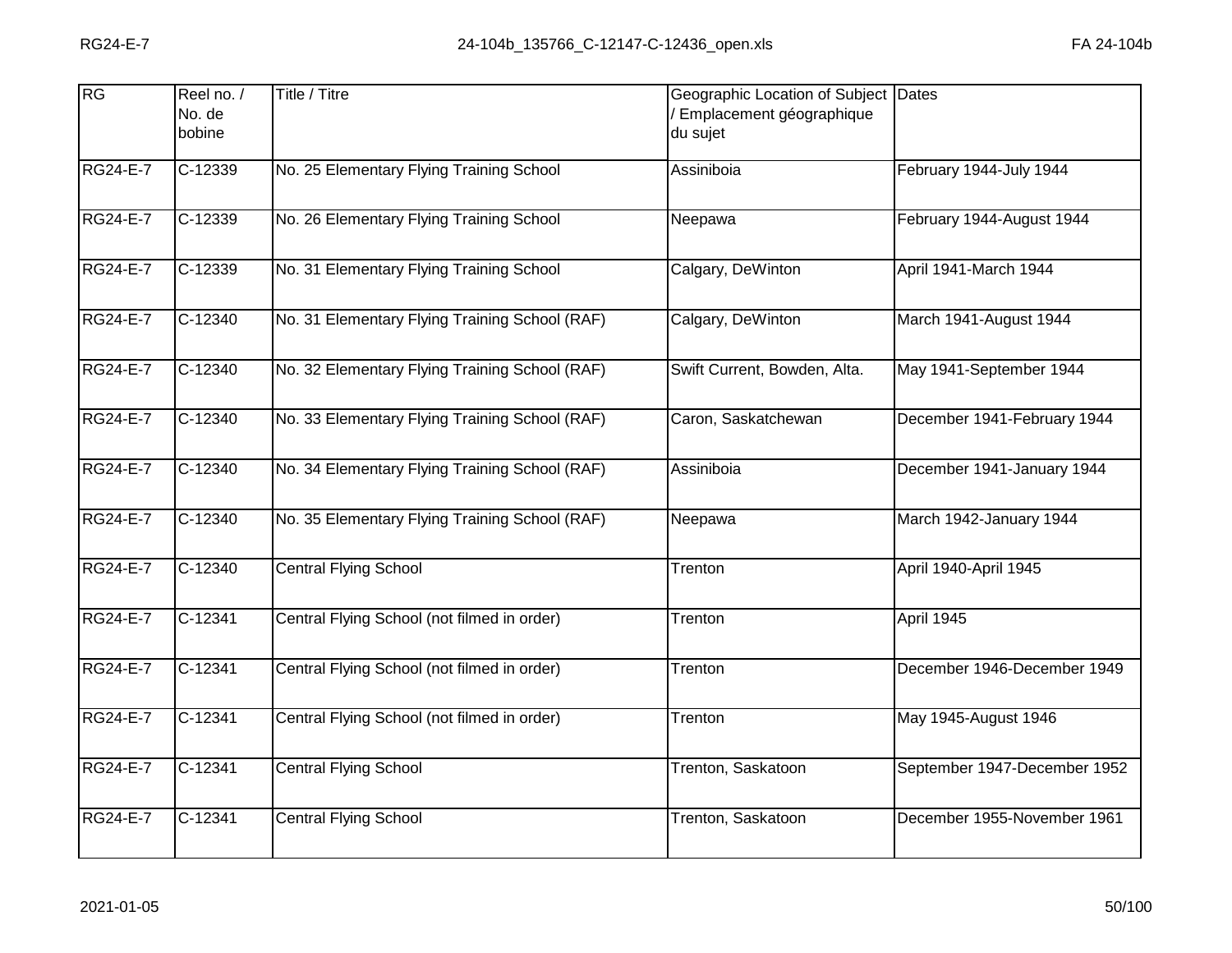| RG | Reel no. / No. de bobine | Title / Titre | Geographic Location of Subject / Emplacement géographique du sujet | Dates |
|---|---|---|---|---|
| RG24-E-7 | C-12339 | No. 25 Elementary Flying Training School | Assiniboia | February 1944-July 1944 |
| RG24-E-7 | C-12339 | No. 26 Elementary Flying Training School | Neepawa | February 1944-August 1944 |
| RG24-E-7 | C-12339 | No. 31 Elementary Flying Training School | Calgary, DeWinton | April 1941-March 1944 |
| RG24-E-7 | C-12340 | No. 31 Elementary Flying Training School (RAF) | Calgary, DeWinton | March 1941-August 1944 |
| RG24-E-7 | C-12340 | No. 32 Elementary Flying Training School (RAF) | Swift Current, Bowden, Alta. | May 1941-September 1944 |
| RG24-E-7 | C-12340 | No. 33 Elementary Flying Training School (RAF) | Caron, Saskatchewan | December 1941-February 1944 |
| RG24-E-7 | C-12340 | No. 34 Elementary Flying Training School (RAF) | Assiniboia | December 1941-January 1944 |
| RG24-E-7 | C-12340 | No. 35 Elementary Flying Training School (RAF) | Neepawa | March 1942-January 1944 |
| RG24-E-7 | C-12340 | Central Flying School | Trenton | April 1940-April 1945 |
| RG24-E-7 | C-12341 | Central Flying School (not filmed in order) | Trenton | April 1945 |
| RG24-E-7 | C-12341 | Central Flying School (not filmed in order) | Trenton | December 1946-December 1949 |
| RG24-E-7 | C-12341 | Central Flying School (not filmed in order) | Trenton | May 1945-August 1946 |
| RG24-E-7 | C-12341 | Central Flying School | Trenton, Saskatoon | September 1947-December 1952 |
| RG24-E-7 | C-12341 | Central Flying School | Trenton, Saskatoon | December 1955-November 1961 |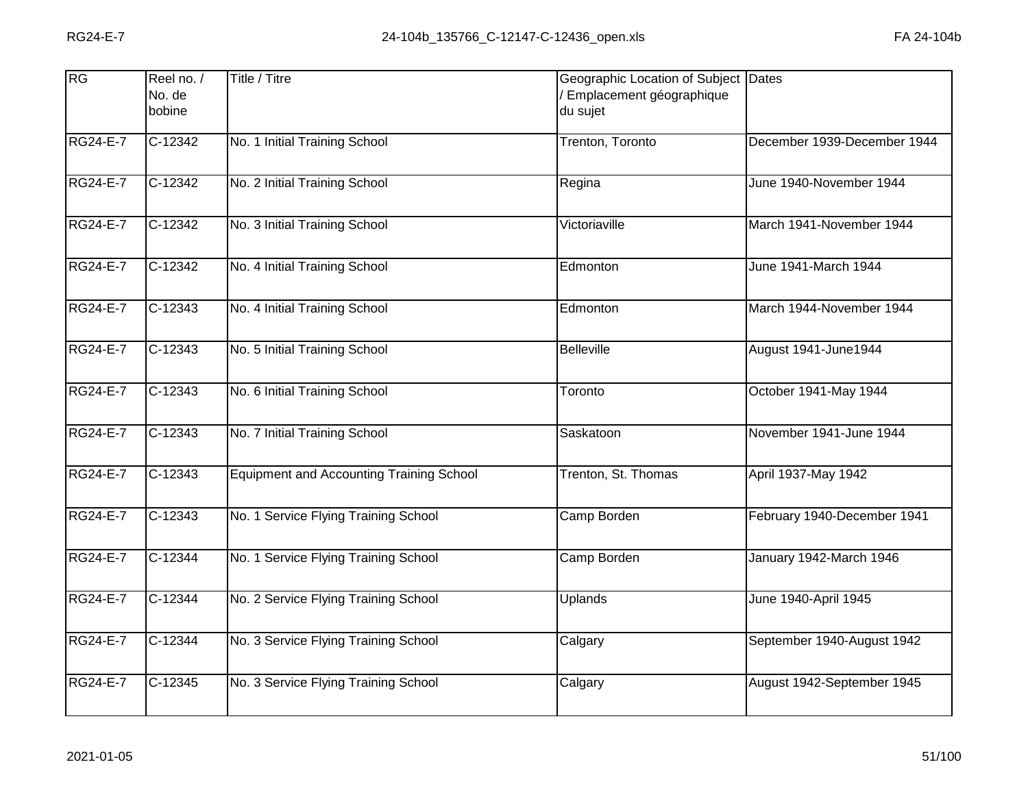| RG | Reel no. / No. de bobine | Title / Titre | Geographic Location of Subject / Emplacement géographique du sujet | Dates |
|---|---|---|---|---|
| RG24-E-7 | C-12342 | No. 1 Initial Training School | Trenton, Toronto | December 1939-December 1944 |
| RG24-E-7 | C-12342 | No. 2 Initial Training School | Regina | June 1940-November 1944 |
| RG24-E-7 | C-12342 | No. 3 Initial Training School | Victoriaville | March 1941-November 1944 |
| RG24-E-7 | C-12342 | No. 4 Initial Training School | Edmonton | June 1941-March 1944 |
| RG24-E-7 | C-12343 | No. 4 Initial Training School | Edmonton | March 1944-November 1944 |
| RG24-E-7 | C-12343 | No. 5 Initial Training School | Belleville | August 1941-June1944 |
| RG24-E-7 | C-12343 | No. 6 Initial Training School | Toronto | October 1941-May 1944 |
| RG24-E-7 | C-12343 | No. 7 Initial Training School | Saskatoon | November 1941-June 1944 |
| RG24-E-7 | C-12343 | Equipment and Accounting Training School | Trenton, St. Thomas | April 1937-May 1942 |
| RG24-E-7 | C-12343 | No. 1 Service Flying Training School | Camp Borden | February 1940-December 1941 |
| RG24-E-7 | C-12344 | No. 1 Service Flying Training School | Camp Borden | January 1942-March 1946 |
| RG24-E-7 | C-12344 | No. 2 Service Flying Training School | Uplands | June 1940-April 1945 |
| RG24-E-7 | C-12344 | No. 3 Service Flying Training School | Calgary | September 1940-August 1942 |
| RG24-E-7 | C-12345 | No. 3 Service Flying Training School | Calgary | August 1942-September 1945 |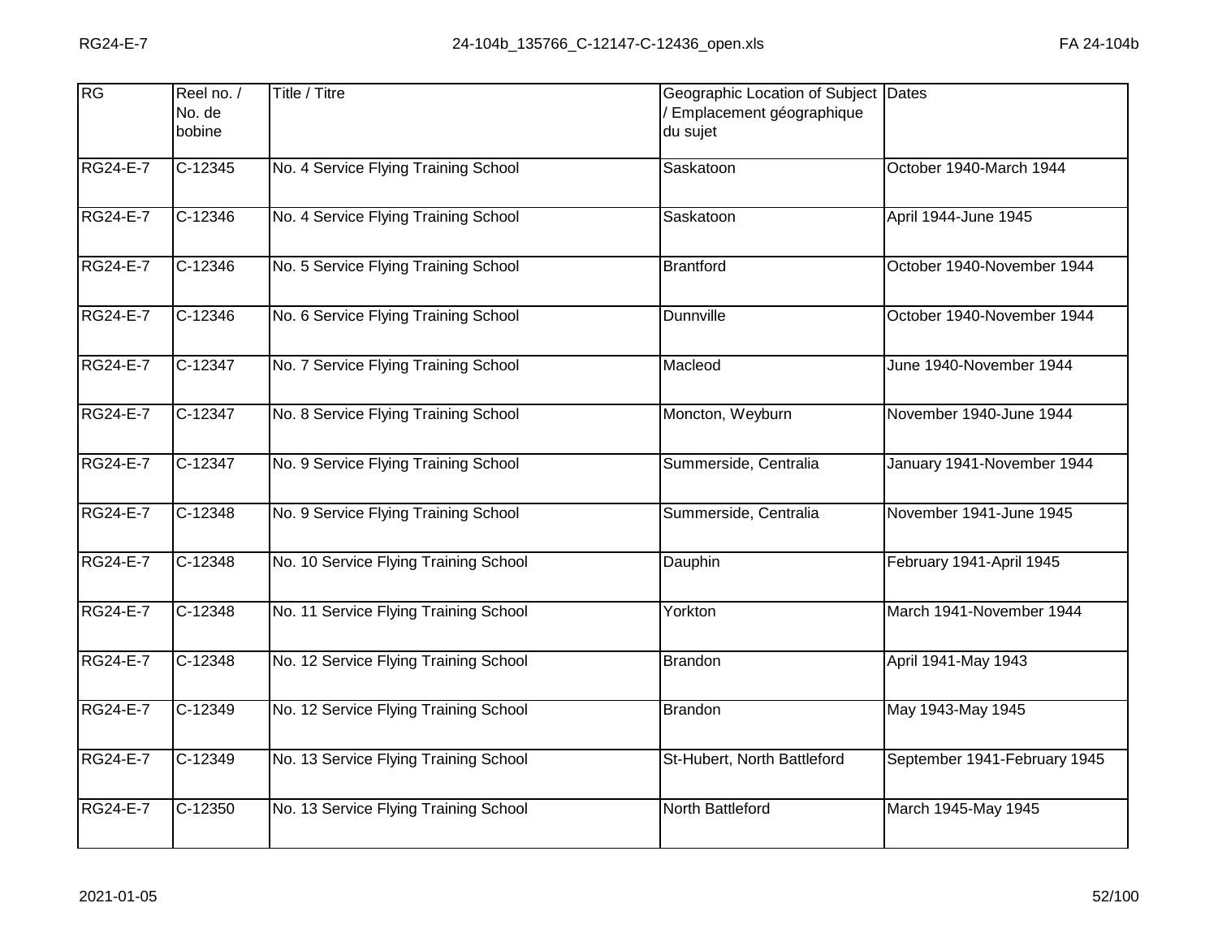| RG | Reel no. / No. de bobine | Title / Titre | Geographic Location of Subject / Emplacement géographique du sujet | Dates |
|---|---|---|---|---|
| RG24-E-7 | C-12345 | No. 4 Service Flying Training School | Saskatoon | October 1940-March 1944 |
| RG24-E-7 | C-12346 | No. 4 Service Flying Training School | Saskatoon | April 1944-June 1945 |
| RG24-E-7 | C-12346 | No. 5 Service Flying Training School | Brantford | October 1940-November 1944 |
| RG24-E-7 | C-12346 | No. 6 Service Flying Training School | Dunnville | October 1940-November 1944 |
| RG24-E-7 | C-12347 | No. 7 Service Flying Training School | Macleod | June 1940-November 1944 |
| RG24-E-7 | C-12347 | No. 8 Service Flying Training School | Moncton, Weyburn | November 1940-June 1944 |
| RG24-E-7 | C-12347 | No. 9 Service Flying Training School | Summerside, Centralia | January 1941-November 1944 |
| RG24-E-7 | C-12348 | No. 9 Service Flying Training School | Summerside, Centralia | November 1941-June 1945 |
| RG24-E-7 | C-12348 | No. 10 Service Flying Training School | Dauphin | February 1941-April 1945 |
| RG24-E-7 | C-12348 | No. 11 Service Flying Training School | Yorkton | March 1941-November 1944 |
| RG24-E-7 | C-12348 | No. 12 Service Flying Training School | Brandon | April 1941-May 1943 |
| RG24-E-7 | C-12349 | No. 12 Service Flying Training School | Brandon | May 1943-May 1945 |
| RG24-E-7 | C-12349 | No. 13 Service Flying Training School | St-Hubert, North Battleford | September 1941-February 1945 |
| RG24-E-7 | C-12350 | No. 13 Service Flying Training School | North Battleford | March 1945-May 1945 |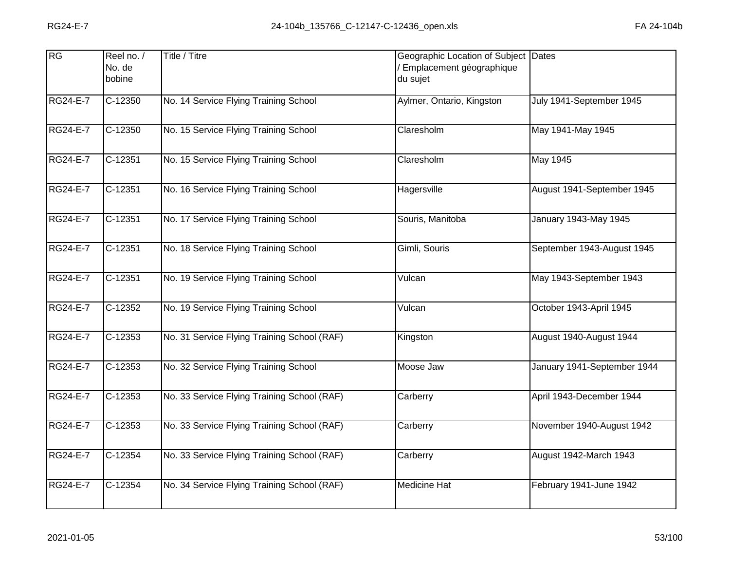| RG | Reel no. / No. de bobine | Title / Titre | Geographic Location of Subject / Emplacement géographique du sujet | Dates |
|---|---|---|---|---|
| RG24-E-7 | C-12350 | No. 14 Service Flying Training School | Aylmer, Ontario, Kingston | July 1941-September 1945 |
| RG24-E-7 | C-12350 | No. 15 Service Flying Training School | Claresholm | May 1941-May 1945 |
| RG24-E-7 | C-12351 | No. 15 Service Flying Training School | Claresholm | May 1945 |
| RG24-E-7 | C-12351 | No. 16 Service Flying Training School | Hagersville | August 1941-September 1945 |
| RG24-E-7 | C-12351 | No. 17 Service Flying Training School | Souris, Manitoba | January 1943-May 1945 |
| RG24-E-7 | C-12351 | No. 18 Service Flying Training School | Gimli, Souris | September 1943-August 1945 |
| RG24-E-7 | C-12351 | No. 19 Service Flying Training School | Vulcan | May 1943-September 1943 |
| RG24-E-7 | C-12352 | No. 19 Service Flying Training School | Vulcan | October 1943-April 1945 |
| RG24-E-7 | C-12353 | No. 31 Service Flying Training School (RAF) | Kingston | August 1940-August 1944 |
| RG24-E-7 | C-12353 | No. 32 Service Flying Training School | Moose Jaw | January 1941-September 1944 |
| RG24-E-7 | C-12353 | No. 33 Service Flying Training School (RAF) | Carberry | April 1943-December 1944 |
| RG24-E-7 | C-12353 | No. 33 Service Flying Training School (RAF) | Carberry | November 1940-August 1942 |
| RG24-E-7 | C-12354 | No. 33 Service Flying Training School (RAF) | Carberry | August 1942-March 1943 |
| RG24-E-7 | C-12354 | No. 34 Service Flying Training School (RAF) | Medicine Hat | February 1941-June 1942 |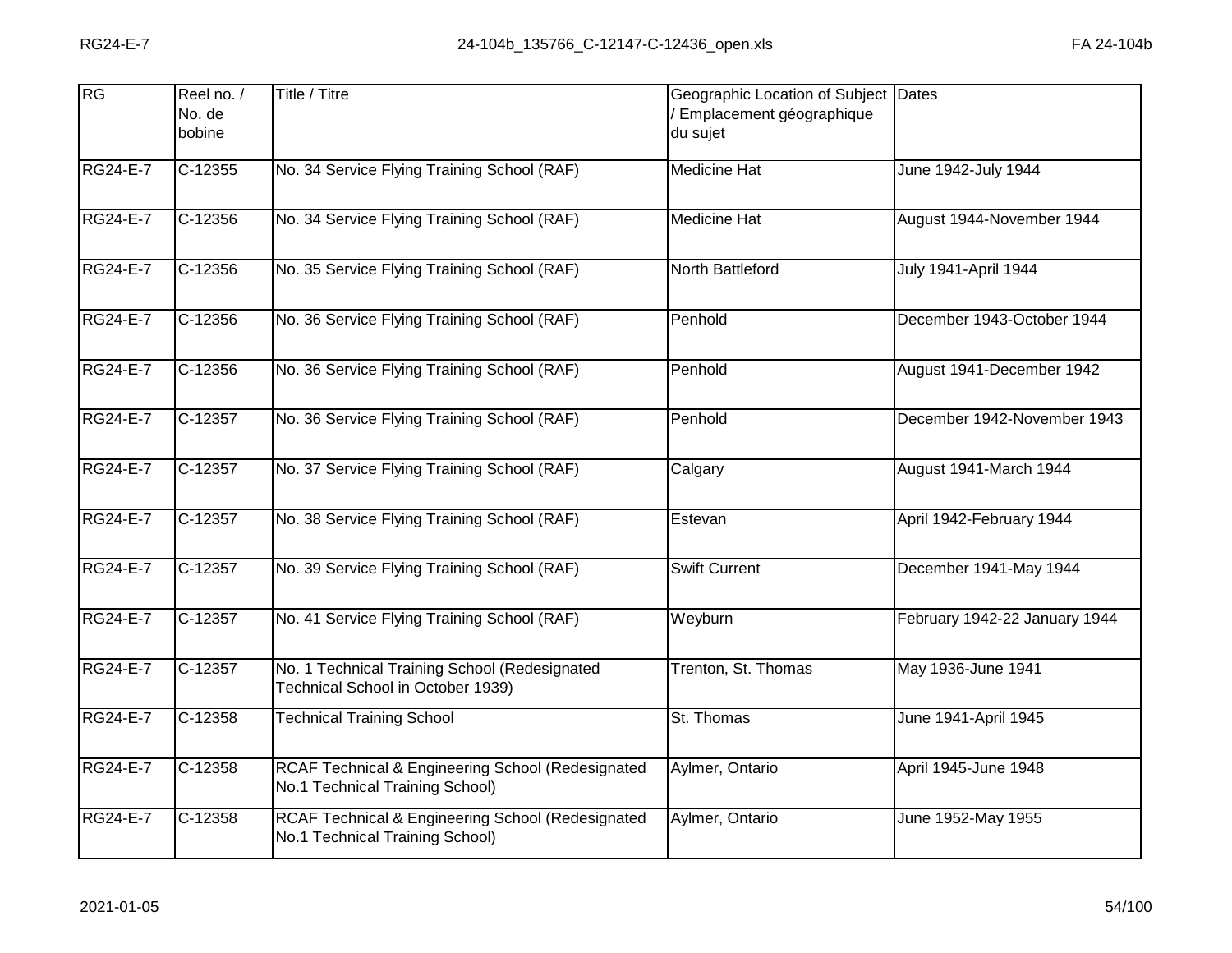| RG | Reel no. / No. de bobine | Title / Titre | Geographic Location of Subject / Emplacement géographique du sujet | Dates |
|---|---|---|---|---|
| RG24-E-7 | C-12355 | No. 34 Service Flying Training School (RAF) | Medicine Hat | June 1942-July 1944 |
| RG24-E-7 | C-12356 | No. 34 Service Flying Training School (RAF) | Medicine Hat | August 1944-November 1944 |
| RG24-E-7 | C-12356 | No. 35 Service Flying Training School (RAF) | North Battleford | July 1941-April 1944 |
| RG24-E-7 | C-12356 | No. 36 Service Flying Training School (RAF) | Penhold | December 1943-October 1944 |
| RG24-E-7 | C-12356 | No. 36 Service Flying Training School (RAF) | Penhold | August 1941-December 1942 |
| RG24-E-7 | C-12357 | No. 36 Service Flying Training School (RAF) | Penhold | December 1942-November 1943 |
| RG24-E-7 | C-12357 | No. 37 Service Flying Training School (RAF) | Calgary | August 1941-March 1944 |
| RG24-E-7 | C-12357 | No. 38 Service Flying Training School (RAF) | Estevan | April 1942-February 1944 |
| RG24-E-7 | C-12357 | No. 39 Service Flying Training School (RAF) | Swift Current | December 1941-May 1944 |
| RG24-E-7 | C-12357 | No. 41 Service Flying Training School (RAF) | Weyburn | February 1942-22 January 1944 |
| RG24-E-7 | C-12357 | No. 1 Technical Training School (Redesignated Technical School in October 1939) | Trenton, St. Thomas | May 1936-June 1941 |
| RG24-E-7 | C-12358 | Technical Training School | St. Thomas | June 1941-April 1945 |
| RG24-E-7 | C-12358 | RCAF Technical & Engineering School (Redesignated No.1 Technical Training School) | Aylmer, Ontario | April 1945-June 1948 |
| RG24-E-7 | C-12358 | RCAF Technical & Engineering School (Redesignated No.1 Technical Training School) | Aylmer, Ontario | June 1952-May 1955 |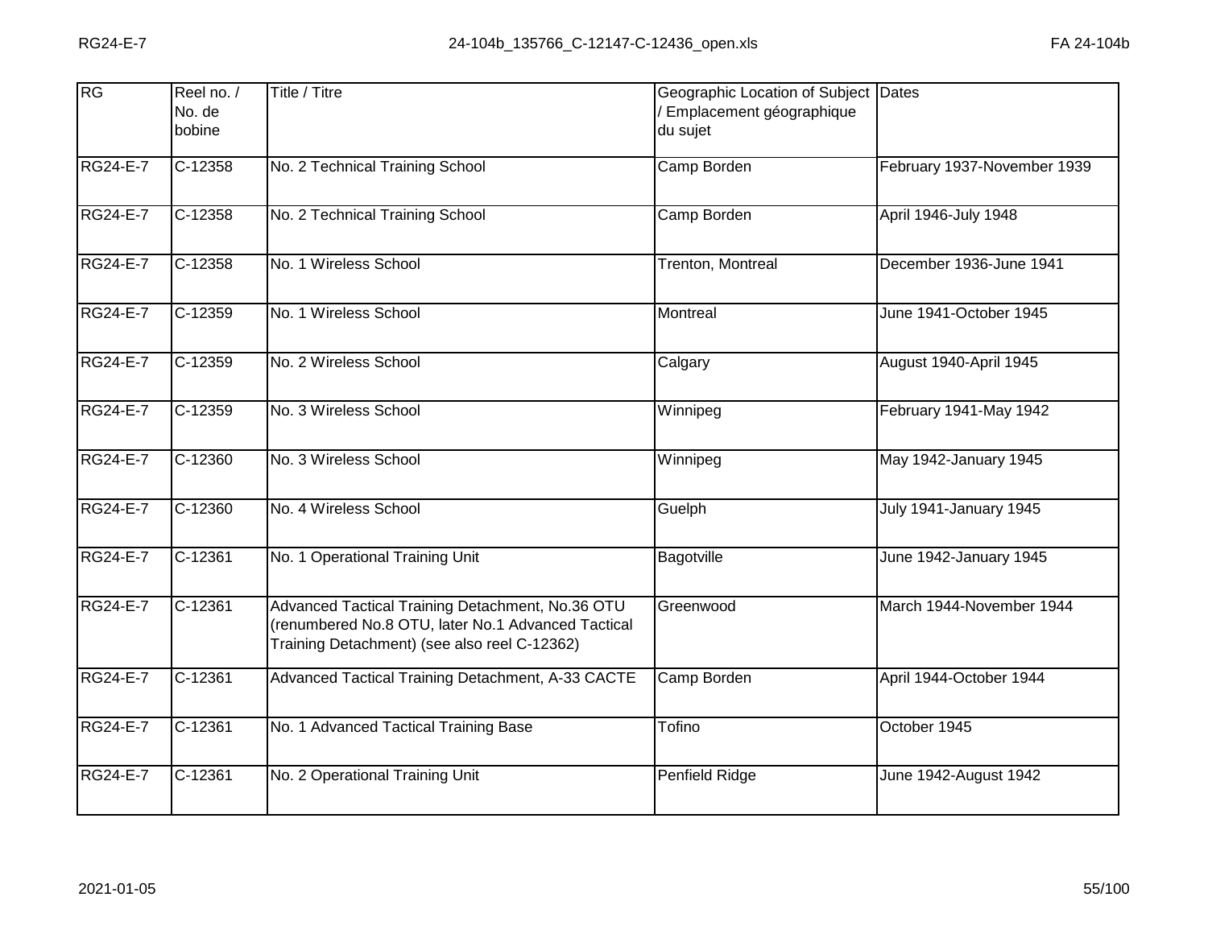| RG | Reel no. / No. de bobine | Title / Titre | Geographic Location of Subject / Emplacement géographique du sujet | Dates |
|---|---|---|---|---|
| RG24-E-7 | C-12358 | No. 2 Technical Training School | Camp Borden | February 1937-November 1939 |
| RG24-E-7 | C-12358 | No. 2 Technical Training School | Camp Borden | April 1946-July 1948 |
| RG24-E-7 | C-12358 | No. 1 Wireless School | Trenton, Montreal | December 1936-June 1941 |
| RG24-E-7 | C-12359 | No. 1 Wireless School | Montreal | June 1941-October 1945 |
| RG24-E-7 | C-12359 | No. 2 Wireless School | Calgary | August 1940-April 1945 |
| RG24-E-7 | C-12359 | No. 3 Wireless School | Winnipeg | February 1941-May 1942 |
| RG24-E-7 | C-12360 | No. 3 Wireless School | Winnipeg | May 1942-January 1945 |
| RG24-E-7 | C-12360 | No. 4 Wireless School | Guelph | July 1941-January 1945 |
| RG24-E-7 | C-12361 | No. 1 Operational Training Unit | Bagotville | June 1942-January 1945 |
| RG24-E-7 | C-12361 | Advanced Tactical Training Detachment, No.36 OTU (renumbered No.8 OTU, later No.1 Advanced Tactical Training Detachment) (see also reel C-12362) | Greenwood | March 1944-November 1944 |
| RG24-E-7 | C-12361 | Advanced Tactical Training Detachment, A-33 CACTE | Camp Borden | April 1944-October 1944 |
| RG24-E-7 | C-12361 | No. 1 Advanced Tactical Training Base | Tofino | October 1945 |
| RG24-E-7 | C-12361 | No. 2 Operational Training Unit | Penfield Ridge | June 1942-August 1942 |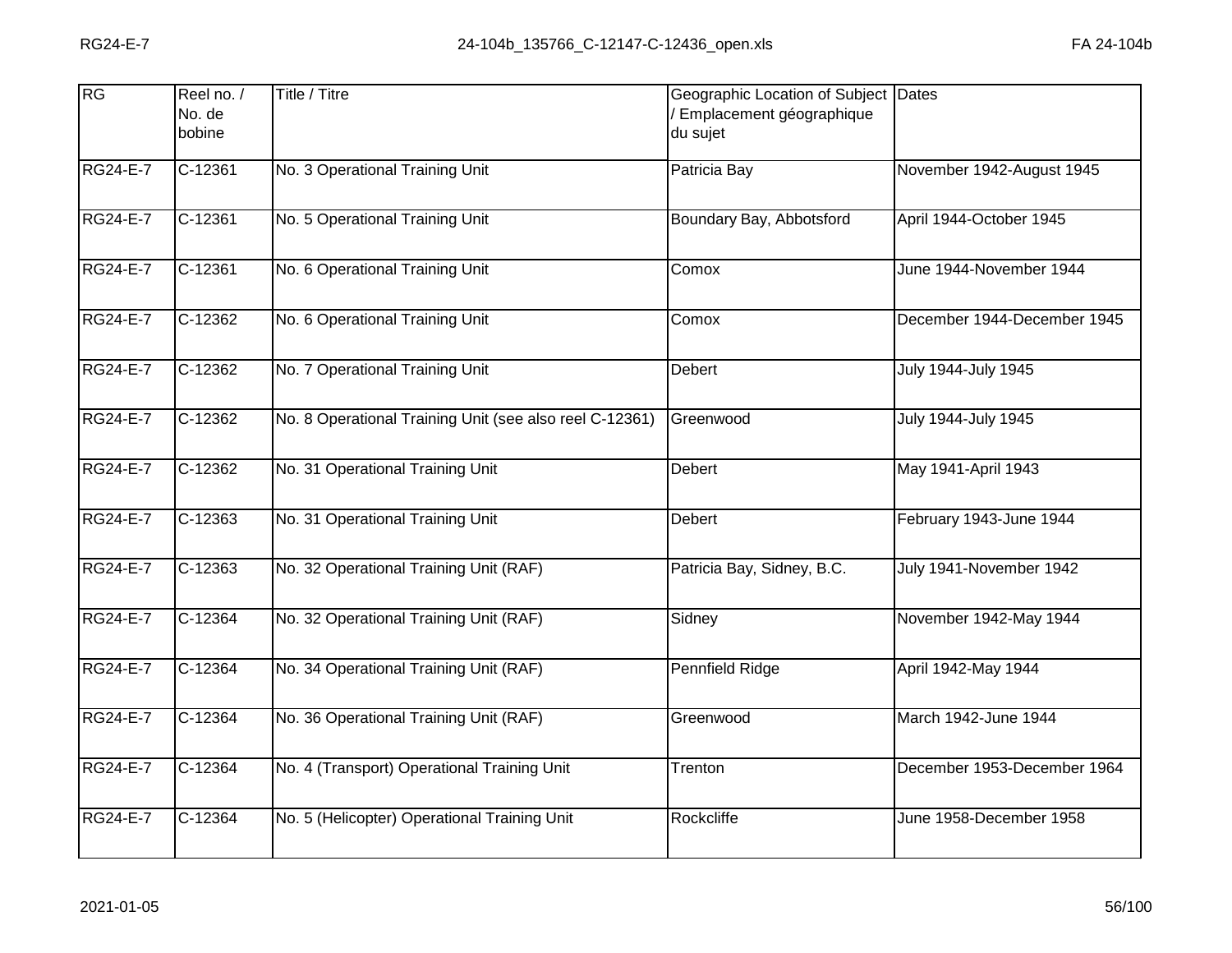| RG | Reel no. / No. de bobine | Title / Titre | Geographic Location of Subject / Emplacement géographique du sujet | Dates |
|---|---|---|---|---|
| RG24-E-7 | C-12361 | No. 3 Operational Training Unit | Patricia Bay | November 1942-August 1945 |
| RG24-E-7 | C-12361 | No. 5 Operational Training Unit | Boundary Bay, Abbotsford | April 1944-October 1945 |
| RG24-E-7 | C-12361 | No. 6 Operational Training Unit | Comox | June 1944-November 1944 |
| RG24-E-7 | C-12362 | No. 6 Operational Training Unit | Comox | December 1944-December 1945 |
| RG24-E-7 | C-12362 | No. 7 Operational Training Unit | Debert | July 1944-July 1945 |
| RG24-E-7 | C-12362 | No. 8 Operational Training Unit (see also reel C-12361) | Greenwood | July 1944-July 1945 |
| RG24-E-7 | C-12362 | No. 31 Operational Training Unit | Debert | May 1941-April 1943 |
| RG24-E-7 | C-12363 | No. 31 Operational Training Unit | Debert | February 1943-June 1944 |
| RG24-E-7 | C-12363 | No. 32 Operational Training Unit (RAF) | Patricia Bay, Sidney, B.C. | July 1941-November 1942 |
| RG24-E-7 | C-12364 | No. 32 Operational Training Unit (RAF) | Sidney | November 1942-May 1944 |
| RG24-E-7 | C-12364 | No. 34 Operational Training Unit (RAF) | Pennfield Ridge | April 1942-May 1944 |
| RG24-E-7 | C-12364 | No. 36 Operational Training Unit (RAF) | Greenwood | March 1942-June 1944 |
| RG24-E-7 | C-12364 | No. 4 (Transport) Operational Training Unit | Trenton | December 1953-December 1964 |
| RG24-E-7 | C-12364 | No. 5 (Helicopter) Operational Training Unit | Rockcliffe | June 1958-December 1958 |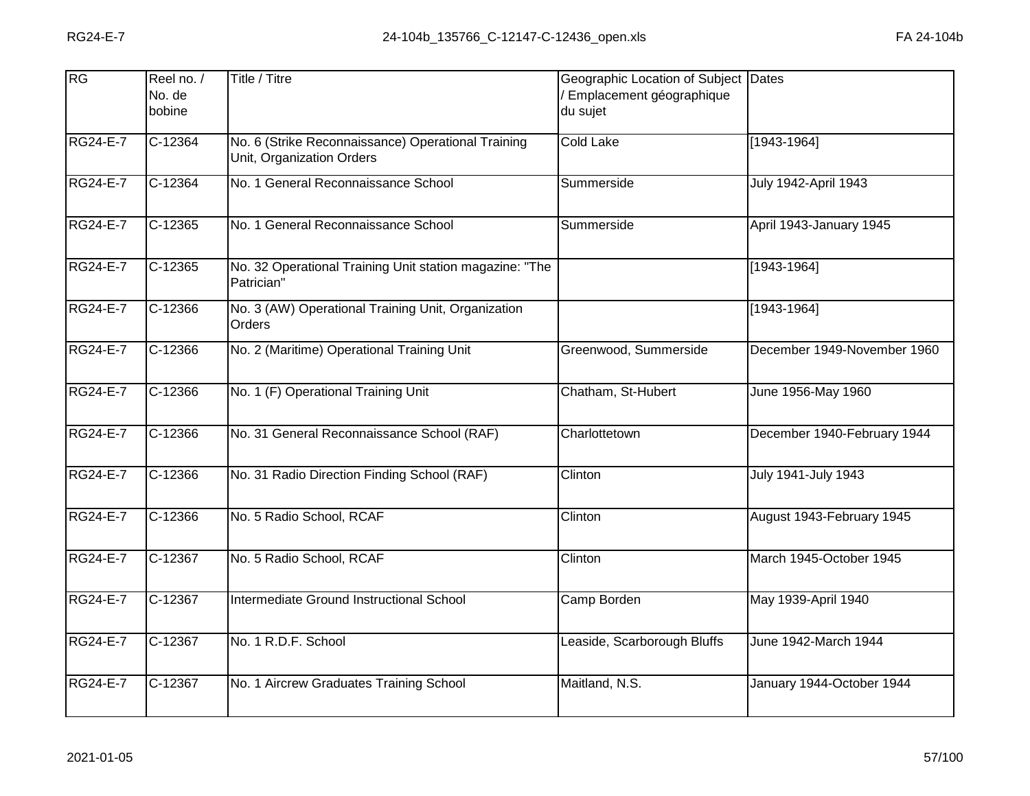| RG | Reel no. / No. de bobine | Title / Titre | Geographic Location of Subject / Emplacement géographique du sujet | Dates |
|---|---|---|---|---|
| RG24-E-7 | C-12364 | No. 6 (Strike Reconnaissance) Operational Training Unit, Organization Orders | Cold Lake | [1943-1964] |
| RG24-E-7 | C-12364 | No. 1 General Reconnaissance School | Summerside | July 1942-April 1943 |
| RG24-E-7 | C-12365 | No. 1 General Reconnaissance School | Summerside | April 1943-January 1945 |
| RG24-E-7 | C-12365 | No. 32 Operational Training Unit station magazine: "The Patrician" | | [1943-1964] |
| RG24-E-7 | C-12366 | No. 3 (AW) Operational Training Unit, Organization Orders | | [1943-1964] |
| RG24-E-7 | C-12366 | No. 2 (Maritime) Operational Training Unit | Greenwood, Summerside | December 1949-November 1960 |
| RG24-E-7 | C-12366 | No. 1 (F) Operational Training Unit | Chatham, St-Hubert | June 1956-May 1960 |
| RG24-E-7 | C-12366 | No. 31 General Reconnaissance School (RAF) | Charlottetown | December 1940-February 1944 |
| RG24-E-7 | C-12366 | No. 31 Radio Direction Finding School (RAF) | Clinton | July 1941-July 1943 |
| RG24-E-7 | C-12366 | No. 5 Radio School, RCAF | Clinton | August 1943-February 1945 |
| RG24-E-7 | C-12367 | No. 5 Radio School, RCAF | Clinton | March 1945-October 1945 |
| RG24-E-7 | C-12367 | Intermediate Ground Instructional School | Camp Borden | May 1939-April 1940 |
| RG24-E-7 | C-12367 | No. 1 R.D.F. School | Leaside, Scarborough Bluffs | June 1942-March 1944 |
| RG24-E-7 | C-12367 | No. 1 Aircrew Graduates Training School | Maitland, N.S. | January 1944-October 1944 |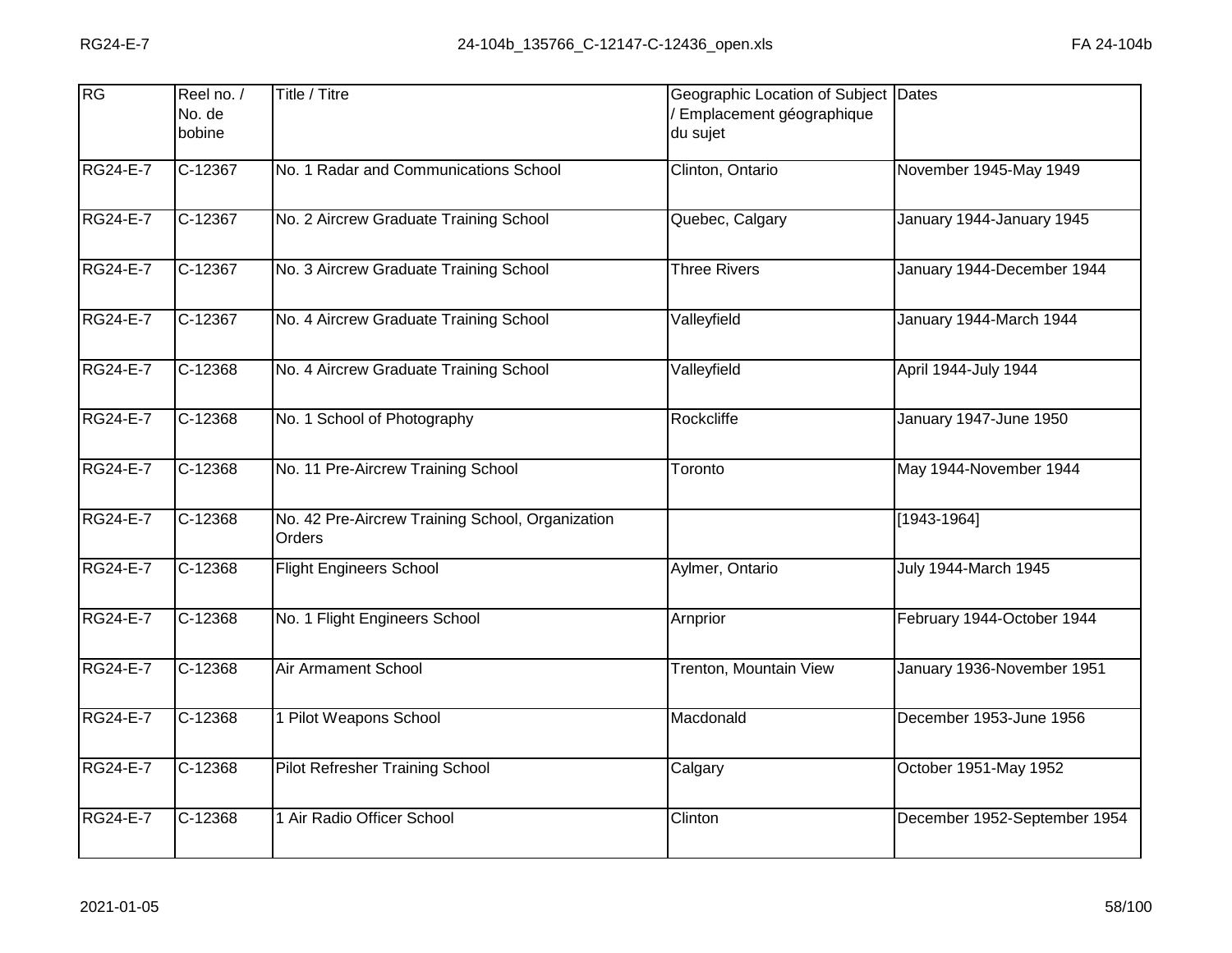| RG | Reel no. / No. de bobine | Title / Titre | Geographic Location of Subject / Emplacement géographique du sujet | Dates |
|---|---|---|---|---|
| RG24-E-7 | C-12367 | No. 1 Radar and Communications School | Clinton, Ontario | November 1945-May 1949 |
| RG24-E-7 | C-12367 | No. 2 Aircrew Graduate Training School | Quebec, Calgary | January 1944-January 1945 |
| RG24-E-7 | C-12367 | No. 3 Aircrew Graduate Training School | Three Rivers | January 1944-December 1944 |
| RG24-E-7 | C-12367 | No. 4 Aircrew Graduate Training School | Valleyfield | January 1944-March 1944 |
| RG24-E-7 | C-12368 | No. 4 Aircrew Graduate Training School | Valleyfield | April 1944-July 1944 |
| RG24-E-7 | C-12368 | No. 1 School of Photography | Rockcliffe | January 1947-June 1950 |
| RG24-E-7 | C-12368 | No. 11 Pre-Aircrew Training School | Toronto | May 1944-November 1944 |
| RG24-E-7 | C-12368 | No. 42 Pre-Aircrew Training School, Organization Orders | | [1943-1964] |
| RG24-E-7 | C-12368 | Flight Engineers School | Aylmer, Ontario | July 1944-March 1945 |
| RG24-E-7 | C-12368 | No. 1 Flight Engineers School | Arnprior | February 1944-October 1944 |
| RG24-E-7 | C-12368 | Air Armament School | Trenton, Mountain View | January 1936-November 1951 |
| RG24-E-7 | C-12368 | 1 Pilot Weapons School | Macdonald | December 1953-June 1956 |
| RG24-E-7 | C-12368 | Pilot Refresher Training School | Calgary | October 1951-May 1952 |
| RG24-E-7 | C-12368 | 1 Air Radio Officer School | Clinton | December 1952-September 1954 |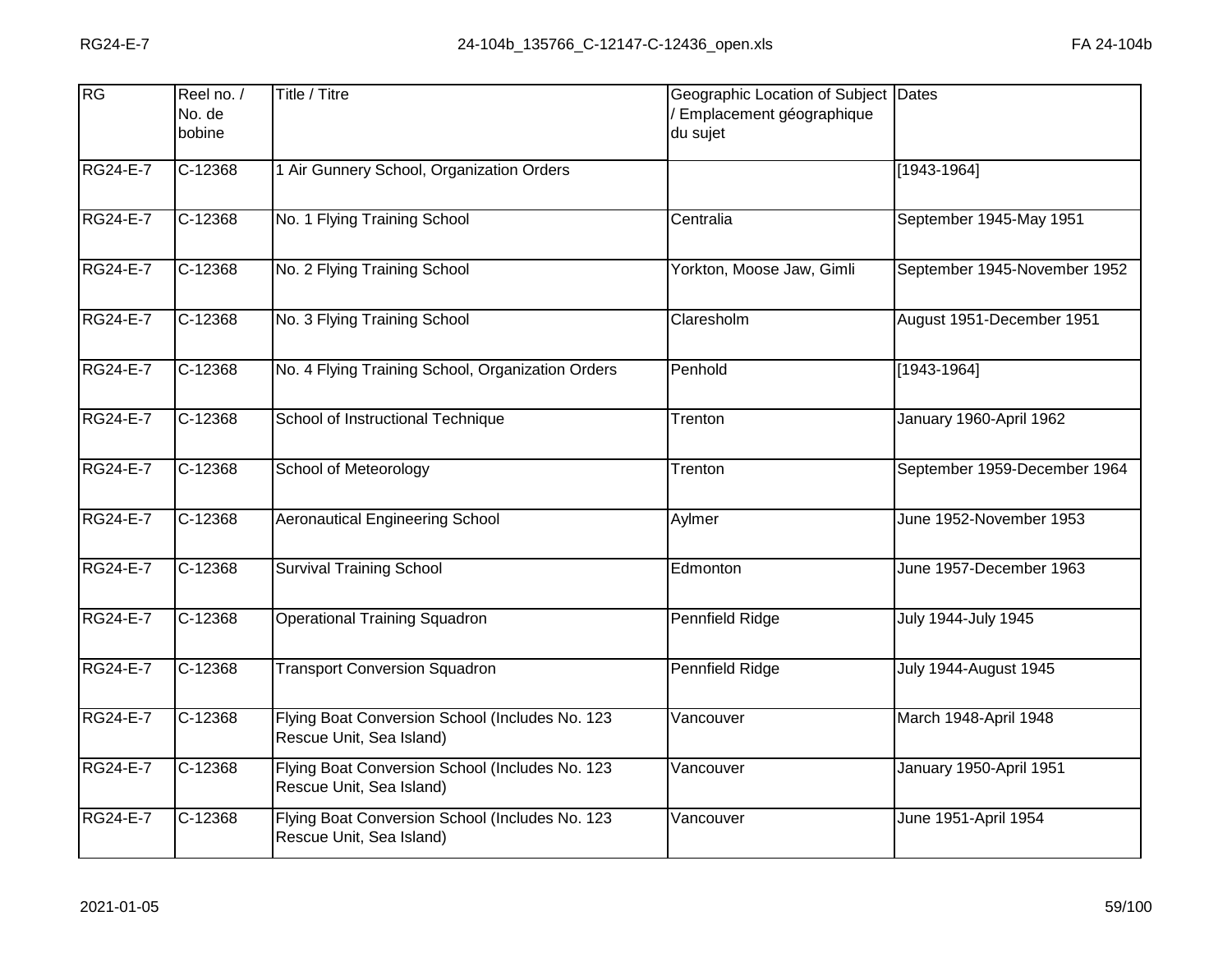| RG | Reel no. / No. de bobine | Title / Titre | Geographic Location of Subject / Emplacement géographique du sujet | Dates |
| --- | --- | --- | --- | --- |
| RG24-E-7 | C-12368 | 1 Air Gunnery School, Organization Orders | | [1943-1964] |
| RG24-E-7 | C-12368 | No. 1 Flying Training School | Centralia | September 1945-May 1951 |
| RG24-E-7 | C-12368 | No. 2 Flying Training School | Yorkton, Moose Jaw, Gimli | September 1945-November 1952 |
| RG24-E-7 | C-12368 | No. 3 Flying Training School | Claresholm | August 1951-December 1951 |
| RG24-E-7 | C-12368 | No. 4 Flying Training School, Organization Orders | Penhold | [1943-1964] |
| RG24-E-7 | C-12368 | School of Instructional Technique | Trenton | January 1960-April 1962 |
| RG24-E-7 | C-12368 | School of Meteorology | Trenton | September 1959-December 1964 |
| RG24-E-7 | C-12368 | Aeronautical Engineering School | Aylmer | June 1952-November 1953 |
| RG24-E-7 | C-12368 | Survival Training School | Edmonton | June 1957-December 1963 |
| RG24-E-7 | C-12368 | Operational Training Squadron | Pennfield Ridge | July 1944-July 1945 |
| RG24-E-7 | C-12368 | Transport Conversion Squadron | Pennfield Ridge | July 1944-August 1945 |
| RG24-E-7 | C-12368 | Flying Boat Conversion School (Includes No. 123 Rescue Unit, Sea Island) | Vancouver | March 1948-April 1948 |
| RG24-E-7 | C-12368 | Flying Boat Conversion School (Includes No. 123 Rescue Unit, Sea Island) | Vancouver | January 1950-April 1951 |
| RG24-E-7 | C-12368 | Flying Boat Conversion School (Includes No. 123 Rescue Unit, Sea Island) | Vancouver | June 1951-April 1954 |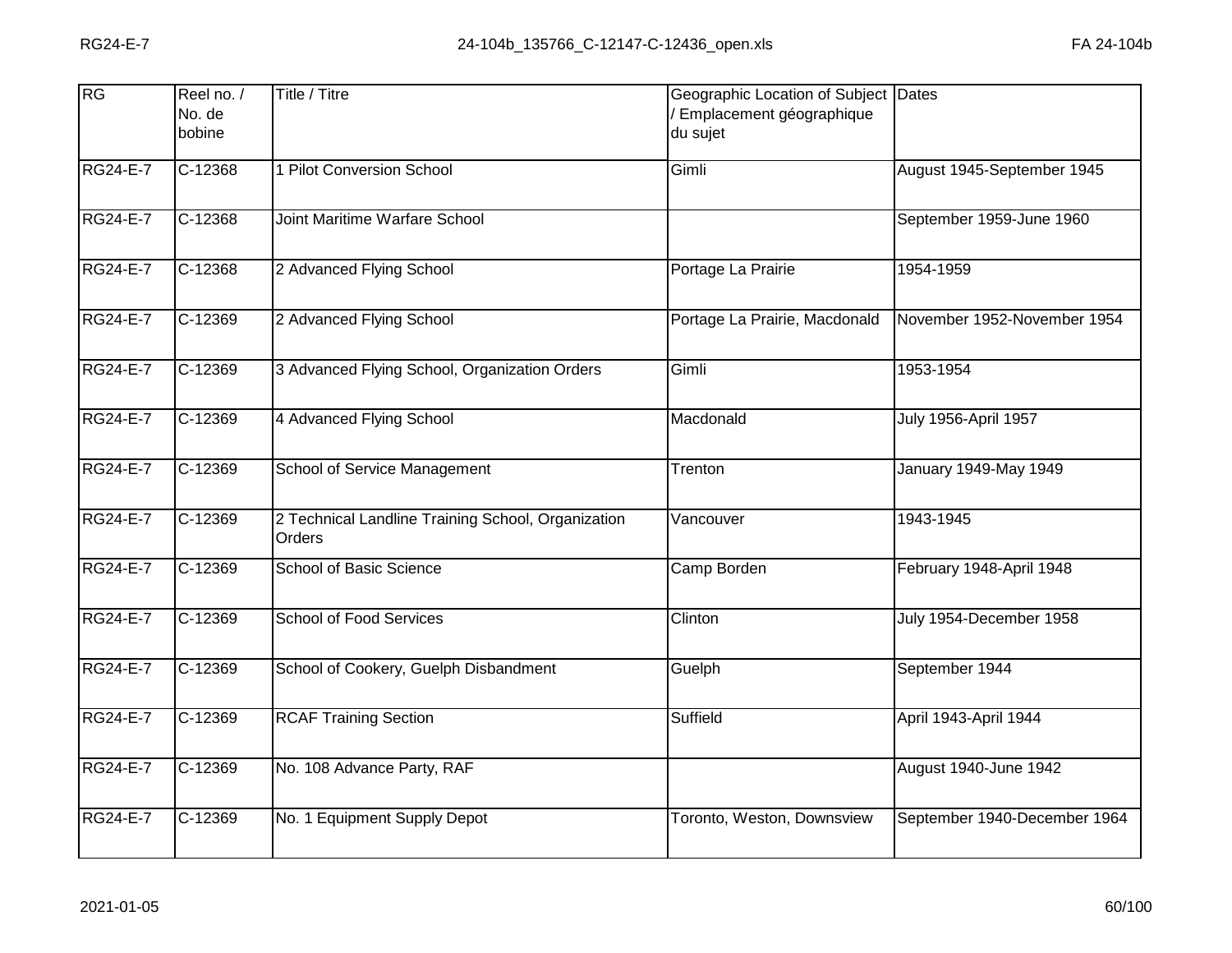| RG | Reel no. / No. de bobine | Title / Titre | Geographic Location of Subject / Emplacement géographique du sujet | Dates |
|---|---|---|---|---|
| RG24-E-7 | C-12368 | 1 Pilot Conversion School | Gimli | August 1945-September 1945 |
| RG24-E-7 | C-12368 | Joint Maritime Warfare School | | September 1959-June 1960 |
| RG24-E-7 | C-12368 | 2 Advanced Flying School | Portage La Prairie | 1954-1959 |
| RG24-E-7 | C-12369 | 2 Advanced Flying School | Portage La Prairie, Macdonald | November 1952-November 1954 |
| RG24-E-7 | C-12369 | 3 Advanced Flying School, Organization Orders | Gimli | 1953-1954 |
| RG24-E-7 | C-12369 | 4 Advanced Flying School | Macdonald | July 1956-April 1957 |
| RG24-E-7 | C-12369 | School of Service Management | Trenton | January 1949-May 1949 |
| RG24-E-7 | C-12369 | 2 Technical Landline Training School, Organization Orders | Vancouver | 1943-1945 |
| RG24-E-7 | C-12369 | School of Basic Science | Camp Borden | February 1948-April 1948 |
| RG24-E-7 | C-12369 | School of Food Services | Clinton | July 1954-December 1958 |
| RG24-E-7 | C-12369 | School of Cookery, Guelph Disbandment | Guelph | September 1944 |
| RG24-E-7 | C-12369 | RCAF Training Section | Suffield | April 1943-April 1944 |
| RG24-E-7 | C-12369 | No. 108 Advance Party, RAF | | August 1940-June 1942 |
| RG24-E-7 | C-12369 | No. 1 Equipment Supply Depot | Toronto, Weston, Downsview | September 1940-December 1964 |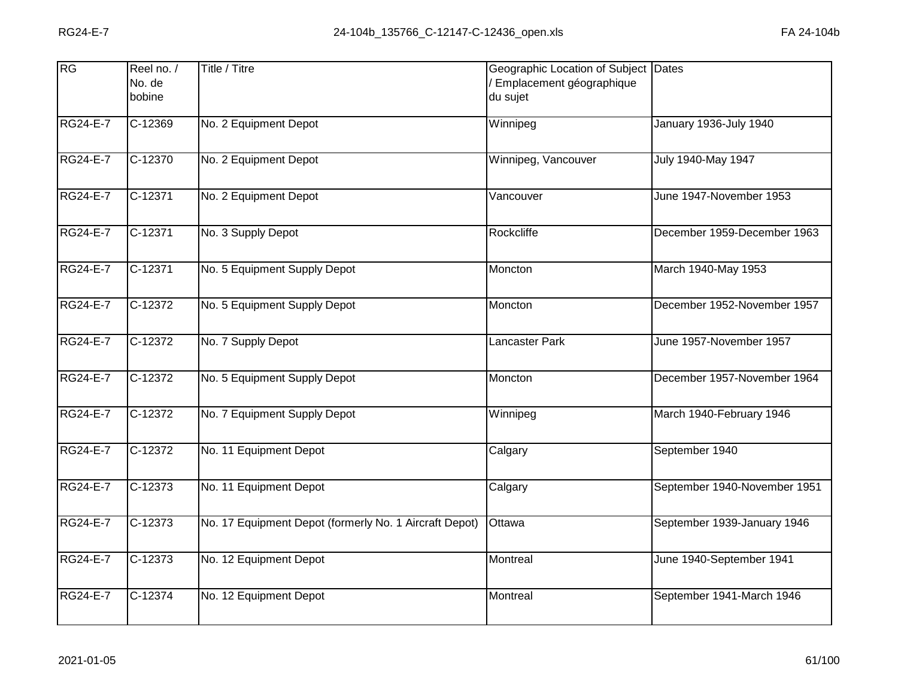| RG | Reel no. / No. de bobine | Title / Titre | Geographic Location of Subject / Emplacement géographique du sujet | Dates |
|---|---|---|---|---|
| RG24-E-7 | C-12369 | No. 2 Equipment Depot | Winnipeg | January 1936-July 1940 |
| RG24-E-7 | C-12370 | No. 2 Equipment Depot | Winnipeg, Vancouver | July 1940-May 1947 |
| RG24-E-7 | C-12371 | No. 2 Equipment Depot | Vancouver | June 1947-November 1953 |
| RG24-E-7 | C-12371 | No. 3 Supply Depot | Rockcliffe | December 1959-December 1963 |
| RG24-E-7 | C-12371 | No. 5 Equipment Supply Depot | Moncton | March 1940-May 1953 |
| RG24-E-7 | C-12372 | No. 5 Equipment Supply Depot | Moncton | December 1952-November 1957 |
| RG24-E-7 | C-12372 | No. 7 Supply Depot | Lancaster Park | June 1957-November 1957 |
| RG24-E-7 | C-12372 | No. 5 Equipment Supply Depot | Moncton | December 1957-November 1964 |
| RG24-E-7 | C-12372 | No. 7 Equipment Supply Depot | Winnipeg | March 1940-February 1946 |
| RG24-E-7 | C-12372 | No. 11 Equipment Depot | Calgary | September 1940 |
| RG24-E-7 | C-12373 | No. 11 Equipment Depot | Calgary | September 1940-November 1951 |
| RG24-E-7 | C-12373 | No. 17 Equipment Depot (formerly No. 1 Aircraft Depot) | Ottawa | September 1939-January 1946 |
| RG24-E-7 | C-12373 | No. 12 Equipment Depot | Montreal | June 1940-September 1941 |
| RG24-E-7 | C-12374 | No. 12 Equipment Depot | Montreal | September 1941-March 1946 |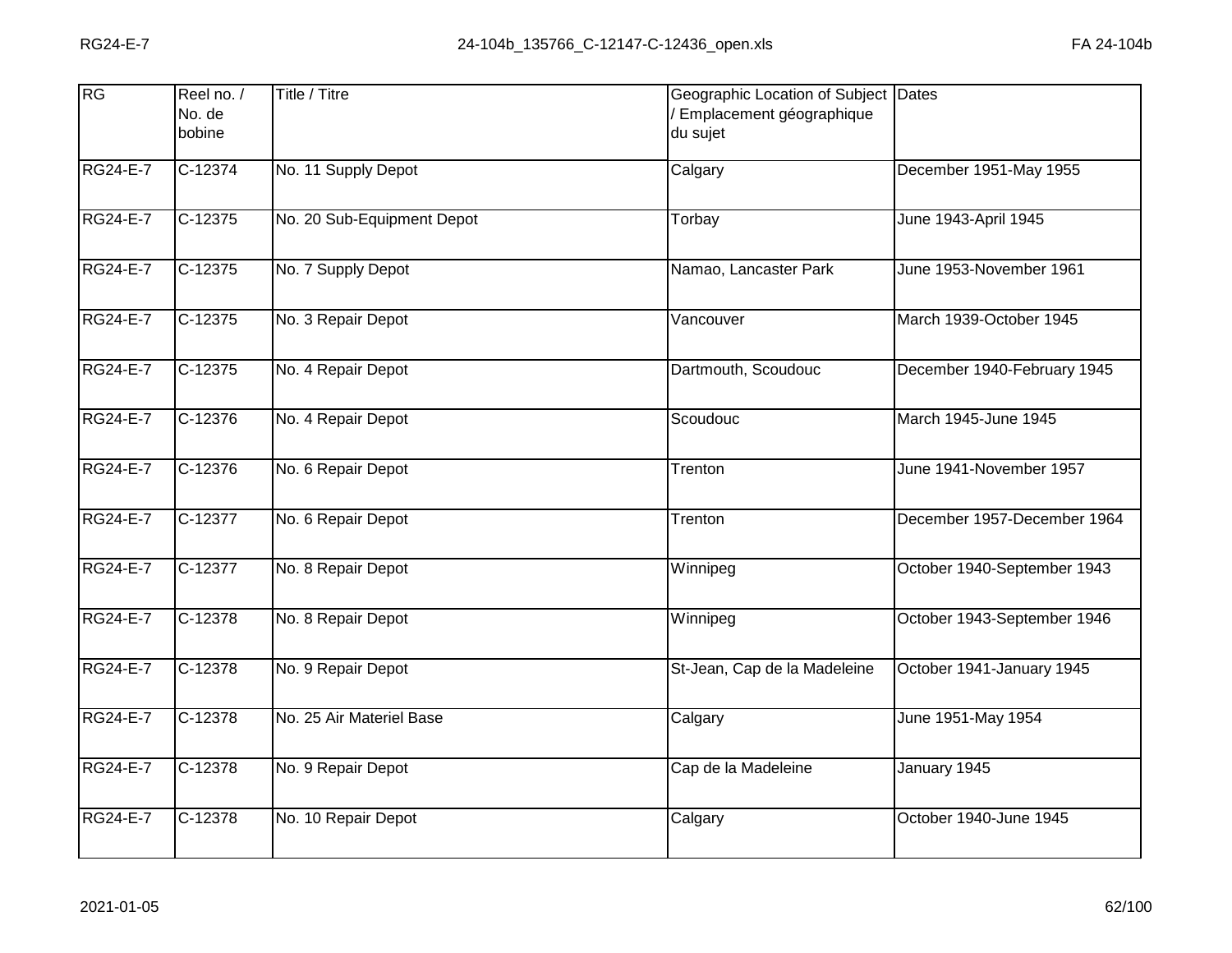| RG | Reel no. / No. de bobine | Title / Titre | Geographic Location of Subject / Emplacement géographique du sujet | Dates |
|---|---|---|---|---|
| RG24-E-7 | C-12374 | No. 11 Supply Depot | Calgary | December 1951-May 1955 |
| RG24-E-7 | C-12375 | No. 20 Sub-Equipment Depot | Torbay | June 1943-April 1945 |
| RG24-E-7 | C-12375 | No. 7 Supply Depot | Namao, Lancaster Park | June 1953-November 1961 |
| RG24-E-7 | C-12375 | No. 3 Repair Depot | Vancouver | March 1939-October 1945 |
| RG24-E-7 | C-12375 | No. 4 Repair Depot | Dartmouth, Scoudouc | December 1940-February 1945 |
| RG24-E-7 | C-12376 | No. 4 Repair Depot | Scoudouc | March 1945-June 1945 |
| RG24-E-7 | C-12376 | No. 6 Repair Depot | Trenton | June 1941-November 1957 |
| RG24-E-7 | C-12377 | No. 6 Repair Depot | Trenton | December 1957-December 1964 |
| RG24-E-7 | C-12377 | No. 8 Repair Depot | Winnipeg | October 1940-September 1943 |
| RG24-E-7 | C-12378 | No. 8 Repair Depot | Winnipeg | October 1943-September 1946 |
| RG24-E-7 | C-12378 | No. 9 Repair Depot | St-Jean, Cap de la Madeleine | October 1941-January 1945 |
| RG24-E-7 | C-12378 | No. 25 Air Materiel Base | Calgary | June 1951-May 1954 |
| RG24-E-7 | C-12378 | No. 9 Repair Depot | Cap de la Madeleine | January 1945 |
| RG24-E-7 | C-12378 | No. 10 Repair Depot | Calgary | October 1940-June 1945 |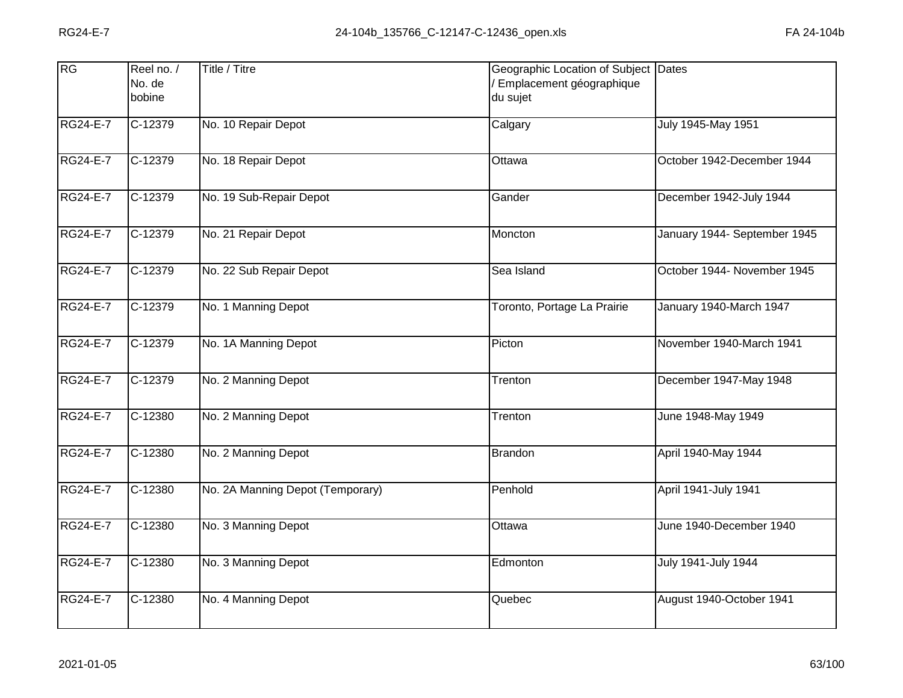| RG | Reel no. / No. de bobine | Title / Titre | Geographic Location of Subject / Emplacement géographique du sujet | Dates |
|---|---|---|---|---|
| RG24-E-7 | C-12379 | No. 10 Repair Depot | Calgary | July 1945-May 1951 |
| RG24-E-7 | C-12379 | No. 18 Repair Depot | Ottawa | October 1942-December 1944 |
| RG24-E-7 | C-12379 | No. 19 Sub-Repair Depot | Gander | December 1942-July 1944 |
| RG24-E-7 | C-12379 | No. 21 Repair Depot | Moncton | January 1944- September 1945 |
| RG24-E-7 | C-12379 | No. 22 Sub Repair Depot | Sea Island | October 1944- November 1945 |
| RG24-E-7 | C-12379 | No. 1 Manning Depot | Toronto, Portage La Prairie | January 1940-March 1947 |
| RG24-E-7 | C-12379 | No. 1A Manning Depot | Picton | November 1940-March 1941 |
| RG24-E-7 | C-12379 | No. 2 Manning Depot | Trenton | December 1947-May 1948 |
| RG24-E-7 | C-12380 | No. 2 Manning Depot | Trenton | June 1948-May 1949 |
| RG24-E-7 | C-12380 | No. 2 Manning Depot | Brandon | April 1940-May 1944 |
| RG24-E-7 | C-12380 | No. 2A Manning Depot (Temporary) | Penhold | April 1941-July 1941 |
| RG24-E-7 | C-12380 | No. 3 Manning Depot | Ottawa | June 1940-December 1940 |
| RG24-E-7 | C-12380 | No. 3 Manning Depot | Edmonton | July 1941-July 1944 |
| RG24-E-7 | C-12380 | No. 4 Manning Depot | Quebec | August 1940-October 1941 |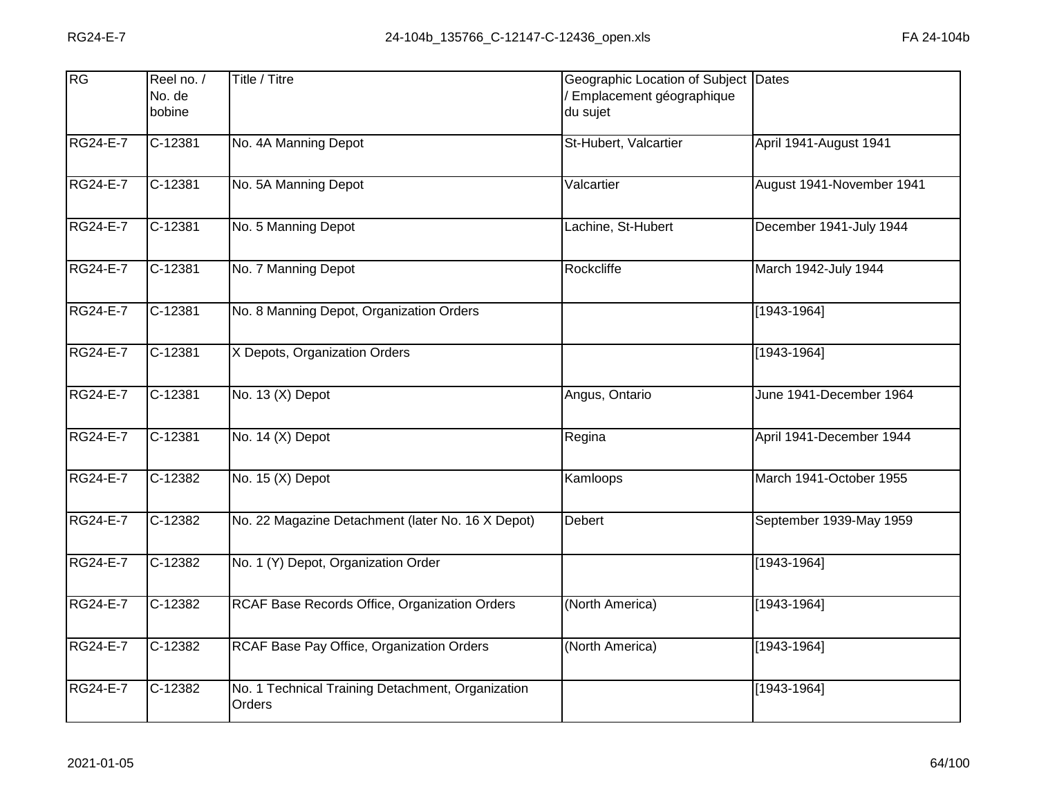| RG | Reel no. / No. de bobine | Title / Titre | Geographic Location of Subject / Emplacement géographique du sujet | Dates |
|---|---|---|---|---|
| RG24-E-7 | C-12381 | No. 4A Manning Depot | St-Hubert, Valcartier | April 1941-August 1941 |
| RG24-E-7 | C-12381 | No. 5A Manning Depot | Valcartier | August 1941-November 1941 |
| RG24-E-7 | C-12381 | No. 5 Manning Depot | Lachine, St-Hubert | December 1941-July 1944 |
| RG24-E-7 | C-12381 | No. 7 Manning Depot | Rockcliffe | March 1942-July 1944 |
| RG24-E-7 | C-12381 | No. 8 Manning Depot, Organization Orders | | [1943-1964] |
| RG24-E-7 | C-12381 | X Depots, Organization Orders | | [1943-1964] |
| RG24-E-7 | C-12381 | No. 13 (X) Depot | Angus, Ontario | June 1941-December 1964 |
| RG24-E-7 | C-12381 | No. 14 (X) Depot | Regina | April 1941-December 1944 |
| RG24-E-7 | C-12382 | No. 15 (X) Depot | Kamloops | March 1941-October 1955 |
| RG24-E-7 | C-12382 | No. 22 Magazine Detachment (later No. 16 X Depot) | Debert | September 1939-May 1959 |
| RG24-E-7 | C-12382 | No. 1 (Y) Depot, Organization Order | | [1943-1964] |
| RG24-E-7 | C-12382 | RCAF Base Records Office, Organization Orders | (North America) | [1943-1964] |
| RG24-E-7 | C-12382 | RCAF Base Pay Office, Organization Orders | (North America) | [1943-1964] |
| RG24-E-7 | C-12382 | No. 1 Technical Training Detachment, Organization Orders | | [1943-1964] |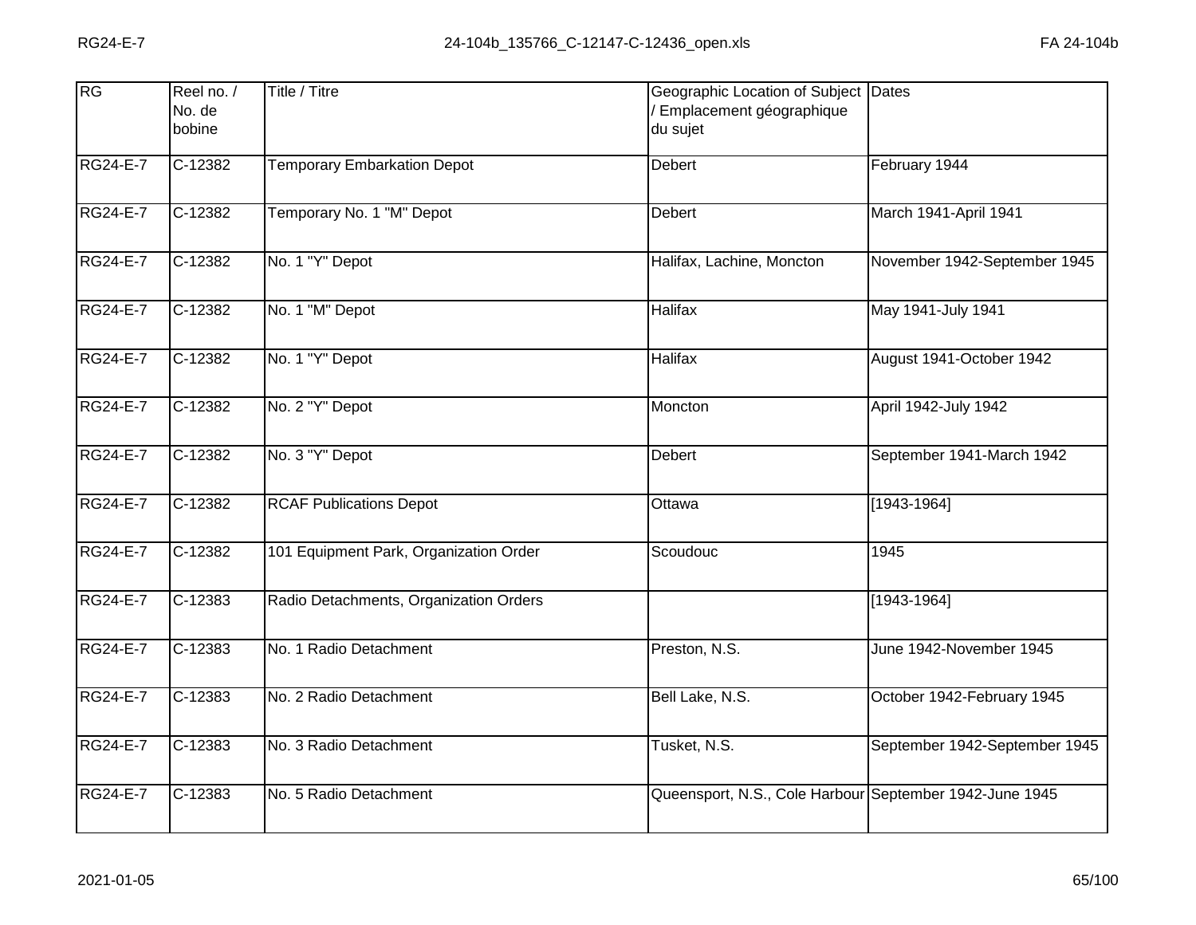| RG | Reel no. / No. de bobine | Title / Titre | Geographic Location of Subject / Emplacement géographique du sujet | Dates |
|---|---|---|---|---|
| RG24-E-7 | C-12382 | Temporary Embarkation Depot | Debert | February 1944 |
| RG24-E-7 | C-12382 | Temporary No. 1 "M" Depot | Debert | March 1941-April 1941 |
| RG24-E-7 | C-12382 | No. 1 "Y" Depot | Halifax, Lachine, Moncton | November 1942-September 1945 |
| RG24-E-7 | C-12382 | No. 1 "M" Depot | Halifax | May 1941-July 1941 |
| RG24-E-7 | C-12382 | No. 1 "Y" Depot | Halifax | August 1941-October 1942 |
| RG24-E-7 | C-12382 | No. 2 "Y" Depot | Moncton | April 1942-July 1942 |
| RG24-E-7 | C-12382 | No. 3 "Y" Depot | Debert | September 1941-March 1942 |
| RG24-E-7 | C-12382 | RCAF Publications Depot | Ottawa | [1943-1964] |
| RG24-E-7 | C-12382 | 101 Equipment Park, Organization Order | Scoudouc | 1945 |
| RG24-E-7 | C-12383 | Radio Detachments, Organization Orders | | [1943-1964] |
| RG24-E-7 | C-12383 | No. 1 Radio Detachment | Preston, N.S. | June 1942-November 1945 |
| RG24-E-7 | C-12383 | No. 2 Radio Detachment | Bell Lake, N.S. | October 1942-February 1945 |
| RG24-E-7 | C-12383 | No. 3 Radio Detachment | Tusket, N.S. | September 1942-September 1945 |
| RG24-E-7 | C-12383 | No. 5 Radio Detachment | Queensport, N.S., Cole Harbour | September 1942-June 1945 |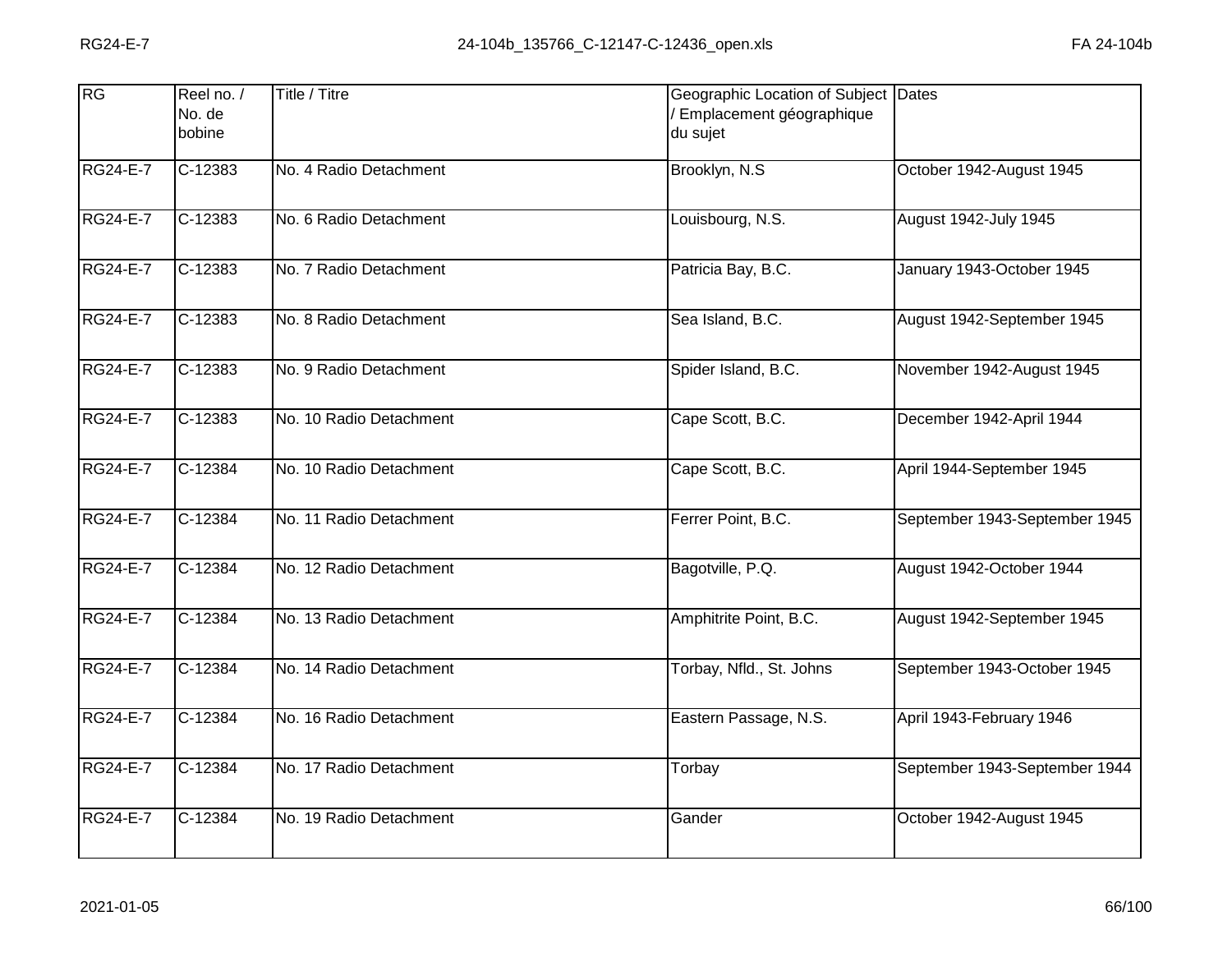| RG | Reel no. / No. de bobine | Title / Titre | Geographic Location of Subject / Emplacement géographique du sujet | Dates |
|---|---|---|---|---|
| RG24-E-7 | C-12383 | No. 4 Radio Detachment | Brooklyn, N.S | October 1942-August 1945 |
| RG24-E-7 | C-12383 | No. 6 Radio Detachment | Louisbourg, N.S. | August 1942-July 1945 |
| RG24-E-7 | C-12383 | No. 7 Radio Detachment | Patricia Bay, B.C. | January 1943-October 1945 |
| RG24-E-7 | C-12383 | No. 8 Radio Detachment | Sea Island, B.C. | August 1942-September 1945 |
| RG24-E-7 | C-12383 | No. 9 Radio Detachment | Spider Island, B.C. | November 1942-August 1945 |
| RG24-E-7 | C-12383 | No. 10 Radio Detachment | Cape Scott, B.C. | December 1942-April 1944 |
| RG24-E-7 | C-12384 | No. 10 Radio Detachment | Cape Scott, B.C. | April 1944-September 1945 |
| RG24-E-7 | C-12384 | No. 11 Radio Detachment | Ferrer Point, B.C. | September 1943-September 1945 |
| RG24-E-7 | C-12384 | No. 12 Radio Detachment | Bagotville, P.Q. | August 1942-October 1944 |
| RG24-E-7 | C-12384 | No. 13 Radio Detachment | Amphitrite Point, B.C. | August 1942-September 1945 |
| RG24-E-7 | C-12384 | No. 14 Radio Detachment | Torbay, Nfld., St. Johns | September 1943-October 1945 |
| RG24-E-7 | C-12384 | No. 16 Radio Detachment | Eastern Passage, N.S. | April 1943-February 1946 |
| RG24-E-7 | C-12384 | No. 17 Radio Detachment | Torbay | September 1943-September 1944 |
| RG24-E-7 | C-12384 | No. 19 Radio Detachment | Gander | October 1942-August 1945 |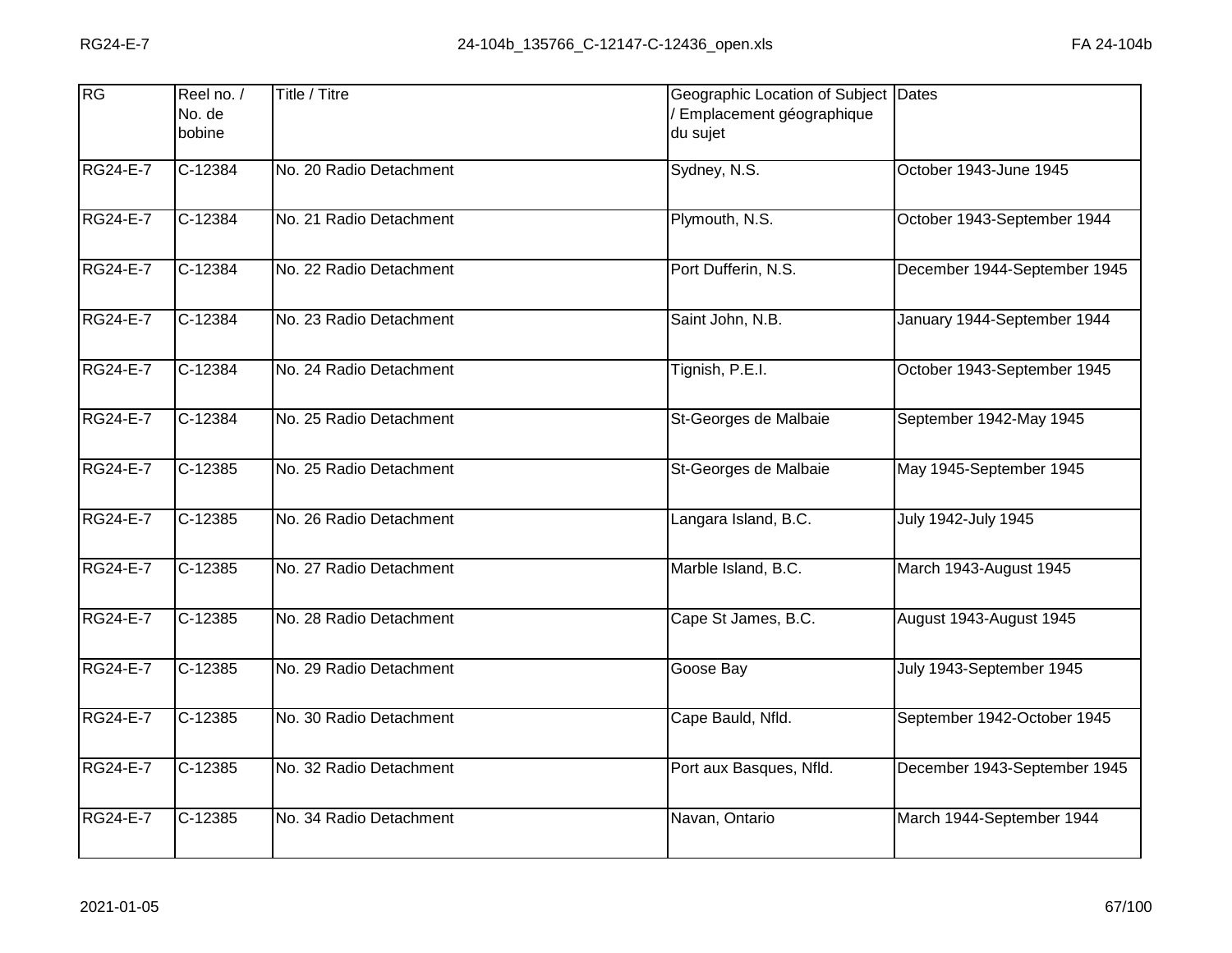| RG | Reel no. / No. de bobine | Title / Titre | Geographic Location of Subject / Emplacement géographique du sujet | Dates |
|---|---|---|---|---|
| RG24-E-7 | C-12384 | No. 20 Radio Detachment | Sydney, N.S. | October 1943-June 1945 |
| RG24-E-7 | C-12384 | No. 21 Radio Detachment | Plymouth, N.S. | October 1943-September 1944 |
| RG24-E-7 | C-12384 | No. 22 Radio Detachment | Port Dufferin, N.S. | December 1944-September 1945 |
| RG24-E-7 | C-12384 | No. 23 Radio Detachment | Saint John, N.B. | January 1944-September 1944 |
| RG24-E-7 | C-12384 | No. 24 Radio Detachment | Tignish, P.E.I. | October 1943-September 1945 |
| RG24-E-7 | C-12384 | No. 25 Radio Detachment | St-Georges de Malbaie | September 1942-May 1945 |
| RG24-E-7 | C-12385 | No. 25 Radio Detachment | St-Georges de Malbaie | May 1945-September 1945 |
| RG24-E-7 | C-12385 | No. 26 Radio Detachment | Langara Island, B.C. | July 1942-July 1945 |
| RG24-E-7 | C-12385 | No. 27 Radio Detachment | Marble Island, B.C. | March 1943-August 1945 |
| RG24-E-7 | C-12385 | No. 28 Radio Detachment | Cape St James, B.C. | August 1943-August 1945 |
| RG24-E-7 | C-12385 | No. 29 Radio Detachment | Goose Bay | July 1943-September 1945 |
| RG24-E-7 | C-12385 | No. 30 Radio Detachment | Cape Bauld, Nfld. | September 1942-October 1945 |
| RG24-E-7 | C-12385 | No. 32 Radio Detachment | Port aux Basques, Nfld. | December 1943-September 1945 |
| RG24-E-7 | C-12385 | No. 34 Radio Detachment | Navan, Ontario | March 1944-September 1944 |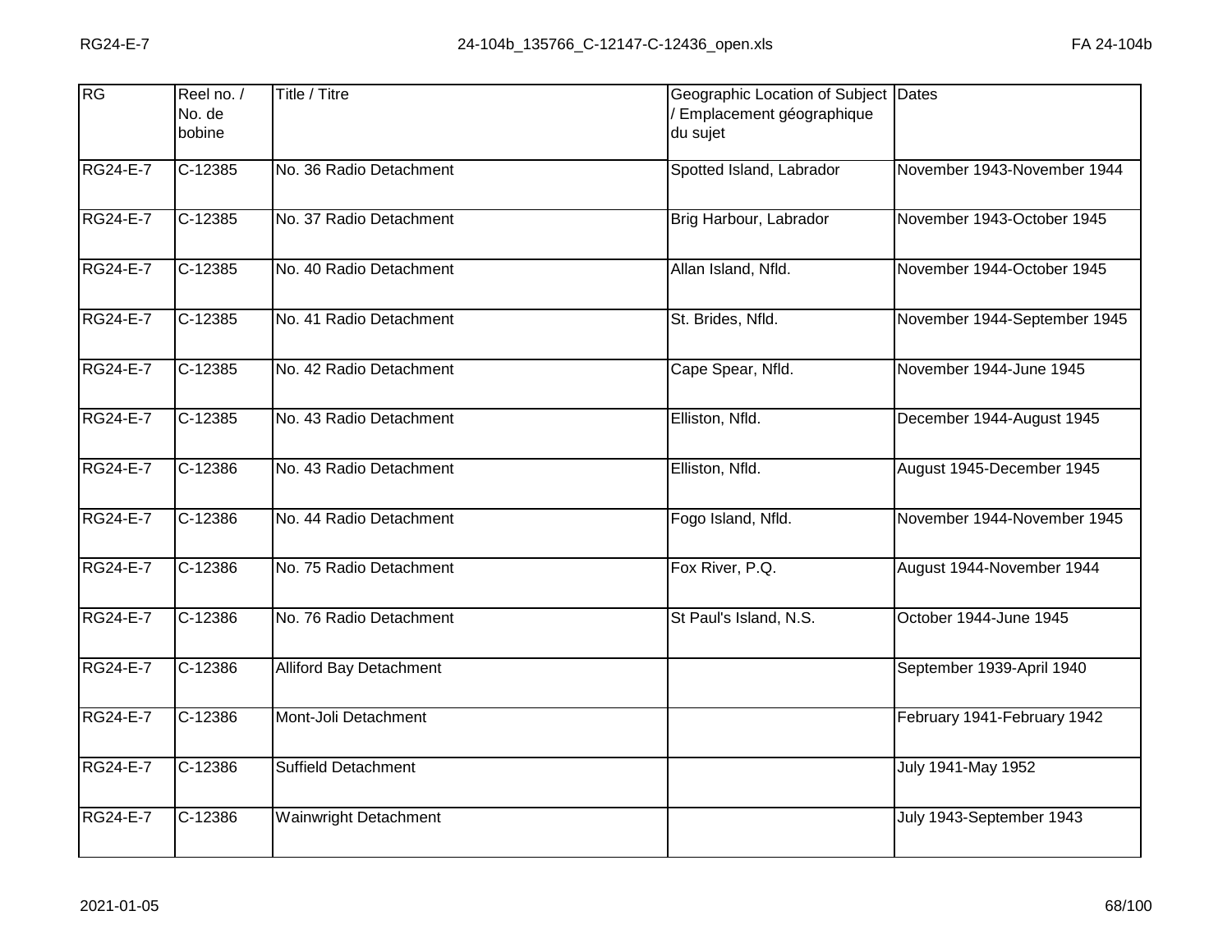| RG | Reel no. / No. de bobine | Title / Titre | Geographic Location of Subject / Emplacement géographique du sujet | Dates |
|---|---|---|---|---|
| RG24-E-7 | C-12385 | No. 36 Radio Detachment | Spotted Island, Labrador | November 1943-November 1944 |
| RG24-E-7 | C-12385 | No. 37 Radio Detachment | Brig Harbour, Labrador | November 1943-October 1945 |
| RG24-E-7 | C-12385 | No. 40 Radio Detachment | Allan Island, Nfld. | November 1944-October 1945 |
| RG24-E-7 | C-12385 | No. 41 Radio Detachment | St. Brides, Nfld. | November 1944-September 1945 |
| RG24-E-7 | C-12385 | No. 42 Radio Detachment | Cape Spear, Nfld. | November 1944-June 1945 |
| RG24-E-7 | C-12385 | No. 43 Radio Detachment | Elliston, Nfld. | December 1944-August 1945 |
| RG24-E-7 | C-12386 | No. 43 Radio Detachment | Elliston, Nfld. | August 1945-December 1945 |
| RG24-E-7 | C-12386 | No. 44 Radio Detachment | Fogo Island, Nfld. | November 1944-November 1945 |
| RG24-E-7 | C-12386 | No. 75 Radio Detachment | Fox River, P.Q. | August 1944-November 1944 |
| RG24-E-7 | C-12386 | No. 76 Radio Detachment | St Paul's Island, N.S. | October 1944-June 1945 |
| RG24-E-7 | C-12386 | Alliford Bay Detachment | | September 1939-April 1940 |
| RG24-E-7 | C-12386 | Mont-Joli Detachment | | February 1941-February 1942 |
| RG24-E-7 | C-12386 | Suffield Detachment | | July 1941-May 1952 |
| RG24-E-7 | C-12386 | Wainwright Detachment | | July 1943-September 1943 |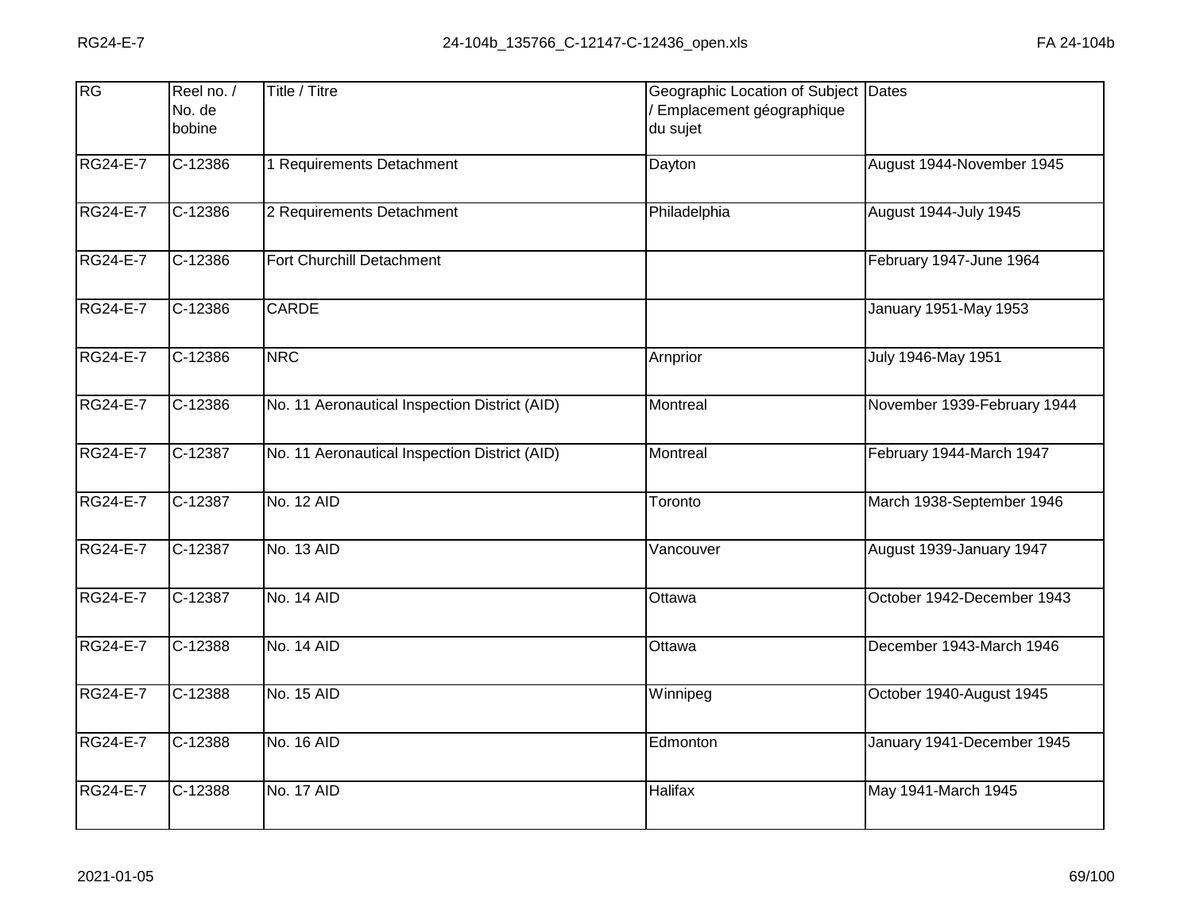| RG | Reel no. / No. de bobine | Title / Titre | Geographic Location of Subject / Emplacement géographique du sujet | Dates |
|---|---|---|---|---|
| RG24-E-7 | C-12386 | 1 Requirements Detachment | Dayton | August 1944-November 1945 |
| RG24-E-7 | C-12386 | 2 Requirements Detachment | Philadelphia | August 1944-July 1945 |
| RG24-E-7 | C-12386 | Fort Churchill Detachment | | February 1947-June 1964 |
| RG24-E-7 | C-12386 | CARDE | | January 1951-May 1953 |
| RG24-E-7 | C-12386 | NRC | Arnprior | July 1946-May 1951 |
| RG24-E-7 | C-12386 | No. 11 Aeronautical Inspection District (AID) | Montreal | November 1939-February 1944 |
| RG24-E-7 | C-12387 | No. 11 Aeronautical Inspection District (AID) | Montreal | February 1944-March 1947 |
| RG24-E-7 | C-12387 | No. 12 AID | Toronto | March 1938-September 1946 |
| RG24-E-7 | C-12387 | No. 13 AID | Vancouver | August 1939-January 1947 |
| RG24-E-7 | C-12387 | No. 14 AID | Ottawa | October 1942-December 1943 |
| RG24-E-7 | C-12388 | No. 14 AID | Ottawa | December 1943-March 1946 |
| RG24-E-7 | C-12388 | No. 15 AID | Winnipeg | October 1940-August 1945 |
| RG24-E-7 | C-12388 | No. 16 AID | Edmonton | January 1941-December 1945 |
| RG24-E-7 | C-12388 | No. 17 AID | Halifax | May 1941-March 1945 |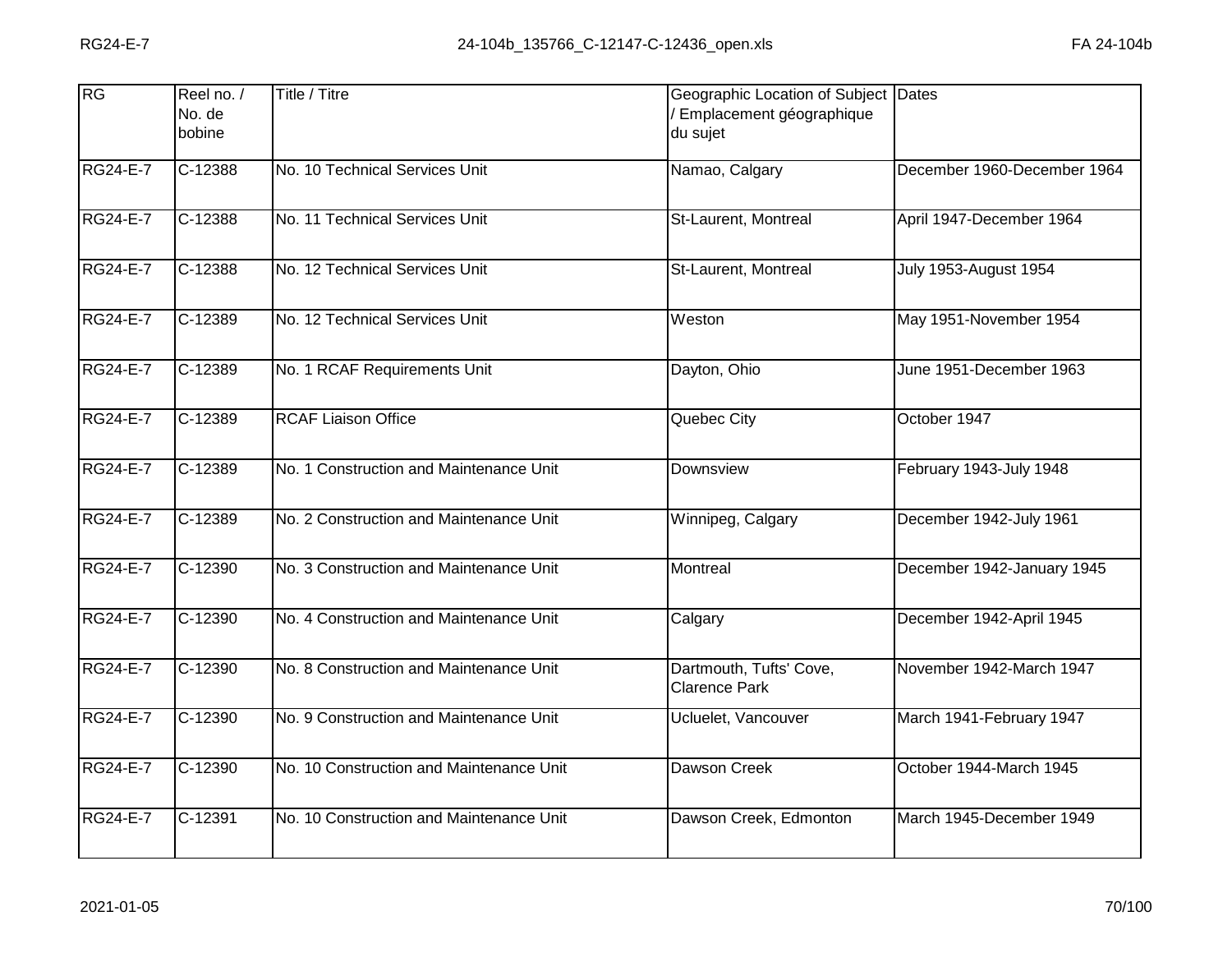| RG | Reel no. / No. de bobine | Title / Titre | Geographic Location of Subject / Emplacement géographique du sujet | Dates |
|---|---|---|---|---|
| RG24-E-7 | C-12388 | No. 10 Technical Services Unit | Namao, Calgary | December 1960-December 1964 |
| RG24-E-7 | C-12388 | No. 11 Technical Services Unit | St-Laurent, Montreal | April 1947-December 1964 |
| RG24-E-7 | C-12388 | No. 12 Technical Services Unit | St-Laurent, Montreal | July 1953-August 1954 |
| RG24-E-7 | C-12389 | No. 12 Technical Services Unit | Weston | May 1951-November 1954 |
| RG24-E-7 | C-12389 | No. 1 RCAF Requirements Unit | Dayton, Ohio | June 1951-December 1963 |
| RG24-E-7 | C-12389 | RCAF Liaison Office | Quebec City | October 1947 |
| RG24-E-7 | C-12389 | No. 1 Construction and Maintenance Unit | Downsview | February 1943-July 1948 |
| RG24-E-7 | C-12389 | No. 2 Construction and Maintenance Unit | Winnipeg, Calgary | December 1942-July 1961 |
| RG24-E-7 | C-12390 | No. 3 Construction and Maintenance Unit | Montreal | December 1942-January 1945 |
| RG24-E-7 | C-12390 | No. 4 Construction and Maintenance Unit | Calgary | December 1942-April 1945 |
| RG24-E-7 | C-12390 | No. 8 Construction and Maintenance Unit | Dartmouth, Tufts' Cove, Clarence Park | November 1942-March 1947 |
| RG24-E-7 | C-12390 | No. 9 Construction and Maintenance Unit | Ucluelet, Vancouver | March 1941-February 1947 |
| RG24-E-7 | C-12390 | No. 10 Construction and Maintenance Unit | Dawson Creek | October 1944-March 1945 |
| RG24-E-7 | C-12391 | No. 10 Construction and Maintenance Unit | Dawson Creek, Edmonton | March 1945-December 1949 |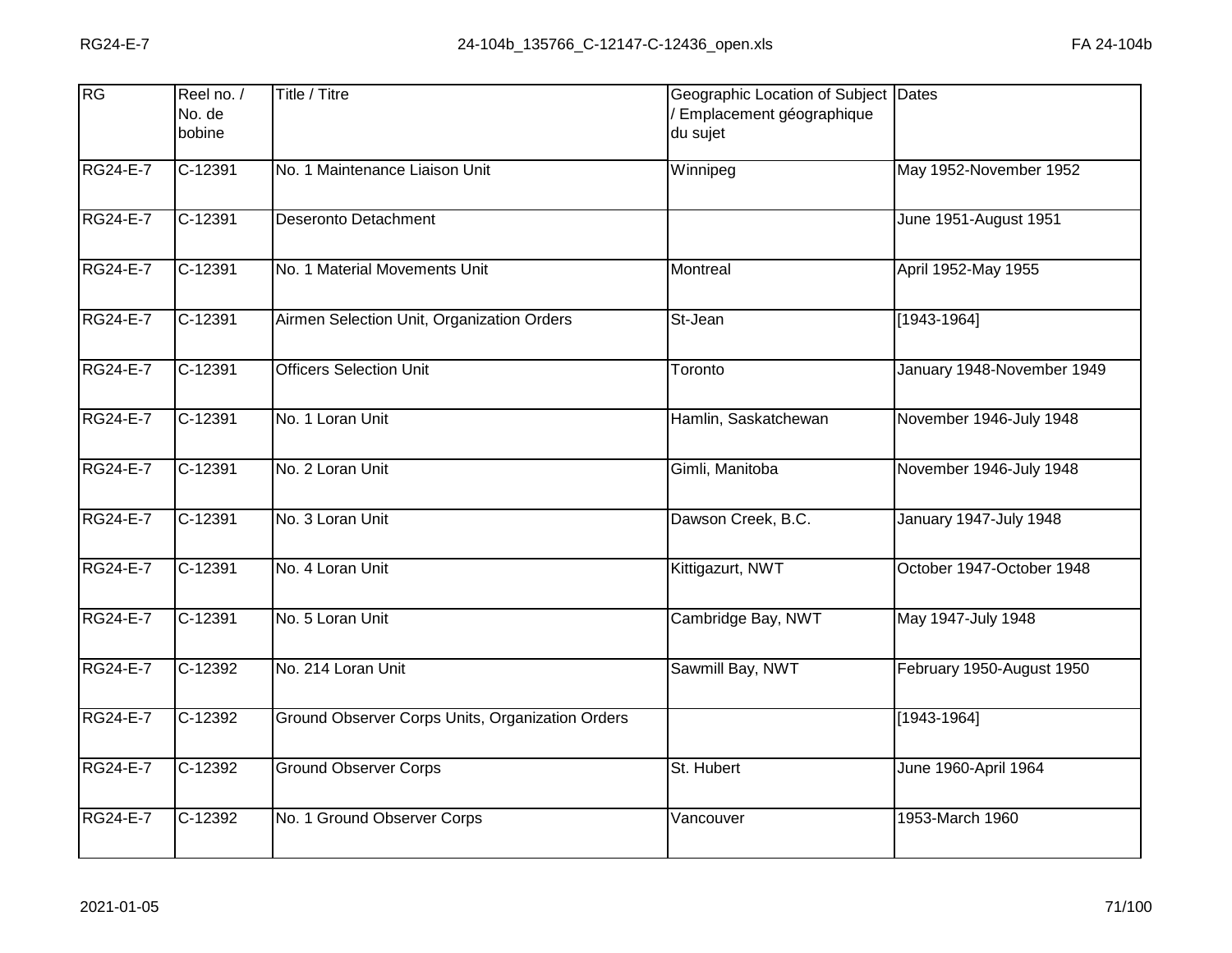| RG | Reel no. / No. de bobine | Title / Titre | Geographic Location of Subject / Emplacement géographique du sujet | Dates |
|---|---|---|---|---|
| RG24-E-7 | C-12391 | No. 1 Maintenance Liaison Unit | Winnipeg | May 1952-November 1952 |
| RG24-E-7 | C-12391 | Deseronto Detachment | | June 1951-August 1951 |
| RG24-E-7 | C-12391 | No. 1 Material Movements Unit | Montreal | April 1952-May 1955 |
| RG24-E-7 | C-12391 | Airmen Selection Unit, Organization Orders | St-Jean | [1943-1964] |
| RG24-E-7 | C-12391 | Officers Selection Unit | Toronto | January 1948-November 1949 |
| RG24-E-7 | C-12391 | No. 1 Loran Unit | Hamlin, Saskatchewan | November 1946-July 1948 |
| RG24-E-7 | C-12391 | No. 2 Loran Unit | Gimli, Manitoba | November 1946-July 1948 |
| RG24-E-7 | C-12391 | No. 3 Loran Unit | Dawson Creek, B.C. | January 1947-July 1948 |
| RG24-E-7 | C-12391 | No. 4 Loran Unit | Kittigazurt, NWT | October 1947-October 1948 |
| RG24-E-7 | C-12391 | No. 5 Loran Unit | Cambridge Bay, NWT | May 1947-July 1948 |
| RG24-E-7 | C-12392 | No. 214 Loran Unit | Sawmill Bay, NWT | February 1950-August 1950 |
| RG24-E-7 | C-12392 | Ground Observer Corps Units, Organization Orders | | [1943-1964] |
| RG24-E-7 | C-12392 | Ground Observer Corps | St. Hubert | June 1960-April 1964 |
| RG24-E-7 | C-12392 | No. 1 Ground Observer Corps | Vancouver | 1953-March 1960 |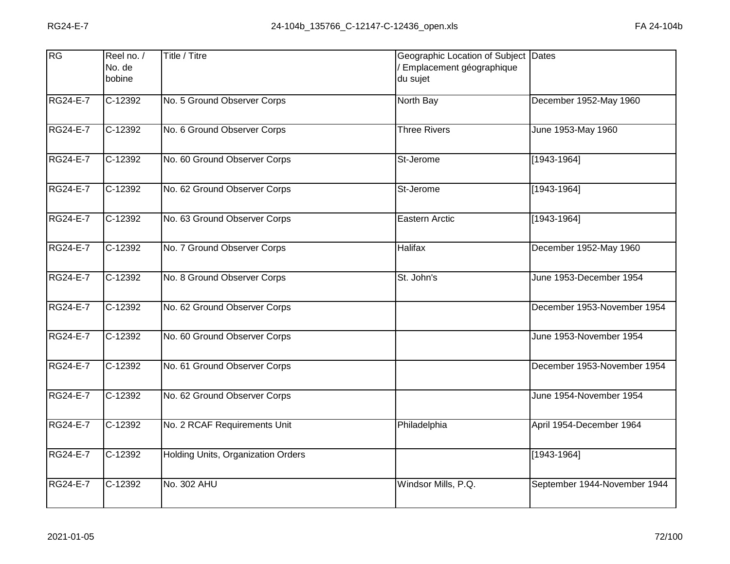| RG | Reel no. / No. de bobine | Title / Titre | Geographic Location of Subject / Emplacement géographique du sujet | Dates |
|---|---|---|---|---|
| RG24-E-7 | C-12392 | No. 5 Ground Observer Corps | North Bay | December 1952-May 1960 |
| RG24-E-7 | C-12392 | No. 6 Ground Observer Corps | Three Rivers | June 1953-May 1960 |
| RG24-E-7 | C-12392 | No. 60 Ground Observer Corps | St-Jerome | [1943-1964] |
| RG24-E-7 | C-12392 | No. 62 Ground Observer Corps | St-Jerome | [1943-1964] |
| RG24-E-7 | C-12392 | No. 63 Ground Observer Corps | Eastern Arctic | [1943-1964] |
| RG24-E-7 | C-12392 | No. 7 Ground Observer Corps | Halifax | December 1952-May 1960 |
| RG24-E-7 | C-12392 | No. 8 Ground Observer Corps | St. John's | June 1953-December 1954 |
| RG24-E-7 | C-12392 | No. 62 Ground Observer Corps | | December 1953-November 1954 |
| RG24-E-7 | C-12392 | No. 60 Ground Observer Corps | | June 1953-November 1954 |
| RG24-E-7 | C-12392 | No. 61 Ground Observer Corps | | December 1953-November 1954 |
| RG24-E-7 | C-12392 | No. 62 Ground Observer Corps | | June 1954-November 1954 |
| RG24-E-7 | C-12392 | No. 2 RCAF Requirements Unit | Philadelphia | April 1954-December 1964 |
| RG24-E-7 | C-12392 | Holding Units, Organization Orders | | [1943-1964] |
| RG24-E-7 | C-12392 | No. 302 AHU | Windsor Mills, P.Q. | September 1944-November 1944 |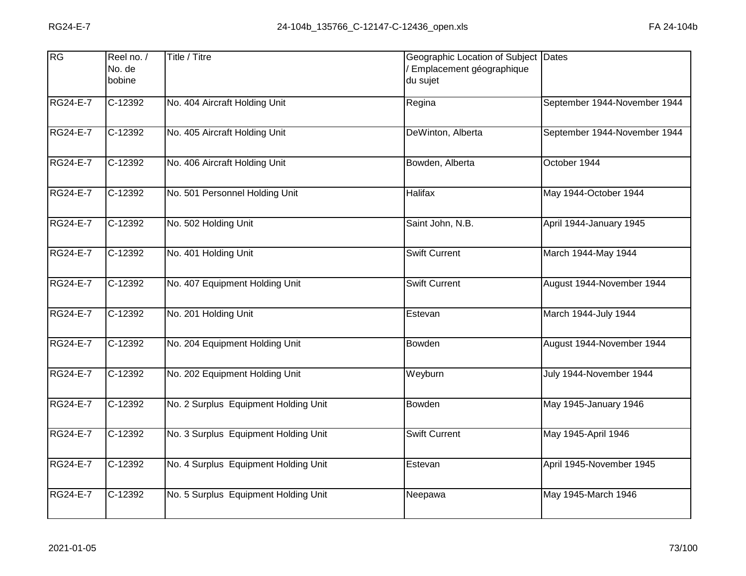| RG | Reel no. / No. de bobine | Title / Titre | Geographic Location of Subject / Emplacement géographique du sujet | Dates |
|---|---|---|---|---|
| RG24-E-7 | C-12392 | No. 404 Aircraft Holding Unit | Regina | September 1944-November 1944 |
| RG24-E-7 | C-12392 | No. 405 Aircraft Holding Unit | DeWinton, Alberta | September 1944-November 1944 |
| RG24-E-7 | C-12392 | No. 406 Aircraft Holding Unit | Bowden, Alberta | October 1944 |
| RG24-E-7 | C-12392 | No. 501 Personnel Holding Unit | Halifax | May 1944-October 1944 |
| RG24-E-7 | C-12392 | No. 502 Holding Unit | Saint John, N.B. | April 1944-January 1945 |
| RG24-E-7 | C-12392 | No. 401 Holding Unit | Swift Current | March 1944-May 1944 |
| RG24-E-7 | C-12392 | No. 407 Equipment Holding Unit | Swift Current | August 1944-November 1944 |
| RG24-E-7 | C-12392 | No. 201 Holding Unit | Estevan | March 1944-July 1944 |
| RG24-E-7 | C-12392 | No. 204 Equipment Holding Unit | Bowden | August 1944-November 1944 |
| RG24-E-7 | C-12392 | No. 202 Equipment Holding Unit | Weyburn | July 1944-November 1944 |
| RG24-E-7 | C-12392 | No. 2 Surplus Equipment Holding Unit | Bowden | May 1945-January 1946 |
| RG24-E-7 | C-12392 | No. 3 Surplus Equipment Holding Unit | Swift Current | May 1945-April 1946 |
| RG24-E-7 | C-12392 | No. 4 Surplus Equipment Holding Unit | Estevan | April 1945-November 1945 |
| RG24-E-7 | C-12392 | No. 5 Surplus Equipment Holding Unit | Neepawa | May 1945-March 1946 |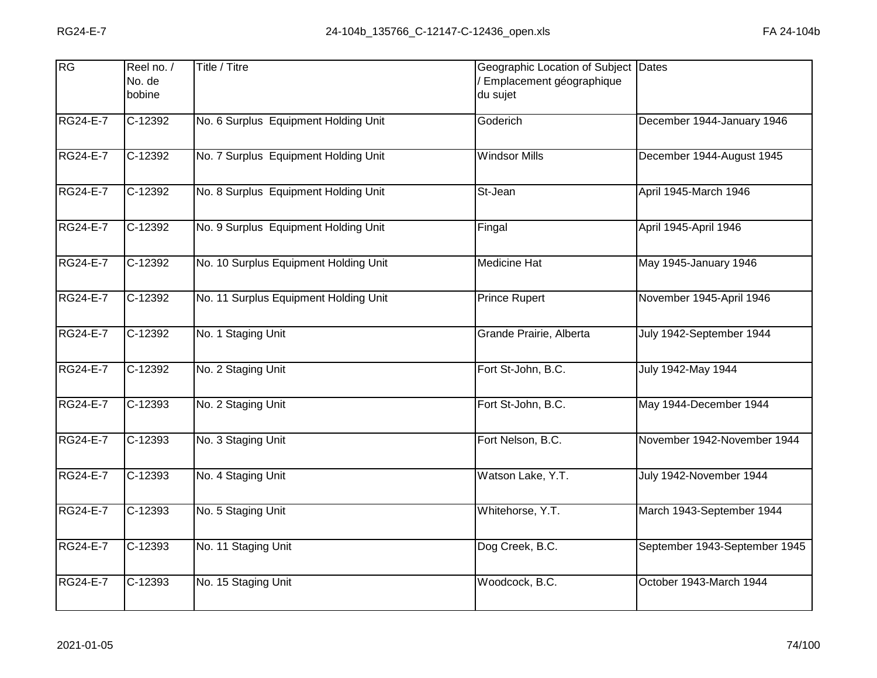| RG | Reel no. / No. de bobine | Title / Titre | Geographic Location of Subject / Emplacement géographique du sujet | Dates |
|---|---|---|---|---|
| RG24-E-7 | C-12392 | No. 6 Surplus  Equipment Holding Unit | Goderich | December 1944-January 1946 |
| RG24-E-7 | C-12392 | No. 7 Surplus  Equipment Holding Unit | Windsor Mills | December 1944-August 1945 |
| RG24-E-7 | C-12392 | No. 8 Surplus  Equipment Holding Unit | St-Jean | April 1945-March 1946 |
| RG24-E-7 | C-12392 | No. 9 Surplus  Equipment Holding Unit | Fingal | April 1945-April 1946 |
| RG24-E-7 | C-12392 | No. 10 Surplus Equipment Holding Unit | Medicine Hat | May 1945-January 1946 |
| RG24-E-7 | C-12392 | No. 11 Surplus Equipment Holding Unit | Prince Rupert | November 1945-April 1946 |
| RG24-E-7 | C-12392 | No. 1 Staging Unit | Grande Prairie, Alberta | July 1942-September 1944 |
| RG24-E-7 | C-12392 | No. 2 Staging Unit | Fort St-John, B.C. | July 1942-May 1944 |
| RG24-E-7 | C-12393 | No. 2 Staging Unit | Fort St-John, B.C. | May 1944-December 1944 |
| RG24-E-7 | C-12393 | No. 3 Staging Unit | Fort Nelson, B.C. | November 1942-November 1944 |
| RG24-E-7 | C-12393 | No. 4 Staging Unit | Watson Lake, Y.T. | July 1942-November 1944 |
| RG24-E-7 | C-12393 | No. 5 Staging Unit | Whitehorse, Y.T. | March 1943-September 1944 |
| RG24-E-7 | C-12393 | No. 11 Staging Unit | Dog Creek, B.C. | September 1943-September 1945 |
| RG24-E-7 | C-12393 | No. 15 Staging Unit | Woodcock, B.C. | October 1943-March 1944 |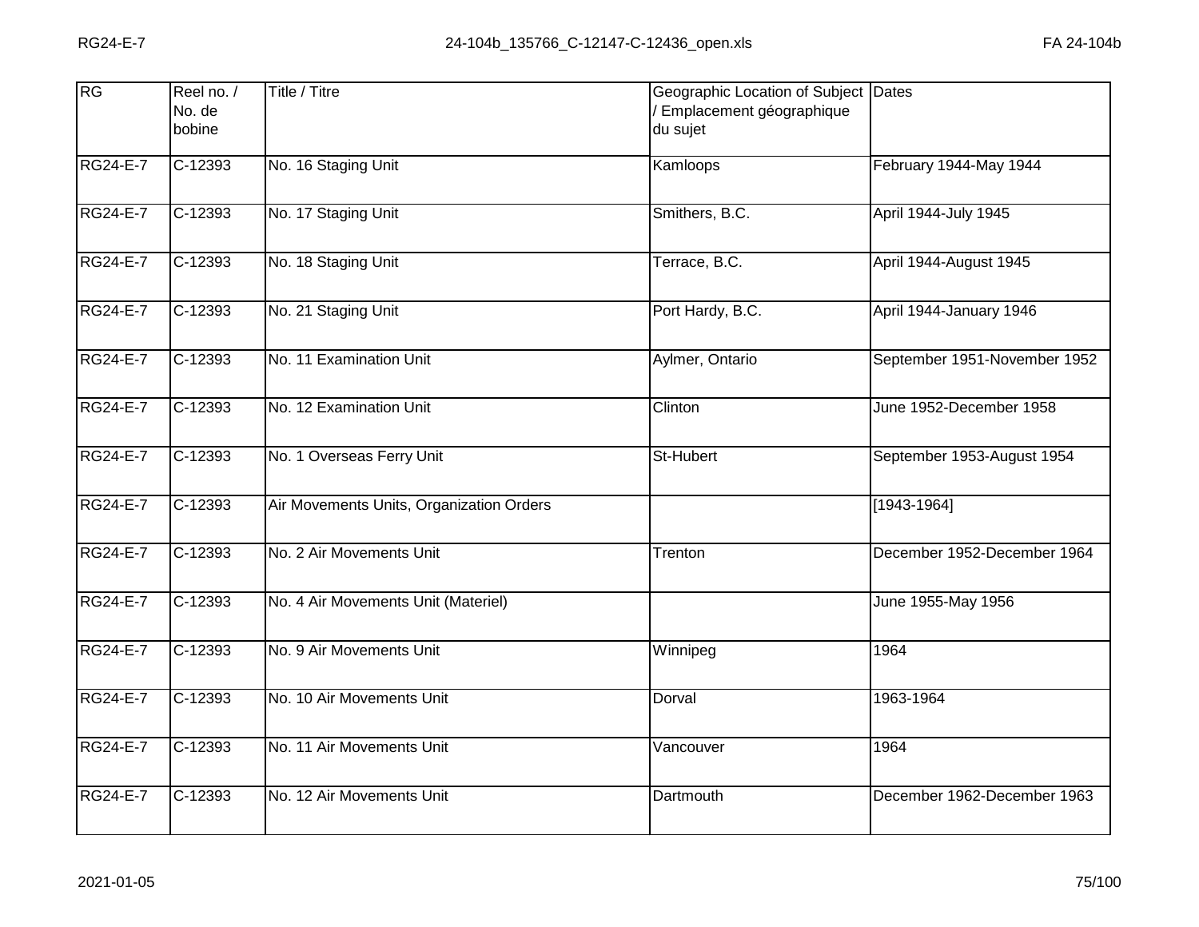| RG | Reel no. / No. de bobine | Title / Titre | Geographic Location of Subject / Emplacement géographique du sujet | Dates |
|---|---|---|---|---|
| RG24-E-7 | C-12393 | No. 16 Staging Unit | Kamloops | February 1944-May 1944 |
| RG24-E-7 | C-12393 | No. 17 Staging Unit | Smithers, B.C. | April 1944-July 1945 |
| RG24-E-7 | C-12393 | No. 18 Staging Unit | Terrace, B.C. | April 1944-August 1945 |
| RG24-E-7 | C-12393 | No. 21 Staging Unit | Port Hardy, B.C. | April 1944-January 1946 |
| RG24-E-7 | C-12393 | No. 11 Examination Unit | Aylmer, Ontario | September 1951-November 1952 |
| RG24-E-7 | C-12393 | No. 12 Examination Unit | Clinton | June 1952-December 1958 |
| RG24-E-7 | C-12393 | No. 1 Overseas Ferry Unit | St-Hubert | September 1953-August 1954 |
| RG24-E-7 | C-12393 | Air Movements Units, Organization Orders | | [1943-1964] |
| RG24-E-7 | C-12393 | No. 2 Air Movements Unit | Trenton | December 1952-December 1964 |
| RG24-E-7 | C-12393 | No. 4 Air Movements Unit (Materiel) | | June 1955-May 1956 |
| RG24-E-7 | C-12393 | No. 9 Air Movements Unit | Winnipeg | 1964 |
| RG24-E-7 | C-12393 | No. 10 Air Movements Unit | Dorval | 1963-1964 |
| RG24-E-7 | C-12393 | No. 11 Air Movements Unit | Vancouver | 1964 |
| RG24-E-7 | C-12393 | No. 12 Air Movements Unit | Dartmouth | December 1962-December 1963 |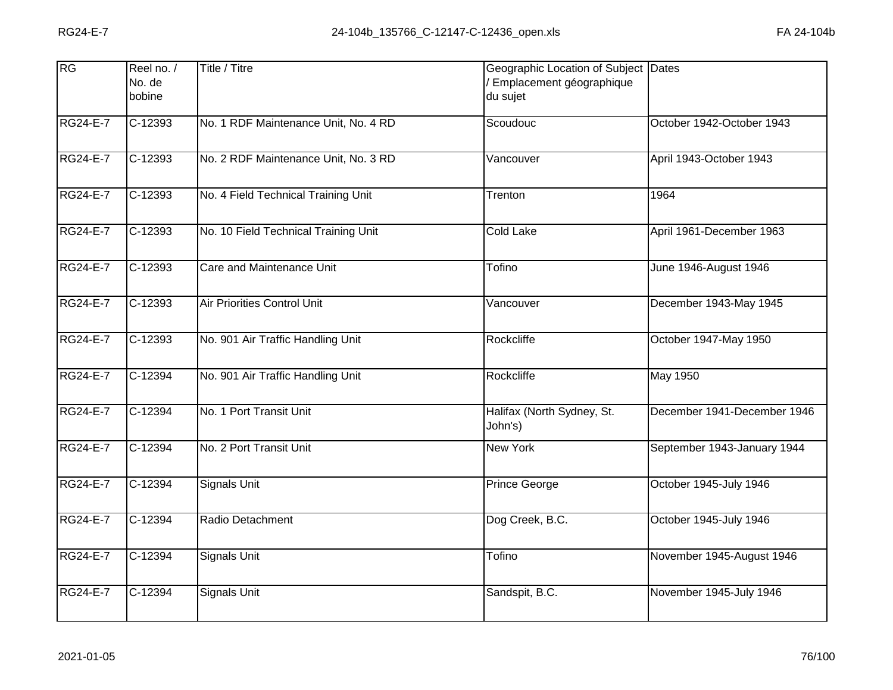| RG | Reel no. / No. de bobine | Title / Titre | Geographic Location of Subject / Emplacement géographique du sujet | Dates |
|---|---|---|---|---|
| RG24-E-7 | C-12393 | No. 1 RDF Maintenance Unit, No. 4 RD | Scoudouc | October 1942-October 1943 |
| RG24-E-7 | C-12393 | No. 2 RDF Maintenance Unit, No. 3 RD | Vancouver | April 1943-October 1943 |
| RG24-E-7 | C-12393 | No. 4 Field Technical Training Unit | Trenton | 1964 |
| RG24-E-7 | C-12393 | No. 10 Field Technical Training Unit | Cold Lake | April 1961-December 1963 |
| RG24-E-7 | C-12393 | Care and Maintenance Unit | Tofino | June 1946-August 1946 |
| RG24-E-7 | C-12393 | Air Priorities Control Unit | Vancouver | December 1943-May 1945 |
| RG24-E-7 | C-12393 | No. 901 Air Traffic Handling Unit | Rockcliffe | October 1947-May 1950 |
| RG24-E-7 | C-12394 | No. 901 Air Traffic Handling Unit | Rockcliffe | May 1950 |
| RG24-E-7 | C-12394 | No. 1 Port Transit Unit | Halifax (North Sydney, St. John's) | December 1941-December 1946 |
| RG24-E-7 | C-12394 | No. 2 Port Transit Unit | New York | September 1943-January 1944 |
| RG24-E-7 | C-12394 | Signals Unit | Prince George | October 1945-July 1946 |
| RG24-E-7 | C-12394 | Radio Detachment | Dog Creek, B.C. | October 1945-July 1946 |
| RG24-E-7 | C-12394 | Signals Unit | Tofino | November 1945-August 1946 |
| RG24-E-7 | C-12394 | Signals Unit | Sandspit, B.C. | November 1945-July 1946 |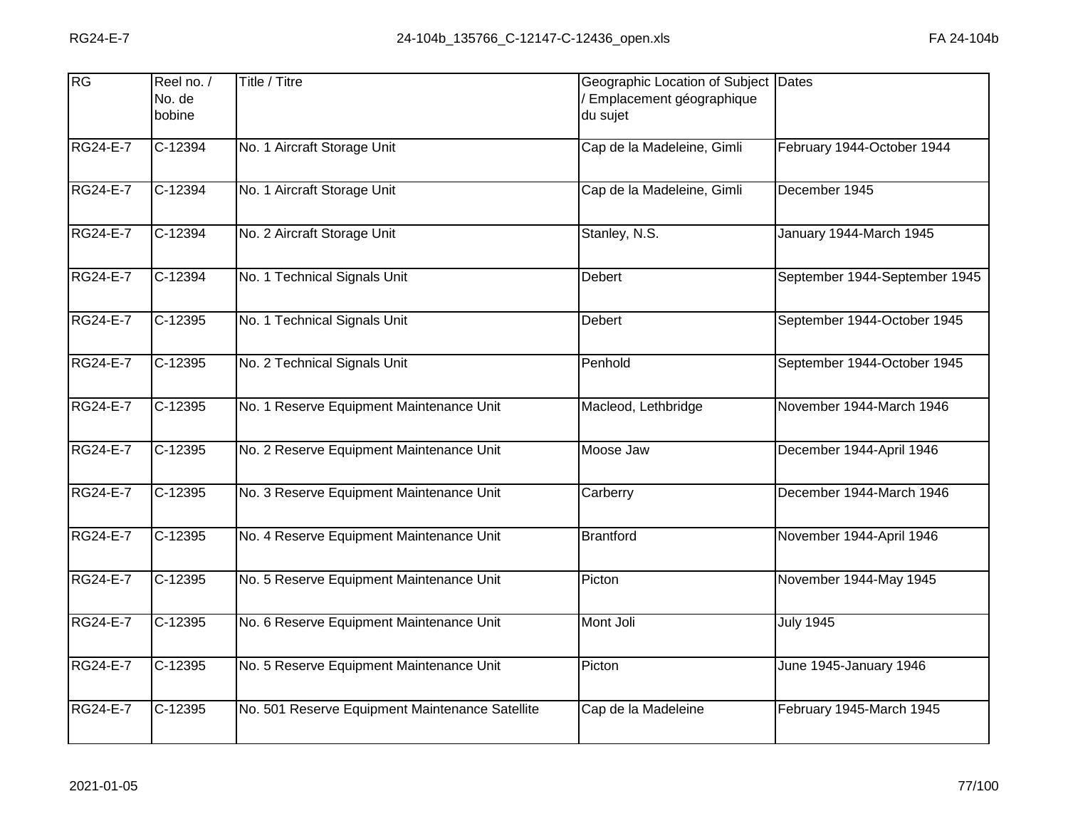| RG | Reel no. / No. de bobine | Title / Titre | Geographic Location of Subject / Emplacement géographique du sujet | Dates |
|---|---|---|---|---|
| RG24-E-7 | C-12394 | No. 1 Aircraft Storage Unit | Cap de la Madeleine, Gimli | February 1944-October 1944 |
| RG24-E-7 | C-12394 | No. 1 Aircraft Storage Unit | Cap de la Madeleine, Gimli | December 1945 |
| RG24-E-7 | C-12394 | No. 2 Aircraft Storage Unit | Stanley, N.S. | January 1944-March 1945 |
| RG24-E-7 | C-12394 | No. 1 Technical Signals Unit | Debert | September 1944-September 1945 |
| RG24-E-7 | C-12395 | No. 1 Technical Signals Unit | Debert | September 1944-October 1945 |
| RG24-E-7 | C-12395 | No. 2 Technical Signals Unit | Penhold | September 1944-October 1945 |
| RG24-E-7 | C-12395 | No. 1 Reserve Equipment Maintenance Unit | Macleod, Lethbridge | November 1944-March 1946 |
| RG24-E-7 | C-12395 | No. 2 Reserve Equipment Maintenance Unit | Moose Jaw | December 1944-April 1946 |
| RG24-E-7 | C-12395 | No. 3 Reserve Equipment Maintenance Unit | Carberry | December 1944-March 1946 |
| RG24-E-7 | C-12395 | No. 4 Reserve Equipment Maintenance Unit | Brantford | November 1944-April 1946 |
| RG24-E-7 | C-12395 | No. 5 Reserve Equipment Maintenance Unit | Picton | November 1944-May 1945 |
| RG24-E-7 | C-12395 | No. 6 Reserve Equipment Maintenance Unit | Mont Joli | July 1945 |
| RG24-E-7 | C-12395 | No. 5 Reserve Equipment Maintenance Unit | Picton | June 1945-January 1946 |
| RG24-E-7 | C-12395 | No. 501 Reserve Equipment Maintenance Satellite | Cap de la Madeleine | February 1945-March 1945 |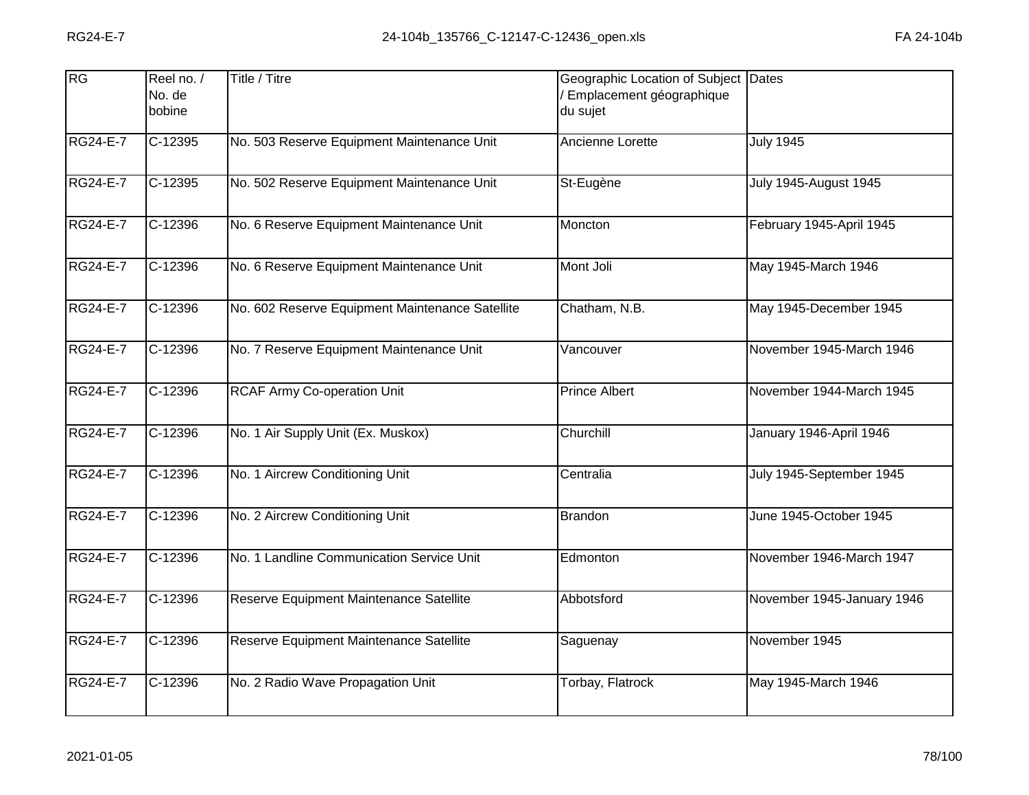| RG | Reel no. / No. de bobine | Title / Titre | Geographic Location of Subject / Emplacement géographique du sujet | Dates |
|---|---|---|---|---|
| RG24-E-7 | C-12395 | No. 503 Reserve Equipment Maintenance Unit | Ancienne Lorette | July 1945 |
| RG24-E-7 | C-12395 | No. 502 Reserve Equipment Maintenance Unit | St-Eugène | July 1945-August 1945 |
| RG24-E-7 | C-12396 | No. 6 Reserve Equipment Maintenance Unit | Moncton | February 1945-April 1945 |
| RG24-E-7 | C-12396 | No. 6 Reserve Equipment Maintenance Unit | Mont Joli | May 1945-March 1946 |
| RG24-E-7 | C-12396 | No. 602 Reserve Equipment Maintenance Satellite | Chatham, N.B. | May 1945-December 1945 |
| RG24-E-7 | C-12396 | No. 7 Reserve Equipment Maintenance Unit | Vancouver | November 1945-March 1946 |
| RG24-E-7 | C-12396 | RCAF Army Co-operation Unit | Prince Albert | November 1944-March 1945 |
| RG24-E-7 | C-12396 | No. 1 Air Supply Unit (Ex. Muskox) | Churchill | January 1946-April 1946 |
| RG24-E-7 | C-12396 | No. 1 Aircrew Conditioning Unit | Centralia | July 1945-September 1945 |
| RG24-E-7 | C-12396 | No. 2 Aircrew Conditioning Unit | Brandon | June 1945-October 1945 |
| RG24-E-7 | C-12396 | No. 1 Landline Communication Service Unit | Edmonton | November 1946-March 1947 |
| RG24-E-7 | C-12396 | Reserve Equipment Maintenance Satellite | Abbotsford | November 1945-January 1946 |
| RG24-E-7 | C-12396 | Reserve Equipment Maintenance Satellite | Saguenay | November 1945 |
| RG24-E-7 | C-12396 | No. 2 Radio Wave Propagation Unit | Torbay, Flatrock | May 1945-March 1946 |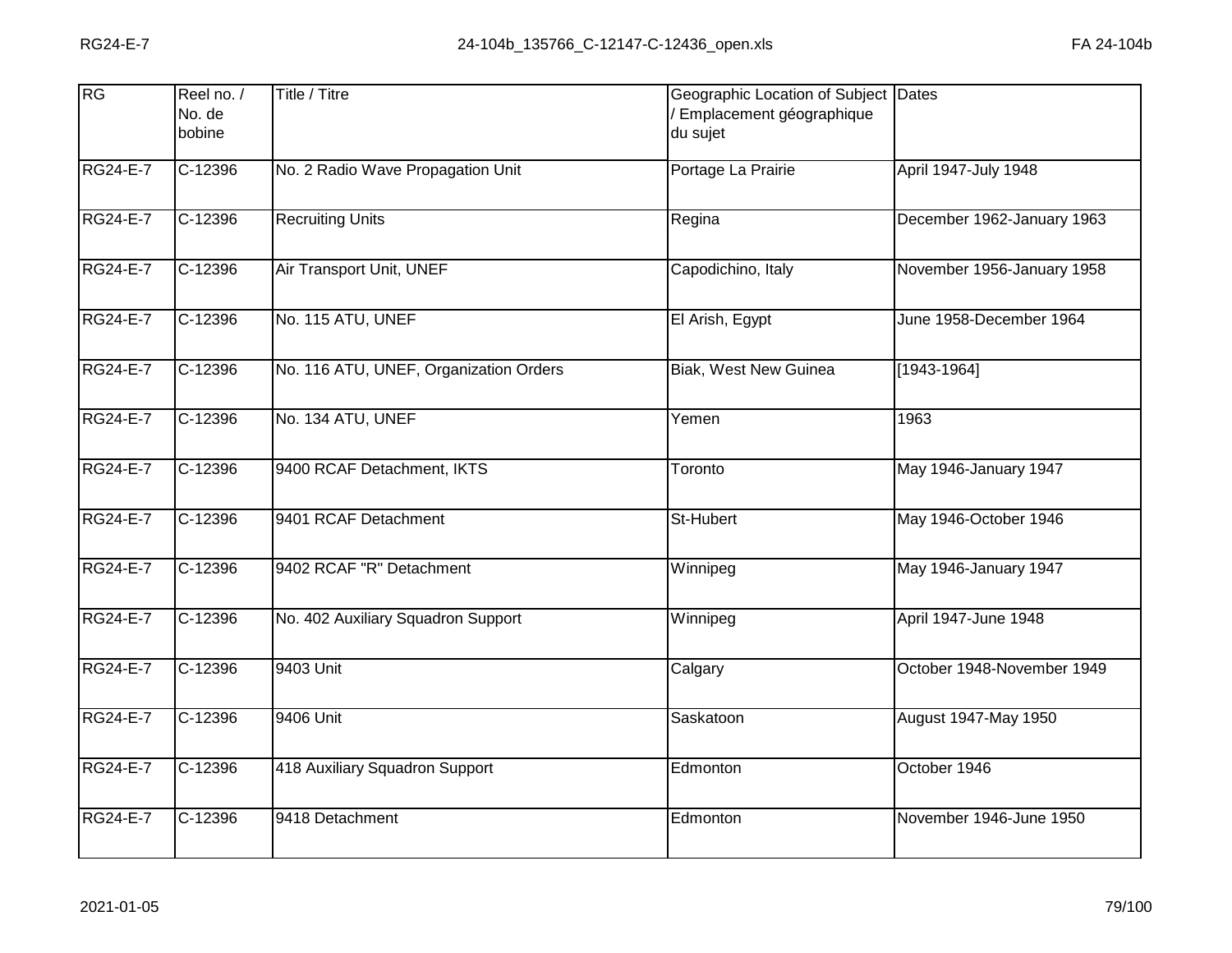| RG | Reel no. / No. de bobine | Title / Titre | Geographic Location of Subject / Emplacement géographique du sujet | Dates |
|---|---|---|---|---|
| RG24-E-7 | C-12396 | No. 2 Radio Wave Propagation Unit | Portage La Prairie | April 1947-July 1948 |
| RG24-E-7 | C-12396 | Recruiting Units | Regina | December 1962-January 1963 |
| RG24-E-7 | C-12396 | Air Transport Unit, UNEF | Capodichino, Italy | November 1956-January 1958 |
| RG24-E-7 | C-12396 | No. 115 ATU, UNEF | El Arish, Egypt | June 1958-December 1964 |
| RG24-E-7 | C-12396 | No. 116 ATU, UNEF, Organization Orders | Biak, West New Guinea | [1943-1964] |
| RG24-E-7 | C-12396 | No. 134 ATU, UNEF | Yemen | 1963 |
| RG24-E-7 | C-12396 | 9400 RCAF Detachment, IKTS | Toronto | May 1946-January 1947 |
| RG24-E-7 | C-12396 | 9401 RCAF Detachment | St-Hubert | May 1946-October 1946 |
| RG24-E-7 | C-12396 | 9402 RCAF "R" Detachment | Winnipeg | May 1946-January 1947 |
| RG24-E-7 | C-12396 | No. 402 Auxiliary Squadron Support | Winnipeg | April 1947-June 1948 |
| RG24-E-7 | C-12396 | 9403 Unit | Calgary | October 1948-November 1949 |
| RG24-E-7 | C-12396 | 9406 Unit | Saskatoon | August 1947-May 1950 |
| RG24-E-7 | C-12396 | 418 Auxiliary Squadron Support | Edmonton | October 1946 |
| RG24-E-7 | C-12396 | 9418 Detachment | Edmonton | November 1946-June 1950 |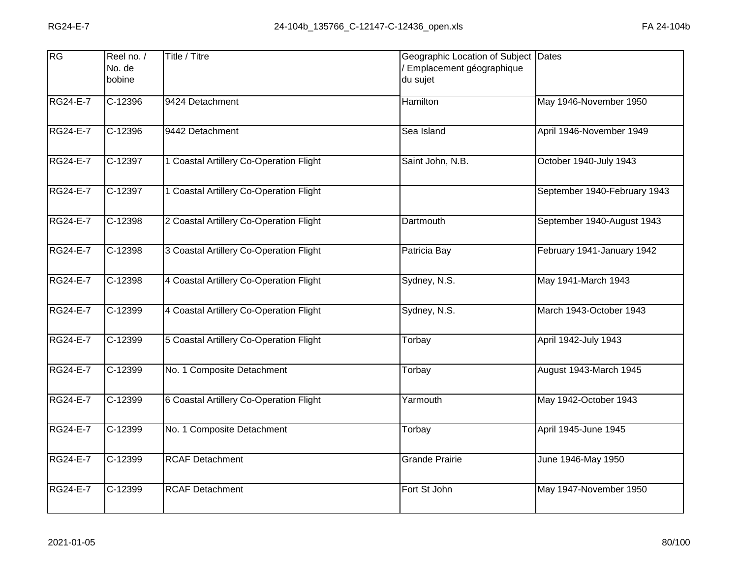| RG | Reel no. / No. de bobine | Title / Titre | Geographic Location of Subject / Emplacement géographique du sujet | Dates |
|---|---|---|---|---|
| RG24-E-7 | C-12396 | 9424 Detachment | Hamilton | May 1946-November 1950 |
| RG24-E-7 | C-12396 | 9442 Detachment | Sea Island | April 1946-November 1949 |
| RG24-E-7 | C-12397 | 1 Coastal Artillery Co-Operation Flight | Saint John, N.B. | October 1940-July 1943 |
| RG24-E-7 | C-12397 | 1 Coastal Artillery Co-Operation Flight | | September 1940-February 1943 |
| RG24-E-7 | C-12398 | 2 Coastal Artillery Co-Operation Flight | Dartmouth | September 1940-August 1943 |
| RG24-E-7 | C-12398 | 3 Coastal Artillery Co-Operation Flight | Patricia Bay | February 1941-January 1942 |
| RG24-E-7 | C-12398 | 4 Coastal Artillery Co-Operation Flight | Sydney, N.S. | May 1941-March 1943 |
| RG24-E-7 | C-12399 | 4 Coastal Artillery Co-Operation Flight | Sydney, N.S. | March 1943-October 1943 |
| RG24-E-7 | C-12399 | 5 Coastal Artillery Co-Operation Flight | Torbay | April 1942-July 1943 |
| RG24-E-7 | C-12399 | No. 1 Composite Detachment | Torbay | August 1943-March 1945 |
| RG24-E-7 | C-12399 | 6 Coastal Artillery Co-Operation Flight | Yarmouth | May 1942-October 1943 |
| RG24-E-7 | C-12399 | No. 1 Composite Detachment | Torbay | April 1945-June 1945 |
| RG24-E-7 | C-12399 | RCAF Detachment | Grande Prairie | June 1946-May 1950 |
| RG24-E-7 | C-12399 | RCAF Detachment | Fort St John | May 1947-November 1950 |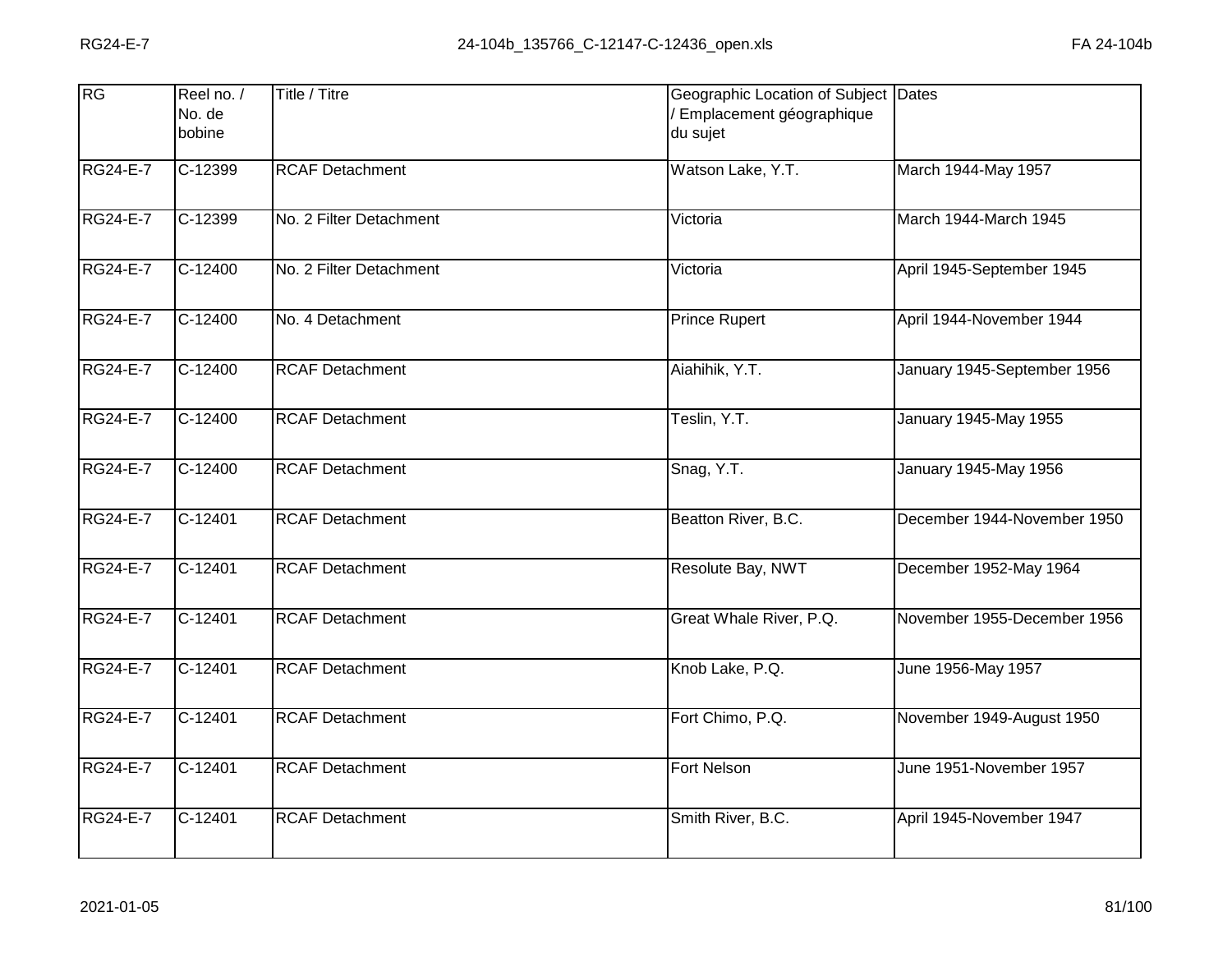| RG | Reel no. / No. de bobine | Title / Titre | Geographic Location of Subject / Emplacement géographique du sujet | Dates |
|---|---|---|---|---|
| RG24-E-7 | C-12399 | RCAF Detachment | Watson Lake, Y.T. | March 1944-May 1957 |
| RG24-E-7 | C-12399 | No. 2 Filter Detachment | Victoria | March 1944-March 1945 |
| RG24-E-7 | C-12400 | No. 2 Filter Detachment | Victoria | April 1945-September 1945 |
| RG24-E-7 | C-12400 | No. 4 Detachment | Prince Rupert | April 1944-November 1944 |
| RG24-E-7 | C-12400 | RCAF Detachment | Aiahihik, Y.T. | January 1945-September 1956 |
| RG24-E-7 | C-12400 | RCAF Detachment | Teslin, Y.T. | January 1945-May 1955 |
| RG24-E-7 | C-12400 | RCAF Detachment | Snag, Y.T. | January 1945-May 1956 |
| RG24-E-7 | C-12401 | RCAF Detachment | Beatton River, B.C. | December 1944-November 1950 |
| RG24-E-7 | C-12401 | RCAF Detachment | Resolute Bay, NWT | December 1952-May 1964 |
| RG24-E-7 | C-12401 | RCAF Detachment | Great Whale River, P.Q. | November 1955-December 1956 |
| RG24-E-7 | C-12401 | RCAF Detachment | Knob Lake, P.Q. | June 1956-May 1957 |
| RG24-E-7 | C-12401 | RCAF Detachment | Fort Chimo, P.Q. | November 1949-August 1950 |
| RG24-E-7 | C-12401 | RCAF Detachment | Fort Nelson | June 1951-November 1957 |
| RG24-E-7 | C-12401 | RCAF Detachment | Smith River, B.C. | April 1945-November 1947 |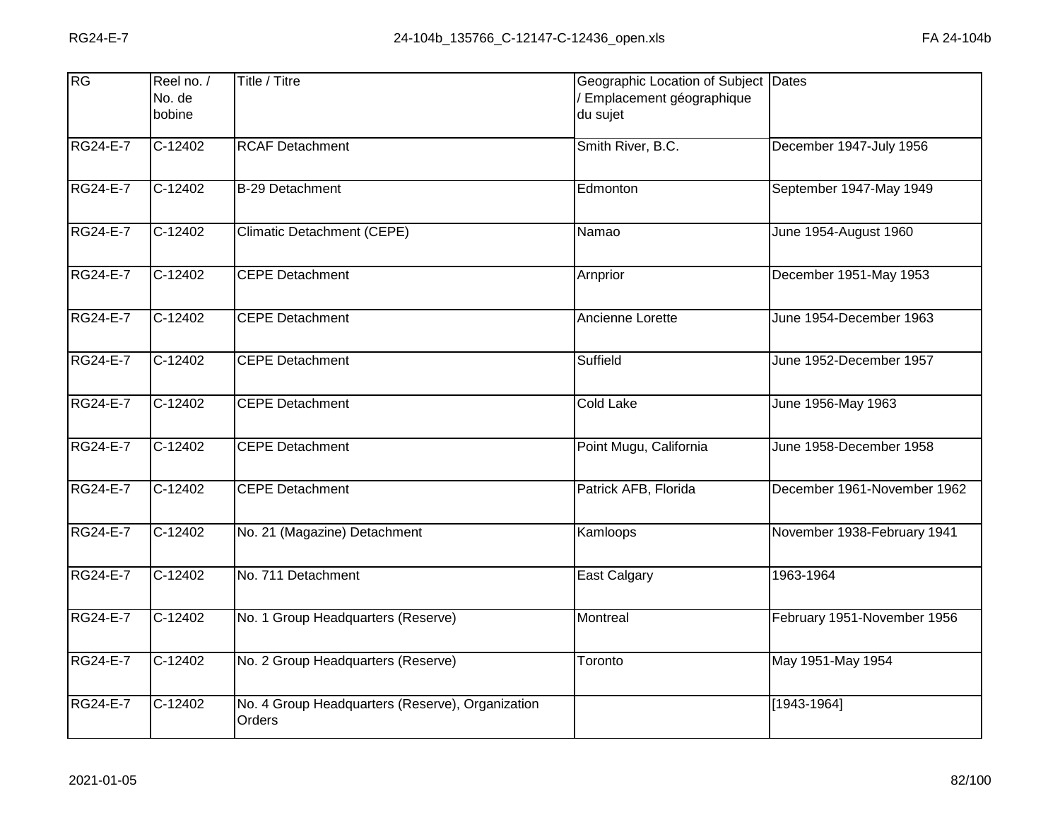| RG | Reel no. / No. de bobine | Title / Titre | Geographic Location of Subject / Emplacement géographique du sujet | Dates |
|---|---|---|---|---|
| RG24-E-7 | C-12402 | RCAF Detachment | Smith River, B.C. | December 1947-July 1956 |
| RG24-E-7 | C-12402 | B-29 Detachment | Edmonton | September 1947-May 1949 |
| RG24-E-7 | C-12402 | Climatic Detachment (CEPE) | Namao | June 1954-August 1960 |
| RG24-E-7 | C-12402 | CEPE Detachment | Arnprior | December 1951-May 1953 |
| RG24-E-7 | C-12402 | CEPE Detachment | Ancienne Lorette | June 1954-December 1963 |
| RG24-E-7 | C-12402 | CEPE Detachment | Suffield | June 1952-December 1957 |
| RG24-E-7 | C-12402 | CEPE Detachment | Cold Lake | June 1956-May 1963 |
| RG24-E-7 | C-12402 | CEPE Detachment | Point Mugu, California | June 1958-December 1958 |
| RG24-E-7 | C-12402 | CEPE Detachment | Patrick AFB, Florida | December 1961-November 1962 |
| RG24-E-7 | C-12402 | No. 21 (Magazine) Detachment | Kamloops | November 1938-February 1941 |
| RG24-E-7 | C-12402 | No. 711 Detachment | East Calgary | 1963-1964 |
| RG24-E-7 | C-12402 | No. 1 Group Headquarters (Reserve) | Montreal | February 1951-November 1956 |
| RG24-E-7 | C-12402 | No. 2 Group Headquarters (Reserve) | Toronto | May 1951-May 1954 |
| RG24-E-7 | C-12402 | No. 4 Group Headquarters (Reserve), Organization Orders | | [1943-1964] |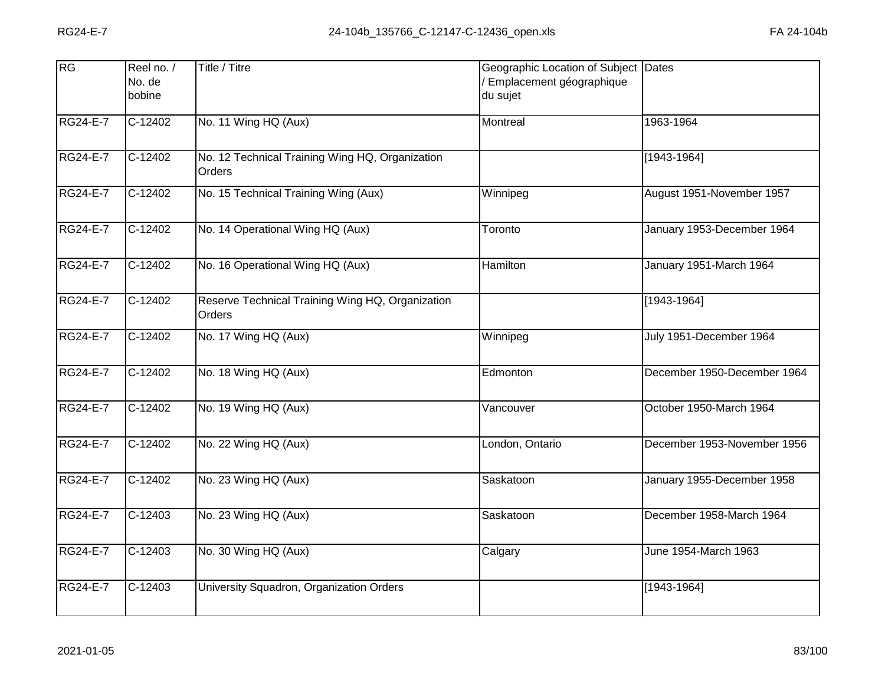| RG | Reel no. / No. de bobine | Title / Titre | Geographic Location of Subject / Emplacement géographique du sujet | Dates |
|---|---|---|---|---|
| RG24-E-7 | C-12402 | No. 11 Wing HQ (Aux) | Montreal | 1963-1964 |
| RG24-E-7 | C-12402 | No. 12 Technical Training Wing HQ, Organization Orders | | [1943-1964] |
| RG24-E-7 | C-12402 | No. 15 Technical Training Wing (Aux) | Winnipeg | August 1951-November 1957 |
| RG24-E-7 | C-12402 | No. 14 Operational Wing HQ (Aux) | Toronto | January 1953-December 1964 |
| RG24-E-7 | C-12402 | No. 16 Operational Wing HQ (Aux) | Hamilton | January 1951-March 1964 |
| RG24-E-7 | C-12402 | Reserve Technical Training Wing HQ, Organization Orders | | [1943-1964] |
| RG24-E-7 | C-12402 | No. 17 Wing HQ (Aux) | Winnipeg | July 1951-December 1964 |
| RG24-E-7 | C-12402 | No. 18 Wing HQ (Aux) | Edmonton | December 1950-December 1964 |
| RG24-E-7 | C-12402 | No. 19 Wing HQ (Aux) | Vancouver | October 1950-March 1964 |
| RG24-E-7 | C-12402 | No. 22 Wing HQ (Aux) | London, Ontario | December 1953-November 1956 |
| RG24-E-7 | C-12402 | No. 23 Wing HQ (Aux) | Saskatoon | January 1955-December 1958 |
| RG24-E-7 | C-12403 | No. 23 Wing HQ (Aux) | Saskatoon | December 1958-March 1964 |
| RG24-E-7 | C-12403 | No. 30 Wing HQ (Aux) | Calgary | June 1954-March 1963 |
| RG24-E-7 | C-12403 | University Squadron, Organization Orders | | [1943-1964] |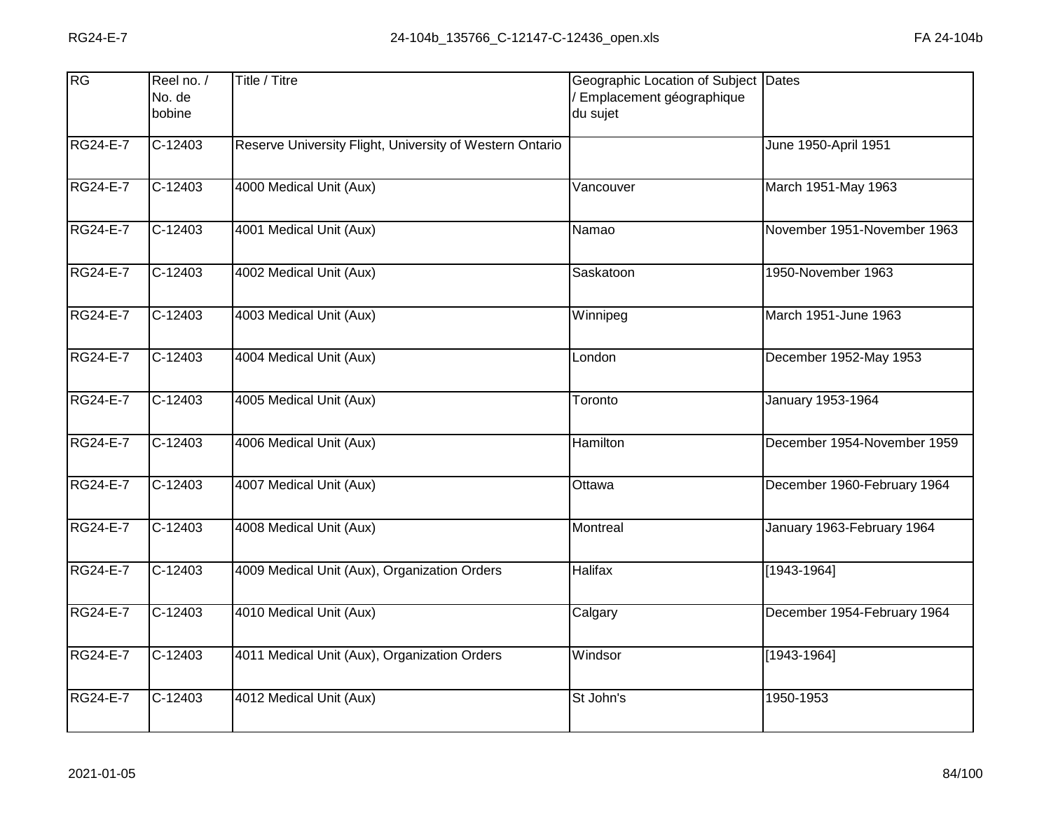| RG | Reel no. / No. de bobine | Title / Titre | Geographic Location of Subject / Emplacement géographique du sujet | Dates |
|---|---|---|---|---|
| RG24-E-7 | C-12403 | Reserve University Flight, University of Western Ontario | | June 1950-April 1951 |
| RG24-E-7 | C-12403 | 4000 Medical Unit (Aux) | Vancouver | March 1951-May 1963 |
| RG24-E-7 | C-12403 | 4001 Medical Unit (Aux) | Namao | November 1951-November 1963 |
| RG24-E-7 | C-12403 | 4002 Medical Unit (Aux) | Saskatoon | 1950-November 1963 |
| RG24-E-7 | C-12403 | 4003 Medical Unit (Aux) | Winnipeg | March 1951-June 1963 |
| RG24-E-7 | C-12403 | 4004 Medical Unit (Aux) | London | December 1952-May 1953 |
| RG24-E-7 | C-12403 | 4005 Medical Unit (Aux) | Toronto | January 1953-1964 |
| RG24-E-7 | C-12403 | 4006 Medical Unit (Aux) | Hamilton | December 1954-November 1959 |
| RG24-E-7 | C-12403 | 4007 Medical Unit (Aux) | Ottawa | December 1960-February 1964 |
| RG24-E-7 | C-12403 | 4008 Medical Unit (Aux) | Montreal | January 1963-February 1964 |
| RG24-E-7 | C-12403 | 4009 Medical Unit (Aux), Organization Orders | Halifax | [1943-1964] |
| RG24-E-7 | C-12403 | 4010 Medical Unit (Aux) | Calgary | December 1954-February 1964 |
| RG24-E-7 | C-12403 | 4011 Medical Unit (Aux), Organization Orders | Windsor | [1943-1964] |
| RG24-E-7 | C-12403 | 4012 Medical Unit (Aux) | St John's | 1950-1953 |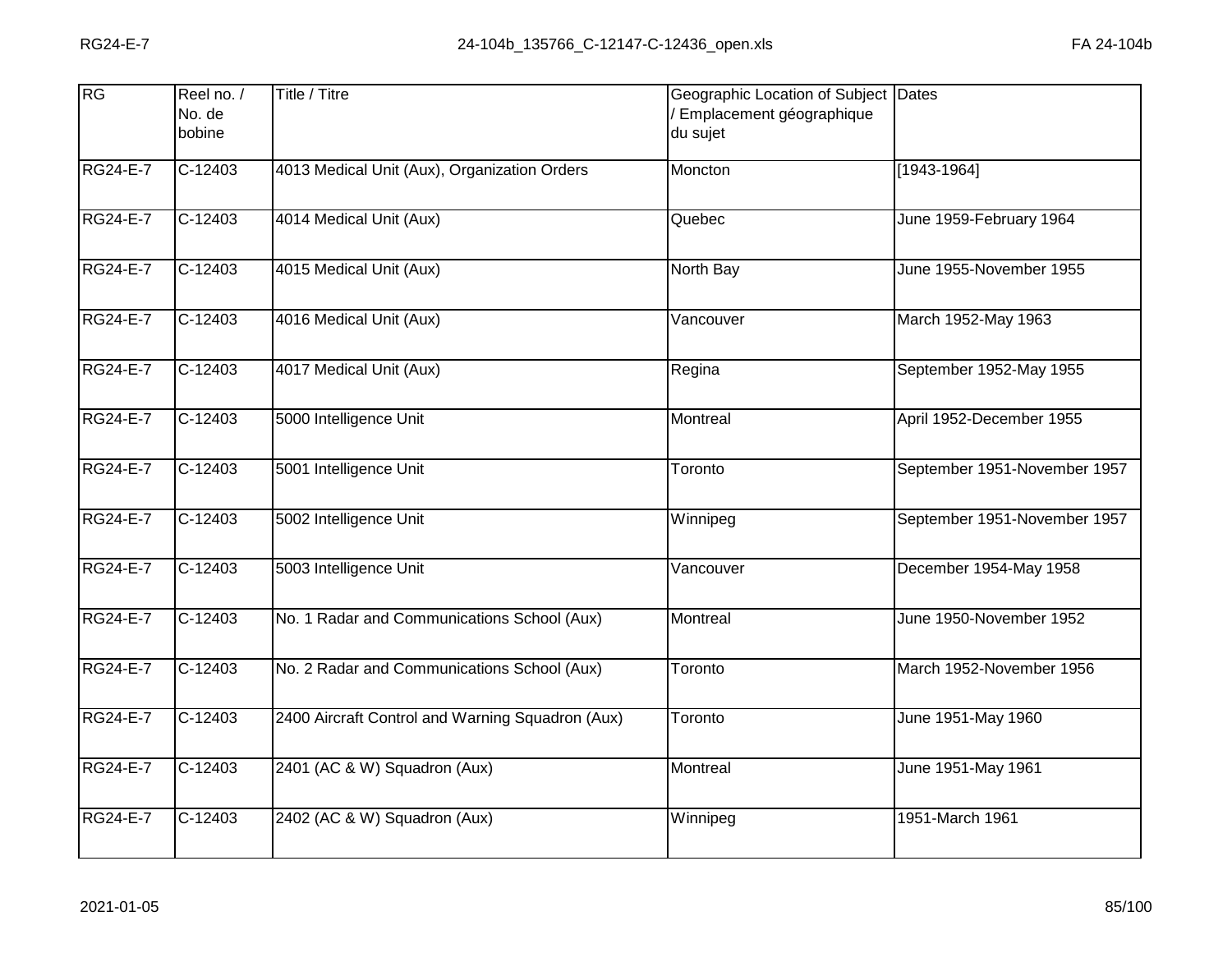| RG | Reel no. / No. de bobine | Title / Titre | Geographic Location of Subject / Emplacement géographique du sujet | Dates |
|---|---|---|---|---|
| RG24-E-7 | C-12403 | 4013 Medical Unit (Aux), Organization Orders | Moncton | [1943-1964] |
| RG24-E-7 | C-12403 | 4014 Medical Unit (Aux) | Quebec | June 1959-February 1964 |
| RG24-E-7 | C-12403 | 4015 Medical Unit (Aux) | North Bay | June 1955-November 1955 |
| RG24-E-7 | C-12403 | 4016 Medical Unit (Aux) | Vancouver | March 1952-May 1963 |
| RG24-E-7 | C-12403 | 4017 Medical Unit (Aux) | Regina | September 1952-May 1955 |
| RG24-E-7 | C-12403 | 5000 Intelligence Unit | Montreal | April 1952-December 1955 |
| RG24-E-7 | C-12403 | 5001 Intelligence Unit | Toronto | September 1951-November 1957 |
| RG24-E-7 | C-12403 | 5002 Intelligence Unit | Winnipeg | September 1951-November 1957 |
| RG24-E-7 | C-12403 | 5003 Intelligence Unit | Vancouver | December 1954-May 1958 |
| RG24-E-7 | C-12403 | No. 1 Radar and Communications School (Aux) | Montreal | June 1950-November 1952 |
| RG24-E-7 | C-12403 | No. 2 Radar and Communications School (Aux) | Toronto | March 1952-November 1956 |
| RG24-E-7 | C-12403 | 2400 Aircraft Control and Warning Squadron (Aux) | Toronto | June 1951-May 1960 |
| RG24-E-7 | C-12403 | 2401 (AC & W) Squadron (Aux) | Montreal | June 1951-May 1961 |
| RG24-E-7 | C-12403 | 2402 (AC & W) Squadron (Aux) | Winnipeg | 1951-March 1961 |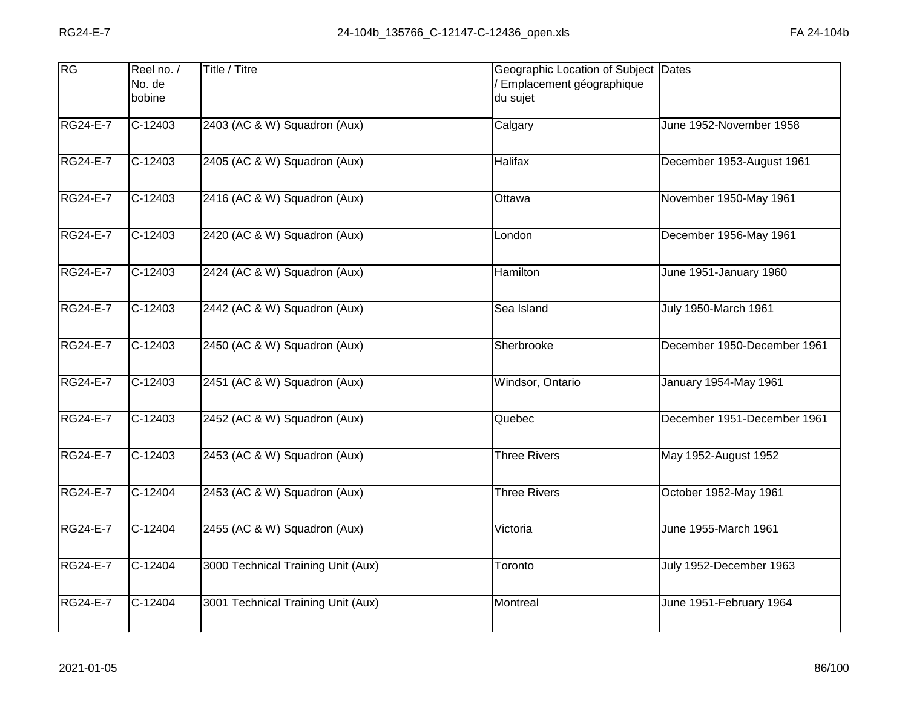| RG | Reel no. / No. de bobine | Title / Titre | Geographic Location of Subject / Emplacement géographique du sujet | Dates |
|---|---|---|---|---|
| RG24-E-7 | C-12403 | 2403 (AC & W) Squadron (Aux) | Calgary | June 1952-November 1958 |
| RG24-E-7 | C-12403 | 2405 (AC & W) Squadron (Aux) | Halifax | December 1953-August 1961 |
| RG24-E-7 | C-12403 | 2416 (AC & W) Squadron (Aux) | Ottawa | November 1950-May 1961 |
| RG24-E-7 | C-12403 | 2420 (AC & W) Squadron (Aux) | London | December 1956-May 1961 |
| RG24-E-7 | C-12403 | 2424 (AC & W) Squadron (Aux) | Hamilton | June 1951-January 1960 |
| RG24-E-7 | C-12403 | 2442 (AC & W) Squadron (Aux) | Sea Island | July 1950-March 1961 |
| RG24-E-7 | C-12403 | 2450 (AC & W) Squadron (Aux) | Sherbrooke | December 1950-December 1961 |
| RG24-E-7 | C-12403 | 2451 (AC & W) Squadron (Aux) | Windsor, Ontario | January 1954-May 1961 |
| RG24-E-7 | C-12403 | 2452 (AC & W) Squadron (Aux) | Quebec | December 1951-December 1961 |
| RG24-E-7 | C-12403 | 2453 (AC & W) Squadron (Aux) | Three Rivers | May 1952-August 1952 |
| RG24-E-7 | C-12404 | 2453 (AC & W) Squadron (Aux) | Three Rivers | October 1952-May 1961 |
| RG24-E-7 | C-12404 | 2455 (AC & W) Squadron (Aux) | Victoria | June 1955-March 1961 |
| RG24-E-7 | C-12404 | 3000 Technical Training Unit (Aux) | Toronto | July 1952-December 1963 |
| RG24-E-7 | C-12404 | 3001 Technical Training Unit (Aux) | Montreal | June 1951-February 1964 |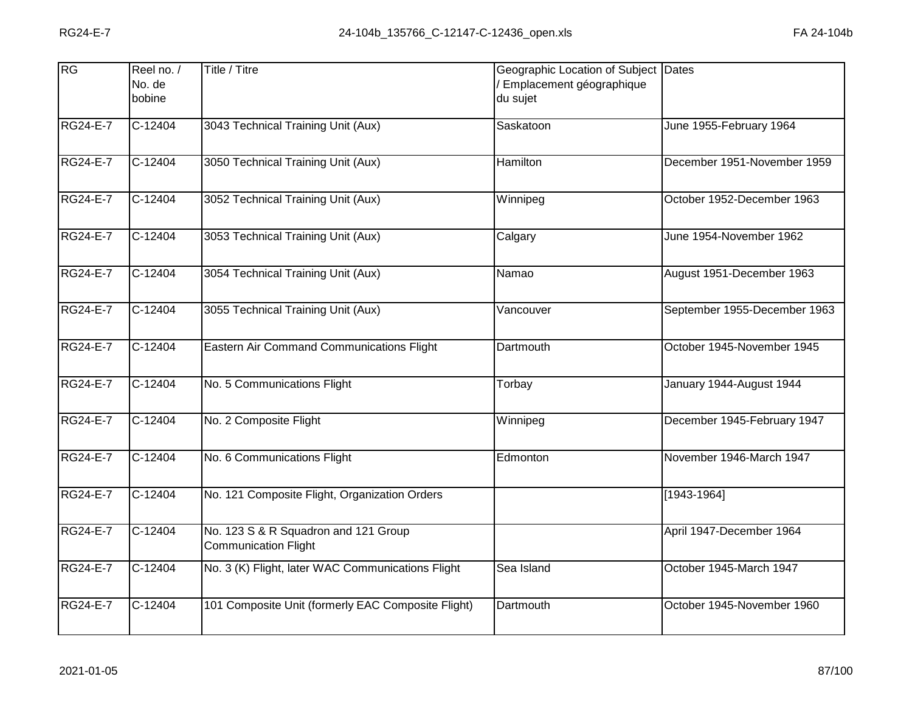| RG | Reel no. / No. de bobine | Title / Titre | Geographic Location of Subject / Emplacement géographique du sujet | Dates |
|---|---|---|---|---|
| RG24-E-7 | C-12404 | 3043 Technical Training Unit (Aux) | Saskatoon | June 1955-February 1964 |
| RG24-E-7 | C-12404 | 3050 Technical Training Unit (Aux) | Hamilton | December 1951-November 1959 |
| RG24-E-7 | C-12404 | 3052 Technical Training Unit (Aux) | Winnipeg | October 1952-December 1963 |
| RG24-E-7 | C-12404 | 3053 Technical Training Unit (Aux) | Calgary | June 1954-November 1962 |
| RG24-E-7 | C-12404 | 3054 Technical Training Unit (Aux) | Namao | August 1951-December 1963 |
| RG24-E-7 | C-12404 | 3055 Technical Training Unit (Aux) | Vancouver | September 1955-December 1963 |
| RG24-E-7 | C-12404 | Eastern Air Command Communications Flight | Dartmouth | October 1945-November 1945 |
| RG24-E-7 | C-12404 | No. 5 Communications Flight | Torbay | January 1944-August 1944 |
| RG24-E-7 | C-12404 | No. 2 Composite Flight | Winnipeg | December 1945-February 1947 |
| RG24-E-7 | C-12404 | No. 6 Communications Flight | Edmonton | November 1946-March 1947 |
| RG24-E-7 | C-12404 | No. 121 Composite Flight, Organization Orders | | [1943-1964] |
| RG24-E-7 | C-12404 | No. 123 S & R Squadron and 121 Group Communication Flight | | April 1947-December 1964 |
| RG24-E-7 | C-12404 | No. 3 (K) Flight, later WAC Communications Flight | Sea Island | October 1945-March 1947 |
| RG24-E-7 | C-12404 | 101 Composite Unit (formerly EAC Composite Flight) | Dartmouth | October 1945-November 1960 |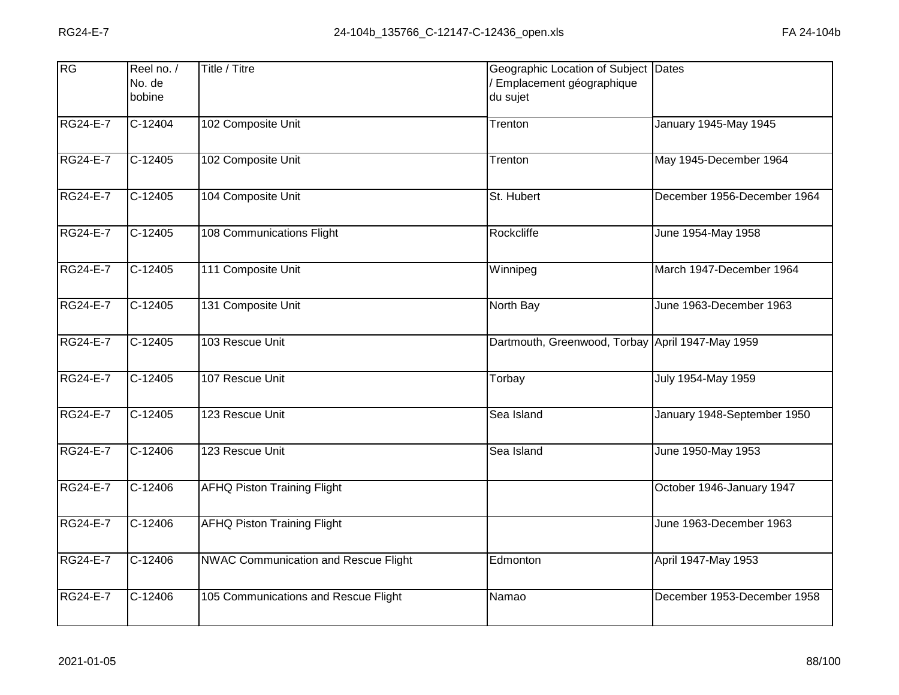| RG | Reel no. / No. de bobine | Title / Titre | Geographic Location of Subject / Emplacement géographique du sujet | Dates |
|---|---|---|---|---|
| RG24-E-7 | C-12404 | 102 Composite Unit | Trenton | January 1945-May 1945 |
| RG24-E-7 | C-12405 | 102 Composite Unit | Trenton | May 1945-December 1964 |
| RG24-E-7 | C-12405 | 104 Composite Unit | St. Hubert | December 1956-December 1964 |
| RG24-E-7 | C-12405 | 108 Communications Flight | Rockcliffe | June 1954-May 1958 |
| RG24-E-7 | C-12405 | 111 Composite Unit | Winnipeg | March 1947-December 1964 |
| RG24-E-7 | C-12405 | 131 Composite Unit | North Bay | June 1963-December 1963 |
| RG24-E-7 | C-12405 | 103 Rescue Unit | Dartmouth, Greenwood, Torbay | April 1947-May 1959 |
| RG24-E-7 | C-12405 | 107 Rescue Unit | Torbay | July 1954-May 1959 |
| RG24-E-7 | C-12405 | 123 Rescue Unit | Sea Island | January 1948-September 1950 |
| RG24-E-7 | C-12406 | 123 Rescue Unit | Sea Island | June 1950-May 1953 |
| RG24-E-7 | C-12406 | AFHQ Piston Training Flight | | October 1946-January 1947 |
| RG24-E-7 | C-12406 | AFHQ Piston Training Flight | | June 1963-December 1963 |
| RG24-E-7 | C-12406 | NWAC Communication and Rescue Flight | Edmonton | April 1947-May 1953 |
| RG24-E-7 | C-12406 | 105 Communications and Rescue Flight | Namao | December 1953-December 1958 |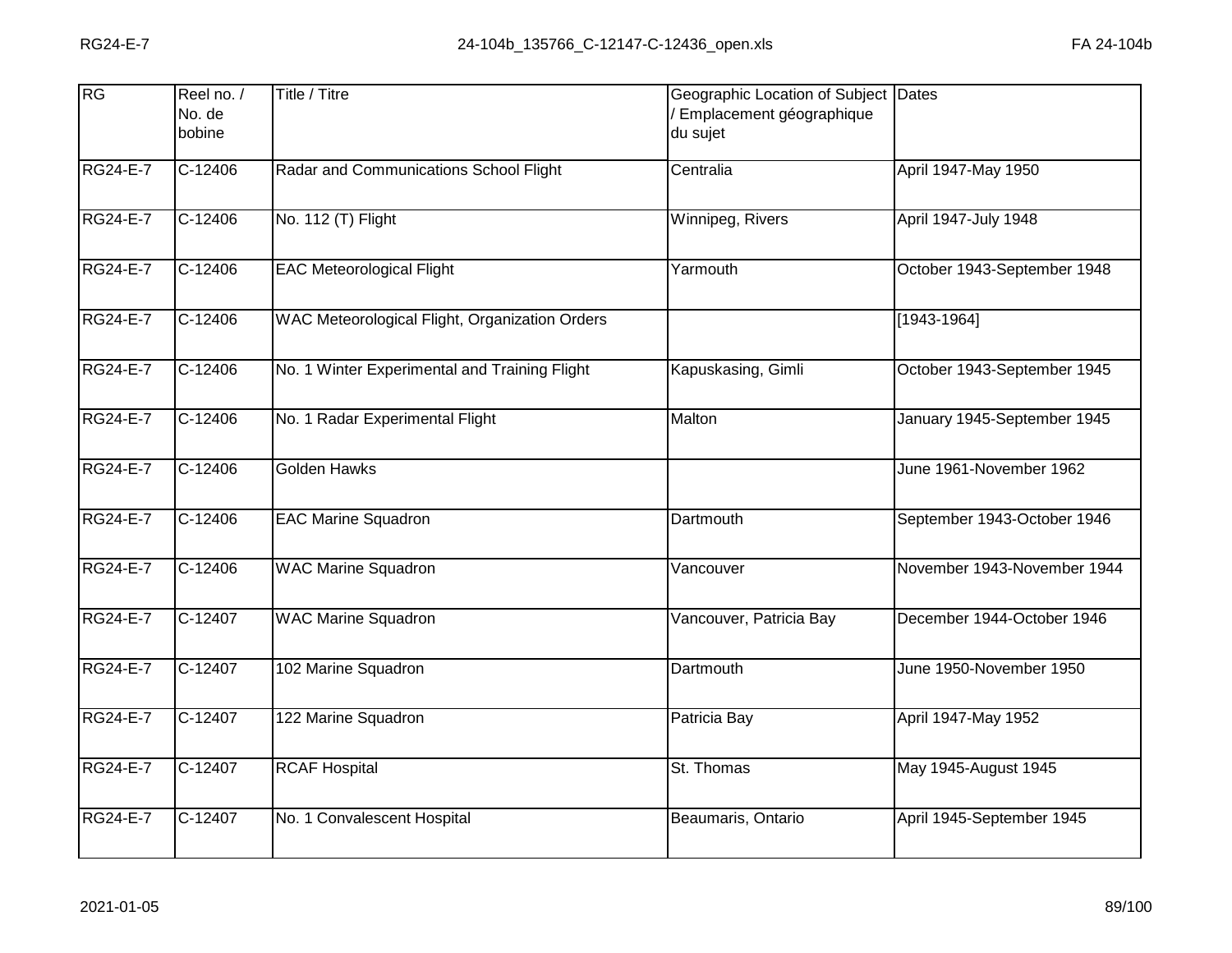| RG | Reel no. / No. de bobine | Title / Titre | Geographic Location of Subject / Emplacement géographique du sujet | Dates |
|---|---|---|---|---|
| RG24-E-7 | C-12406 | Radar and Communications School Flight | Centralia | April 1947-May 1950 |
| RG24-E-7 | C-12406 | No. 112 (T) Flight | Winnipeg, Rivers | April 1947-July 1948 |
| RG24-E-7 | C-12406 | EAC Meteorological Flight | Yarmouth | October 1943-September 1948 |
| RG24-E-7 | C-12406 | WAC Meteorological Flight, Organization Orders | | [1943-1964] |
| RG24-E-7 | C-12406 | No. 1 Winter Experimental and Training Flight | Kapuskasing, Gimli | October 1943-September 1945 |
| RG24-E-7 | C-12406 | No. 1 Radar Experimental Flight | Malton | January 1945-September 1945 |
| RG24-E-7 | C-12406 | Golden Hawks | | June 1961-November 1962 |
| RG24-E-7 | C-12406 | EAC Marine Squadron | Dartmouth | September 1943-October 1946 |
| RG24-E-7 | C-12406 | WAC Marine Squadron | Vancouver | November 1943-November 1944 |
| RG24-E-7 | C-12407 | WAC Marine Squadron | Vancouver, Patricia Bay | December 1944-October 1946 |
| RG24-E-7 | C-12407 | 102 Marine Squadron | Dartmouth | June 1950-November 1950 |
| RG24-E-7 | C-12407 | 122 Marine Squadron | Patricia Bay | April 1947-May 1952 |
| RG24-E-7 | C-12407 | RCAF Hospital | St. Thomas | May 1945-August 1945 |
| RG24-E-7 | C-12407 | No. 1 Convalescent Hospital | Beaumaris, Ontario | April 1945-September 1945 |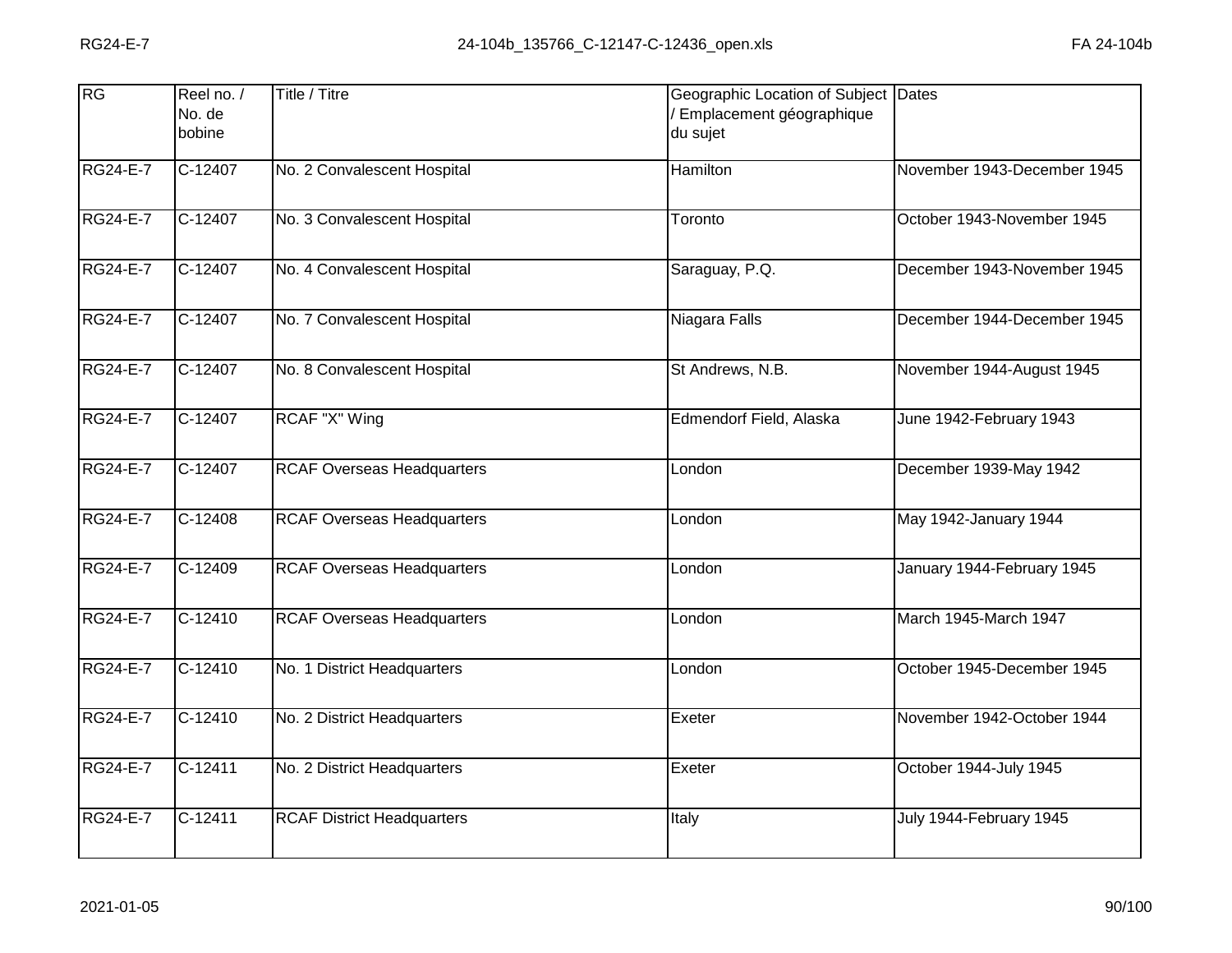| RG | Reel no. / No. de bobine | Title / Titre | Geographic Location of Subject / Emplacement géographique du sujet | Dates |
|---|---|---|---|---|
| RG24-E-7 | C-12407 | No. 2 Convalescent Hospital | Hamilton | November 1943-December 1945 |
| RG24-E-7 | C-12407 | No. 3 Convalescent Hospital | Toronto | October 1943-November 1945 |
| RG24-E-7 | C-12407 | No. 4 Convalescent Hospital | Saraguay, P.Q. | December 1943-November 1945 |
| RG24-E-7 | C-12407 | No. 7 Convalescent Hospital | Niagara Falls | December 1944-December 1945 |
| RG24-E-7 | C-12407 | No. 8 Convalescent Hospital | St Andrews, N.B. | November 1944-August 1945 |
| RG24-E-7 | C-12407 | RCAF "X" Wing | Edmendorf Field, Alaska | June 1942-February 1943 |
| RG24-E-7 | C-12407 | RCAF Overseas Headquarters | London | December 1939-May 1942 |
| RG24-E-7 | C-12408 | RCAF Overseas Headquarters | London | May 1942-January 1944 |
| RG24-E-7 | C-12409 | RCAF Overseas Headquarters | London | January 1944-February 1945 |
| RG24-E-7 | C-12410 | RCAF Overseas Headquarters | London | March 1945-March 1947 |
| RG24-E-7 | C-12410 | No. 1 District Headquarters | London | October 1945-December 1945 |
| RG24-E-7 | C-12410 | No. 2 District Headquarters | Exeter | November 1942-October 1944 |
| RG24-E-7 | C-12411 | No. 2 District Headquarters | Exeter | October 1944-July 1945 |
| RG24-E-7 | C-12411 | RCAF District Headquarters | Italy | July 1944-February 1945 |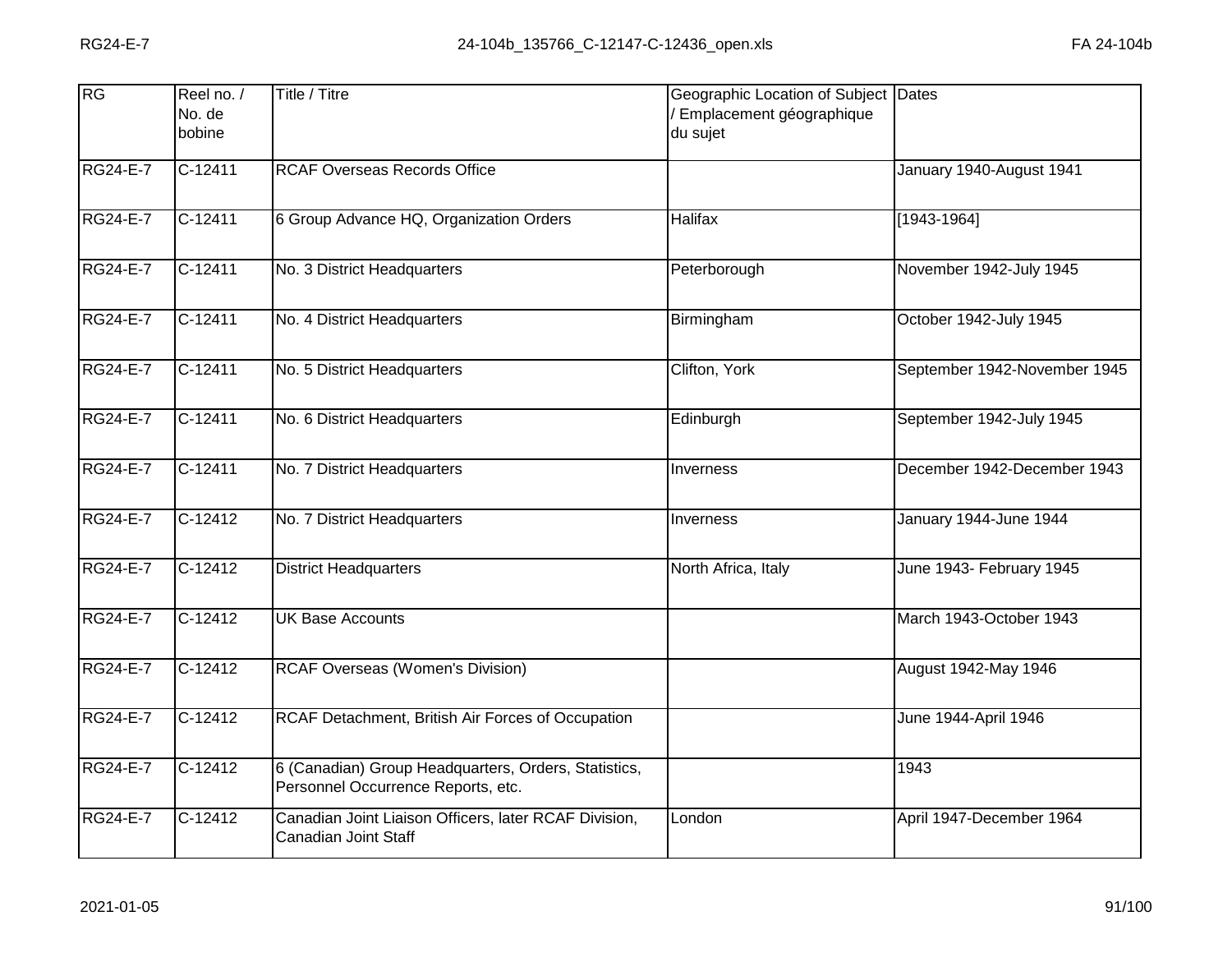| RG | Reel no. / No. de bobine | Title / Titre | Geographic Location of Subject / Emplacement géographique du sujet | Dates |
|---|---|---|---|---|
| RG24-E-7 | C-12411 | RCAF Overseas Records Office | | January 1940-August 1941 |
| RG24-E-7 | C-12411 | 6 Group Advance HQ, Organization Orders | Halifax | [1943-1964] |
| RG24-E-7 | C-12411 | No. 3 District Headquarters | Peterborough | November 1942-July 1945 |
| RG24-E-7 | C-12411 | No. 4 District Headquarters | Birmingham | October 1942-July 1945 |
| RG24-E-7 | C-12411 | No. 5 District Headquarters | Clifton, York | September 1942-November 1945 |
| RG24-E-7 | C-12411 | No. 6 District Headquarters | Edinburgh | September 1942-July 1945 |
| RG24-E-7 | C-12411 | No. 7 District Headquarters | Inverness | December 1942-December 1943 |
| RG24-E-7 | C-12412 | No. 7 District Headquarters | Inverness | January 1944-June 1944 |
| RG24-E-7 | C-12412 | District Headquarters | North Africa, Italy | June 1943- February 1945 |
| RG24-E-7 | C-12412 | UK Base Accounts | | March 1943-October 1943 |
| RG24-E-7 | C-12412 | RCAF Overseas (Women's Division) | | August 1942-May 1946 |
| RG24-E-7 | C-12412 | RCAF Detachment, British Air Forces of Occupation | | June 1944-April 1946 |
| RG24-E-7 | C-12412 | 6 (Canadian) Group Headquarters, Orders, Statistics, Personnel Occurrence Reports, etc. | | 1943 |
| RG24-E-7 | C-12412 | Canadian Joint Liaison Officers, later RCAF Division, Canadian Joint Staff | London | April 1947-December 1964 |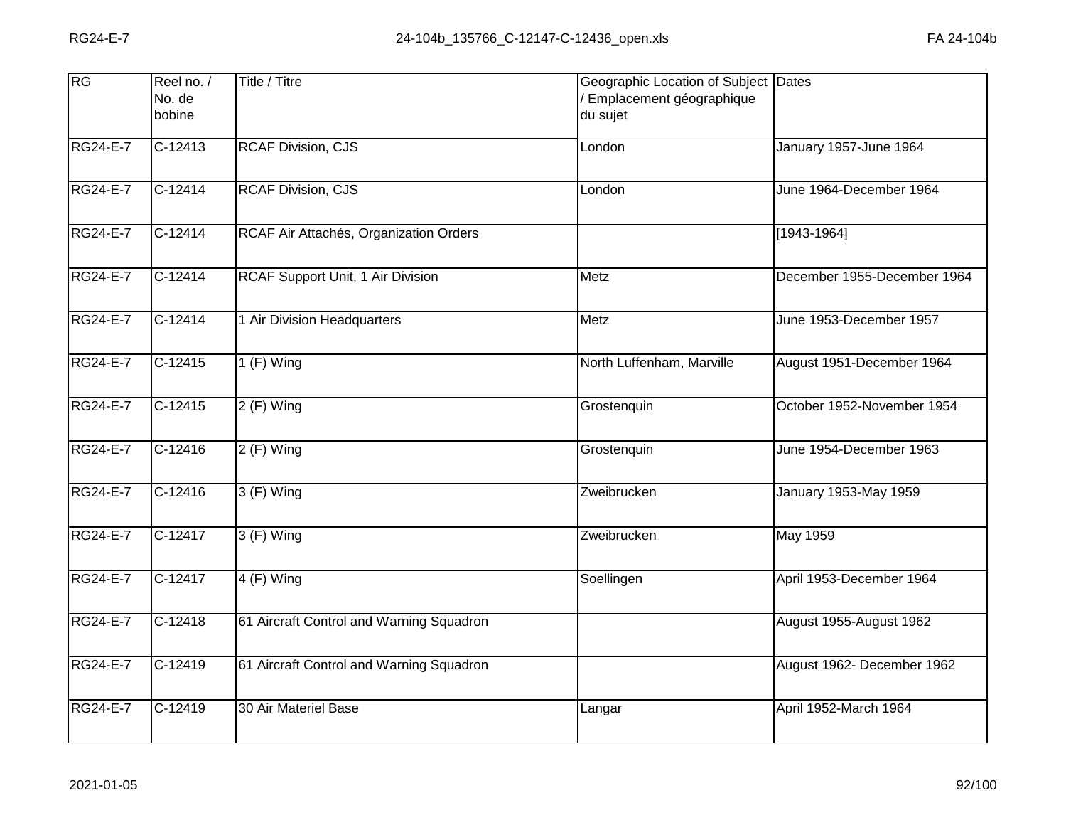| RG | Reel no. / No. de bobine | Title / Titre | Geographic Location of Subject / Emplacement géographique du sujet | Dates |
|---|---|---|---|---|
| RG24-E-7 | C-12413 | RCAF Division, CJS | London | January 1957-June 1964 |
| RG24-E-7 | C-12414 | RCAF Division, CJS | London | June 1964-December 1964 |
| RG24-E-7 | C-12414 | RCAF Air Attachés, Organization Orders | | [1943-1964] |
| RG24-E-7 | C-12414 | RCAF Support Unit, 1 Air Division | Metz | December 1955-December 1964 |
| RG24-E-7 | C-12414 | 1 Air Division Headquarters | Metz | June 1953-December 1957 |
| RG24-E-7 | C-12415 | 1 (F) Wing | North Luffenham, Marville | August 1951-December 1964 |
| RG24-E-7 | C-12415 | 2 (F) Wing | Grostenquin | October 1952-November 1954 |
| RG24-E-7 | C-12416 | 2 (F) Wing | Grostenquin | June 1954-December 1963 |
| RG24-E-7 | C-12416 | 3 (F) Wing | Zweibrucken | January 1953-May 1959 |
| RG24-E-7 | C-12417 | 3 (F) Wing | Zweibrucken | May 1959 |
| RG24-E-7 | C-12417 | 4 (F) Wing | Soellingen | April 1953-December 1964 |
| RG24-E-7 | C-12418 | 61 Aircraft Control and Warning Squadron | | August 1955-August 1962 |
| RG24-E-7 | C-12419 | 61 Aircraft Control and Warning Squadron | | August 1962- December 1962 |
| RG24-E-7 | C-12419 | 30 Air Materiel Base | Langar | April 1952-March 1964 |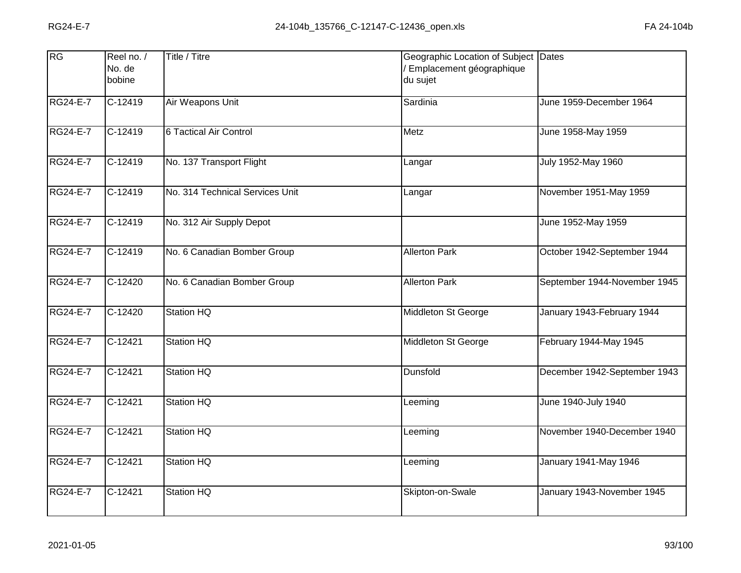| RG | Reel no. / No. de bobine | Title / Titre | Geographic Location of Subject / Emplacement géographique du sujet | Dates |
|---|---|---|---|---|
| RG24-E-7 | C-12419 | Air Weapons Unit | Sardinia | June 1959-December 1964 |
| RG24-E-7 | C-12419 | 6 Tactical Air Control | Metz | June 1958-May 1959 |
| RG24-E-7 | C-12419 | No. 137 Transport Flight | Langar | July 1952-May 1960 |
| RG24-E-7 | C-12419 | No. 314 Technical Services Unit | Langar | November 1951-May 1959 |
| RG24-E-7 | C-12419 | No. 312 Air Supply Depot | | June 1952-May 1959 |
| RG24-E-7 | C-12419 | No. 6 Canadian Bomber Group | Allerton Park | October 1942-September 1944 |
| RG24-E-7 | C-12420 | No. 6 Canadian Bomber Group | Allerton Park | September 1944-November 1945 |
| RG24-E-7 | C-12420 | Station HQ | Middleton St George | January 1943-February 1944 |
| RG24-E-7 | C-12421 | Station HQ | Middleton St George | February 1944-May 1945 |
| RG24-E-7 | C-12421 | Station HQ | Dunsfold | December 1942-September 1943 |
| RG24-E-7 | C-12421 | Station HQ | Leeming | June 1940-July 1940 |
| RG24-E-7 | C-12421 | Station HQ | Leeming | November 1940-December 1940 |
| RG24-E-7 | C-12421 | Station HQ | Leeming | January 1941-May 1946 |
| RG24-E-7 | C-12421 | Station HQ | Skipton-on-Swale | January 1943-November 1945 |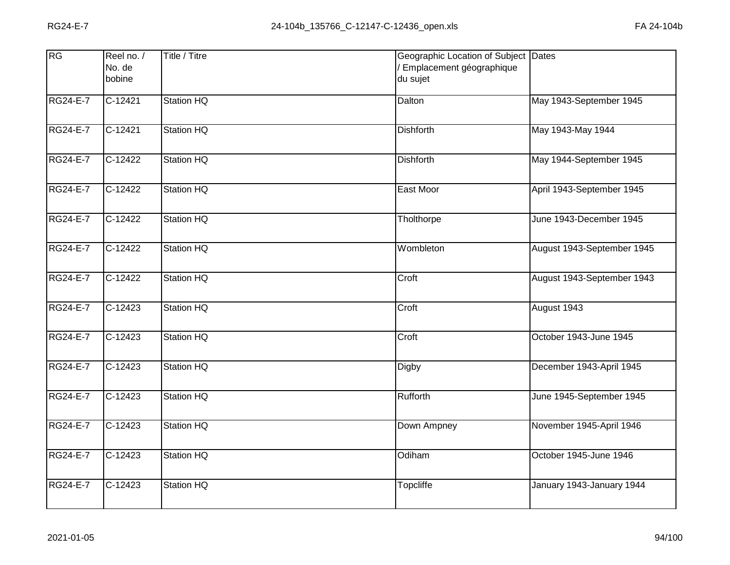| RG | Reel no. / No. de bobine | Title / Titre | Geographic Location of Subject / Emplacement géographique du sujet | Dates |
|---|---|---|---|---|
| RG24-E-7 | C-12421 | Station HQ | Dalton | May 1943-September 1945 |
| RG24-E-7 | C-12421 | Station HQ | Dishforth | May 1943-May 1944 |
| RG24-E-7 | C-12422 | Station HQ | Dishforth | May 1944-September 1945 |
| RG24-E-7 | C-12422 | Station HQ | East Moor | April 1943-September 1945 |
| RG24-E-7 | C-12422 | Station HQ | Tholthorpe | June 1943-December 1945 |
| RG24-E-7 | C-12422 | Station HQ | Wombleton | August 1943-September 1945 |
| RG24-E-7 | C-12422 | Station HQ | Croft | August 1943-September 1943 |
| RG24-E-7 | C-12423 | Station HQ | Croft | August 1943 |
| RG24-E-7 | C-12423 | Station HQ | Croft | October 1943-June 1945 |
| RG24-E-7 | C-12423 | Station HQ | Digby | December 1943-April 1945 |
| RG24-E-7 | C-12423 | Station HQ | Rufforth | June 1945-September 1945 |
| RG24-E-7 | C-12423 | Station HQ | Down Ampney | November 1945-April 1946 |
| RG24-E-7 | C-12423 | Station HQ | Odiham | October 1945-June 1946 |
| RG24-E-7 | C-12423 | Station HQ | Topcliffe | January 1943-January 1944 |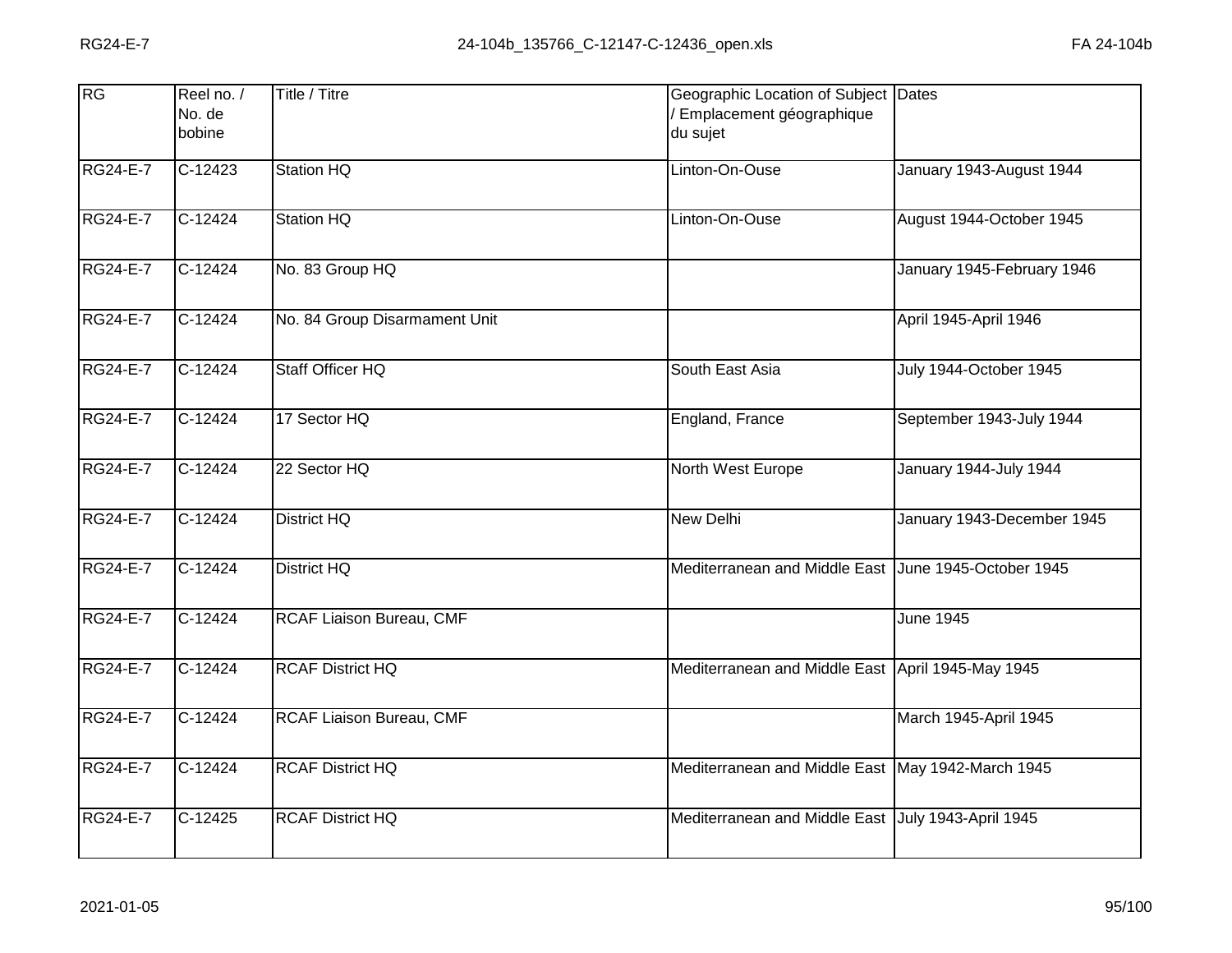| RG | Reel no. / No. de bobine | Title / Titre | Geographic Location of Subject / Emplacement géographique du sujet | Dates |
|---|---|---|---|---|
| RG24-E-7 | C-12423 | Station HQ | Linton-On-Ouse | January 1943-August 1944 |
| RG24-E-7 | C-12424 | Station HQ | Linton-On-Ouse | August 1944-October 1945 |
| RG24-E-7 | C-12424 | No. 83 Group HQ | | January 1945-February 1946 |
| RG24-E-7 | C-12424 | No. 84 Group Disarmament Unit | | April 1945-April 1946 |
| RG24-E-7 | C-12424 | Staff Officer HQ | South East Asia | July 1944-October 1945 |
| RG24-E-7 | C-12424 | 17 Sector HQ | England, France | September 1943-July 1944 |
| RG24-E-7 | C-12424 | 22 Sector HQ | North West Europe | January 1944-July 1944 |
| RG24-E-7 | C-12424 | District HQ | New Delhi | January 1943-December 1945 |
| RG24-E-7 | C-12424 | District HQ | Mediterranean and Middle East | June 1945-October 1945 |
| RG24-E-7 | C-12424 | RCAF Liaison Bureau, CMF | | June 1945 |
| RG24-E-7 | C-12424 | RCAF District HQ | Mediterranean and Middle East | April 1945-May 1945 |
| RG24-E-7 | C-12424 | RCAF Liaison Bureau, CMF | | March 1945-April 1945 |
| RG24-E-7 | C-12424 | RCAF District HQ | Mediterranean and Middle East | May 1942-March 1945 |
| RG24-E-7 | C-12425 | RCAF District HQ | Mediterranean and Middle East | July 1943-April 1945 |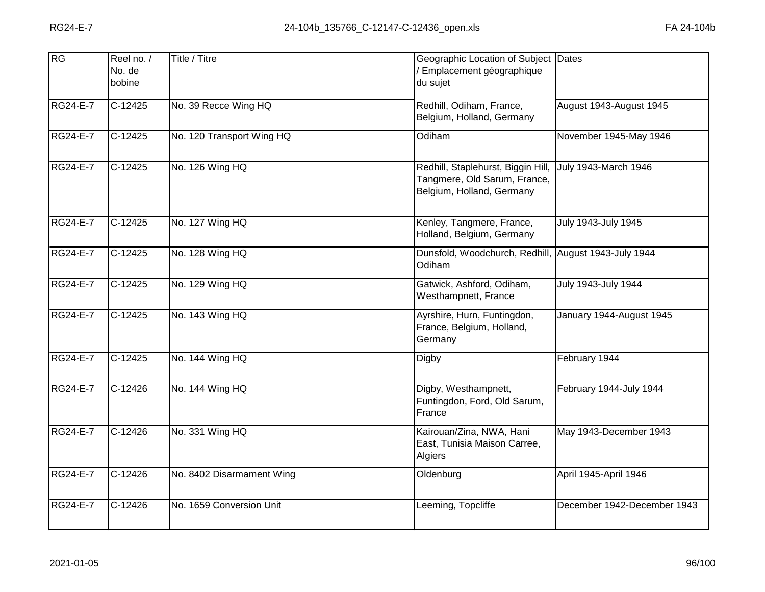| RG | Reel no. / No. de bobine | Title / Titre | Geographic Location of Subject / Emplacement géographique du sujet | Dates |
|---|---|---|---|---|
| RG24-E-7 | C-12425 | No. 39 Recce Wing HQ | Redhill, Odiham, France, Belgium, Holland, Germany | August 1943-August 1945 |
| RG24-E-7 | C-12425 | No. 120 Transport Wing HQ | Odiham | November 1945-May 1946 |
| RG24-E-7 | C-12425 | No. 126 Wing HQ | Redhill, Staplehurst, Biggin Hill, Tangmere, Old Sarum, France, Belgium, Holland, Germany | July 1943-March 1946 |
| RG24-E-7 | C-12425 | No. 127 Wing HQ | Kenley, Tangmere, France, Holland, Belgium, Germany | July 1943-July 1945 |
| RG24-E-7 | C-12425 | No. 128 Wing HQ | Dunsfold, Woodchurch, Redhill, Odiham | August 1943-July 1944 |
| RG24-E-7 | C-12425 | No. 129 Wing HQ | Gatwick, Ashford, Odiham, Westhampnett, France | July 1943-July 1944 |
| RG24-E-7 | C-12425 | No. 143 Wing HQ | Ayrshire, Hurn, Funtingdon, France, Belgium, Holland, Germany | January 1944-August 1945 |
| RG24-E-7 | C-12425 | No. 144 Wing HQ | Digby | February 1944 |
| RG24-E-7 | C-12426 | No. 144 Wing HQ | Digby, Westhampnett, Funtingdon, Ford, Old Sarum, France | February 1944-July 1944 |
| RG24-E-7 | C-12426 | No. 331 Wing HQ | Kairouan/Zina, NWA, Hani East, Tunisia Maison Carree, Algiers | May 1943-December 1943 |
| RG24-E-7 | C-12426 | No. 8402 Disarmament Wing | Oldenburg | April 1945-April 1946 |
| RG24-E-7 | C-12426 | No. 1659 Conversion Unit | Leeming, Topcliffe | December 1942-December 1943 |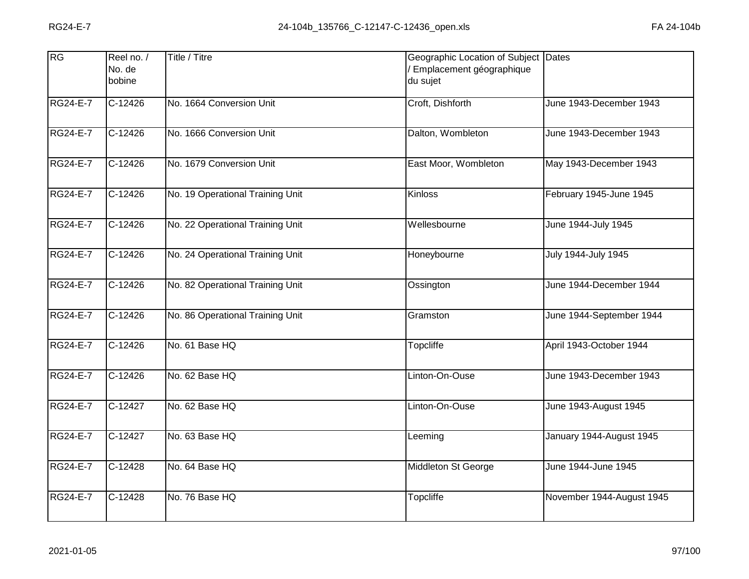| RG | Reel no. / No. de bobine | Title / Titre | Geographic Location of Subject / Emplacement géographique du sujet | Dates |
|---|---|---|---|---|
| RG24-E-7 | C-12426 | No. 1664 Conversion Unit | Croft, Dishforth | June 1943-December 1943 |
| RG24-E-7 | C-12426 | No. 1666 Conversion Unit | Dalton, Wombleton | June 1943-December 1943 |
| RG24-E-7 | C-12426 | No. 1679 Conversion Unit | East Moor, Wombleton | May 1943-December 1943 |
| RG24-E-7 | C-12426 | No. 19 Operational Training Unit | Kinloss | February 1945-June 1945 |
| RG24-E-7 | C-12426 | No. 22 Operational Training Unit | Wellesbourne | June 1944-July 1945 |
| RG24-E-7 | C-12426 | No. 24 Operational Training Unit | Honeybourne | July 1944-July 1945 |
| RG24-E-7 | C-12426 | No. 82 Operational Training Unit | Ossington | June 1944-December 1944 |
| RG24-E-7 | C-12426 | No. 86 Operational Training Unit | Gramston | June 1944-September 1944 |
| RG24-E-7 | C-12426 | No. 61 Base HQ | Topcliffe | April 1943-October 1944 |
| RG24-E-7 | C-12426 | No. 62 Base HQ | Linton-On-Ouse | June 1943-December 1943 |
| RG24-E-7 | C-12427 | No. 62 Base HQ | Linton-On-Ouse | June 1943-August 1945 |
| RG24-E-7 | C-12427 | No. 63 Base HQ | Leeming | January 1944-August 1945 |
| RG24-E-7 | C-12428 | No. 64 Base HQ | Middleton St George | June 1944-June 1945 |
| RG24-E-7 | C-12428 | No. 76 Base HQ | Topcliffe | November 1944-August 1945 |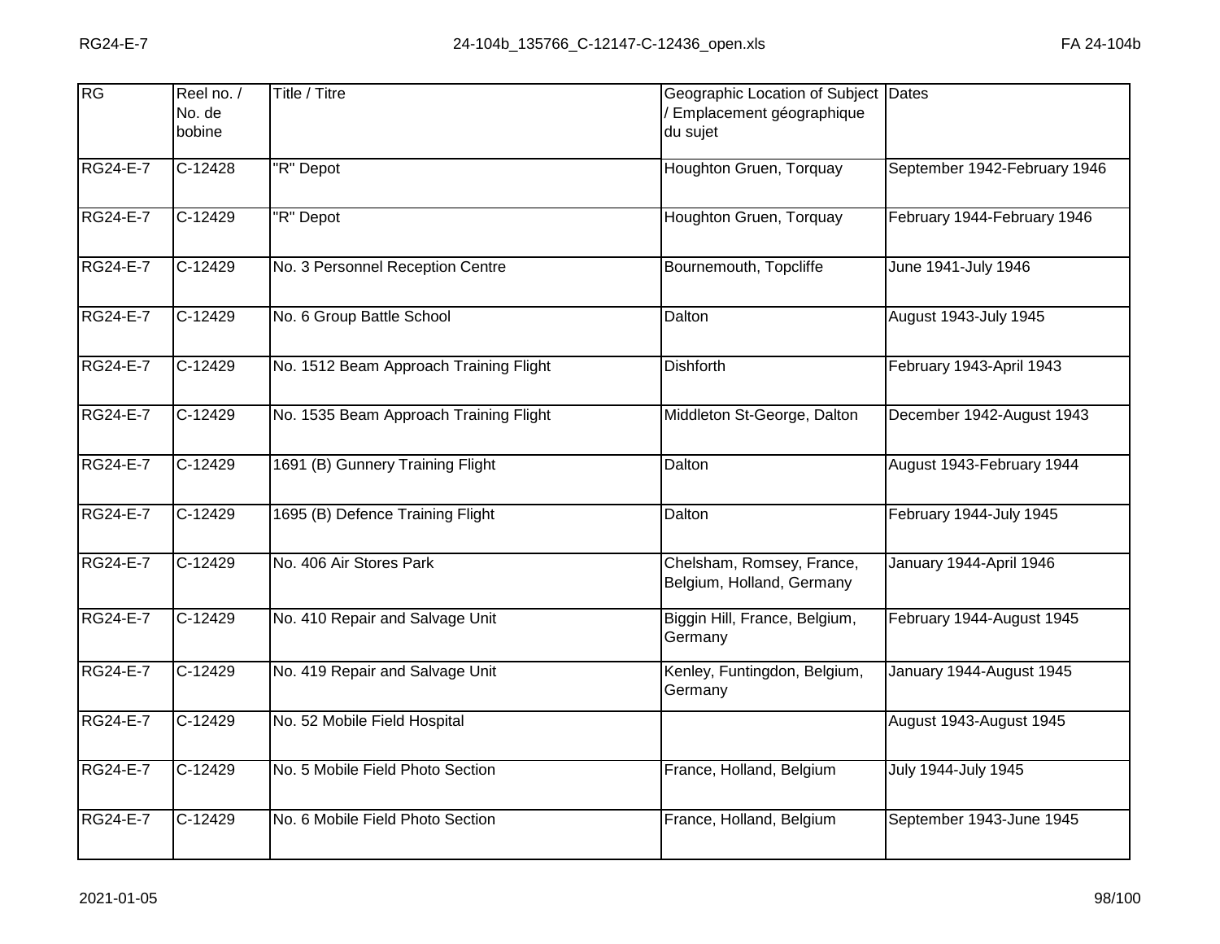| RG | Reel no. / No. de bobine | Title / Titre | Geographic Location of Subject / Emplacement géographique du sujet | Dates |
|---|---|---|---|---|
| RG24-E-7 | C-12428 | "R" Depot | Houghton Gruen, Torquay | September 1942-February 1946 |
| RG24-E-7 | C-12429 | "R" Depot | Houghton Gruen, Torquay | February 1944-February 1946 |
| RG24-E-7 | C-12429 | No. 3 Personnel Reception Centre | Bournemouth, Topcliffe | June 1941-July 1946 |
| RG24-E-7 | C-12429 | No. 6 Group Battle School | Dalton | August 1943-July 1945 |
| RG24-E-7 | C-12429 | No. 1512 Beam Approach Training Flight | Dishforth | February 1943-April 1943 |
| RG24-E-7 | C-12429 | No. 1535 Beam Approach Training Flight | Middleton St-George, Dalton | December 1942-August 1943 |
| RG24-E-7 | C-12429 | 1691 (B) Gunnery Training Flight | Dalton | August 1943-February 1944 |
| RG24-E-7 | C-12429 | 1695 (B) Defence Training Flight | Dalton | February 1944-July 1945 |
| RG24-E-7 | C-12429 | No. 406 Air Stores Park | Chelsham, Romsey, France, Belgium, Holland, Germany | January 1944-April 1946 |
| RG24-E-7 | C-12429 | No. 410 Repair and Salvage Unit | Biggin Hill, France, Belgium, Germany | February 1944-August 1945 |
| RG24-E-7 | C-12429 | No. 419 Repair and Salvage Unit | Kenley, Funtingdon, Belgium, Germany | January 1944-August 1945 |
| RG24-E-7 | C-12429 | No. 52 Mobile Field Hospital | | August 1943-August 1945 |
| RG24-E-7 | C-12429 | No. 5 Mobile Field Photo Section | France, Holland, Belgium | July 1944-July 1945 |
| RG24-E-7 | C-12429 | No. 6 Mobile Field Photo Section | France, Holland, Belgium | September 1943-June 1945 |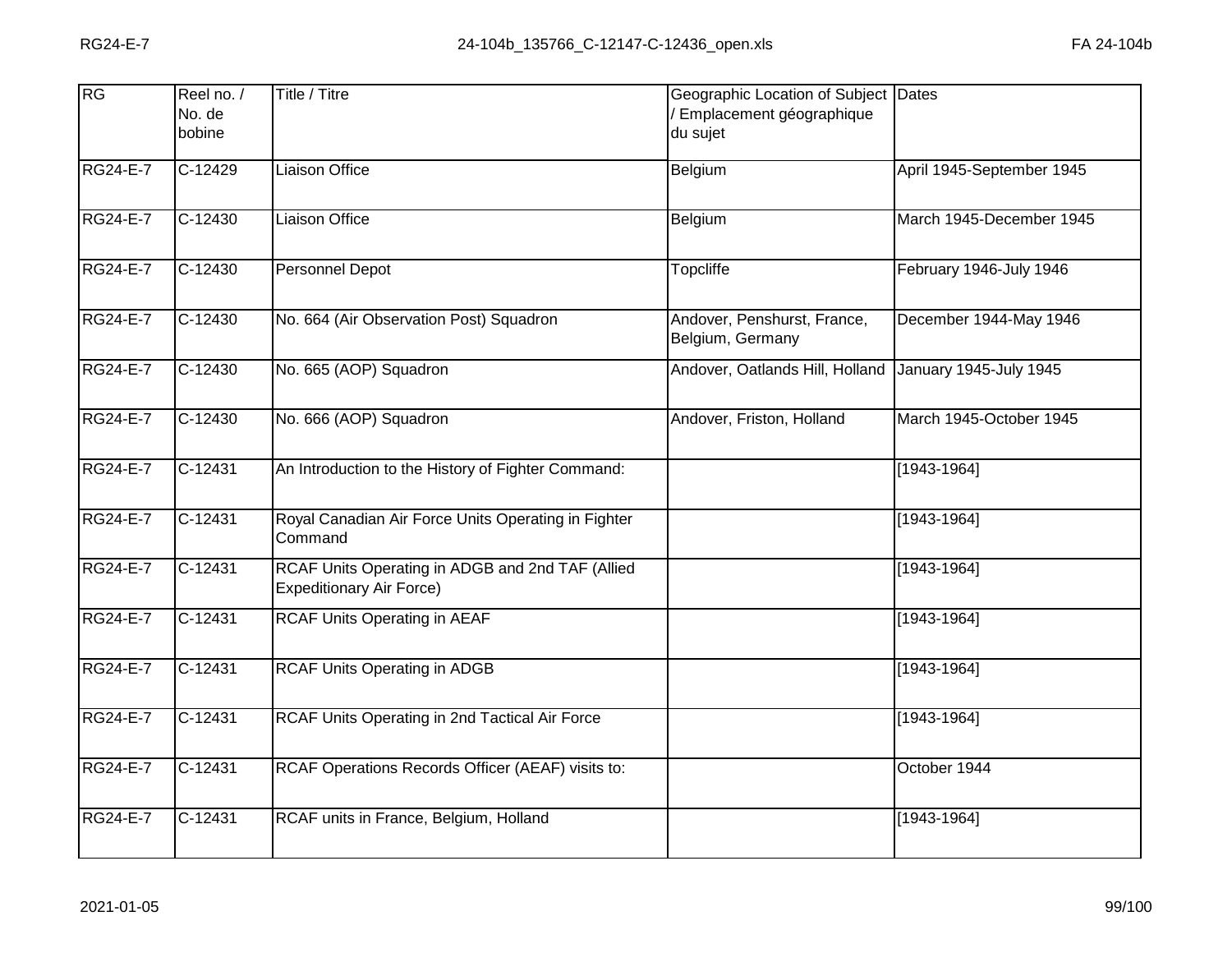| RG | Reel no. / No. de bobine | Title / Titre | Geographic Location of Subject / Emplacement géographique du sujet | Dates |
|---|---|---|---|---|
| RG24-E-7 | C-12429 | Liaison Office | Belgium | April 1945-September 1945 |
| RG24-E-7 | C-12430 | Liaison Office | Belgium | March 1945-December 1945 |
| RG24-E-7 | C-12430 | Personnel Depot | Topcliffe | February 1946-July 1946 |
| RG24-E-7 | C-12430 | No. 664 (Air Observation Post) Squadron | Andover, Penshurst, France, Belgium, Germany | December 1944-May 1946 |
| RG24-E-7 | C-12430 | No. 665 (AOP) Squadron | Andover, Oatlands Hill, Holland | January 1945-July 1945 |
| RG24-E-7 | C-12430 | No. 666 (AOP) Squadron | Andover, Friston, Holland | March 1945-October 1945 |
| RG24-E-7 | C-12431 | An Introduction to the History of Fighter Command: | | [1943-1964] |
| RG24-E-7 | C-12431 | Royal Canadian Air Force Units Operating in Fighter Command | | [1943-1964] |
| RG24-E-7 | C-12431 | RCAF Units Operating in ADGB and 2nd TAF (Allied Expeditionary Air Force) | | [1943-1964] |
| RG24-E-7 | C-12431 | RCAF Units Operating in AEAF | | [1943-1964] |
| RG24-E-7 | C-12431 | RCAF Units Operating in ADGB | | [1943-1964] |
| RG24-E-7 | C-12431 | RCAF Units Operating in 2nd Tactical Air Force | | [1943-1964] |
| RG24-E-7 | C-12431 | RCAF Operations Records Officer (AEAF) visits to: | | October 1944 |
| RG24-E-7 | C-12431 | RCAF units in France, Belgium, Holland | | [1943-1964] |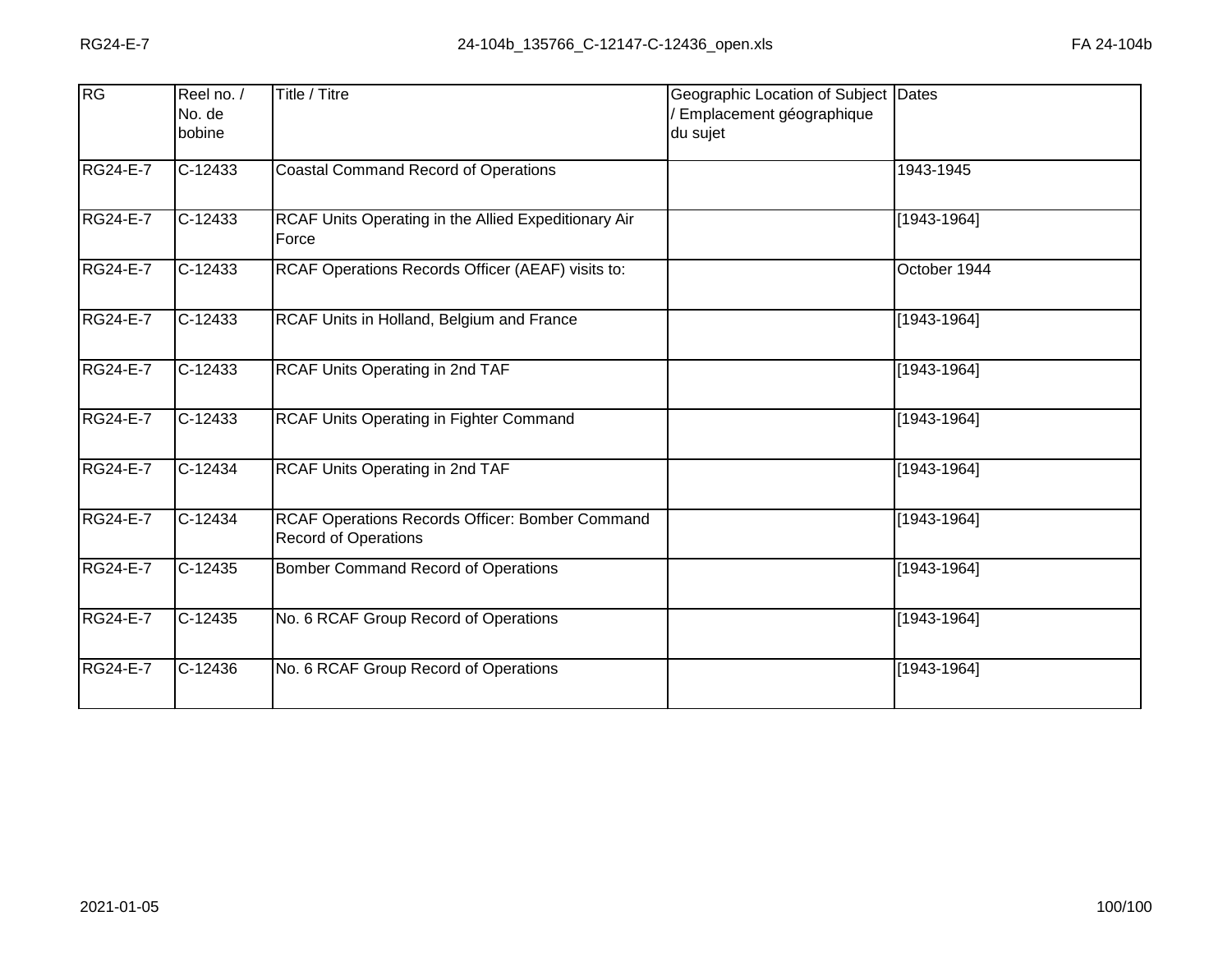| RG | Reel no. / No. de bobine | Title / Titre | Geographic Location of Subject / Emplacement géographique du sujet | Dates |
|---|---|---|---|---|
| RG24-E-7 | C-12433 | Coastal Command Record of Operations | | 1943-1945 |
| RG24-E-7 | C-12433 | RCAF Units Operating in the Allied Expeditionary Air Force | | [1943-1964] |
| RG24-E-7 | C-12433 | RCAF Operations Records Officer (AEAF) visits to: | | October 1944 |
| RG24-E-7 | C-12433 | RCAF Units in Holland, Belgium and France | | [1943-1964] |
| RG24-E-7 | C-12433 | RCAF Units Operating in 2nd TAF | | [1943-1964] |
| RG24-E-7 | C-12433 | RCAF Units Operating in Fighter Command | | [1943-1964] |
| RG24-E-7 | C-12434 | RCAF Units Operating in 2nd TAF | | [1943-1964] |
| RG24-E-7 | C-12434 | RCAF Operations Records Officer: Bomber Command Record of Operations | | [1943-1964] |
| RG24-E-7 | C-12435 | Bomber Command Record of Operations | | [1943-1964] |
| RG24-E-7 | C-12435 | No. 6 RCAF Group Record of Operations | | [1943-1964] |
| RG24-E-7 | C-12436 | No. 6 RCAF Group Record of Operations | | [1943-1964] |